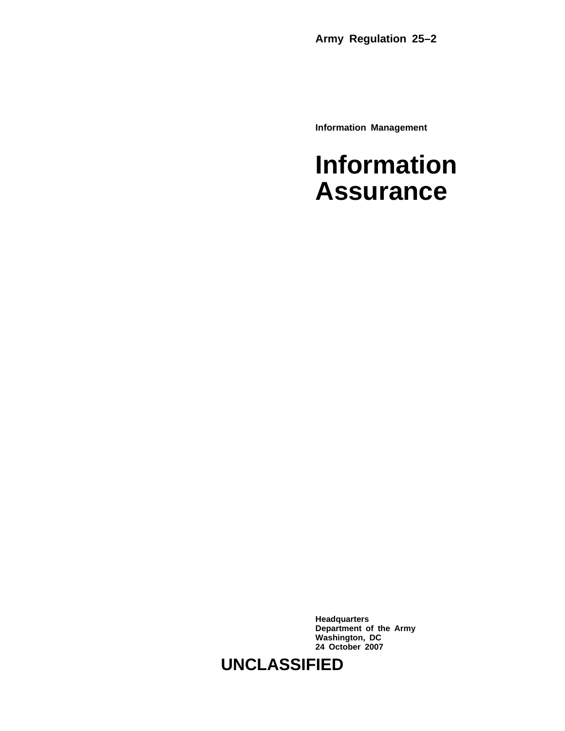**Army Regulation 25–2**

**Information Management**

# Information Assurance

**Headquarters**
**Department of the Army**
**Washington, DC**
**24 October 2007**

**UNCLASSIFIED**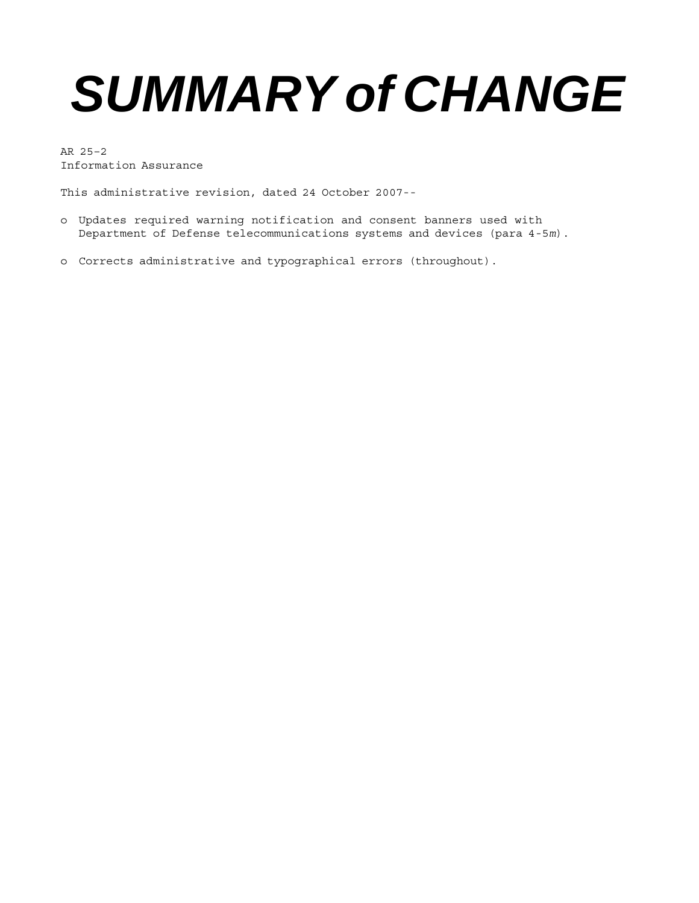# *SUMMARY of CHANGE*

AR 25–2
Information Assurance

This administrative revision, dated 24 October 2007--

- o Updates required warning notification and consent banners used with Department of Defense telecommunications systems and devices (para 4-5*m*).

- o Corrects administrative and typographical errors (throughout).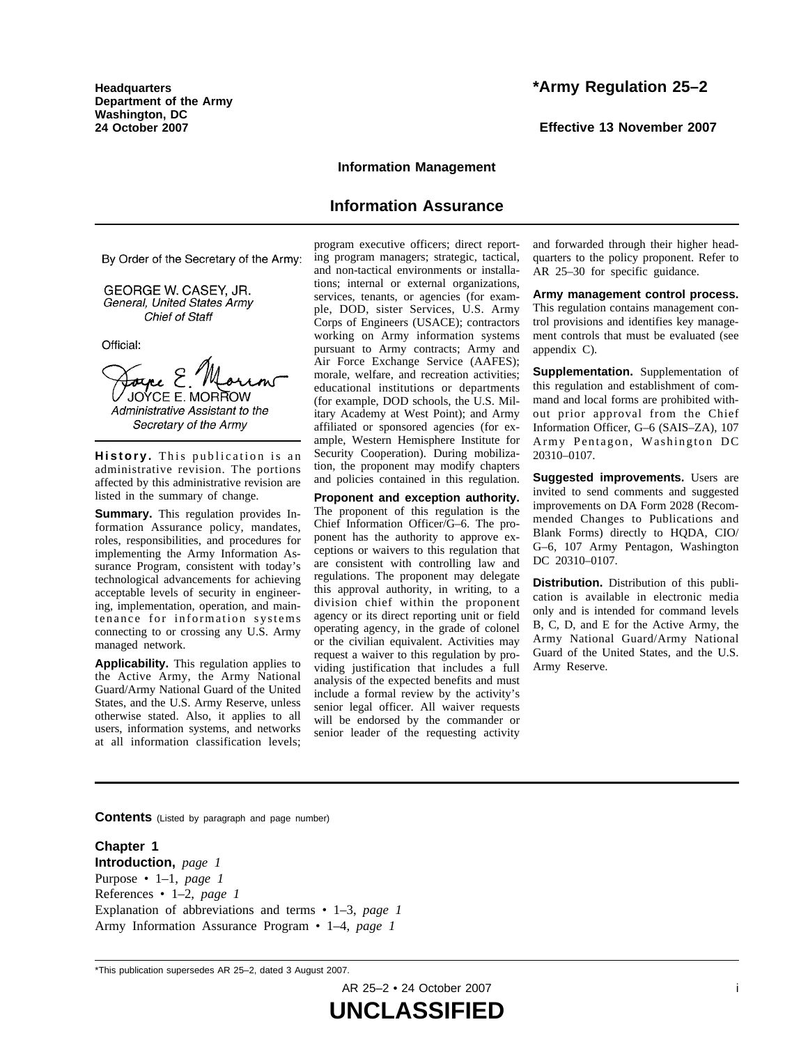Headquarters
Department of the Army
Washington, DC
24 October 2007

# *Army Regulation 25–2

**Effective 13 November 2007**

**Information Management**

## Information Assurance

By Order of the Secretary of the Army:

GEORGE W. CASEY, JR.
*General, United States Army*
*Chief of Staff*

Official:

JOYCE E. MORROW
*Administrative Assistant to the Secretary of the Army*

**History.** This publication is an administrative revision. The portions affected by this administrative revision are listed in the summary of change.

**Summary.** This regulation provides Information Assurance policy, mandates, roles, responsibilities, and procedures for implementing the Army Information Assurance Program, consistent with today's technological advancements for achieving acceptable levels of security in engineering, implementation, operation, and maintenance for information systems connecting to or crossing any U.S. Army managed network.

**Applicability.** This regulation applies to the Active Army, the Army National Guard/Army National Guard of the United States, and the U.S. Army Reserve, unless otherwise stated. Also, it applies to all users, information systems, and networks at all information classification levels; program executive officers; direct reporting program managers; strategic, tactical, and non-tactical environments or installations; internal or external organizations, services, tenants, or agencies (for example, DOD, sister Services, U.S. Army Corps of Engineers (USACE); contractors working on Army information systems pursuant to Army contracts; Army and Air Force Exchange Service (AAFES); morale, welfare, and recreation activities; educational institutions or departments (for example, DOD schools, the U.S. Military Academy at West Point); and Army affiliated or sponsored agencies (for example, Western Hemisphere Institute for Security Cooperation). During mobilization, the proponent may modify chapters and policies contained in this regulation.

**Proponent and exception authority.** The proponent of this regulation is the Chief Information Officer/G–6. The proponent has the authority to approve exceptions or waivers to this regulation that are consistent with controlling law and regulations. The proponent may delegate this approval authority, in writing, to a division chief within the proponent agency or its direct reporting unit or field operating agency, in the grade of colonel or the civilian equivalent. Activities may request a waiver to this regulation by providing justification that includes a full analysis of the expected benefits and must include a formal review by the activity's senior legal officer. All waiver requests will be endorsed by the commander or senior leader of the requesting activity and forwarded through their higher headquarters to the policy proponent. Refer to AR 25–30 for specific guidance.

**Army management control process.** This regulation contains management control provisions and identifies key management controls that must be evaluated (see appendix C).

**Supplementation.** Supplementation of this regulation and establishment of command and local forms are prohibited without prior approval from the Chief Information Officer, G–6 (SAIS–ZA), 107 Army Pentagon, Washington DC 20310–0107.

**Suggested improvements.** Users are invited to send comments and suggested improvements on DA Form 2028 (Recommended Changes to Publications and Blank Forms) directly to HQDA, CIO/G–6, 107 Army Pentagon, Washington DC 20310–0107.

**Distribution.** Distribution of this publication is available in electronic media only and is intended for command levels B, C, D, and E for the Active Army, the Army National Guard/Army National Guard of the United States, and the U.S. Army Reserve.

**Contents** (Listed by paragraph and page number)

**Chapter 1**
**Introduction,** *page 1*
Purpose • 1–1, *page 1*
References • 1–2, *page 1*
Explanation of abbreviations and terms • 1–3, *page 1*
Army Information Assurance Program • 1–4, *page 1*

*This publication supersedes AR 25–2, dated 3 August 2007.

UNCLASSIFIED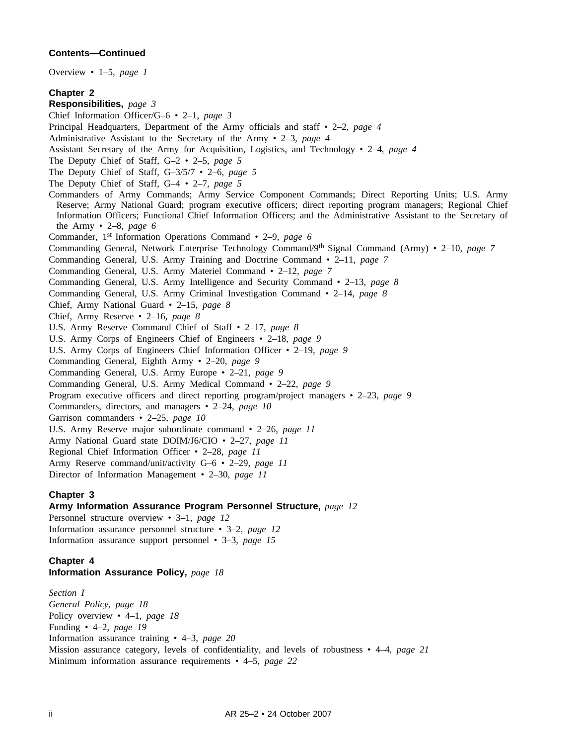**Contents—Continued**

Overview • 1–5, *page 1*

**Chapter 2**
**Responsibilities,** *page 3*

Chief Information Officer/G–6 • 2–1, *page 3*
Principal Headquarters, Department of the Army officials and staff • 2–2, *page 4*
Administrative Assistant to the Secretary of the Army • 2–3, *page 4*
Assistant Secretary of the Army for Acquisition, Logistics, and Technology • 2–4, *page 4*
The Deputy Chief of Staff, G–2 • 2–5, *page 5*
The Deputy Chief of Staff, G–3/5/7 • 2–6, *page 5*
The Deputy Chief of Staff, G–4 • 2–7, *page 5*
Commanders of Army Commands; Army Service Component Commands; Direct Reporting Units; U.S. Army Reserve; Army National Guard; program executive officers; direct reporting program managers; Regional Chief Information Officers; Functional Chief Information Officers; and the Administrative Assistant to the Secretary of the Army • 2–8, *page 6*
Commander, 1st Information Operations Command • 2–9, *page 6*
Commanding General, Network Enterprise Technology Command/9th Signal Command (Army) • 2–10, *page 7*
Commanding General, U.S. Army Training and Doctrine Command • 2–11, *page 7*
Commanding General, U.S. Army Materiel Command • 2–12, *page 7*
Commanding General, U.S. Army Intelligence and Security Command • 2–13, *page 8*
Commanding General, U.S. Army Criminal Investigation Command • 2–14, *page 8*
Chief, Army National Guard • 2–15, *page 8*
Chief, Army Reserve • 2–16, *page 8*
U.S. Army Reserve Command Chief of Staff • 2–17, *page 8*
U.S. Army Corps of Engineers Chief of Engineers • 2–18, *page 9*
U.S. Army Corps of Engineers Chief Information Officer • 2–19, *page 9*
Commanding General, Eighth Army • 2–20, *page 9*
Commanding General, U.S. Army Europe • 2–21, *page 9*
Commanding General, U.S. Army Medical Command • 2–22, *page 9*
Program executive officers and direct reporting program/project managers • 2–23, *page 9*
Commanders, directors, and managers • 2–24, *page 10*
Garrison commanders • 2–25, *page 10*
U.S. Army Reserve major subordinate command • 2–26, *page 11*
Army National Guard state DOIM/J6/CIO • 2–27, *page 11*
Regional Chief Information Officer • 2–28, *page 11*
Army Reserve command/unit/activity G–6 • 2–29, *page 11*
Director of Information Management • 2–30, *page 11*

**Chapter 3**
**Army Information Assurance Program Personnel Structure,** *page 12*

Personnel structure overview • 3–1, *page 12*
Information assurance personnel structure • 3–2, *page 12*
Information assurance support personnel • 3–3, *page 15*

**Chapter 4**
**Information Assurance Policy,** *page 18*

*Section I*
*General Policy, page 18*
Policy overview • 4–1, *page 18*
Funding • 4–2, *page 19*
Information assurance training • 4–3, *page 20*
Mission assurance category, levels of confidentiality, and levels of robustness • 4–4, *page 21*
Minimum information assurance requirements • 4–5, *page 22*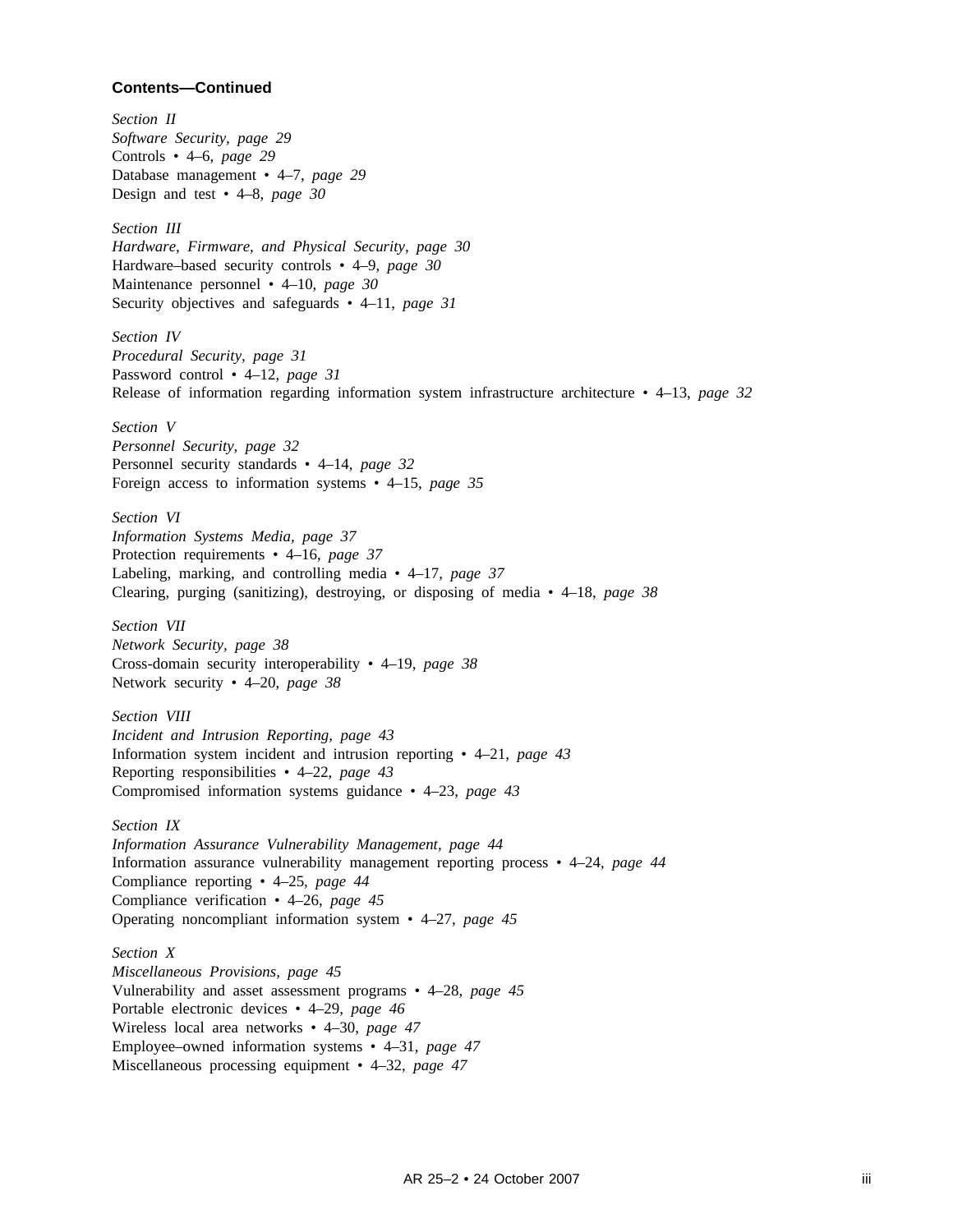**Contents—Continued**

*Section II*
*Software Security, page 29*
Controls • 4–6, *page 29*
Database management • 4–7, *page 29*
Design and test • 4–8, *page 30*

*Section III*
*Hardware, Firmware, and Physical Security, page 30*
Hardware–based security controls • 4–9, *page 30*
Maintenance personnel • 4–10, *page 30*
Security objectives and safeguards • 4–11, *page 31*

*Section IV*
*Procedural Security, page 31*
Password control • 4–12, *page 31*
Release of information regarding information system infrastructure architecture • 4–13, *page 32*

*Section V*
*Personnel Security, page 32*
Personnel security standards • 4–14, *page 32*
Foreign access to information systems • 4–15, *page 35*

*Section VI*
*Information Systems Media, page 37*
Protection requirements • 4–16, *page 37*
Labeling, marking, and controlling media • 4–17, *page 37*
Clearing, purging (sanitizing), destroying, or disposing of media • 4–18, *page 38*

*Section VII*
*Network Security, page 38*
Cross-domain security interoperability • 4–19, *page 38*
Network security • 4–20, *page 38*

*Section VIII*
*Incident and Intrusion Reporting, page 43*
Information system incident and intrusion reporting • 4–21, *page 43*
Reporting responsibilities • 4–22, *page 43*
Compromised information systems guidance • 4–23, *page 43*

*Section IX*
*Information Assurance Vulnerability Management, page 44*
Information assurance vulnerability management reporting process • 4–24, *page 44*
Compliance reporting • 4–25, *page 44*
Compliance verification • 4–26, *page 45*
Operating noncompliant information system • 4–27, *page 45*

*Section X*
*Miscellaneous Provisions, page 45*
Vulnerability and asset assessment programs • 4–28, *page 45*
Portable electronic devices • 4–29, *page 46*
Wireless local area networks • 4–30, *page 47*
Employee–owned information systems • 4–31, *page 47*
Miscellaneous processing equipment • 4–32, *page 47*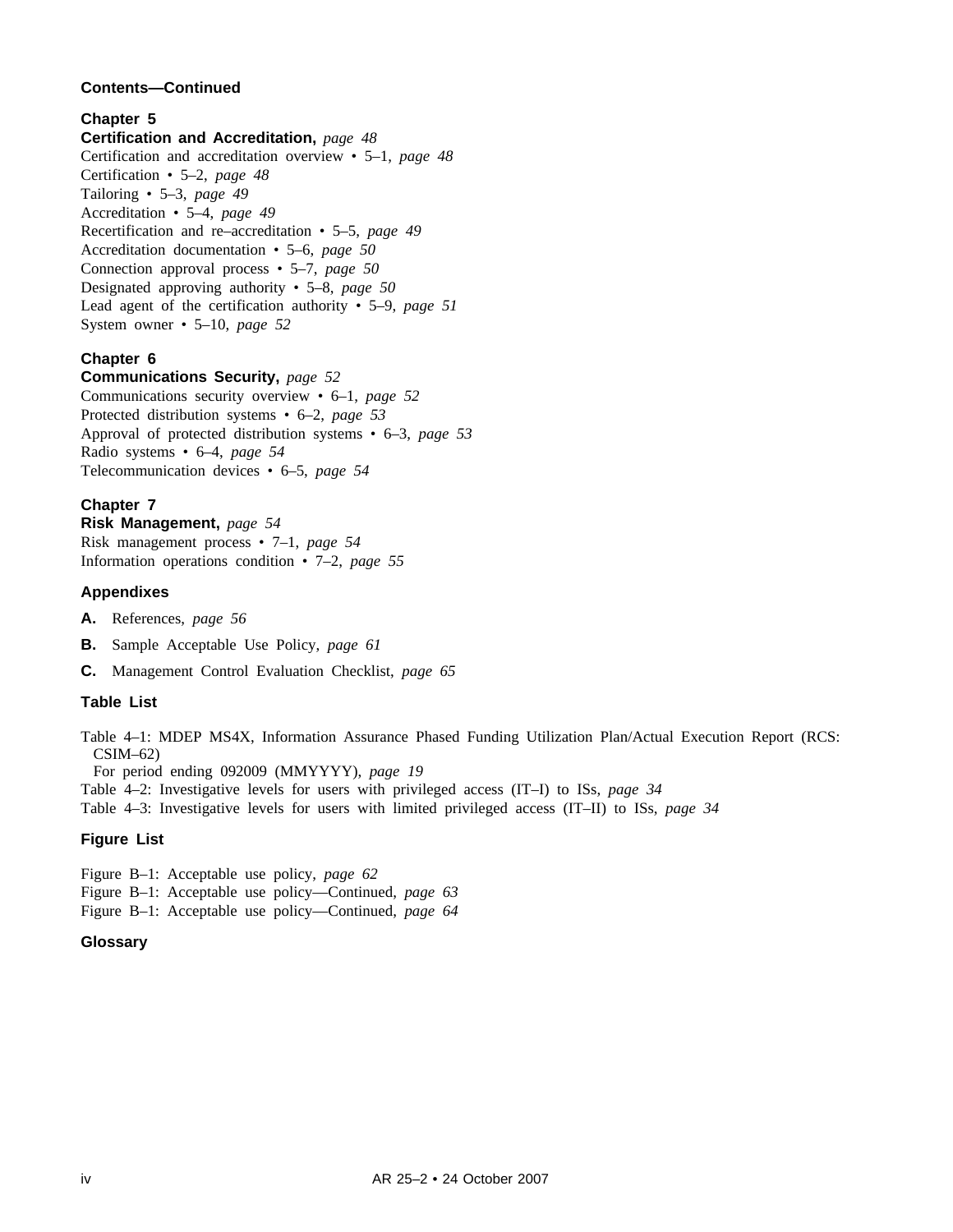**Contents—Continued**

**Chapter 5**
**Certification and Accreditation,** *page 48*
Certification and accreditation overview • 5–1, *page 48*
Certification • 5–2, *page 48*
Tailoring • 5–3, *page 49*
Accreditation • 5–4, *page 49*
Recertification and re–accreditation • 5–5, *page 49*
Accreditation documentation • 5–6, *page 50*
Connection approval process • 5–7, *page 50*
Designated approving authority • 5–8, *page 50*
Lead agent of the certification authority • 5–9, *page 51*
System owner • 5–10, *page 52*

**Chapter 6**
**Communications Security,** *page 52*
Communications security overview • 6–1, *page 52*
Protected distribution systems • 6–2, *page 53*
Approval of protected distribution systems • 6–3, *page 53*
Radio systems • 6–4, *page 54*
Telecommunication devices • 6–5, *page 54*

**Chapter 7**
**Risk Management,** *page 54*
Risk management process • 7–1, *page 54*
Information operations condition • 7–2, *page 55*

**Appendixes**

**A.** References, *page 56*

**B.** Sample Acceptable Use Policy, *page 61*

**C.** Management Control Evaluation Checklist, *page 65*

**Table List**

Table 4–1: MDEP MS4X, Information Assurance Phased Funding Utilization Plan/Actual Execution Report (RCS: CSIM–62)
For period ending 092009 (MMYYYY), *page 19*
Table 4–2: Investigative levels for users with privileged access (IT–I) to ISs, *page 34*
Table 4–3: Investigative levels for users with limited privileged access (IT–II) to ISs, *page 34*

**Figure List**

Figure B–1: Acceptable use policy, *page 62*
Figure B–1: Acceptable use policy—Continued, *page 63*
Figure B–1: Acceptable use policy—Continued, *page 64*

**Glossary**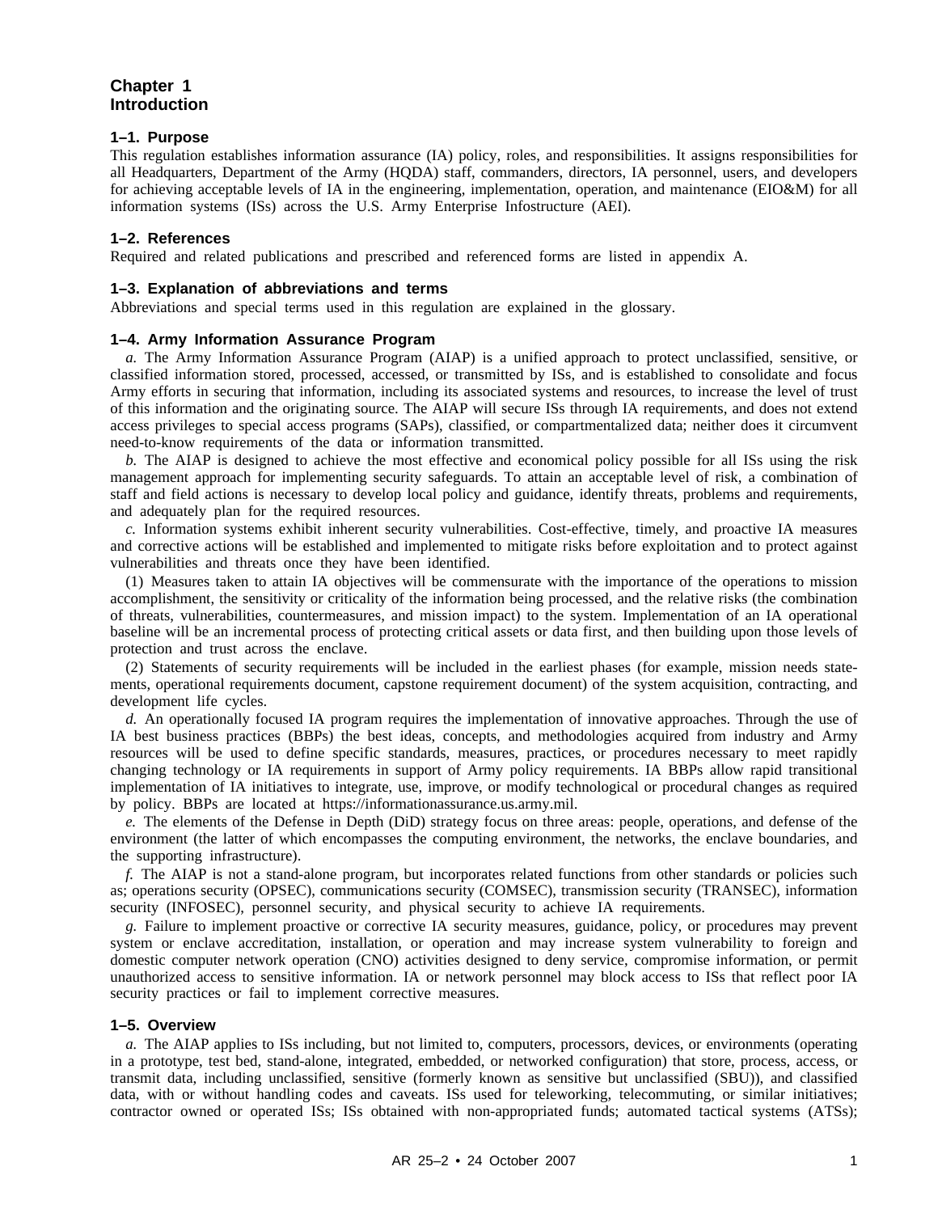# Chapter 1
# Introduction

### 1–1. Purpose

This regulation establishes information assurance (IA) policy, roles, and responsibilities. It assigns responsibilities for all Headquarters, Department of the Army (HQDA) staff, commanders, directors, IA personnel, users, and developers for achieving acceptable levels of IA in the engineering, implementation, operation, and maintenance (EIO&M) for all information systems (ISs) across the U.S. Army Enterprise Infostructure (AEI).

### 1–2. References

Required and related publications and prescribed and referenced forms are listed in appendix A.

### 1–3. Explanation of abbreviations and terms

Abbreviations and special terms used in this regulation are explained in the glossary.

### 1–4. Army Information Assurance Program

*a.* The Army Information Assurance Program (AIAP) is a unified approach to protect unclassified, sensitive, or classified information stored, processed, accessed, or transmitted by ISs, and is established to consolidate and focus Army efforts in securing that information, including its associated systems and resources, to increase the level of trust of this information and the originating source. The AIAP will secure ISs through IA requirements, and does not extend access privileges to special access programs (SAPs), classified, or compartmentalized data; neither does it circumvent need-to-know requirements of the data or information transmitted.

*b.* The AIAP is designed to achieve the most effective and economical policy possible for all ISs using the risk management approach for implementing security safeguards. To attain an acceptable level of risk, a combination of staff and field actions is necessary to develop local policy and guidance, identify threats, problems and requirements, and adequately plan for the required resources.

*c.* Information systems exhibit inherent security vulnerabilities. Cost-effective, timely, and proactive IA measures and corrective actions will be established and implemented to mitigate risks before exploitation and to protect against vulnerabilities and threats once they have been identified.

(1) Measures taken to attain IA objectives will be commensurate with the importance of the operations to mission accomplishment, the sensitivity or criticality of the information being processed, and the relative risks (the combination of threats, vulnerabilities, countermeasures, and mission impact) to the system. Implementation of an IA operational baseline will be an incremental process of protecting critical assets or data first, and then building upon those levels of protection and trust across the enclave.

(2) Statements of security requirements will be included in the earliest phases (for example, mission needs statements, operational requirements document, capstone requirement document) of the system acquisition, contracting, and development life cycles.

*d.* An operationally focused IA program requires the implementation of innovative approaches. Through the use of IA best business practices (BBPs) the best ideas, concepts, and methodologies acquired from industry and Army resources will be used to define specific standards, measures, practices, or procedures necessary to meet rapidly changing technology or IA requirements in support of Army policy requirements. IA BBPs allow rapid transitional implementation of IA initiatives to integrate, use, improve, or modify technological or procedural changes as required by policy. BBPs are located at https://informationassurance.us.army.mil.

*e.* The elements of the Defense in Depth (DiD) strategy focus on three areas: people, operations, and defense of the environment (the latter of which encompasses the computing environment, the networks, the enclave boundaries, and the supporting infrastructure).

*f.* The AIAP is not a stand-alone program, but incorporates related functions from other standards or policies such as; operations security (OPSEC), communications security (COMSEC), transmission security (TRANSEC), information security (INFOSEC), personnel security, and physical security to achieve IA requirements.

*g.* Failure to implement proactive or corrective IA security measures, guidance, policy, or procedures may prevent system or enclave accreditation, installation, or operation and may increase system vulnerability to foreign and domestic computer network operation (CNO) activities designed to deny service, compromise information, or permit unauthorized access to sensitive information. IA or network personnel may block access to ISs that reflect poor IA security practices or fail to implement corrective measures.

### 1–5. Overview

*a.* The AIAP applies to ISs including, but not limited to, computers, processors, devices, or environments (operating in a prototype, test bed, stand-alone, integrated, embedded, or networked configuration) that store, process, access, or transmit data, including unclassified, sensitive (formerly known as sensitive but unclassified (SBU)), and classified data, with or without handling codes and caveats. ISs used for teleworking, telecommuting, or similar initiatives; contractor owned or operated ISs; ISs obtained with non-appropriated funds; automated tactical systems (ATSs);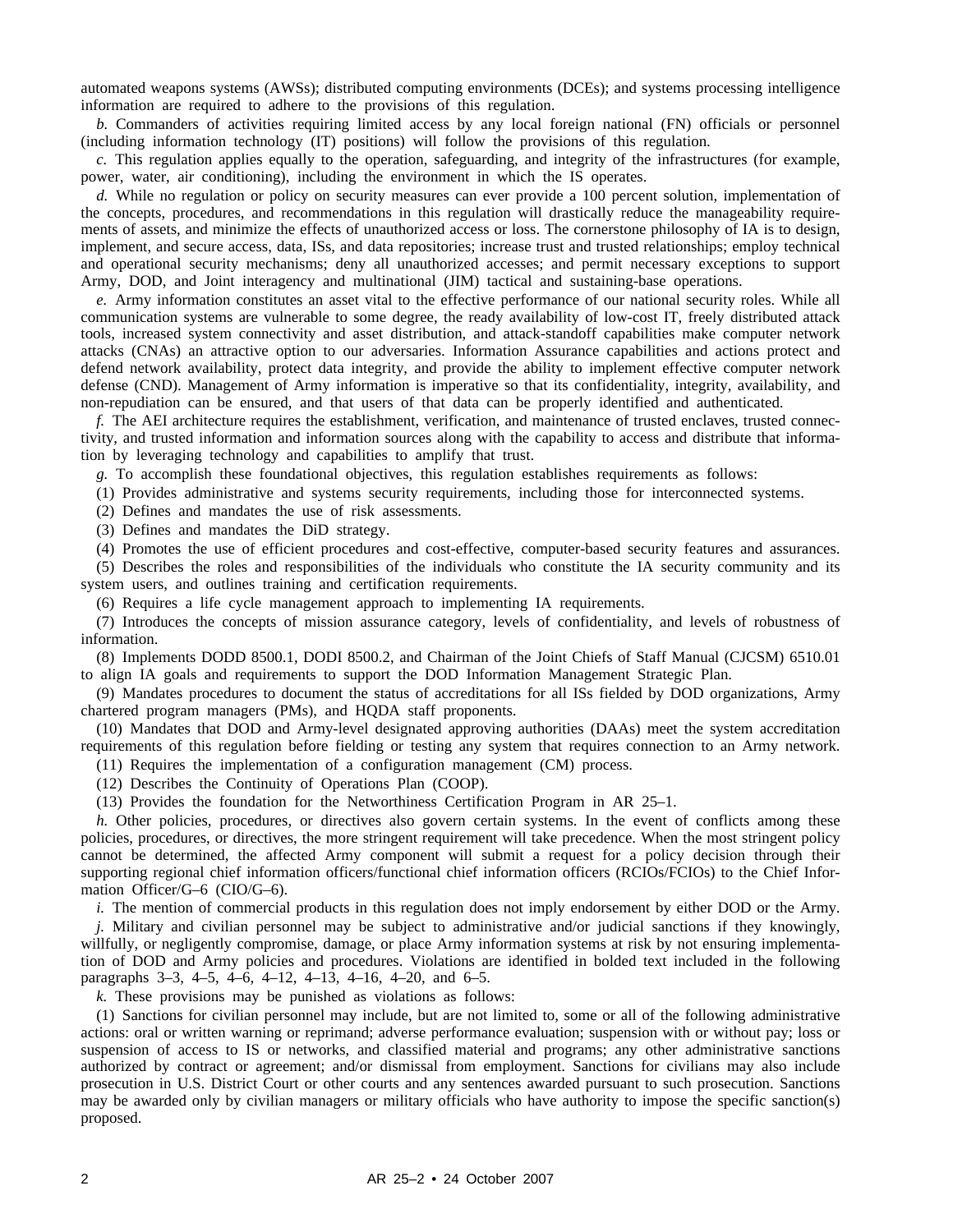automated weapons systems (AWSs); distributed computing environments (DCEs); and systems processing intelligence information are required to adhere to the provisions of this regulation.

*b.* Commanders of activities requiring limited access by any local foreign national (FN) officials or personnel (including information technology (IT) positions) will follow the provisions of this regulation.

*c.* This regulation applies equally to the operation, safeguarding, and integrity of the infrastructures (for example, power, water, air conditioning), including the environment in which the IS operates.

*d.* While no regulation or policy on security measures can ever provide a 100 percent solution, implementation of the concepts, procedures, and recommendations in this regulation will drastically reduce the manageability requirements of assets, and minimize the effects of unauthorized access or loss. The cornerstone philosophy of IA is to design, implement, and secure access, data, ISs, and data repositories; increase trust and trusted relationships; employ technical and operational security mechanisms; deny all unauthorized accesses; and permit necessary exceptions to support Army, DOD, and Joint interagency and multinational (JIM) tactical and sustaining-base operations.

*e.* Army information constitutes an asset vital to the effective performance of our national security roles. While all communication systems are vulnerable to some degree, the ready availability of low-cost IT, freely distributed attack tools, increased system connectivity and asset distribution, and attack-standoff capabilities make computer network attacks (CNAs) an attractive option to our adversaries. Information Assurance capabilities and actions protect and defend network availability, protect data integrity, and provide the ability to implement effective computer network defense (CND). Management of Army information is imperative so that its confidentiality, integrity, availability, and non-repudiation can be ensured, and that users of that data can be properly identified and authenticated.

*f.* The AEI architecture requires the establishment, verification, and maintenance of trusted enclaves, trusted connectivity, and trusted information and information sources along with the capability to access and distribute that information by leveraging technology and capabilities to amplify that trust.

*g.* To accomplish these foundational objectives, this regulation establishes requirements as follows:

(1) Provides administrative and systems security requirements, including those for interconnected systems.

(2) Defines and mandates the use of risk assessments.

(3) Defines and mandates the DiD strategy.

(4) Promotes the use of efficient procedures and cost-effective, computer-based security features and assurances.

(5) Describes the roles and responsibilities of the individuals who constitute the IA security community and its system users, and outlines training and certification requirements.

(6) Requires a life cycle management approach to implementing IA requirements.

(7) Introduces the concepts of mission assurance category, levels of confidentiality, and levels of robustness of information.

(8) Implements DODD 8500.1, DODI 8500.2, and Chairman of the Joint Chiefs of Staff Manual (CJCSM) 6510.01 to align IA goals and requirements to support the DOD Information Management Strategic Plan.

(9) Mandates procedures to document the status of accreditations for all ISs fielded by DOD organizations, Army chartered program managers (PMs), and HQDA staff proponents.

(10) Mandates that DOD and Army-level designated approving authorities (DAAs) meet the system accreditation requirements of this regulation before fielding or testing any system that requires connection to an Army network.

(11) Requires the implementation of a configuration management (CM) process.

(12) Describes the Continuity of Operations Plan (COOP).

(13) Provides the foundation for the Networthiness Certification Program in AR 25–1.

*h.* Other policies, procedures, or directives also govern certain systems. In the event of conflicts among these policies, procedures, or directives, the more stringent requirement will take precedence. When the most stringent policy cannot be determined, the affected Army component will submit a request for a policy decision through their supporting regional chief information officers/functional chief information officers (RCIOs/FCIOs) to the Chief Information Officer/G–6 (CIO/G–6).

*i.* The mention of commercial products in this regulation does not imply endorsement by either DOD or the Army.

*j.* Military and civilian personnel may be subject to administrative and/or judicial sanctions if they knowingly, willfully, or negligently compromise, damage, or place Army information systems at risk by not ensuring implementation of DOD and Army policies and procedures. Violations are identified in bolded text included in the following paragraphs 3–3, 4–5, 4–6, 4–12, 4–13, 4–16, 4–20, and 6–5.

*k.* These provisions may be punished as violations as follows:

(1) Sanctions for civilian personnel may include, but are not limited to, some or all of the following administrative actions: oral or written warning or reprimand; adverse performance evaluation; suspension with or without pay; loss or suspension of access to IS or networks, and classified material and programs; any other administrative sanctions authorized by contract or agreement; and/or dismissal from employment. Sanctions for civilians may also include prosecution in U.S. District Court or other courts and any sentences awarded pursuant to such prosecution. Sanctions may be awarded only by civilian managers or military officials who have authority to impose the specific sanction(s) proposed.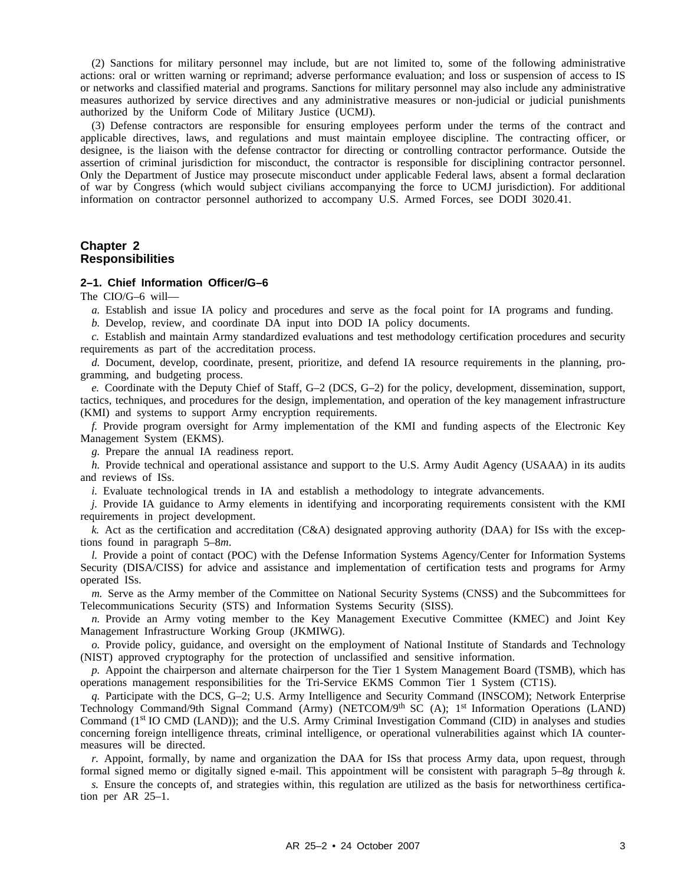(2) Sanctions for military personnel may include, but are not limited to, some of the following administrative actions: oral or written warning or reprimand; adverse performance evaluation; and loss or suspension of access to IS or networks and classified material and programs. Sanctions for military personnel may also include any administrative measures authorized by service directives and any administrative measures or non-judicial or judicial punishments authorized by the Uniform Code of Military Justice (UCMJ).

(3) Defense contractors are responsible for ensuring employees perform under the terms of the contract and applicable directives, laws, and regulations and must maintain employee discipline. The contracting officer, or designee, is the liaison with the defense contractor for directing or controlling contractor performance. Outside the assertion of criminal jurisdiction for misconduct, the contractor is responsible for disciplining contractor personnel. Only the Department of Justice may prosecute misconduct under applicable Federal laws, absent a formal declaration of war by Congress (which would subject civilians accompanying the force to UCMJ jurisdiction). For additional information on contractor personnel authorized to accompany U.S. Armed Forces, see DODI 3020.41.

# Chapter 2
# Responsibilities

### 2–1. Chief Information Officer/G–6

The CIO/G–6 will—

*a.* Establish and issue IA policy and procedures and serve as the focal point for IA programs and funding.

*b.* Develop, review, and coordinate DA input into DOD IA policy documents.

*c.* Establish and maintain Army standardized evaluations and test methodology certification procedures and security requirements as part of the accreditation process.

*d.* Document, develop, coordinate, present, prioritize, and defend IA resource requirements in the planning, programming, and budgeting process.

*e.* Coordinate with the Deputy Chief of Staff, G–2 (DCS, G–2) for the policy, development, dissemination, support, tactics, techniques, and procedures for the design, implementation, and operation of the key management infrastructure (KMI) and systems to support Army encryption requirements.

*f.* Provide program oversight for Army implementation of the KMI and funding aspects of the Electronic Key Management System (EKMS).

*g.* Prepare the annual IA readiness report.

*h.* Provide technical and operational assistance and support to the U.S. Army Audit Agency (USAAA) in its audits and reviews of ISs.

*i.* Evaluate technological trends in IA and establish a methodology to integrate advancements.

*j.* Provide IA guidance to Army elements in identifying and incorporating requirements consistent with the KMI requirements in project development.

*k.* Act as the certification and accreditation (C&A) designated approving authority (DAA) for ISs with the exceptions found in paragraph 5–8*m*.

*l.* Provide a point of contact (POC) with the Defense Information Systems Agency/Center for Information Systems Security (DISA/CISS) for advice and assistance and implementation of certification tests and programs for Army operated ISs.

*m.* Serve as the Army member of the Committee on National Security Systems (CNSS) and the Subcommittees for Telecommunications Security (STS) and Information Systems Security (SISS).

*n.* Provide an Army voting member to the Key Management Executive Committee (KMEC) and Joint Key Management Infrastructure Working Group (JKMIWG).

*o.* Provide policy, guidance, and oversight on the employment of National Institute of Standards and Technology (NIST) approved cryptography for the protection of unclassified and sensitive information.

*p.* Appoint the chairperson and alternate chairperson for the Tier 1 System Management Board (TSMB), which has operations management responsibilities for the Tri-Service EKMS Common Tier 1 System (CT1S).

*q.* Participate with the DCS, G–2; U.S. Army Intelligence and Security Command (INSCOM); Network Enterprise Technology Command/9th Signal Command (Army) (NETCOM/9th SC (A); 1st Information Operations (LAND) Command (1st IO CMD (LAND)); and the U.S. Army Criminal Investigation Command (CID) in analyses and studies concerning foreign intelligence threats, criminal intelligence, or operational vulnerabilities against which IA countermeasures will be directed.

*r.* Appoint, formally, by name and organization the DAA for ISs that process Army data, upon request, through formal signed memo or digitally signed e-mail. This appointment will be consistent with paragraph 5–8*g* through *k*.

*s.* Ensure the concepts of, and strategies within, this regulation are utilized as the basis for networthiness certification per AR 25–1.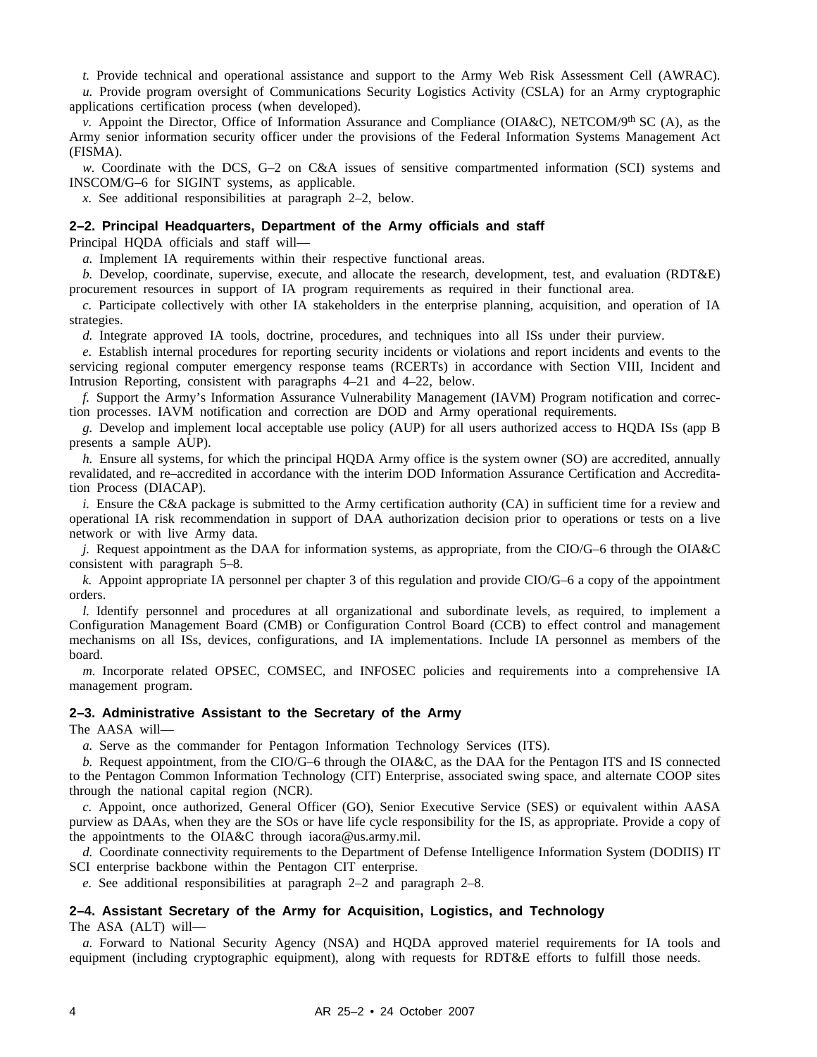*t.* Provide technical and operational assistance and support to the Army Web Risk Assessment Cell (AWRAC).

*u.* Provide program oversight of Communications Security Logistics Activity (CSLA) for an Army cryptographic applications certification process (when developed).

*v.* Appoint the Director, Office of Information Assurance and Compliance (OIA&C), NETCOM/9th SC (A), as the Army senior information security officer under the provisions of the Federal Information Systems Management Act (FISMA).

*w.* Coordinate with the DCS, G–2 on C&A issues of sensitive compartmented information (SCI) systems and INSCOM/G–6 for SIGINT systems, as applicable.

*x.* See additional responsibilities at paragraph 2–2, below.

### 2–2. Principal Headquarters, Department of the Army officials and staff

Principal HQDA officials and staff will—

*a.* Implement IA requirements within their respective functional areas.

*b.* Develop, coordinate, supervise, execute, and allocate the research, development, test, and evaluation (RDT&E) procurement resources in support of IA program requirements as required in their functional area.

*c.* Participate collectively with other IA stakeholders in the enterprise planning, acquisition, and operation of IA strategies.

*d.* Integrate approved IA tools, doctrine, procedures, and techniques into all ISs under their purview.

*e.* Establish internal procedures for reporting security incidents or violations and report incidents and events to the servicing regional computer emergency response teams (RCERTs) in accordance with Section VIII, Incident and Intrusion Reporting, consistent with paragraphs 4–21 and 4–22, below.

*f.* Support the Army's Information Assurance Vulnerability Management (IAVM) Program notification and correction processes. IAVM notification and correction are DOD and Army operational requirements.

*g.* Develop and implement local acceptable use policy (AUP) for all users authorized access to HQDA ISs (app B presents a sample AUP).

*h.* Ensure all systems, for which the principal HQDA Army office is the system owner (SO) are accredited, annually revalidated, and re–accredited in accordance with the interim DOD Information Assurance Certification and Accreditation Process (DIACAP).

*i.* Ensure the C&A package is submitted to the Army certification authority (CA) in sufficient time for a review and operational IA risk recommendation in support of DAA authorization decision prior to operations or tests on a live network or with live Army data.

*j.* Request appointment as the DAA for information systems, as appropriate, from the CIO/G–6 through the OIA&C consistent with paragraph 5–8.

*k.* Appoint appropriate IA personnel per chapter 3 of this regulation and provide CIO/G–6 a copy of the appointment orders.

*l.* Identify personnel and procedures at all organizational and subordinate levels, as required, to implement a Configuration Management Board (CMB) or Configuration Control Board (CCB) to effect control and management mechanisms on all ISs, devices, configurations, and IA implementations. Include IA personnel as members of the board.

*m.* Incorporate related OPSEC, COMSEC, and INFOSEC policies and requirements into a comprehensive IA management program.

### 2–3. Administrative Assistant to the Secretary of the Army

The AASA will—

*a.* Serve as the commander for Pentagon Information Technology Services (ITS).

*b.* Request appointment, from the CIO/G–6 through the OIA&C, as the DAA for the Pentagon ITS and IS connected to the Pentagon Common Information Technology (CIT) Enterprise, associated swing space, and alternate COOP sites through the national capital region (NCR).

*c.* Appoint, once authorized, General Officer (GO), Senior Executive Service (SES) or equivalent within AASA purview as DAAs, when they are the SOs or have life cycle responsibility for the IS, as appropriate. Provide a copy of the appointments to the OIA&C through iacora@us.army.mil.

*d.* Coordinate connectivity requirements to the Department of Defense Intelligence Information System (DODIIS) IT SCI enterprise backbone within the Pentagon CIT enterprise.

*e.* See additional responsibilities at paragraph 2–2 and paragraph 2–8.

### 2–4. Assistant Secretary of the Army for Acquisition, Logistics, and Technology

The ASA (ALT) will—

*a.* Forward to National Security Agency (NSA) and HQDA approved materiel requirements for IA tools and equipment (including cryptographic equipment), along with requests for RDT&E efforts to fulfill those needs.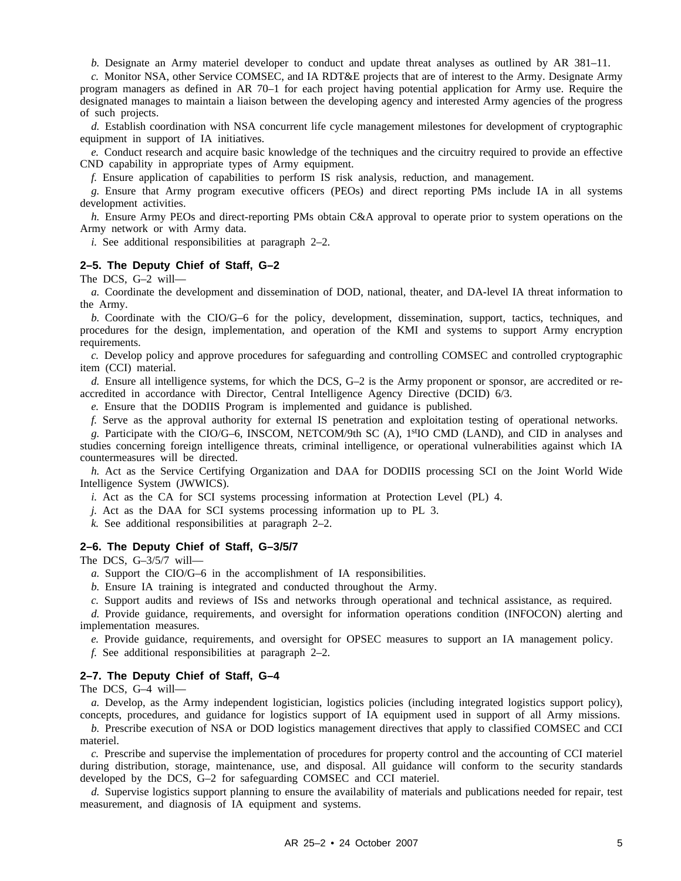*b.* Designate an Army materiel developer to conduct and update threat analyses as outlined by AR 381–11.

*c.* Monitor NSA, other Service COMSEC, and IA RDT&E projects that are of interest to the Army. Designate Army program managers as defined in AR 70–1 for each project having potential application for Army use. Require the designated manages to maintain a liaison between the developing agency and interested Army agencies of the progress of such projects.

*d.* Establish coordination with NSA concurrent life cycle management milestones for development of cryptographic equipment in support of IA initiatives.

*e.* Conduct research and acquire basic knowledge of the techniques and the circuitry required to provide an effective CND capability in appropriate types of Army equipment.

*f.* Ensure application of capabilities to perform IS risk analysis, reduction, and management.

*g.* Ensure that Army program executive officers (PEOs) and direct reporting PMs include IA in all systems development activities.

*h.* Ensure Army PEOs and direct-reporting PMs obtain C&A approval to operate prior to system operations on the Army network or with Army data.

*i.* See additional responsibilities at paragraph 2–2.

### 2–5. The Deputy Chief of Staff, G–2

The DCS, G–2 will—

*a.* Coordinate the development and dissemination of DOD, national, theater, and DA-level IA threat information to the Army.

*b.* Coordinate with the CIO/G–6 for the policy, development, dissemination, support, tactics, techniques, and procedures for the design, implementation, and operation of the KMI and systems to support Army encryption requirements.

*c.* Develop policy and approve procedures for safeguarding and controlling COMSEC and controlled cryptographic item (CCI) material.

*d.* Ensure all intelligence systems, for which the DCS, G–2 is the Army proponent or sponsor, are accredited or re-accredited in accordance with Director, Central Intelligence Agency Directive (DCID) 6/3.

*e.* Ensure that the DODIIS Program is implemented and guidance is published.

*f.* Serve as the approval authority for external IS penetration and exploitation testing of operational networks.

*g.* Participate with the CIO/G–6, INSCOM, NETCOM/9th SC (A), 1stIO CMD (LAND), and CID in analyses and studies concerning foreign intelligence threats, criminal intelligence, or operational vulnerabilities against which IA countermeasures will be directed.

*h.* Act as the Service Certifying Organization and DAA for DODIIS processing SCI on the Joint World Wide Intelligence System (JWWICS).

*i.* Act as the CA for SCI systems processing information at Protection Level (PL) 4.

*j.* Act as the DAA for SCI systems processing information up to PL 3.

*k.* See additional responsibilities at paragraph 2–2.

### 2–6. The Deputy Chief of Staff, G–3/5/7

The DCS, G–3/5/7 will—

*a.* Support the CIO/G–6 in the accomplishment of IA responsibilities.

*b.* Ensure IA training is integrated and conducted throughout the Army.

*c.* Support audits and reviews of ISs and networks through operational and technical assistance, as required.

*d.* Provide guidance, requirements, and oversight for information operations condition (INFOCON) alerting and implementation measures.

*e.* Provide guidance, requirements, and oversight for OPSEC measures to support an IA management policy.

*f.* See additional responsibilities at paragraph 2–2.

### 2–7. The Deputy Chief of Staff, G–4

The DCS, G–4 will—

*a.* Develop, as the Army independent logistician, logistics policies (including integrated logistics support policy), concepts, procedures, and guidance for logistics support of IA equipment used in support of all Army missions.

*b.* Prescribe execution of NSA or DOD logistics management directives that apply to classified COMSEC and CCI materiel.

*c.* Prescribe and supervise the implementation of procedures for property control and the accounting of CCI materiel during distribution, storage, maintenance, use, and disposal. All guidance will conform to the security standards developed by the DCS, G–2 for safeguarding COMSEC and CCI materiel.

*d.* Supervise logistics support planning to ensure the availability of materials and publications needed for repair, test measurement, and diagnosis of IA equipment and systems.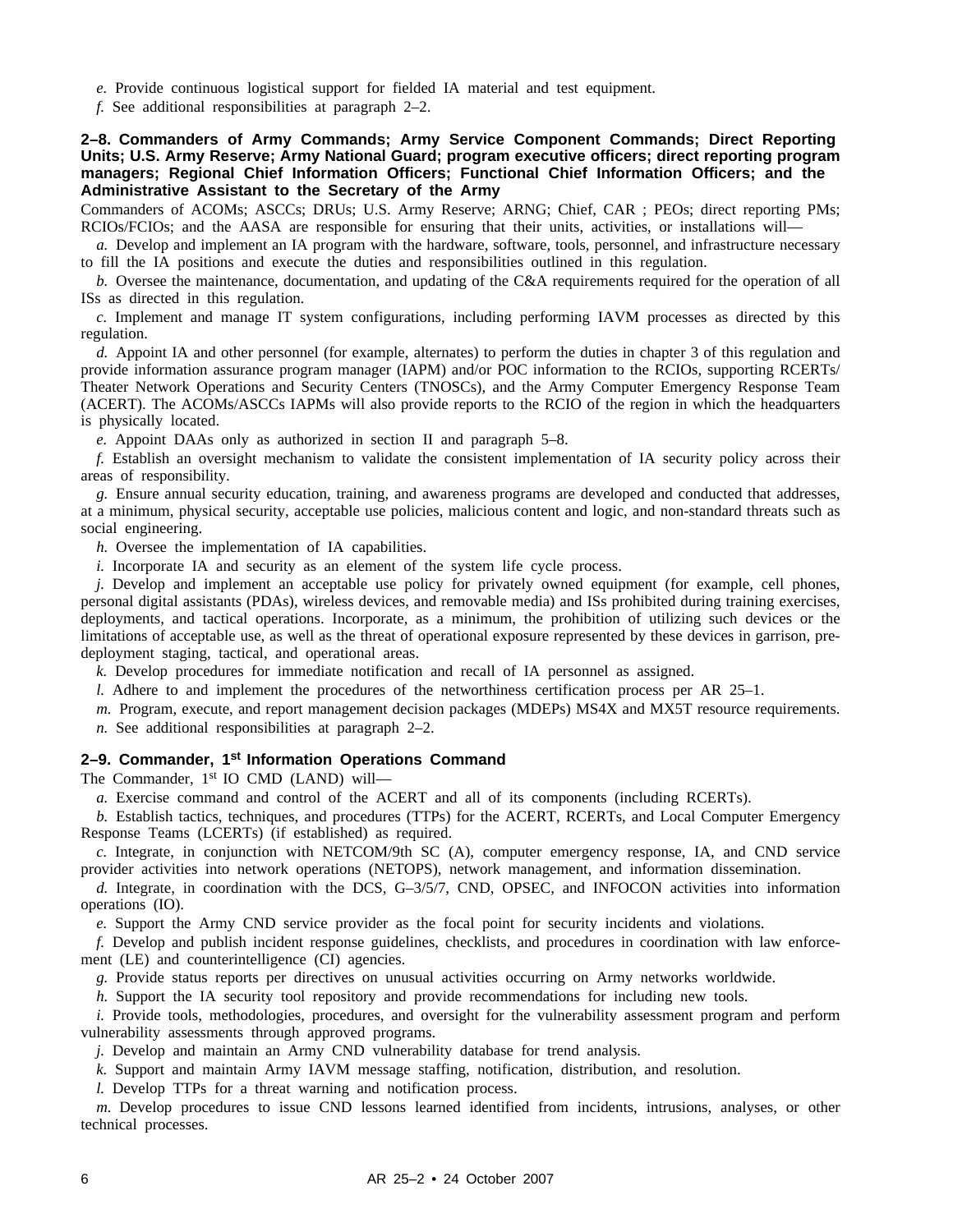*e.* Provide continuous logistical support for fielded IA material and test equipment.

*f.* See additional responsibilities at paragraph 2–2.

### 2–8. Commanders of Army Commands; Army Service Component Commands; Direct Reporting Units; U.S. Army Reserve; Army National Guard; program executive officers; direct reporting program managers; Regional Chief Information Officers; Functional Chief Information Officers; and the Administrative Assistant to the Secretary of the Army

Commanders of ACOMs; ASCCs; DRUs; U.S. Army Reserve; ARNG; Chief, CAR ; PEOs; direct reporting PMs; RCIOs/FCIOs; and the AASA are responsible for ensuring that their units, activities, or installations will—

*a.* Develop and implement an IA program with the hardware, software, tools, personnel, and infrastructure necessary to fill the IA positions and execute the duties and responsibilities outlined in this regulation.

*b.* Oversee the maintenance, documentation, and updating of the C&A requirements required for the operation of all ISs as directed in this regulation.

*c.* Implement and manage IT system configurations, including performing IAVM processes as directed by this regulation.

*d.* Appoint IA and other personnel (for example, alternates) to perform the duties in chapter 3 of this regulation and provide information assurance program manager (IAPM) and/or POC information to the RCIOs, supporting RCERTs/ Theater Network Operations and Security Centers (TNOSCs), and the Army Computer Emergency Response Team (ACERT). The ACOMs/ASCCs IAPMs will also provide reports to the RCIO of the region in which the headquarters is physically located.

*e.* Appoint DAAs only as authorized in section II and paragraph 5–8.

*f.* Establish an oversight mechanism to validate the consistent implementation of IA security policy across their areas of responsibility.

*g.* Ensure annual security education, training, and awareness programs are developed and conducted that addresses, at a minimum, physical security, acceptable use policies, malicious content and logic, and non-standard threats such as social engineering.

*h.* Oversee the implementation of IA capabilities.

*i.* Incorporate IA and security as an element of the system life cycle process.

*j.* Develop and implement an acceptable use policy for privately owned equipment (for example, cell phones, personal digital assistants (PDAs), wireless devices, and removable media) and ISs prohibited during training exercises, deployments, and tactical operations. Incorporate, as a minimum, the prohibition of utilizing such devices or the limitations of acceptable use, as well as the threat of operational exposure represented by these devices in garrison, pre-deployment staging, tactical, and operational areas.

*k.* Develop procedures for immediate notification and recall of IA personnel as assigned.

*l.* Adhere to and implement the procedures of the networthiness certification process per AR 25–1.

*m.* Program, execute, and report management decision packages (MDEPs) MS4X and MX5T resource requirements.

*n.* See additional responsibilities at paragraph 2–2.

### 2–9. Commander, 1st Information Operations Command

The Commander, 1st IO CMD (LAND) will—

*a.* Exercise command and control of the ACERT and all of its components (including RCERTs).

*b.* Establish tactics, techniques, and procedures (TTPs) for the ACERT, RCERTs, and Local Computer Emergency Response Teams (LCERTs) (if established) as required.

*c.* Integrate, in conjunction with NETCOM/9th SC (A), computer emergency response, IA, and CND service provider activities into network operations (NETOPS), network management, and information dissemination.

*d.* Integrate, in coordination with the DCS, G–3/5/7, CND, OPSEC, and INFOCON activities into information operations (IO).

*e.* Support the Army CND service provider as the focal point for security incidents and violations.

*f.* Develop and publish incident response guidelines, checklists, and procedures in coordination with law enforcement (LE) and counterintelligence (CI) agencies.

*g.* Provide status reports per directives on unusual activities occurring on Army networks worldwide.

*h.* Support the IA security tool repository and provide recommendations for including new tools.

*i.* Provide tools, methodologies, procedures, and oversight for the vulnerability assessment program and perform vulnerability assessments through approved programs.

*j.* Develop and maintain an Army CND vulnerability database for trend analysis.

*k.* Support and maintain Army IAVM message staffing, notification, distribution, and resolution.

*l.* Develop TTPs for a threat warning and notification process.

*m.* Develop procedures to issue CND lessons learned identified from incidents, intrusions, analyses, or other technical processes.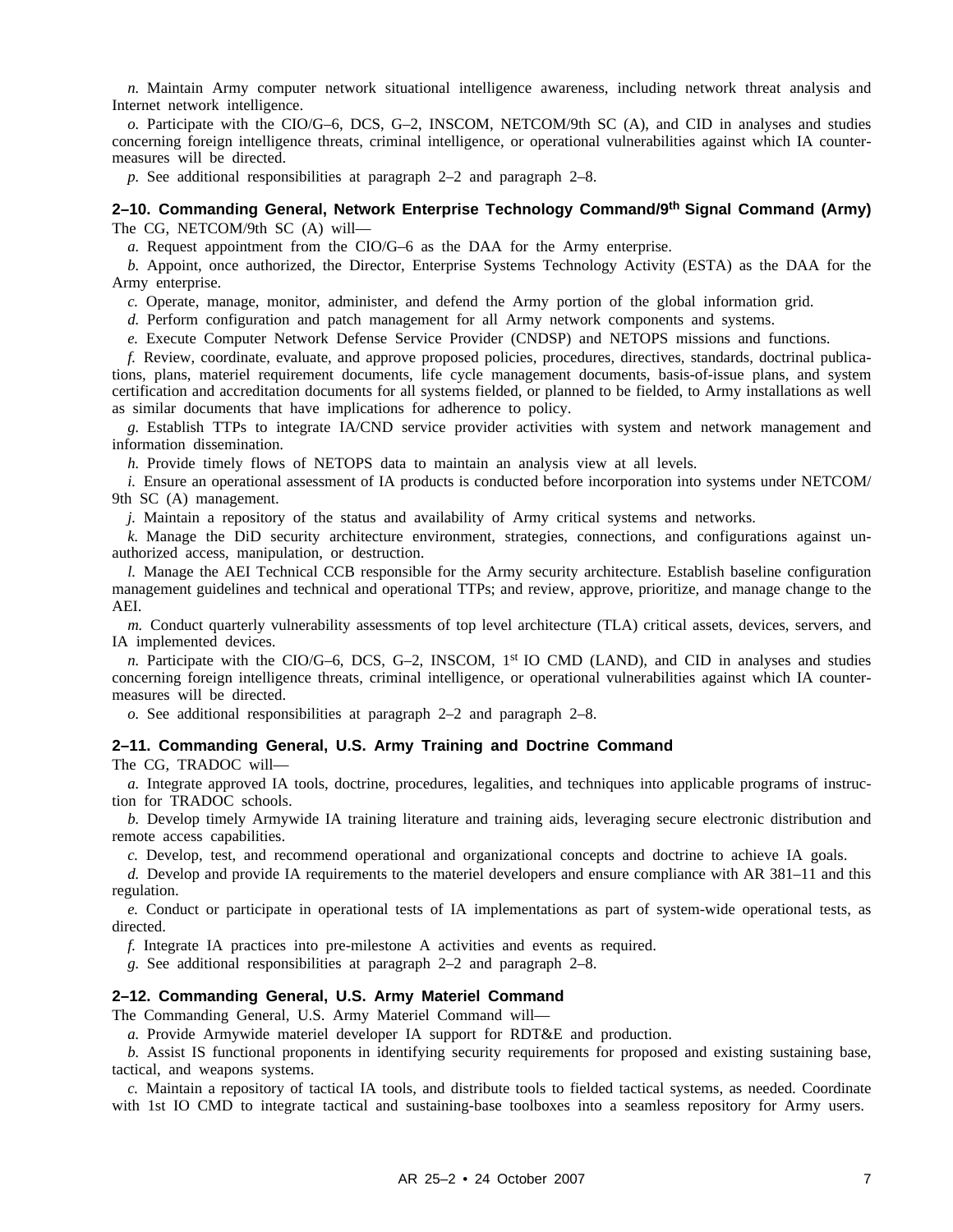*n.* Maintain Army computer network situational intelligence awareness, including network threat analysis and Internet network intelligence.

*o.* Participate with the CIO/G–6, DCS, G–2, INSCOM, NETCOM/9th SC (A), and CID in analyses and studies concerning foreign intelligence threats, criminal intelligence, or operational vulnerabilities against which IA countermeasures will be directed.

*p.* See additional responsibilities at paragraph 2–2 and paragraph 2–8.

### 2–10. Commanding General, Network Enterprise Technology Command/9th Signal Command (Army)

The CG, NETCOM/9th SC (A) will—

*a.* Request appointment from the CIO/G–6 as the DAA for the Army enterprise.

*b.* Appoint, once authorized, the Director, Enterprise Systems Technology Activity (ESTA) as the DAA for the Army enterprise.

*c.* Operate, manage, monitor, administer, and defend the Army portion of the global information grid.

*d.* Perform configuration and patch management for all Army network components and systems.

*e.* Execute Computer Network Defense Service Provider (CNDSP) and NETOPS missions and functions.

*f.* Review, coordinate, evaluate, and approve proposed policies, procedures, directives, standards, doctrinal publications, plans, materiel requirement documents, life cycle management documents, basis-of-issue plans, and system certification and accreditation documents for all systems fielded, or planned to be fielded, to Army installations as well as similar documents that have implications for adherence to policy.

*g.* Establish TTPs to integrate IA/CND service provider activities with system and network management and information dissemination.

*h.* Provide timely flows of NETOPS data to maintain an analysis view at all levels.

*i.* Ensure an operational assessment of IA products is conducted before incorporation into systems under NETCOM/9th SC (A) management.

*j.* Maintain a repository of the status and availability of Army critical systems and networks.

*k.* Manage the DiD security architecture environment, strategies, connections, and configurations against unauthorized access, manipulation, or destruction.

*l.* Manage the AEI Technical CCB responsible for the Army security architecture. Establish baseline configuration management guidelines and technical and operational TTPs; and review, approve, prioritize, and manage change to the AEI.

*m.* Conduct quarterly vulnerability assessments of top level architecture (TLA) critical assets, devices, servers, and IA implemented devices.

*n.* Participate with the CIO/G–6, DCS, G–2, INSCOM, 1st IO CMD (LAND), and CID in analyses and studies concerning foreign intelligence threats, criminal intelligence, or operational vulnerabilities against which IA countermeasures will be directed.

*o.* See additional responsibilities at paragraph 2–2 and paragraph 2–8.

### 2–11. Commanding General, U.S. Army Training and Doctrine Command

The CG, TRADOC will—

*a.* Integrate approved IA tools, doctrine, procedures, legalities, and techniques into applicable programs of instruction for TRADOC schools.

*b.* Develop timely Armywide IA training literature and training aids, leveraging secure electronic distribution and remote access capabilities.

*c.* Develop, test, and recommend operational and organizational concepts and doctrine to achieve IA goals.

*d.* Develop and provide IA requirements to the materiel developers and ensure compliance with AR 381–11 and this regulation.

*e.* Conduct or participate in operational tests of IA implementations as part of system-wide operational tests, as directed.

*f.* Integrate IA practices into pre-milestone A activities and events as required.

*g.* See additional responsibilities at paragraph 2–2 and paragraph 2–8.

### 2–12. Commanding General, U.S. Army Materiel Command

The Commanding General, U.S. Army Materiel Command will—

*a.* Provide Armywide materiel developer IA support for RDT&E and production.

*b.* Assist IS functional proponents in identifying security requirements for proposed and existing sustaining base, tactical, and weapons systems.

*c.* Maintain a repository of tactical IA tools, and distribute tools to fielded tactical systems, as needed. Coordinate with 1st IO CMD to integrate tactical and sustaining-base toolboxes into a seamless repository for Army users.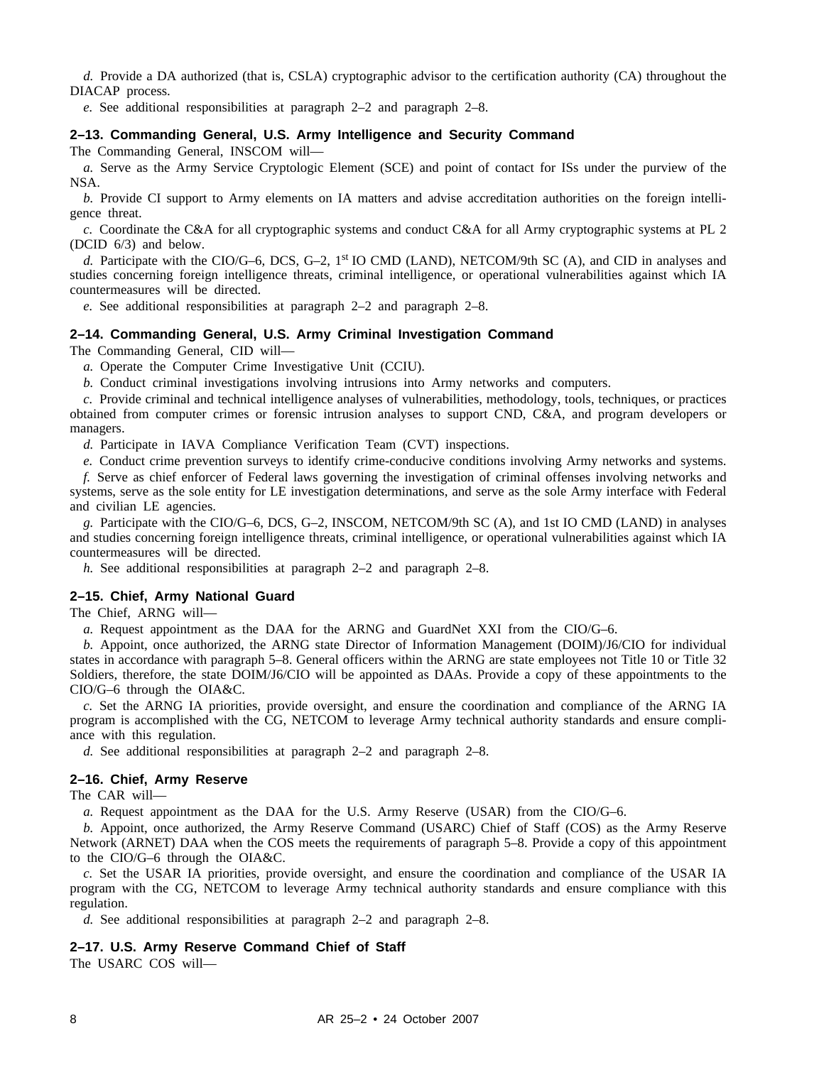*d.* Provide a DA authorized (that is, CSLA) cryptographic advisor to the certification authority (CA) throughout the DIACAP process.

*e.* See additional responsibilities at paragraph 2–2 and paragraph 2–8.

### 2–13. Commanding General, U.S. Army Intelligence and Security Command

The Commanding General, INSCOM will—

*a.* Serve as the Army Service Cryptologic Element (SCE) and point of contact for ISs under the purview of the NSA.

*b.* Provide CI support to Army elements on IA matters and advise accreditation authorities on the foreign intelligence threat.

*c.* Coordinate the C&A for all cryptographic systems and conduct C&A for all Army cryptographic systems at PL 2 (DCID 6/3) and below.

*d.* Participate with the CIO/G–6, DCS, G–2, 1st IO CMD (LAND), NETCOM/9th SC (A), and CID in analyses and studies concerning foreign intelligence threats, criminal intelligence, or operational vulnerabilities against which IA countermeasures will be directed.

*e.* See additional responsibilities at paragraph 2–2 and paragraph 2–8.

### 2–14. Commanding General, U.S. Army Criminal Investigation Command

The Commanding General, CID will—

*a.* Operate the Computer Crime Investigative Unit (CCIU).

*b.* Conduct criminal investigations involving intrusions into Army networks and computers.

*c.* Provide criminal and technical intelligence analyses of vulnerabilities, methodology, tools, techniques, or practices obtained from computer crimes or forensic intrusion analyses to support CND, C&A, and program developers or managers.

*d.* Participate in IAVA Compliance Verification Team (CVT) inspections.

*e.* Conduct crime prevention surveys to identify crime-conducive conditions involving Army networks and systems.

*f.* Serve as chief enforcer of Federal laws governing the investigation of criminal offenses involving networks and systems, serve as the sole entity for LE investigation determinations, and serve as the sole Army interface with Federal and civilian LE agencies.

*g.* Participate with the CIO/G–6, DCS, G–2, INSCOM, NETCOM/9th SC (A), and 1st IO CMD (LAND) in analyses and studies concerning foreign intelligence threats, criminal intelligence, or operational vulnerabilities against which IA countermeasures will be directed.

*h.* See additional responsibilities at paragraph 2–2 and paragraph 2–8.

### 2–15. Chief, Army National Guard

The Chief, ARNG will—

*a.* Request appointment as the DAA for the ARNG and GuardNet XXI from the CIO/G–6.

*b.* Appoint, once authorized, the ARNG state Director of Information Management (DOIM)/J6/CIO for individual states in accordance with paragraph 5–8. General officers within the ARNG are state employees not Title 10 or Title 32 Soldiers, therefore, the state DOIM/J6/CIO will be appointed as DAAs. Provide a copy of these appointments to the CIO/G–6 through the OIA&C.

*c.* Set the ARNG IA priorities, provide oversight, and ensure the coordination and compliance of the ARNG IA program is accomplished with the CG, NETCOM to leverage Army technical authority standards and ensure compliance with this regulation.

*d.* See additional responsibilities at paragraph 2–2 and paragraph 2–8.

### 2–16. Chief, Army Reserve

The CAR will—

*a.* Request appointment as the DAA for the U.S. Army Reserve (USAR) from the CIO/G–6.

*b.* Appoint, once authorized, the Army Reserve Command (USARC) Chief of Staff (COS) as the Army Reserve Network (ARNET) DAA when the COS meets the requirements of paragraph 5–8. Provide a copy of this appointment to the CIO/G–6 through the OIA&C.

*c.* Set the USAR IA priorities, provide oversight, and ensure the coordination and compliance of the USAR IA program with the CG, NETCOM to leverage Army technical authority standards and ensure compliance with this regulation.

*d.* See additional responsibilities at paragraph 2–2 and paragraph 2–8.

### 2–17. U.S. Army Reserve Command Chief of Staff

The USARC COS will—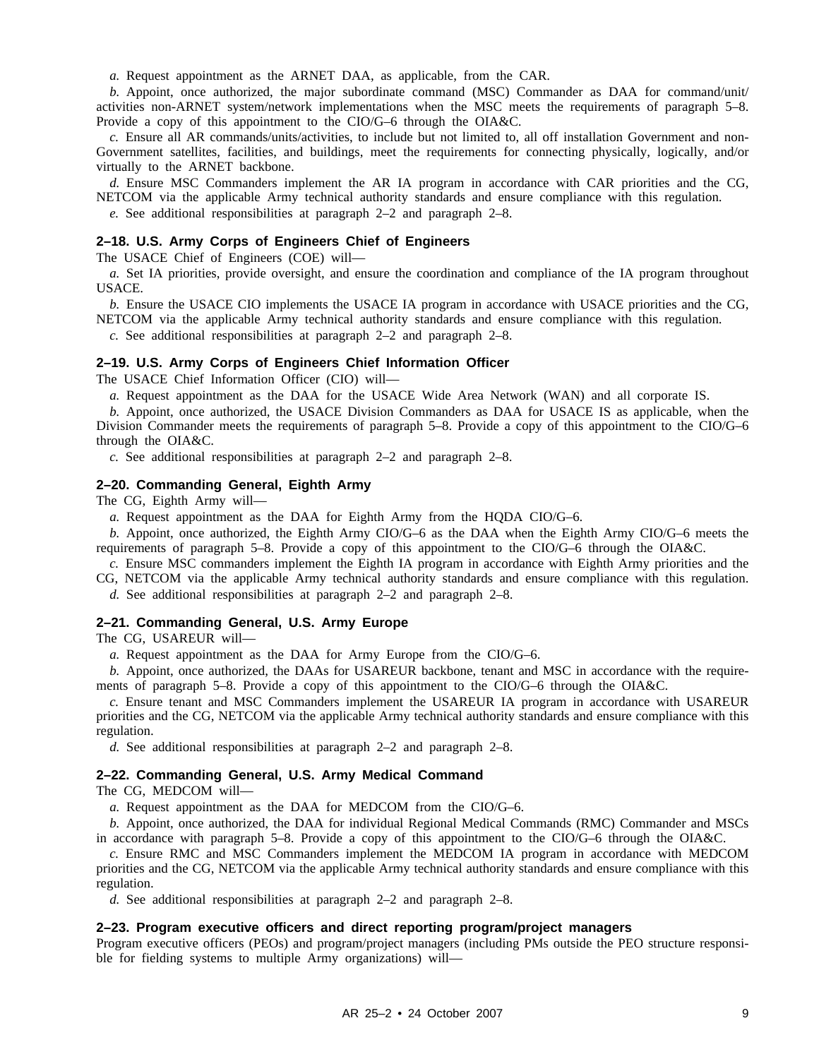*a.* Request appointment as the ARNET DAA, as applicable, from the CAR.

*b.* Appoint, once authorized, the major subordinate command (MSC) Commander as DAA for command/unit/activities non-ARNET system/network implementations when the MSC meets the requirements of paragraph 5–8. Provide a copy of this appointment to the CIO/G–6 through the OIA&C.

*c.* Ensure all AR commands/units/activities, to include but not limited to, all off installation Government and non-Government satellites, facilities, and buildings, meet the requirements for connecting physically, logically, and/or virtually to the ARNET backbone.

*d.* Ensure MSC Commanders implement the AR IA program in accordance with CAR priorities and the CG, NETCOM via the applicable Army technical authority standards and ensure compliance with this regulation.

*e.* See additional responsibilities at paragraph 2–2 and paragraph 2–8.

### 2–18. U.S. Army Corps of Engineers Chief of Engineers

The USACE Chief of Engineers (COE) will—

*a.* Set IA priorities, provide oversight, and ensure the coordination and compliance of the IA program throughout USACE.

*b.* Ensure the USACE CIO implements the USACE IA program in accordance with USACE priorities and the CG, NETCOM via the applicable Army technical authority standards and ensure compliance with this regulation.

*c.* See additional responsibilities at paragraph 2–2 and paragraph 2–8.

### 2–19. U.S. Army Corps of Engineers Chief Information Officer

The USACE Chief Information Officer (CIO) will—

*a.* Request appointment as the DAA for the USACE Wide Area Network (WAN) and all corporate IS.

*b.* Appoint, once authorized, the USACE Division Commanders as DAA for USACE IS as applicable, when the Division Commander meets the requirements of paragraph 5–8. Provide a copy of this appointment to the CIO/G–6 through the OIA&C.

*c.* See additional responsibilities at paragraph 2–2 and paragraph 2–8.

### 2–20. Commanding General, Eighth Army

The CG, Eighth Army will—

*a.* Request appointment as the DAA for Eighth Army from the HQDA CIO/G–6.

*b.* Appoint, once authorized, the Eighth Army CIO/G–6 as the DAA when the Eighth Army CIO/G–6 meets the requirements of paragraph 5–8. Provide a copy of this appointment to the CIO/G–6 through the OIA&C.

*c.* Ensure MSC commanders implement the Eighth IA program in accordance with Eighth Army priorities and the CG, NETCOM via the applicable Army technical authority standards and ensure compliance with this regulation.

*d.* See additional responsibilities at paragraph 2–2 and paragraph 2–8.

### 2–21. Commanding General, U.S. Army Europe

The CG, USAREUR will—

*a.* Request appointment as the DAA for Army Europe from the CIO/G–6.

*b.* Appoint, once authorized, the DAAs for USAREUR backbone, tenant and MSC in accordance with the requirements of paragraph 5–8. Provide a copy of this appointment to the CIO/G–6 through the OIA&C.

*c.* Ensure tenant and MSC Commanders implement the USAREUR IA program in accordance with USAREUR priorities and the CG, NETCOM via the applicable Army technical authority standards and ensure compliance with this regulation.

*d.* See additional responsibilities at paragraph 2–2 and paragraph 2–8.

### 2–22. Commanding General, U.S. Army Medical Command

The CG, MEDCOM will—

*a.* Request appointment as the DAA for MEDCOM from the CIO/G–6.

*b.* Appoint, once authorized, the DAA for individual Regional Medical Commands (RMC) Commander and MSCs in accordance with paragraph 5–8. Provide a copy of this appointment to the CIO/G–6 through the OIA&C.

*c.* Ensure RMC and MSC Commanders implement the MEDCOM IA program in accordance with MEDCOM priorities and the CG, NETCOM via the applicable Army technical authority standards and ensure compliance with this regulation.

*d.* See additional responsibilities at paragraph 2–2 and paragraph 2–8.

### 2–23. Program executive officers and direct reporting program/project managers

Program executive officers (PEOs) and program/project managers (including PMs outside the PEO structure responsible for fielding systems to multiple Army organizations) will—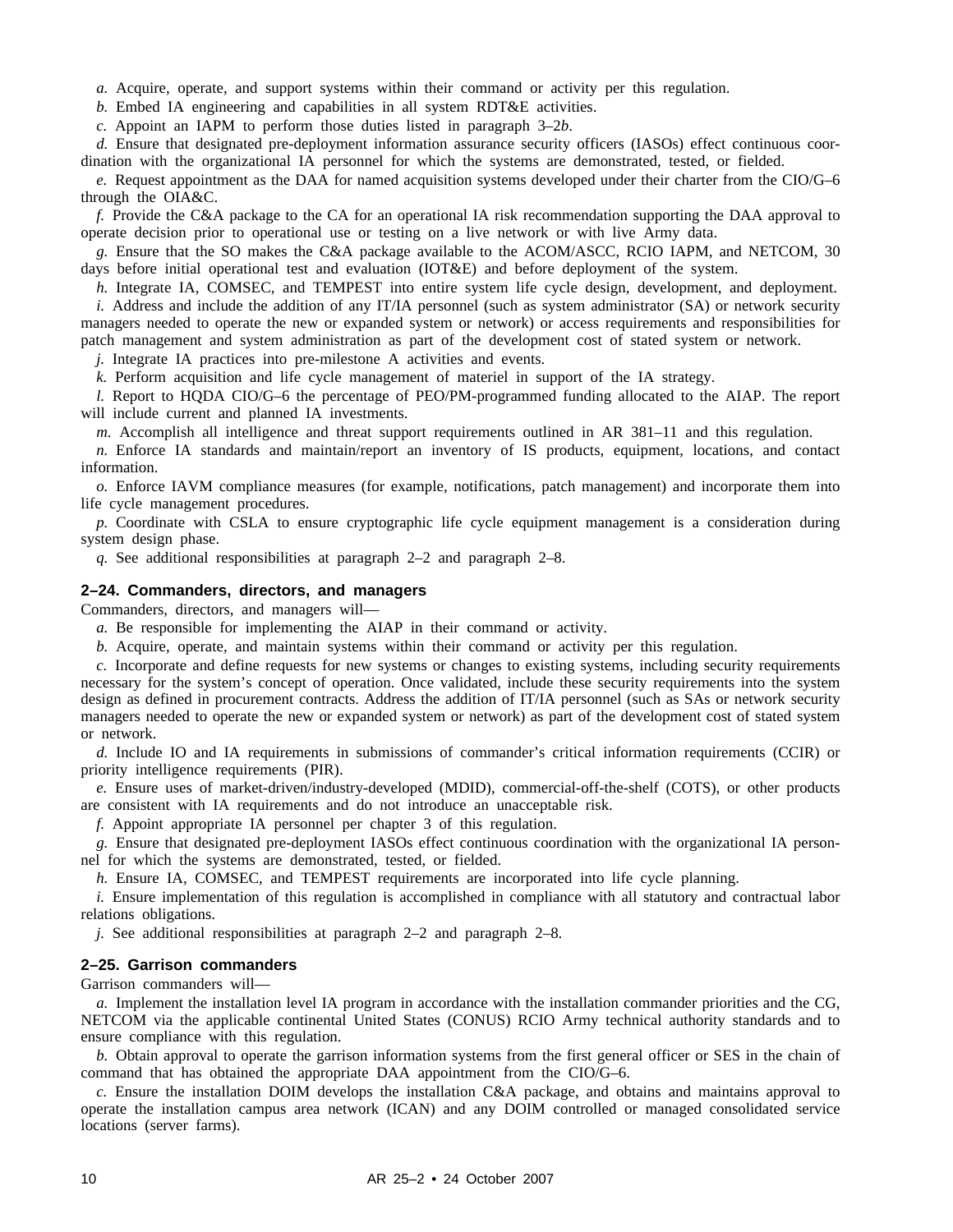*a.* Acquire, operate, and support systems within their command or activity per this regulation.

*b.* Embed IA engineering and capabilities in all system RDT&E activities.

*c.* Appoint an IAPM to perform those duties listed in paragraph 3–2*b*.

*d.* Ensure that designated pre-deployment information assurance security officers (IASOs) effect continuous coordination with the organizational IA personnel for which the systems are demonstrated, tested, or fielded.

*e.* Request appointment as the DAA for named acquisition systems developed under their charter from the CIO/G–6 through the OIA&C.

*f.* Provide the C&A package to the CA for an operational IA risk recommendation supporting the DAA approval to operate decision prior to operational use or testing on a live network or with live Army data.

*g.* Ensure that the SO makes the C&A package available to the ACOM/ASCC, RCIO IAPM, and NETCOM, 30 days before initial operational test and evaluation (IOT&E) and before deployment of the system.

*h.* Integrate IA, COMSEC, and TEMPEST into entire system life cycle design, development, and deployment.

*i.* Address and include the addition of any IT/IA personnel (such as system administrator (SA) or network security managers needed to operate the new or expanded system or network) or access requirements and responsibilities for patch management and system administration as part of the development cost of stated system or network.

*j.* Integrate IA practices into pre-milestone A activities and events.

*k.* Perform acquisition and life cycle management of materiel in support of the IA strategy.

*l.* Report to HQDA CIO/G–6 the percentage of PEO/PM-programmed funding allocated to the AIAP. The report will include current and planned IA investments.

*m.* Accomplish all intelligence and threat support requirements outlined in AR 381–11 and this regulation.

*n.* Enforce IA standards and maintain/report an inventory of IS products, equipment, locations, and contact information.

*o.* Enforce IAVM compliance measures (for example, notifications, patch management) and incorporate them into life cycle management procedures.

*p.* Coordinate with CSLA to ensure cryptographic life cycle equipment management is a consideration during system design phase.

*q.* See additional responsibilities at paragraph 2–2 and paragraph 2–8.

### 2–24. Commanders, directors, and managers

Commanders, directors, and managers will—

*a.* Be responsible for implementing the AIAP in their command or activity.

*b.* Acquire, operate, and maintain systems within their command or activity per this regulation.

*c.* Incorporate and define requests for new systems or changes to existing systems, including security requirements necessary for the system's concept of operation. Once validated, include these security requirements into the system design as defined in procurement contracts. Address the addition of IT/IA personnel (such as SAs or network security managers needed to operate the new or expanded system or network) as part of the development cost of stated system or network.

*d.* Include IO and IA requirements in submissions of commander's critical information requirements (CCIR) or priority intelligence requirements (PIR).

*e.* Ensure uses of market-driven/industry-developed (MDID), commercial-off-the-shelf (COTS), or other products are consistent with IA requirements and do not introduce an unacceptable risk.

*f.* Appoint appropriate IA personnel per chapter 3 of this regulation.

*g.* Ensure that designated pre-deployment IASOs effect continuous coordination with the organizational IA personnel for which the systems are demonstrated, tested, or fielded.

*h.* Ensure IA, COMSEC, and TEMPEST requirements are incorporated into life cycle planning.

*i.* Ensure implementation of this regulation is accomplished in compliance with all statutory and contractual labor relations obligations.

*j.* See additional responsibilities at paragraph 2–2 and paragraph 2–8.

### 2–25. Garrison commanders

Garrison commanders will—

*a.* Implement the installation level IA program in accordance with the installation commander priorities and the CG, NETCOM via the applicable continental United States (CONUS) RCIO Army technical authority standards and to ensure compliance with this regulation.

*b.* Obtain approval to operate the garrison information systems from the first general officer or SES in the chain of command that has obtained the appropriate DAA appointment from the CIO/G–6.

*c.* Ensure the installation DOIM develops the installation C&A package, and obtains and maintains approval to operate the installation campus area network (ICAN) and any DOIM controlled or managed consolidated service locations (server farms).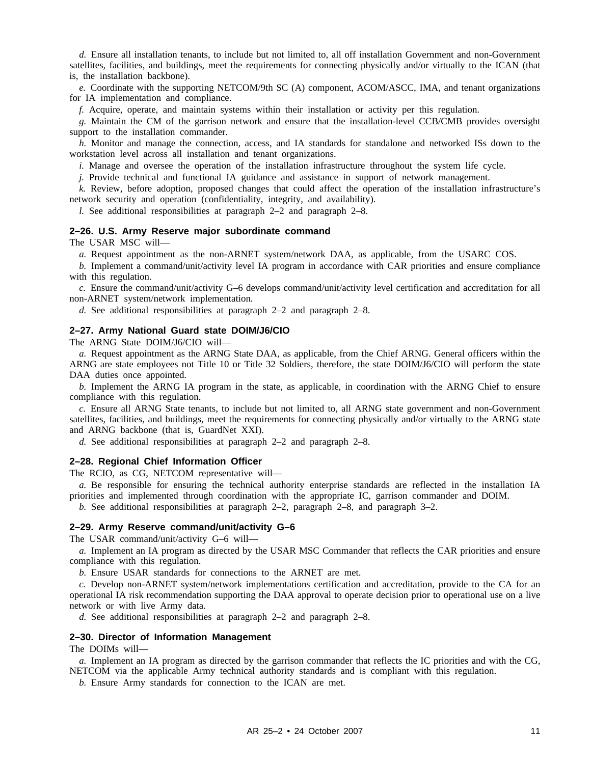*d.* Ensure all installation tenants, to include but not limited to, all off installation Government and non-Government satellites, facilities, and buildings, meet the requirements for connecting physically and/or virtually to the ICAN (that is, the installation backbone).

*e.* Coordinate with the supporting NETCOM/9th SC (A) component, ACOM/ASCC, IMA, and tenant organizations for IA implementation and compliance.

*f.* Acquire, operate, and maintain systems within their installation or activity per this regulation.

*g.* Maintain the CM of the garrison network and ensure that the installation-level CCB/CMB provides oversight support to the installation commander.

*h.* Monitor and manage the connection, access, and IA standards for standalone and networked ISs down to the workstation level across all installation and tenant organizations.

*i.* Manage and oversee the operation of the installation infrastructure throughout the system life cycle.

*j.* Provide technical and functional IA guidance and assistance in support of network management.

*k.* Review, before adoption, proposed changes that could affect the operation of the installation infrastructure's network security and operation (confidentiality, integrity, and availability).

*l.* See additional responsibilities at paragraph 2–2 and paragraph 2–8.

### 2–26. U.S. Army Reserve major subordinate command

The USAR MSC will—

*a.* Request appointment as the non-ARNET system/network DAA, as applicable, from the USARC COS.

*b.* Implement a command/unit/activity level IA program in accordance with CAR priorities and ensure compliance with this regulation.

*c.* Ensure the command/unit/activity G–6 develops command/unit/activity level certification and accreditation for all non-ARNET system/network implementation.

*d.* See additional responsibilities at paragraph 2–2 and paragraph 2–8.

### 2–27. Army National Guard state DOIM/J6/CIO

The ARNG State DOIM/J6/CIO will—

*a.* Request appointment as the ARNG State DAA, as applicable, from the Chief ARNG. General officers within the ARNG are state employees not Title 10 or Title 32 Soldiers, therefore, the state DOIM/J6/CIO will perform the state DAA duties once appointed.

*b.* Implement the ARNG IA program in the state, as applicable, in coordination with the ARNG Chief to ensure compliance with this regulation.

*c.* Ensure all ARNG State tenants, to include but not limited to, all ARNG state government and non-Government satellites, facilities, and buildings, meet the requirements for connecting physically and/or virtually to the ARNG state and ARNG backbone (that is, GuardNet XXI).

*d.* See additional responsibilities at paragraph 2–2 and paragraph 2–8.

### 2–28. Regional Chief Information Officer

The RCIO, as CG, NETCOM representative will—

*a.* Be responsible for ensuring the technical authority enterprise standards are reflected in the installation IA priorities and implemented through coordination with the appropriate IC, garrison commander and DOIM.

*b.* See additional responsibilities at paragraph 2–2, paragraph 2–8, and paragraph 3–2.

### 2–29. Army Reserve command/unit/activity G–6

The USAR command/unit/activity G–6 will—

*a.* Implement an IA program as directed by the USAR MSC Commander that reflects the CAR priorities and ensure compliance with this regulation.

*b.* Ensure USAR standards for connections to the ARNET are met.

*c.* Develop non-ARNET system/network implementations certification and accreditation, provide to the CA for an operational IA risk recommendation supporting the DAA approval to operate decision prior to operational use on a live network or with live Army data.

*d.* See additional responsibilities at paragraph 2–2 and paragraph 2–8.

### 2–30. Director of Information Management

The DOIMs will—

*a.* Implement an IA program as directed by the garrison commander that reflects the IC priorities and with the CG, NETCOM via the applicable Army technical authority standards and is compliant with this regulation.

*b.* Ensure Army standards for connection to the ICAN are met.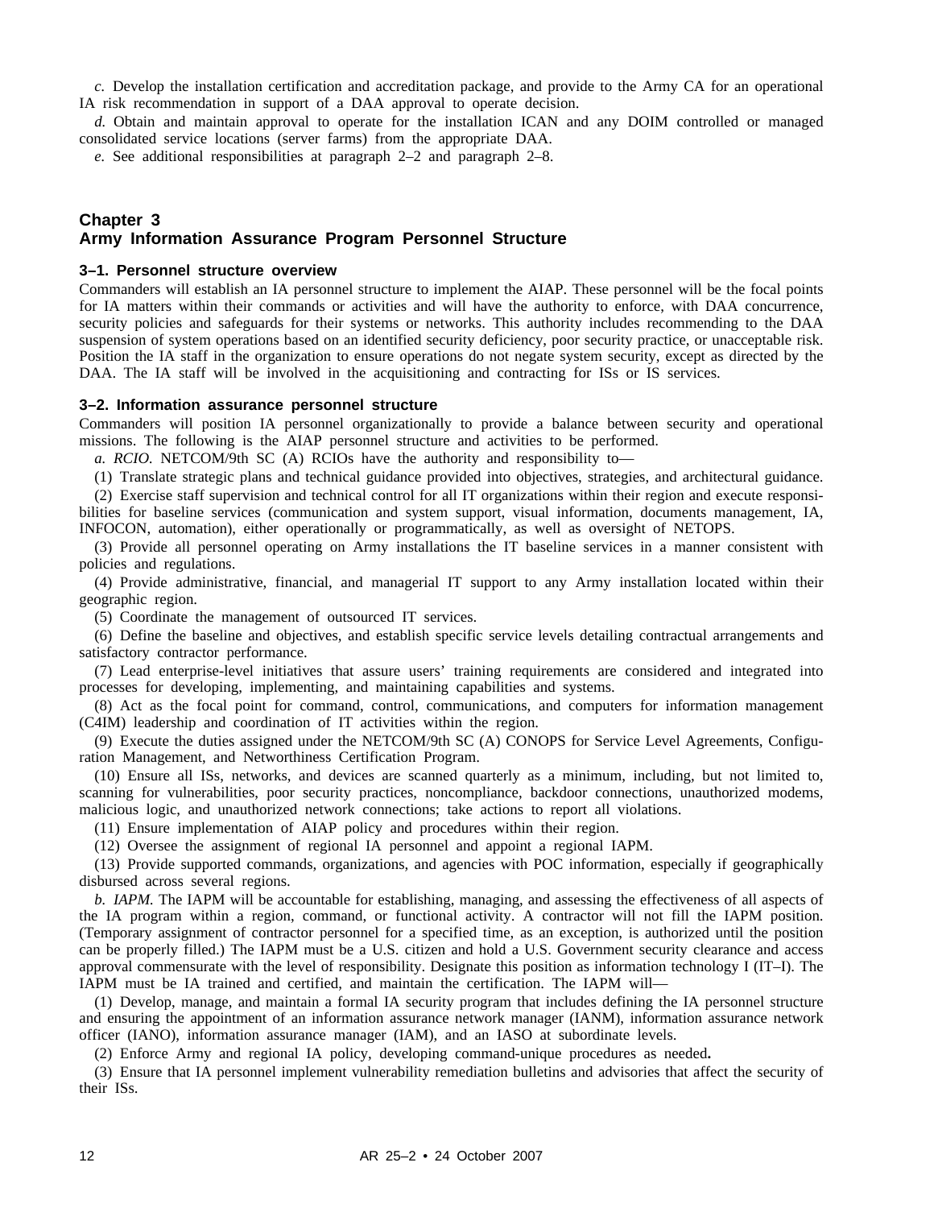*c.* Develop the installation certification and accreditation package, and provide to the Army CA for an operational IA risk recommendation in support of a DAA approval to operate decision.

*d.* Obtain and maintain approval to operate for the installation ICAN and any DOIM controlled or managed consolidated service locations (server farms) from the appropriate DAA.

*e.* See additional responsibilities at paragraph 2–2 and paragraph 2–8.

## Chapter 3
## Army Information Assurance Program Personnel Structure

### 3–1. Personnel structure overview

Commanders will establish an IA personnel structure to implement the AIAP. These personnel will be the focal points for IA matters within their commands or activities and will have the authority to enforce, with DAA concurrence, security policies and safeguards for their systems or networks. This authority includes recommending to the DAA suspension of system operations based on an identified security deficiency, poor security practice, or unacceptable risk. Position the IA staff in the organization to ensure operations do not negate system security, except as directed by the DAA. The IA staff will be involved in the acquisitioning and contracting for ISs or IS services.

### 3–2. Information assurance personnel structure

Commanders will position IA personnel organizationally to provide a balance between security and operational missions. The following is the AIAP personnel structure and activities to be performed.

*a. RCIO.* NETCOM/9th SC (A) RCIOs have the authority and responsibility to—

(1) Translate strategic plans and technical guidance provided into objectives, strategies, and architectural guidance.

(2) Exercise staff supervision and technical control for all IT organizations within their region and execute responsibilities for baseline services (communication and system support, visual information, documents management, IA, INFOCON, automation), either operationally or programmatically, as well as oversight of NETOPS.

(3) Provide all personnel operating on Army installations the IT baseline services in a manner consistent with policies and regulations.

(4) Provide administrative, financial, and managerial IT support to any Army installation located within their geographic region.

(5) Coordinate the management of outsourced IT services.

(6) Define the baseline and objectives, and establish specific service levels detailing contractual arrangements and satisfactory contractor performance.

(7) Lead enterprise-level initiatives that assure users' training requirements are considered and integrated into processes for developing, implementing, and maintaining capabilities and systems.

(8) Act as the focal point for command, control, communications, and computers for information management (C4IM) leadership and coordination of IT activities within the region.

(9) Execute the duties assigned under the NETCOM/9th SC (A) CONOPS for Service Level Agreements, Configuration Management, and Networthiness Certification Program.

(10) Ensure all ISs, networks, and devices are scanned quarterly as a minimum, including, but not limited to, scanning for vulnerabilities, poor security practices, noncompliance, backdoor connections, unauthorized modems, malicious logic, and unauthorized network connections; take actions to report all violations.

(11) Ensure implementation of AIAP policy and procedures within their region.

(12) Oversee the assignment of regional IA personnel and appoint a regional IAPM.

(13) Provide supported commands, organizations, and agencies with POC information, especially if geographically disbursed across several regions.

*b. IAPM.* The IAPM will be accountable for establishing, managing, and assessing the effectiveness of all aspects of the IA program within a region, command, or functional activity. A contractor will not fill the IAPM position. (Temporary assignment of contractor personnel for a specified time, as an exception, is authorized until the position can be properly filled.) The IAPM must be a U.S. citizen and hold a U.S. Government security clearance and access approval commensurate with the level of responsibility. Designate this position as information technology I (IT–I). The IAPM must be IA trained and certified, and maintain the certification. The IAPM will—

(1) Develop, manage, and maintain a formal IA security program that includes defining the IA personnel structure and ensuring the appointment of an information assurance network manager (IANM), information assurance network officer (IANO), information assurance manager (IAM), and an IASO at subordinate levels.

(2) Enforce Army and regional IA policy, developing command-unique procedures as needed**.**

(3) Ensure that IA personnel implement vulnerability remediation bulletins and advisories that affect the security of their ISs.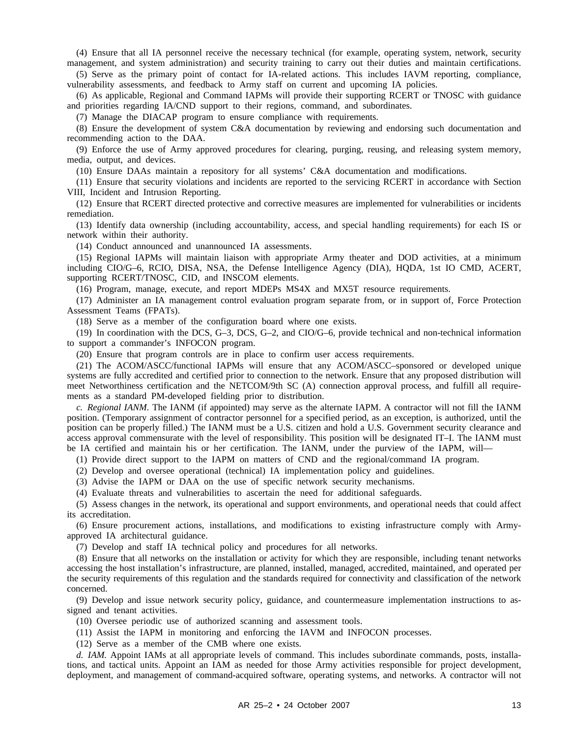(4) Ensure that all IA personnel receive the necessary technical (for example, operating system, network, security management, and system administration) and security training to carry out their duties and maintain certifications.

(5) Serve as the primary point of contact for IA-related actions. This includes IAVM reporting, compliance, vulnerability assessments, and feedback to Army staff on current and upcoming IA policies.

(6) As applicable, Regional and Command IAPMs will provide their supporting RCERT or TNOSC with guidance and priorities regarding IA/CND support to their regions, command, and subordinates.

(7) Manage the DIACAP program to ensure compliance with requirements.

(8) Ensure the development of system C&A documentation by reviewing and endorsing such documentation and recommending action to the DAA.

(9) Enforce the use of Army approved procedures for clearing, purging, reusing, and releasing system memory, media, output, and devices.

(10) Ensure DAAs maintain a repository for all systems' C&A documentation and modifications.

(11) Ensure that security violations and incidents are reported to the servicing RCERT in accordance with Section VIII, Incident and Intrusion Reporting.

(12) Ensure that RCERT directed protective and corrective measures are implemented for vulnerabilities or incidents remediation.

(13) Identify data ownership (including accountability, access, and special handling requirements) for each IS or network within their authority.

(14) Conduct announced and unannounced IA assessments.

(15) Regional IAPMs will maintain liaison with appropriate Army theater and DOD activities, at a minimum including CIO/G–6, RCIO, DISA, NSA, the Defense Intelligence Agency (DIA), HQDA, 1st IO CMD, ACERT, supporting RCERT/TNOSC, CID, and INSCOM elements.

(16) Program, manage, execute, and report MDEPs MS4X and MX5T resource requirements.

(17) Administer an IA management control evaluation program separate from, or in support of, Force Protection Assessment Teams (FPATs).

(18) Serve as a member of the configuration board where one exists.

(19) In coordination with the DCS, G–3, DCS, G–2, and CIO/G–6, provide technical and non-technical information to support a commander's INFOCON program.

(20) Ensure that program controls are in place to confirm user access requirements.

(21) The ACOM/ASCC/functional IAPMs will ensure that any ACOM/ASCC–sponsored or developed unique systems are fully accredited and certified prior to connection to the network. Ensure that any proposed distribution will meet Networthiness certification and the NETCOM/9th SC (A) connection approval process, and fulfill all requirements as a standard PM-developed fielding prior to distribution.

*c. Regional IANM.* The IANM (if appointed) may serve as the alternate IAPM. A contractor will not fill the IANM position. (Temporary assignment of contractor personnel for a specified period, as an exception, is authorized, until the position can be properly filled.) The IANM must be a U.S. citizen and hold a U.S. Government security clearance and access approval commensurate with the level of responsibility. This position will be designated IT–I. The IANM must be IA certified and maintain his or her certification. The IANM, under the purview of the IAPM, will—

(1) Provide direct support to the IAPM on matters of CND and the regional/command IA program.

(2) Develop and oversee operational (technical) IA implementation policy and guidelines.

(3) Advise the IAPM or DAA on the use of specific network security mechanisms.

(4) Evaluate threats and vulnerabilities to ascertain the need for additional safeguards.

(5) Assess changes in the network, its operational and support environments, and operational needs that could affect its accreditation.

(6) Ensure procurement actions, installations, and modifications to existing infrastructure comply with Army-approved IA architectural guidance.

(7) Develop and staff IA technical policy and procedures for all networks.

(8) Ensure that all networks on the installation or activity for which they are responsible, including tenant networks accessing the host installation's infrastructure, are planned, installed, managed, accredited, maintained, and operated per the security requirements of this regulation and the standards required for connectivity and classification of the network concerned.

(9) Develop and issue network security policy, guidance, and countermeasure implementation instructions to assigned and tenant activities.

(10) Oversee periodic use of authorized scanning and assessment tools.

(11) Assist the IAPM in monitoring and enforcing the IAVM and INFOCON processes.

(12) Serve as a member of the CMB where one exists.

*d. IAM.* Appoint IAMs at all appropriate levels of command. This includes subordinate commands, posts, installations, and tactical units. Appoint an IAM as needed for those Army activities responsible for project development, deployment, and management of command-acquired software, operating systems, and networks. A contractor will not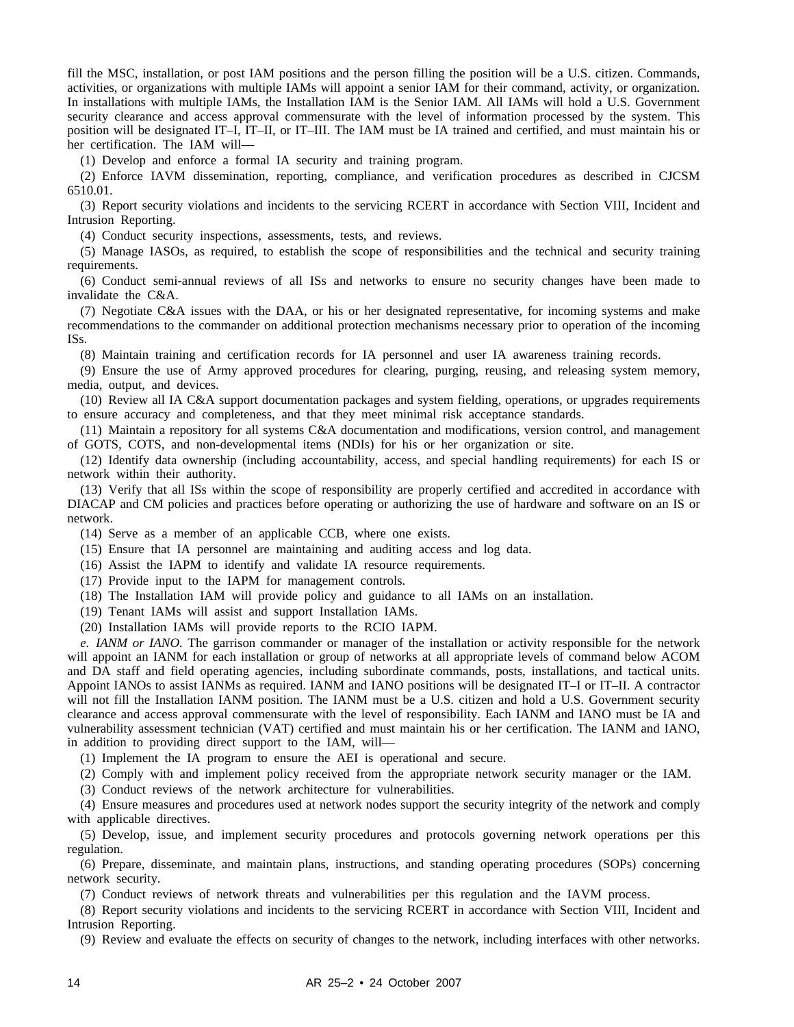fill the MSC, installation, or post IAM positions and the person filling the position will be a U.S. citizen. Commands, activities, or organizations with multiple IAMs will appoint a senior IAM for their command, activity, or organization. In installations with multiple IAMs, the Installation IAM is the Senior IAM. All IAMs will hold a U.S. Government security clearance and access approval commensurate with the level of information processed by the system. This position will be designated IT–I, IT–II, or IT–III. The IAM must be IA trained and certified, and must maintain his or her certification. The IAM will—

(1) Develop and enforce a formal IA security and training program.

(2) Enforce IAVM dissemination, reporting, compliance, and verification procedures as described in CJCSM 6510.01.

(3) Report security violations and incidents to the servicing RCERT in accordance with Section VIII, Incident and Intrusion Reporting.

(4) Conduct security inspections, assessments, tests, and reviews.

(5) Manage IASOs, as required, to establish the scope of responsibilities and the technical and security training requirements.

(6) Conduct semi-annual reviews of all ISs and networks to ensure no security changes have been made to invalidate the C&A.

(7) Negotiate C&A issues with the DAA, or his or her designated representative, for incoming systems and make recommendations to the commander on additional protection mechanisms necessary prior to operation of the incoming ISs.

(8) Maintain training and certification records for IA personnel and user IA awareness training records.

(9) Ensure the use of Army approved procedures for clearing, purging, reusing, and releasing system memory, media, output, and devices.

(10) Review all IA C&A support documentation packages and system fielding, operations, or upgrades requirements to ensure accuracy and completeness, and that they meet minimal risk acceptance standards.

(11) Maintain a repository for all systems C&A documentation and modifications, version control, and management of GOTS, COTS, and non-developmental items (NDIs) for his or her organization or site.

(12) Identify data ownership (including accountability, access, and special handling requirements) for each IS or network within their authority.

(13) Verify that all ISs within the scope of responsibility are properly certified and accredited in accordance with DIACAP and CM policies and practices before operating or authorizing the use of hardware and software on an IS or network.

(14) Serve as a member of an applicable CCB, where one exists.

(15) Ensure that IA personnel are maintaining and auditing access and log data.

(16) Assist the IAPM to identify and validate IA resource requirements.

(17) Provide input to the IAPM for management controls.

(18) The Installation IAM will provide policy and guidance to all IAMs on an installation.

(19) Tenant IAMs will assist and support Installation IAMs.

(20) Installation IAMs will provide reports to the RCIO IAPM.

*e. IANM or IANO.* The garrison commander or manager of the installation or activity responsible for the network will appoint an IANM for each installation or group of networks at all appropriate levels of command below ACOM and DA staff and field operating agencies, including subordinate commands, posts, installations, and tactical units. Appoint IANOs to assist IANMs as required. IANM and IANO positions will be designated IT–I or IT–II. A contractor will not fill the Installation IANM position. The IANM must be a U.S. citizen and hold a U.S. Government security clearance and access approval commensurate with the level of responsibility. Each IANM and IANO must be IA and vulnerability assessment technician (VAT) certified and must maintain his or her certification. The IANM and IANO, in addition to providing direct support to the IAM, will—

(1) Implement the IA program to ensure the AEI is operational and secure.

(2) Comply with and implement policy received from the appropriate network security manager or the IAM.

(3) Conduct reviews of the network architecture for vulnerabilities.

(4) Ensure measures and procedures used at network nodes support the security integrity of the network and comply with applicable directives.

(5) Develop, issue, and implement security procedures and protocols governing network operations per this regulation.

(6) Prepare, disseminate, and maintain plans, instructions, and standing operating procedures (SOPs) concerning network security.

(7) Conduct reviews of network threats and vulnerabilities per this regulation and the IAVM process.

(8) Report security violations and incidents to the servicing RCERT in accordance with Section VIII, Incident and Intrusion Reporting.

(9) Review and evaluate the effects on security of changes to the network, including interfaces with other networks.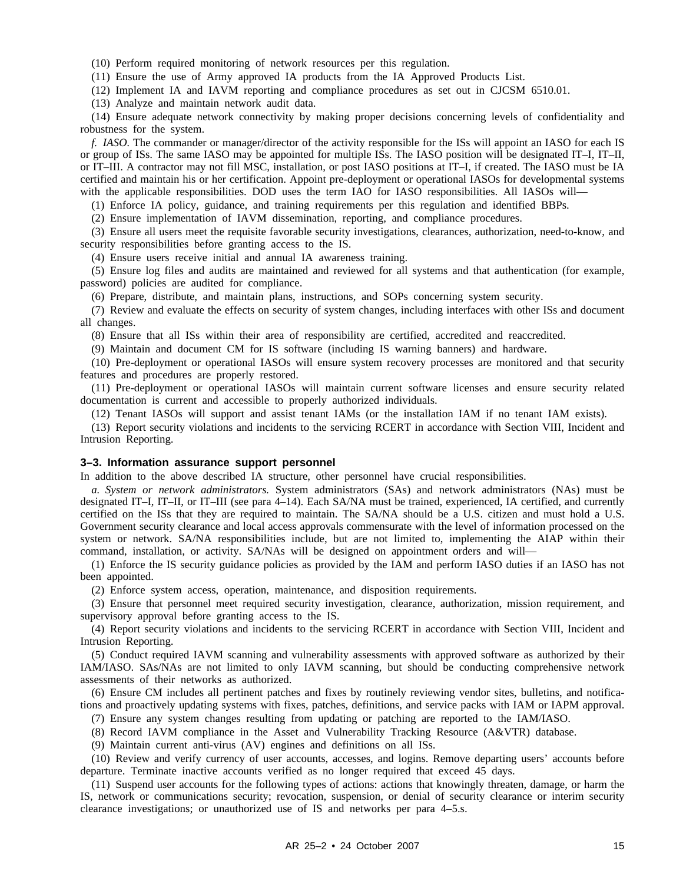(10) Perform required monitoring of network resources per this regulation.

(11) Ensure the use of Army approved IA products from the IA Approved Products List.

(12) Implement IA and IAVM reporting and compliance procedures as set out in CJCSM 6510.01.

(13) Analyze and maintain network audit data.

(14) Ensure adequate network connectivity by making proper decisions concerning levels of confidentiality and robustness for the system.

*f. IASO.* The commander or manager/director of the activity responsible for the ISs will appoint an IASO for each IS or group of ISs. The same IASO may be appointed for multiple ISs. The IASO position will be designated IT–I, IT–II, or IT–III. A contractor may not fill MSC, installation, or post IASO positions at IT–I, if created. The IASO must be IA certified and maintain his or her certification. Appoint pre-deployment or operational IASOs for developmental systems with the applicable responsibilities. DOD uses the term IAO for IASO responsibilities. All IASOs will—

(1) Enforce IA policy, guidance, and training requirements per this regulation and identified BBPs.

(2) Ensure implementation of IAVM dissemination, reporting, and compliance procedures.

(3) Ensure all users meet the requisite favorable security investigations, clearances, authorization, need-to-know, and security responsibilities before granting access to the IS.

(4) Ensure users receive initial and annual IA awareness training.

(5) Ensure log files and audits are maintained and reviewed for all systems and that authentication (for example, password) policies are audited for compliance.

(6) Prepare, distribute, and maintain plans, instructions, and SOPs concerning system security.

(7) Review and evaluate the effects on security of system changes, including interfaces with other ISs and document all changes.

(8) Ensure that all ISs within their area of responsibility are certified, accredited and reaccredited.

(9) Maintain and document CM for IS software (including IS warning banners) and hardware.

(10) Pre-deployment or operational IASOs will ensure system recovery processes are monitored and that security features and procedures are properly restored.

(11) Pre-deployment or operational IASOs will maintain current software licenses and ensure security related documentation is current and accessible to properly authorized individuals.

(12) Tenant IASOs will support and assist tenant IAMs (or the installation IAM if no tenant IAM exists).

(13) Report security violations and incidents to the servicing RCERT in accordance with Section VIII, Incident and Intrusion Reporting.

### 3–3. Information assurance support personnel

In addition to the above described IA structure, other personnel have crucial responsibilities.

*a. System or network administrators.* System administrators (SAs) and network administrators (NAs) must be designated IT–I, IT–II, or IT–III (see para 4–14). Each SA/NA must be trained, experienced, IA certified, and currently certified on the ISs that they are required to maintain. The SA/NA should be a U.S. citizen and must hold a U.S. Government security clearance and local access approvals commensurate with the level of information processed on the system or network. SA/NA responsibilities include, but are not limited to, implementing the AIAP within their command, installation, or activity. SA/NAs will be designed on appointment orders and will—

(1) Enforce the IS security guidance policies as provided by the IAM and perform IASO duties if an IASO has not been appointed.

(2) Enforce system access, operation, maintenance, and disposition requirements.

(3) Ensure that personnel meet required security investigation, clearance, authorization, mission requirement, and supervisory approval before granting access to the IS.

(4) Report security violations and incidents to the servicing RCERT in accordance with Section VIII, Incident and Intrusion Reporting.

(5) Conduct required IAVM scanning and vulnerability assessments with approved software as authorized by their IAM/IASO. SAs/NAs are not limited to only IAVM scanning, but should be conducting comprehensive network assessments of their networks as authorized.

(6) Ensure CM includes all pertinent patches and fixes by routinely reviewing vendor sites, bulletins, and notifications and proactively updating systems with fixes, patches, definitions, and service packs with IAM or IAPM approval.

(7) Ensure any system changes resulting from updating or patching are reported to the IAM/IASO.

(8) Record IAVM compliance in the Asset and Vulnerability Tracking Resource (A&VTR) database.

(9) Maintain current anti-virus (AV) engines and definitions on all ISs.

(10) Review and verify currency of user accounts, accesses, and logins. Remove departing users' accounts before departure. Terminate inactive accounts verified as no longer required that exceed 45 days.

(11) Suspend user accounts for the following types of actions: actions that knowingly threaten, damage, or harm the IS, network or communications security; revocation, suspension, or denial of security clearance or interim security clearance investigations; or unauthorized use of IS and networks per para 4–5.s.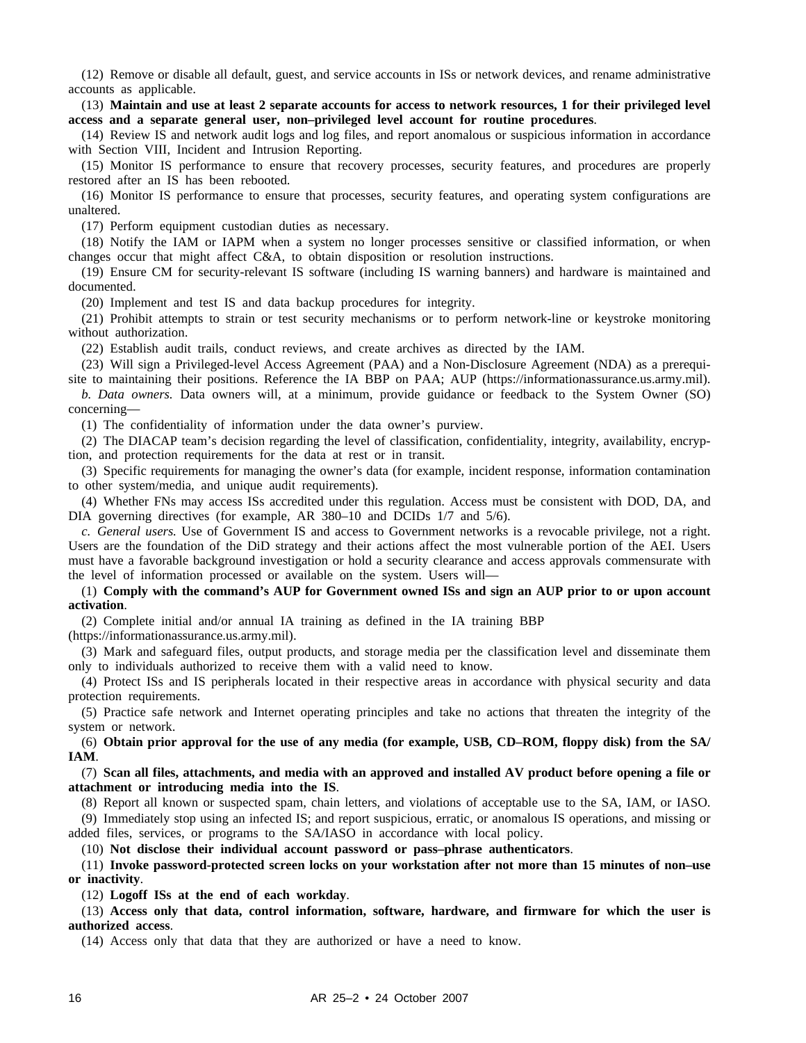(12) Remove or disable all default, guest, and service accounts in ISs or network devices, and rename administrative accounts as applicable.

(13) **Maintain and use at least 2 separate accounts for access to network resources, 1 for their privileged level access and a separate general user, non–privileged level account for routine procedures**.

(14) Review IS and network audit logs and log files, and report anomalous or suspicious information in accordance with Section VIII, Incident and Intrusion Reporting.

(15) Monitor IS performance to ensure that recovery processes, security features, and procedures are properly restored after an IS has been rebooted.

(16) Monitor IS performance to ensure that processes, security features, and operating system configurations are unaltered.

(17) Perform equipment custodian duties as necessary.

(18) Notify the IAM or IAPM when a system no longer processes sensitive or classified information, or when changes occur that might affect C&A, to obtain disposition or resolution instructions.

(19) Ensure CM for security-relevant IS software (including IS warning banners) and hardware is maintained and documented.

(20) Implement and test IS and data backup procedures for integrity.

(21) Prohibit attempts to strain or test security mechanisms or to perform network-line or keystroke monitoring without authorization.

(22) Establish audit trails, conduct reviews, and create archives as directed by the IAM.

(23) Will sign a Privileged-level Access Agreement (PAA) and a Non-Disclosure Agreement (NDA) as a prerequisite to maintaining their positions. Reference the IA BBP on PAA; AUP (https://informationassurance.us.army.mil).

*b. Data owners.* Data owners will, at a minimum, provide guidance or feedback to the System Owner (SO) concerning—

(1) The confidentiality of information under the data owner's purview.

(2) The DIACAP team's decision regarding the level of classification, confidentiality, integrity, availability, encryption, and protection requirements for the data at rest or in transit.

(3) Specific requirements for managing the owner's data (for example, incident response, information contamination to other system/media, and unique audit requirements).

(4) Whether FNs may access ISs accredited under this regulation. Access must be consistent with DOD, DA, and DIA governing directives (for example, AR 380–10 and DCIDs 1/7 and 5/6).

*c. General users.* Use of Government IS and access to Government networks is a revocable privilege, not a right. Users are the foundation of the DiD strategy and their actions affect the most vulnerable portion of the AEI. Users must have a favorable background investigation or hold a security clearance and access approvals commensurate with the level of information processed or available on the system. Users will—

(1) **Comply with the command's AUP for Government owned ISs and sign an AUP prior to or upon account activation**.

(2) Complete initial and/or annual IA training as defined in the IA training BBP (https://informationassurance.us.army.mil).

(3) Mark and safeguard files, output products, and storage media per the classification level and disseminate them only to individuals authorized to receive them with a valid need to know.

(4) Protect ISs and IS peripherals located in their respective areas in accordance with physical security and data protection requirements.

(5) Practice safe network and Internet operating principles and take no actions that threaten the integrity of the system or network.

(6) **Obtain prior approval for the use of any media (for example, USB, CD–ROM, floppy disk) from the SA/IAM**.

(7) **Scan all files, attachments, and media with an approved and installed AV product before opening a file or attachment or introducing media into the IS**.

(8) Report all known or suspected spam, chain letters, and violations of acceptable use to the SA, IAM, or IASO.

(9) Immediately stop using an infected IS; and report suspicious, erratic, or anomalous IS operations, and missing or added files, services, or programs to the SA/IASO in accordance with local policy.

(10) **Not disclose their individual account password or pass–phrase authenticators**.

(11) **Invoke password-protected screen locks on your workstation after not more than 15 minutes of non–use or inactivity**.

(12) **Logoff ISs at the end of each workday**.

(13) **Access only that data, control information, software, hardware, and firmware for which the user is authorized access**.

(14) Access only that data that they are authorized or have a need to know.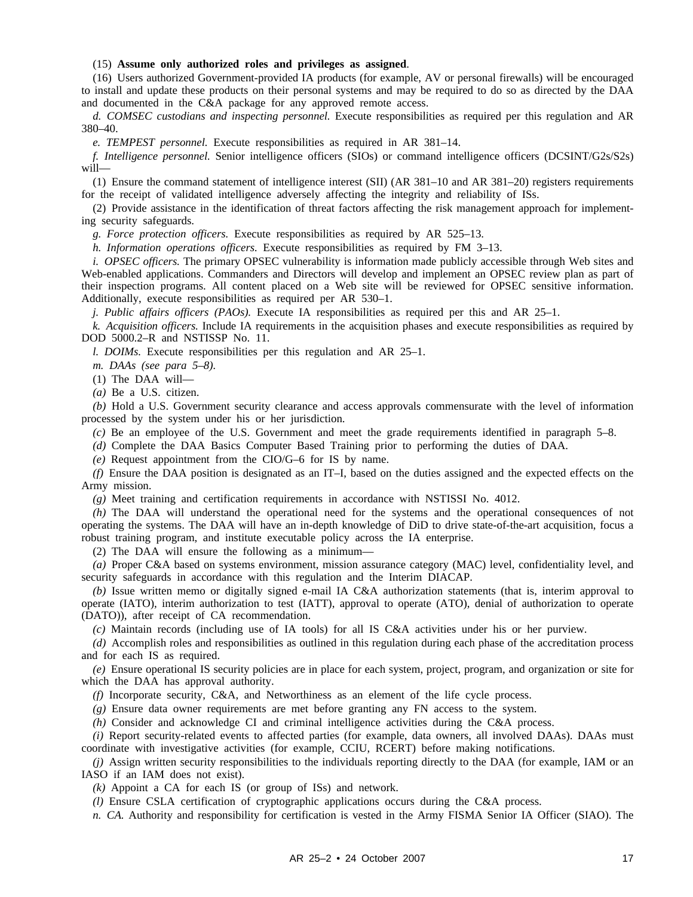(15) **Assume only authorized roles and privileges as assigned**.

(16) Users authorized Government-provided IA products (for example, AV or personal firewalls) will be encouraged to install and update these products on their personal systems and may be required to do so as directed by the DAA and documented in the C&A package for any approved remote access.

*d. COMSEC custodians and inspecting personnel.* Execute responsibilities as required per this regulation and AR 380–40.

*e. TEMPEST personnel.* Execute responsibilities as required in AR 381–14.

*f. Intelligence personnel.* Senior intelligence officers (SIOs) or command intelligence officers (DCSINT/G2s/S2s) will—

(1) Ensure the command statement of intelligence interest (SII) (AR 381–10 and AR 381–20) registers requirements for the receipt of validated intelligence adversely affecting the integrity and reliability of ISs.

(2) Provide assistance in the identification of threat factors affecting the risk management approach for implementing security safeguards.

*g. Force protection officers.* Execute responsibilities as required by AR 525–13.

*h. Information operations officers.* Execute responsibilities as required by FM 3–13.

*i. OPSEC officers.* The primary OPSEC vulnerability is information made publicly accessible through Web sites and Web-enabled applications. Commanders and Directors will develop and implement an OPSEC review plan as part of their inspection programs. All content placed on a Web site will be reviewed for OPSEC sensitive information. Additionally, execute responsibilities as required per AR 530–1.

*j. Public affairs officers (PAOs).* Execute IA responsibilities as required per this and AR 25–1.

*k. Acquisition officers.* Include IA requirements in the acquisition phases and execute responsibilities as required by DOD 5000.2–R and NSTISSP No. 11.

*l. DOIMs.* Execute responsibilities per this regulation and AR 25–1.

*m. DAAs (see para 5–8).*

(1) The DAA will—

*(a)* Be a U.S. citizen.

*(b)* Hold a U.S. Government security clearance and access approvals commensurate with the level of information processed by the system under his or her jurisdiction.

*(c)* Be an employee of the U.S. Government and meet the grade requirements identified in paragraph 5–8.

*(d)* Complete the DAA Basics Computer Based Training prior to performing the duties of DAA.

*(e)* Request appointment from the CIO/G–6 for IS by name.

*(f)* Ensure the DAA position is designated as an IT–I, based on the duties assigned and the expected effects on the Army mission.

*(g)* Meet training and certification requirements in accordance with NSTISSI No. 4012.

*(h)* The DAA will understand the operational need for the systems and the operational consequences of not operating the systems. The DAA will have an in-depth knowledge of DiD to drive state-of-the-art acquisition, focus a robust training program, and institute executable policy across the IA enterprise.

(2) The DAA will ensure the following as a minimum—

*(a)* Proper C&A based on systems environment, mission assurance category (MAC) level, confidentiality level, and security safeguards in accordance with this regulation and the Interim DIACAP.

*(b)* Issue written memo or digitally signed e-mail IA C&A authorization statements (that is, interim approval to operate (IATO), interim authorization to test (IATT), approval to operate (ATO), denial of authorization to operate (DATO)), after receipt of CA recommendation.

*(c)* Maintain records (including use of IA tools) for all IS C&A activities under his or her purview.

*(d)* Accomplish roles and responsibilities as outlined in this regulation during each phase of the accreditation process and for each IS as required.

*(e)* Ensure operational IS security policies are in place for each system, project, program, and organization or site for which the DAA has approval authority.

*(f)* Incorporate security, C&A, and Networthiness as an element of the life cycle process.

*(g)* Ensure data owner requirements are met before granting any FN access to the system.

*(h)* Consider and acknowledge CI and criminal intelligence activities during the C&A process.

*(i)* Report security-related events to affected parties (for example, data owners, all involved DAAs). DAAs must coordinate with investigative activities (for example, CCIU, RCERT) before making notifications.

*(j)* Assign written security responsibilities to the individuals reporting directly to the DAA (for example, IAM or an IASO if an IAM does not exist).

*(k)* Appoint a CA for each IS (or group of ISs) and network.

*(l)* Ensure CSLA certification of cryptographic applications occurs during the C&A process.

*n. CA.* Authority and responsibility for certification is vested in the Army FISMA Senior IA Officer (SIAO). The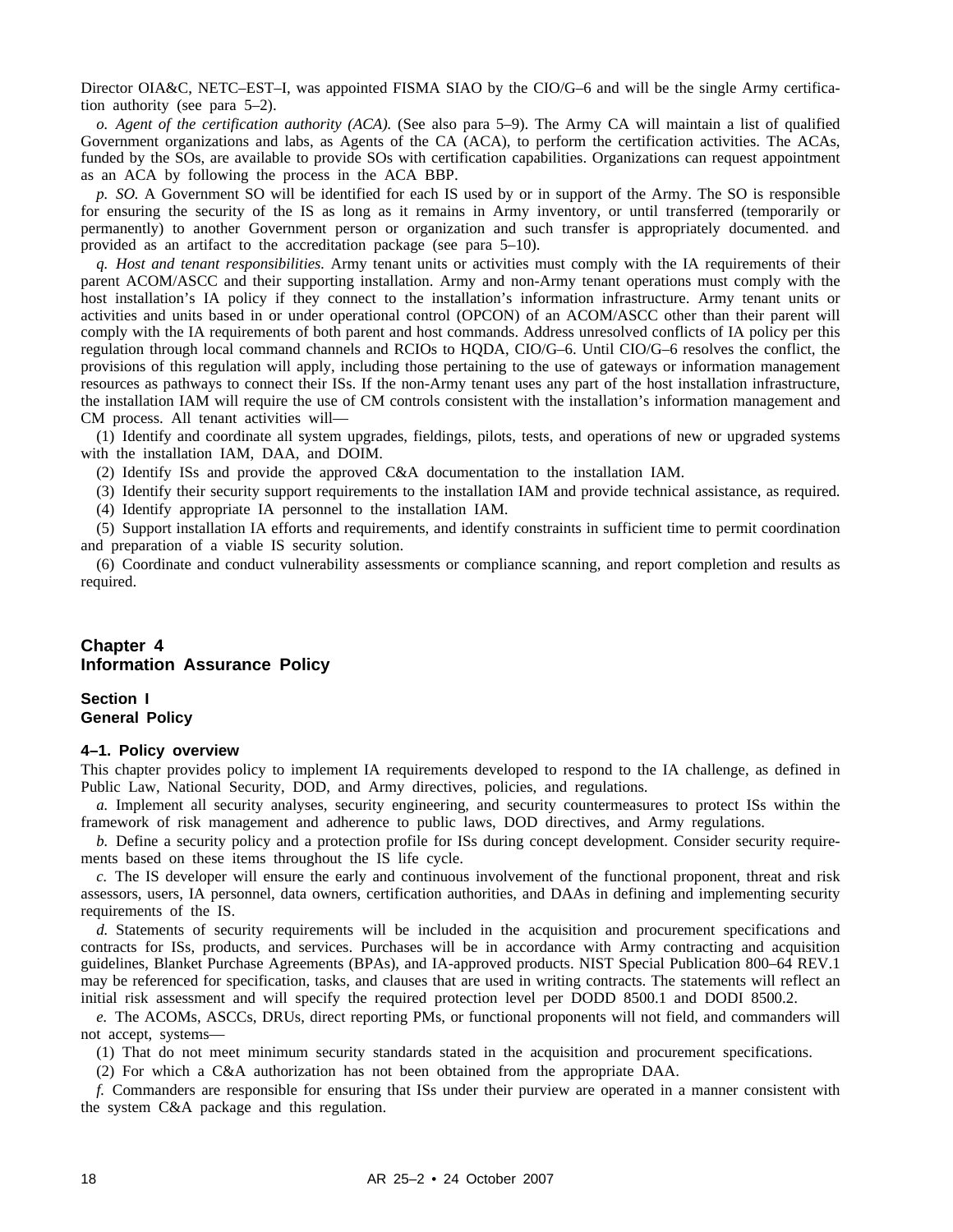Director OIA&C, NETC–EST–I, was appointed FISMA SIAO by the CIO/G–6 and will be the single Army certification authority (see para 5–2).

*o. Agent of the certification authority (ACA).* (See also para 5–9). The Army CA will maintain a list of qualified Government organizations and labs, as Agents of the CA (ACA), to perform the certification activities. The ACAs, funded by the SOs, are available to provide SOs with certification capabilities. Organizations can request appointment as an ACA by following the process in the ACA BBP.

*p. SO.* A Government SO will be identified for each IS used by or in support of the Army. The SO is responsible for ensuring the security of the IS as long as it remains in Army inventory, or until transferred (temporarily or permanently) to another Government person or organization and such transfer is appropriately documented. and provided as an artifact to the accreditation package (see para 5–10).

*q. Host and tenant responsibilities.* Army tenant units or activities must comply with the IA requirements of their parent ACOM/ASCC and their supporting installation. Army and non-Army tenant operations must comply with the host installation's IA policy if they connect to the installation's information infrastructure. Army tenant units or activities and units based in or under operational control (OPCON) of an ACOM/ASCC other than their parent will comply with the IA requirements of both parent and host commands. Address unresolved conflicts of IA policy per this regulation through local command channels and RCIOs to HQDA, CIO/G–6. Until CIO/G–6 resolves the conflict, the provisions of this regulation will apply, including those pertaining to the use of gateways or information management resources as pathways to connect their ISs. If the non-Army tenant uses any part of the host installation infrastructure, the installation IAM will require the use of CM controls consistent with the installation's information management and CM process. All tenant activities will—

(1) Identify and coordinate all system upgrades, fieldings, pilots, tests, and operations of new or upgraded systems with the installation IAM, DAA, and DOIM.

(2) Identify ISs and provide the approved C&A documentation to the installation IAM.

(3) Identify their security support requirements to the installation IAM and provide technical assistance, as required.

(4) Identify appropriate IA personnel to the installation IAM.

(5) Support installation IA efforts and requirements, and identify constraints in sufficient time to permit coordination and preparation of a viable IS security solution.

(6) Coordinate and conduct vulnerability assessments or compliance scanning, and report completion and results as required.

# Chapter 4
# Information Assurance Policy

## Section I
## General Policy

### 4–1. Policy overview

This chapter provides policy to implement IA requirements developed to respond to the IA challenge, as defined in Public Law, National Security, DOD, and Army directives, policies, and regulations.

*a.* Implement all security analyses, security engineering, and security countermeasures to protect ISs within the framework of risk management and adherence to public laws, DOD directives, and Army regulations.

*b.* Define a security policy and a protection profile for ISs during concept development. Consider security requirements based on these items throughout the IS life cycle.

*c.* The IS developer will ensure the early and continuous involvement of the functional proponent, threat and risk assessors, users, IA personnel, data owners, certification authorities, and DAAs in defining and implementing security requirements of the IS.

*d.* Statements of security requirements will be included in the acquisition and procurement specifications and contracts for ISs, products, and services. Purchases will be in accordance with Army contracting and acquisition guidelines, Blanket Purchase Agreements (BPAs), and IA-approved products. NIST Special Publication 800–64 REV.1 may be referenced for specification, tasks, and clauses that are used in writing contracts. The statements will reflect an initial risk assessment and will specify the required protection level per DODD 8500.1 and DODI 8500.2.

*e.* The ACOMs, ASCCs, DRUs, direct reporting PMs, or functional proponents will not field, and commanders will not accept, systems—

(1) That do not meet minimum security standards stated in the acquisition and procurement specifications.

(2) For which a C&A authorization has not been obtained from the appropriate DAA.

*f.* Commanders are responsible for ensuring that ISs under their purview are operated in a manner consistent with the system C&A package and this regulation.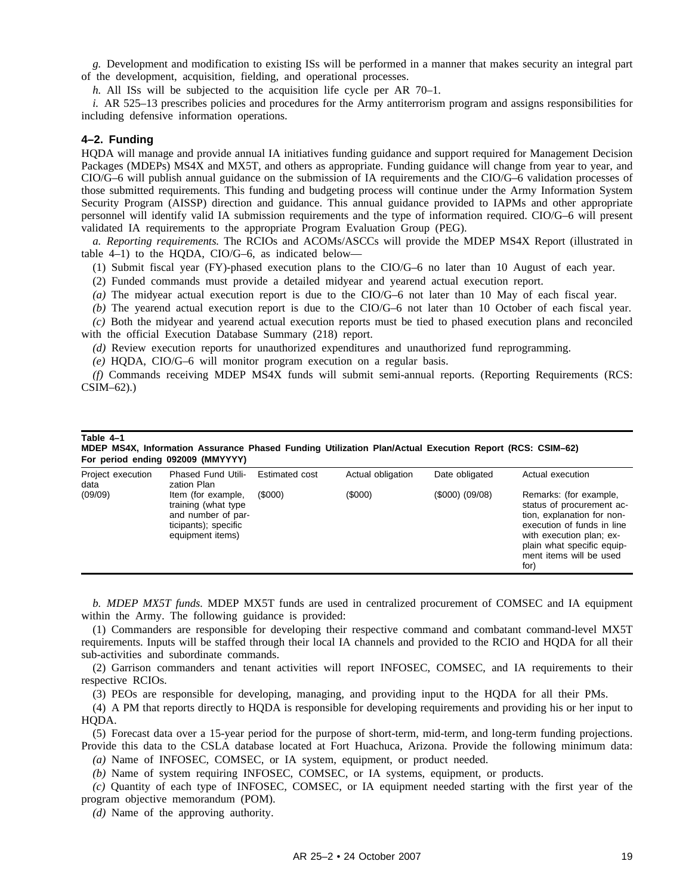*g.* Development and modification to existing ISs will be performed in a manner that makes security an integral part of the development, acquisition, fielding, and operational processes.

*h.* All ISs will be subjected to the acquisition life cycle per AR 70–1.

*i.* AR 525–13 prescribes policies and procedures for the Army antiterrorism program and assigns responsibilities for including defensive information operations.

### 4–2. Funding

HQDA will manage and provide annual IA initiatives funding guidance and support required for Management Decision Packages (MDEPs) MS4X and MX5T, and others as appropriate. Funding guidance will change from year to year, and CIO/G–6 will publish annual guidance on the submission of IA requirements and the CIO/G–6 validation processes of those submitted requirements. This funding and budgeting process will continue under the Army Information System Security Program (AISSP) direction and guidance. This annual guidance provided to IAPMs and other appropriate personnel will identify valid IA submission requirements and the type of information required. CIO/G–6 will present validated IA requirements to the appropriate Program Evaluation Group (PEG).

*a. Reporting requirements.* The RCIOs and ACOMs/ASCCs will provide the MDEP MS4X Report (illustrated in table 4–1) to the HQDA, CIO/G–6, as indicated below—

(1) Submit fiscal year (FY)-phased execution plans to the CIO/G–6 no later than 10 August of each year.

(2) Funded commands must provide a detailed midyear and yearend actual execution report.

*(a)* The midyear actual execution report is due to the CIO/G–6 not later than 10 May of each fiscal year.

*(b)* The yearend actual execution report is due to the CIO/G–6 not later than 10 October of each fiscal year.

*(c)* Both the midyear and yearend actual execution reports must be tied to phased execution plans and reconciled with the official Execution Database Summary (218) report.

*(d)* Review execution reports for unauthorized expenditures and unauthorized fund reprogramming.

*(e)* HQDA, CIO/G–6 will monitor program execution on a regular basis.

*(f)* Commands receiving MDEP MS4X funds will submit semi-annual reports. (Reporting Requirements (RCS: CSIM–62).)

**Table 4–1**
**MDEP MS4X, Information Assurance Phased Funding Utilization Plan/Actual Execution Report (RCS: CSIM–62)**
**For period ending 092009 (MMYYYY)**

| Project execution data | Phased Fund Utilization Plan | Estimated cost | Actual obligation | Date obligated | Actual execution |
|---|---|---|---|---|---|
| (09/09) | Item (for example, training (what type and number of participants); specific equipment items) | ($000) | ($000) | ($000) (09/08) | Remarks: (for example, status of procurement action, explanation for non-execution of funds in line with execution plan; explain what specific equipment items will be used for) |

*b. MDEP MX5T funds.* MDEP MX5T funds are used in centralized procurement of COMSEC and IA equipment within the Army. The following guidance is provided:

(1) Commanders are responsible for developing their respective command and combatant command-level MX5T requirements. Inputs will be staffed through their local IA channels and provided to the RCIO and HQDA for all their sub-activities and subordinate commands.

(2) Garrison commanders and tenant activities will report INFOSEC, COMSEC, and IA requirements to their respective RCIOs.

(3) PEOs are responsible for developing, managing, and providing input to the HQDA for all their PMs.

(4) A PM that reports directly to HQDA is responsible for developing requirements and providing his or her input to HQDA.

(5) Forecast data over a 15-year period for the purpose of short-term, mid-term, and long-term funding projections. Provide this data to the CSLA database located at Fort Huachuca, Arizona. Provide the following minimum data:

*(a)* Name of INFOSEC, COMSEC, or IA system, equipment, or product needed.

*(b)* Name of system requiring INFOSEC, COMSEC, or IA systems, equipment, or products.

*(c)* Quantity of each type of INFOSEC, COMSEC, or IA equipment needed starting with the first year of the program objective memorandum (POM).

*(d)* Name of the approving authority.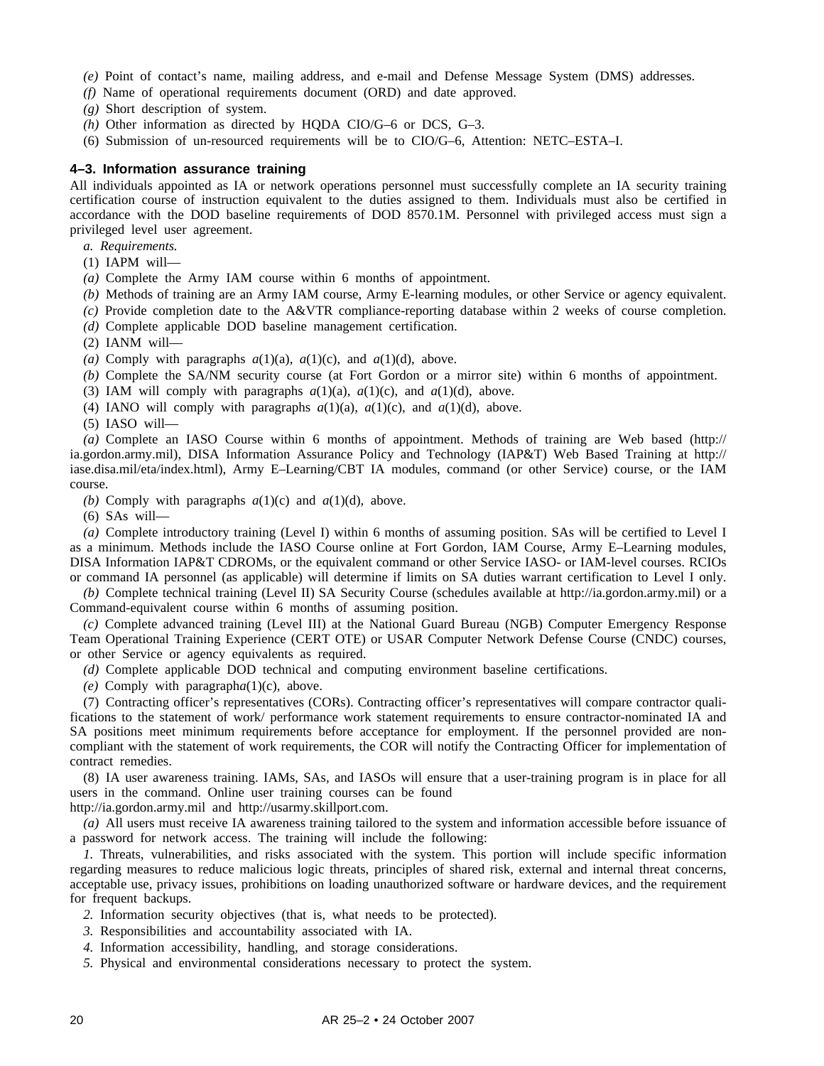(e) Point of contact's name, mailing address, and e-mail and Defense Message System (DMS) addresses.

(f) Name of operational requirements document (ORD) and date approved.

(g) Short description of system.

(h) Other information as directed by HQDA CIO/G–6 or DCS, G–3.

(6) Submission of un-resourced requirements will be to CIO/G–6, Attention: NETC–ESTA–I.

### 4–3. Information assurance training

All individuals appointed as IA or network operations personnel must successfully complete an IA security training certification course of instruction equivalent to the duties assigned to them. Individuals must also be certified in accordance with the DOD baseline requirements of DOD 8570.1M. Personnel with privileged access must sign a privileged level user agreement.

*a. Requirements.*

(1) IAPM will—

*(a)* Complete the Army IAM course within 6 months of appointment.

*(b)* Methods of training are an Army IAM course, Army E-learning modules, or other Service or agency equivalent.

*(c)* Provide completion date to the A&VTR compliance-reporting database within 2 weeks of course completion.

*(d)* Complete applicable DOD baseline management certification.

(2) IANM will—

*(a)* Comply with paragraphs *a*(1)(a), *a*(1)(c), and *a*(1)(d), above.

*(b)* Complete the SA/NM security course (at Fort Gordon or a mirror site) within 6 months of appointment.

(3) IAM will comply with paragraphs *a*(1)(a), *a*(1)(c), and *a*(1)(d), above.

(4) IANO will comply with paragraphs *a*(1)(a), *a*(1)(c), and *a*(1)(d), above.

(5) IASO will—

*(a)* Complete an IASO Course within 6 months of appointment. Methods of training are Web based (http://ia.gordon.army.mil), DISA Information Assurance Policy and Technology (IAP&T) Web Based Training at http://iase.disa.mil/eta/index.html), Army E–Learning/CBT IA modules, command (or other Service) course, or the IAM course.

*(b)* Comply with paragraphs *a*(1)(c) and *a*(1)(d), above.

(6) SAs will—

*(a)* Complete introductory training (Level I) within 6 months of assuming position. SAs will be certified to Level I as a minimum. Methods include the IASO Course online at Fort Gordon, IAM Course, Army E–Learning modules, DISA Information IAP&T CDROMs, or the equivalent command or other Service IASO- or IAM-level courses. RCIOs or command IA personnel (as applicable) will determine if limits on SA duties warrant certification to Level I only.

*(b)* Complete technical training (Level II) SA Security Course (schedules available at http://ia.gordon.army.mil) or a Command-equivalent course within 6 months of assuming position.

*(c)* Complete advanced training (Level III) at the National Guard Bureau (NGB) Computer Emergency Response Team Operational Training Experience (CERT OTE) or USAR Computer Network Defense Course (CNDC) courses, or other Service or agency equivalents as required.

*(d)* Complete applicable DOD technical and computing environment baseline certifications.

*(e)* Comply with paragraph*a*(1)(c), above.

(7) Contracting officer's representatives (CORs). Contracting officer's representatives will compare contractor qualifications to the statement of work/ performance work statement requirements to ensure contractor-nominated IA and SA positions meet minimum requirements before acceptance for employment. If the personnel provided are non-compliant with the statement of work requirements, the COR will notify the Contracting Officer for implementation of contract remedies.

(8) IA user awareness training. IAMs, SAs, and IASOs will ensure that a user-training program is in place for all users in the command. Online user training courses can be found http://ia.gordon.army.mil and http://usarmy.skillport.com.

*(a)* All users must receive IA awareness training tailored to the system and information accessible before issuance of a password for network access. The training will include the following:

*1.* Threats, vulnerabilities, and risks associated with the system. This portion will include specific information regarding measures to reduce malicious logic threats, principles of shared risk, external and internal threat concerns, acceptable use, privacy issues, prohibitions on loading unauthorized software or hardware devices, and the requirement for frequent backups.

*2.* Information security objectives (that is, what needs to be protected).

*3.* Responsibilities and accountability associated with IA.

*4.* Information accessibility, handling, and storage considerations.

*5.* Physical and environmental considerations necessary to protect the system.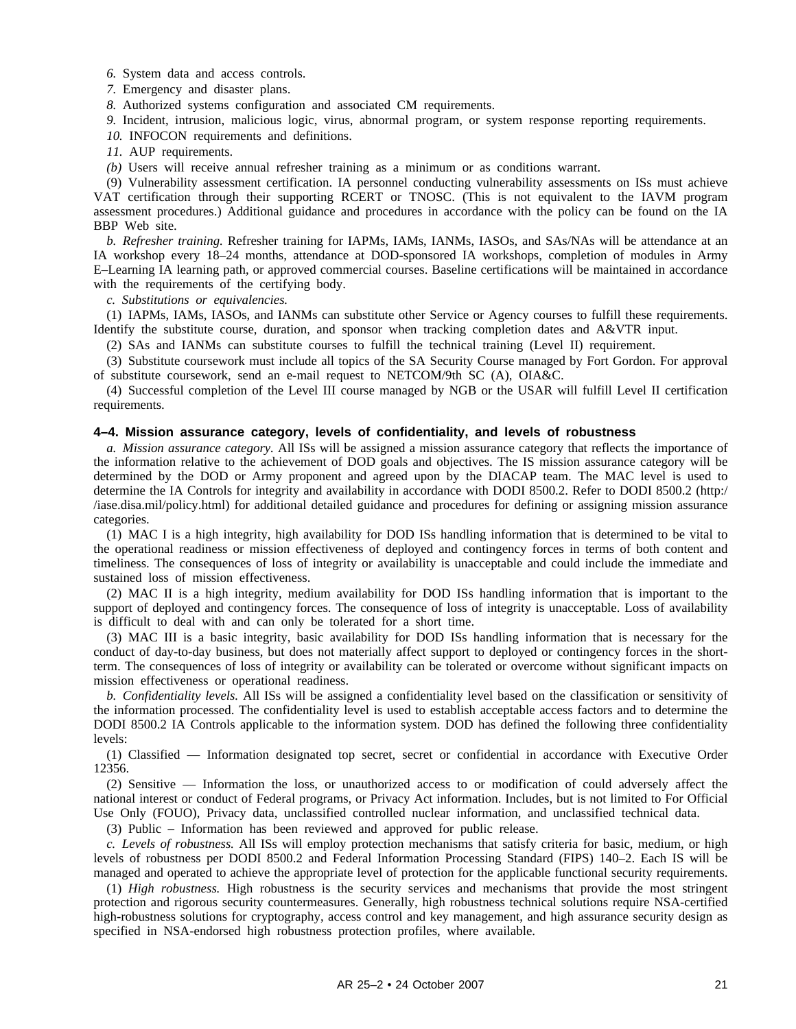*6.* System data and access controls.

*7.* Emergency and disaster plans.

*8.* Authorized systems configuration and associated CM requirements.

*9.* Incident, intrusion, malicious logic, virus, abnormal program, or system response reporting requirements.

*10.* INFOCON requirements and definitions.

*11.* AUP requirements.

*(b)* Users will receive annual refresher training as a minimum or as conditions warrant.

(9) Vulnerability assessment certification. IA personnel conducting vulnerability assessments on ISs must achieve VAT certification through their supporting RCERT or TNOSC. (This is not equivalent to the IAVM program assessment procedures.) Additional guidance and procedures in accordance with the policy can be found on the IA BBP Web site.

*b. Refresher training.* Refresher training for IAPMs, IAMs, IANMs, IASOs, and SAs/NAs will be attendance at an IA workshop every 18–24 months, attendance at DOD-sponsored IA workshops, completion of modules in Army E–Learning IA learning path, or approved commercial courses. Baseline certifications will be maintained in accordance with the requirements of the certifying body.

*c. Substitutions or equivalencies.*

(1) IAPMs, IAMs, IASOs, and IANMs can substitute other Service or Agency courses to fulfill these requirements. Identify the substitute course, duration, and sponsor when tracking completion dates and A&VTR input.

(2) SAs and IANMs can substitute courses to fulfill the technical training (Level II) requirement.

(3) Substitute coursework must include all topics of the SA Security Course managed by Fort Gordon. For approval of substitute coursework, send an e-mail request to NETCOM/9th SC (A), OIA&C.

(4) Successful completion of the Level III course managed by NGB or the USAR will fulfill Level II certification requirements.

### 4–4. Mission assurance category, levels of confidentiality, and levels of robustness

*a. Mission assurance category.* All ISs will be assigned a mission assurance category that reflects the importance of the information relative to the achievement of DOD goals and objectives. The IS mission assurance category will be determined by the DOD or Army proponent and agreed upon by the DIACAP team. The MAC level is used to determine the IA Controls for integrity and availability in accordance with DODI 8500.2. Refer to DODI 8500.2 (http://iase.disa.mil/policy.html) for additional detailed guidance and procedures for defining or assigning mission assurance categories.

(1) MAC I is a high integrity, high availability for DOD ISs handling information that is determined to be vital to the operational readiness or mission effectiveness of deployed and contingency forces in terms of both content and timeliness. The consequences of loss of integrity or availability is unacceptable and could include the immediate and sustained loss of mission effectiveness.

(2) MAC II is a high integrity, medium availability for DOD ISs handling information that is important to the support of deployed and contingency forces. The consequence of loss of integrity is unacceptable. Loss of availability is difficult to deal with and can only be tolerated for a short time.

(3) MAC III is a basic integrity, basic availability for DOD ISs handling information that is necessary for the conduct of day-to-day business, but does not materially affect support to deployed or contingency forces in the short-term. The consequences of loss of integrity or availability can be tolerated or overcome without significant impacts on mission effectiveness or operational readiness.

*b. Confidentiality levels.* All ISs will be assigned a confidentiality level based on the classification or sensitivity of the information processed. The confidentiality level is used to establish acceptable access factors and to determine the DODI 8500.2 IA Controls applicable to the information system. DOD has defined the following three confidentiality levels:

(1) Classified — Information designated top secret, secret or confidential in accordance with Executive Order 12356.

(2) Sensitive — Information the loss, or unauthorized access to or modification of could adversely affect the national interest or conduct of Federal programs, or Privacy Act information. Includes, but is not limited to For Official Use Only (FOUO), Privacy data, unclassified controlled nuclear information, and unclassified technical data.

(3) Public – Information has been reviewed and approved for public release.

*c. Levels of robustness.* All ISs will employ protection mechanisms that satisfy criteria for basic, medium, or high levels of robustness per DODI 8500.2 and Federal Information Processing Standard (FIPS) 140–2. Each IS will be managed and operated to achieve the appropriate level of protection for the applicable functional security requirements.

(1) *High robustness.* High robustness is the security services and mechanisms that provide the most stringent protection and rigorous security countermeasures. Generally, high robustness technical solutions require NSA-certified high-robustness solutions for cryptography, access control and key management, and high assurance security design as specified in NSA-endorsed high robustness protection profiles, where available.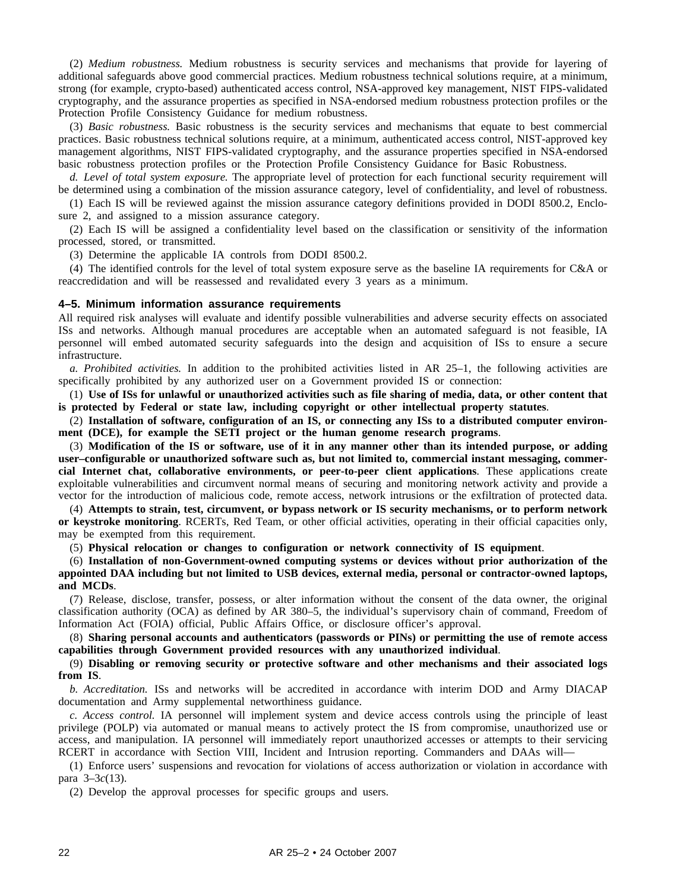(2) *Medium robustness.* Medium robustness is security services and mechanisms that provide for layering of additional safeguards above good commercial practices. Medium robustness technical solutions require, at a minimum, strong (for example, crypto-based) authenticated access control, NSA-approved key management, NIST FIPS-validated cryptography, and the assurance properties as specified in NSA-endorsed medium robustness protection profiles or the Protection Profile Consistency Guidance for medium robustness.

(3) *Basic robustness.* Basic robustness is the security services and mechanisms that equate to best commercial practices. Basic robustness technical solutions require, at a minimum, authenticated access control, NIST-approved key management algorithms, NIST FIPS-validated cryptography, and the assurance properties specified in NSA-endorsed basic robustness protection profiles or the Protection Profile Consistency Guidance for Basic Robustness.

*d. Level of total system exposure.* The appropriate level of protection for each functional security requirement will be determined using a combination of the mission assurance category, level of confidentiality, and level of robustness.

(1) Each IS will be reviewed against the mission assurance category definitions provided in DODI 8500.2, Enclosure 2, and assigned to a mission assurance category.

(2) Each IS will be assigned a confidentiality level based on the classification or sensitivity of the information processed, stored, or transmitted.

(3) Determine the applicable IA controls from DODI 8500.2.

(4) The identified controls for the level of total system exposure serve as the baseline IA requirements for C&A or reaccredidation and will be reassessed and revalidated every 3 years as a minimum.

### 4–5. Minimum information assurance requirements

All required risk analyses will evaluate and identify possible vulnerabilities and adverse security effects on associated ISs and networks. Although manual procedures are acceptable when an automated safeguard is not feasible, IA personnel will embed automated security safeguards into the design and acquisition of ISs to ensure a secure infrastructure.

*a. Prohibited activities.* In addition to the prohibited activities listed in AR 25–1, the following activities are specifically prohibited by any authorized user on a Government provided IS or connection:

(1) **Use of ISs for unlawful or unauthorized activities such as file sharing of media, data, or other content that is protected by Federal or state law, including copyright or other intellectual property statutes**.

(2) **Installation of software, configuration of an IS, or connecting any ISs to a distributed computer environment (DCE), for example the SETI project or the human genome research programs**.

(3) **Modification of the IS or software, use of it in any manner other than its intended purpose, or adding user–configurable or unauthorized software such as, but not limited to, commercial instant messaging, commercial Internet chat, collaborative environments, or peer-to-peer client applications**. These applications create exploitable vulnerabilities and circumvent normal means of securing and monitoring network activity and provide a vector for the introduction of malicious code, remote access, network intrusions or the exfiltration of protected data.

(4) **Attempts to strain, test, circumvent, or bypass network or IS security mechanisms, or to perform network or keystroke monitoring**. RCERTs, Red Team, or other official activities, operating in their official capacities only, may be exempted from this requirement.

(5) **Physical relocation or changes to configuration or network connectivity of IS equipment**.

(6) **Installation of non-Government-owned computing systems or devices without prior authorization of the appointed DAA including but not limited to USB devices, external media, personal or contractor-owned laptops, and MCDs**.

(7) Release, disclose, transfer, possess, or alter information without the consent of the data owner, the original classification authority (OCA) as defined by AR 380–5, the individual's supervisory chain of command, Freedom of Information Act (FOIA) official, Public Affairs Office, or disclosure officer's approval.

(8) **Sharing personal accounts and authenticators (passwords or PINs) or permitting the use of remote access capabilities through Government provided resources with any unauthorized individual**.

(9) **Disabling or removing security or protective software and other mechanisms and their associated logs from IS**.

*b. Accreditation.* ISs and networks will be accredited in accordance with interim DOD and Army DIACAP documentation and Army supplemental networthiness guidance.

*c. Access control.* IA personnel will implement system and device access controls using the principle of least privilege (POLP) via automated or manual means to actively protect the IS from compromise, unauthorized use or access, and manipulation. IA personnel will immediately report unauthorized accesses or attempts to their servicing RCERT in accordance with Section VIII, Incident and Intrusion reporting. Commanders and DAAs will—

(1) Enforce users' suspensions and revocation for violations of access authorization or violation in accordance with para 3–3*c*(13).

(2) Develop the approval processes for specific groups and users.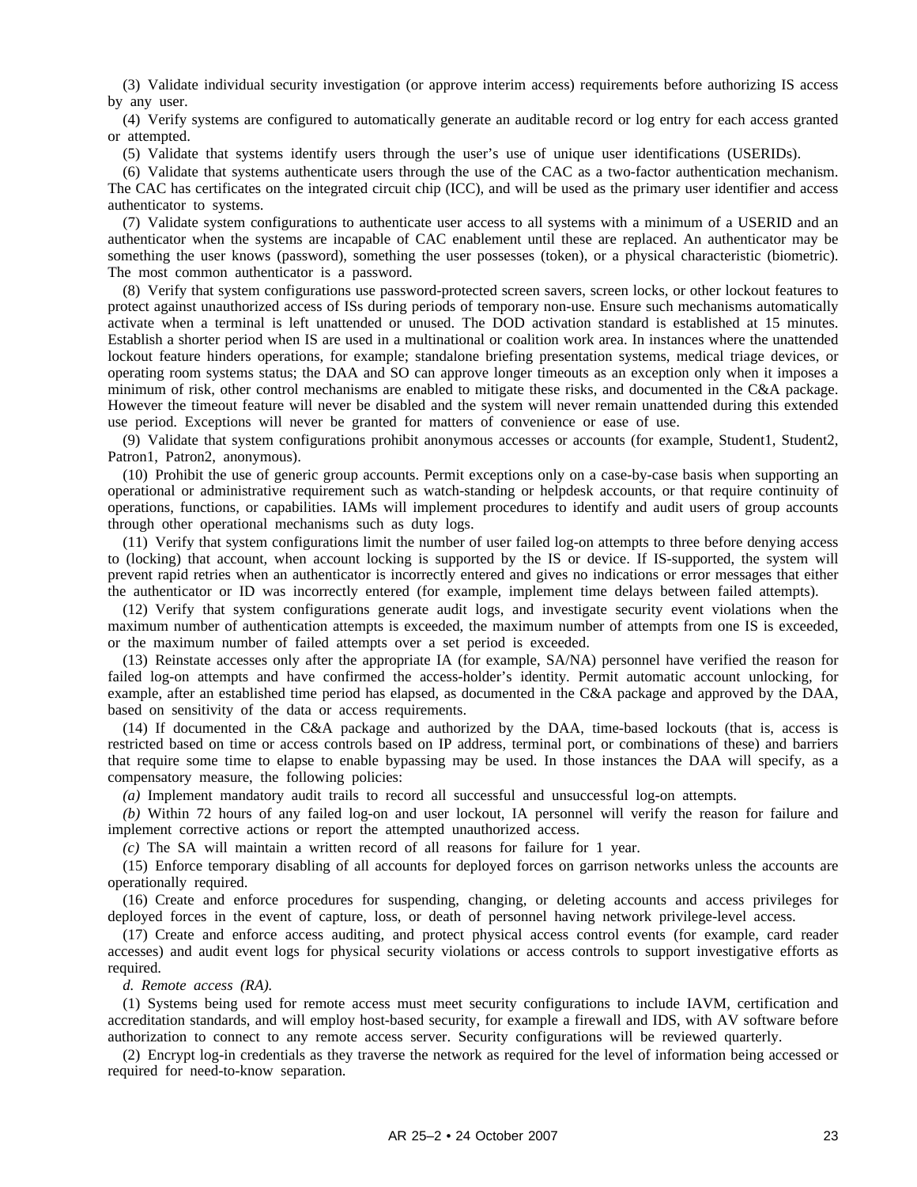(3) Validate individual security investigation (or approve interim access) requirements before authorizing IS access by any user.

(4) Verify systems are configured to automatically generate an auditable record or log entry for each access granted or attempted.

(5) Validate that systems identify users through the user's use of unique user identifications (USERIDs).

(6) Validate that systems authenticate users through the use of the CAC as a two-factor authentication mechanism. The CAC has certificates on the integrated circuit chip (ICC), and will be used as the primary user identifier and access authenticator to systems.

(7) Validate system configurations to authenticate user access to all systems with a minimum of a USERID and an authenticator when the systems are incapable of CAC enablement until these are replaced. An authenticator may be something the user knows (password), something the user possesses (token), or a physical characteristic (biometric). The most common authenticator is a password.

(8) Verify that system configurations use password-protected screen savers, screen locks, or other lockout features to protect against unauthorized access of ISs during periods of temporary non-use. Ensure such mechanisms automatically activate when a terminal is left unattended or unused. The DOD activation standard is established at 15 minutes. Establish a shorter period when IS are used in a multinational or coalition work area. In instances where the unattended lockout feature hinders operations, for example; standalone briefing presentation systems, medical triage devices, or operating room systems status; the DAA and SO can approve longer timeouts as an exception only when it imposes a minimum of risk, other control mechanisms are enabled to mitigate these risks, and documented in the C&A package. However the timeout feature will never be disabled and the system will never remain unattended during this extended use period. Exceptions will never be granted for matters of convenience or ease of use.

(9) Validate that system configurations prohibit anonymous accesses or accounts (for example, Student1, Student2, Patron1, Patron2, anonymous).

(10) Prohibit the use of generic group accounts. Permit exceptions only on a case-by-case basis when supporting an operational or administrative requirement such as watch-standing or helpdesk accounts, or that require continuity of operations, functions, or capabilities. IAMs will implement procedures to identify and audit users of group accounts through other operational mechanisms such as duty logs.

(11) Verify that system configurations limit the number of user failed log-on attempts to three before denying access to (locking) that account, when account locking is supported by the IS or device. If IS-supported, the system will prevent rapid retries when an authenticator is incorrectly entered and gives no indications or error messages that either the authenticator or ID was incorrectly entered (for example, implement time delays between failed attempts).

(12) Verify that system configurations generate audit logs, and investigate security event violations when the maximum number of authentication attempts is exceeded, the maximum number of attempts from one IS is exceeded, or the maximum number of failed attempts over a set period is exceeded.

(13) Reinstate accesses only after the appropriate IA (for example, SA/NA) personnel have verified the reason for failed log-on attempts and have confirmed the access-holder's identity. Permit automatic account unlocking, for example, after an established time period has elapsed, as documented in the C&A package and approved by the DAA, based on sensitivity of the data or access requirements.

(14) If documented in the C&A package and authorized by the DAA, time-based lockouts (that is, access is restricted based on time or access controls based on IP address, terminal port, or combinations of these) and barriers that require some time to elapse to enable bypassing may be used. In those instances the DAA will specify, as a compensatory measure, the following policies:

*(a)* Implement mandatory audit trails to record all successful and unsuccessful log-on attempts.

*(b)* Within 72 hours of any failed log-on and user lockout, IA personnel will verify the reason for failure and implement corrective actions or report the attempted unauthorized access.

*(c)* The SA will maintain a written record of all reasons for failure for 1 year.

(15) Enforce temporary disabling of all accounts for deployed forces on garrison networks unless the accounts are operationally required.

(16) Create and enforce procedures for suspending, changing, or deleting accounts and access privileges for deployed forces in the event of capture, loss, or death of personnel having network privilege-level access.

(17) Create and enforce access auditing, and protect physical access control events (for example, card reader accesses) and audit event logs for physical security violations or access controls to support investigative efforts as required.

*d. Remote access (RA).*

(1) Systems being used for remote access must meet security configurations to include IAVM, certification and accreditation standards, and will employ host-based security, for example a firewall and IDS, with AV software before authorization to connect to any remote access server. Security configurations will be reviewed quarterly.

(2) Encrypt log-in credentials as they traverse the network as required for the level of information being accessed or required for need-to-know separation.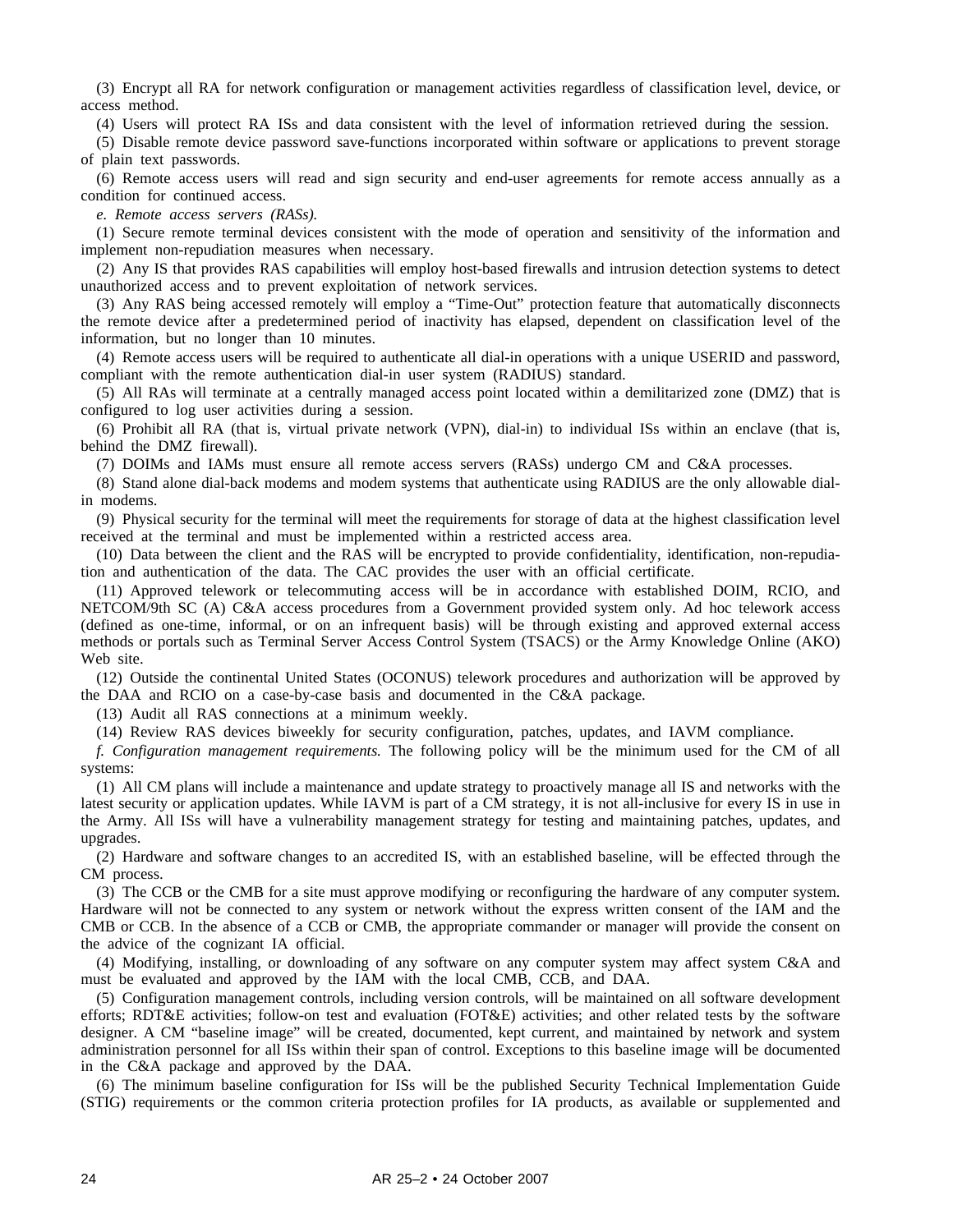(3) Encrypt all RA for network configuration or management activities regardless of classification level, device, or access method.

(4) Users will protect RA ISs and data consistent with the level of information retrieved during the session.

(5) Disable remote device password save-functions incorporated within software or applications to prevent storage of plain text passwords.

(6) Remote access users will read and sign security and end-user agreements for remote access annually as a condition for continued access.

*e. Remote access servers (RASs).*

(1) Secure remote terminal devices consistent with the mode of operation and sensitivity of the information and implement non-repudiation measures when necessary.

(2) Any IS that provides RAS capabilities will employ host-based firewalls and intrusion detection systems to detect unauthorized access and to prevent exploitation of network services.

(3) Any RAS being accessed remotely will employ a "Time-Out" protection feature that automatically disconnects the remote device after a predetermined period of inactivity has elapsed, dependent on classification level of the information, but no longer than 10 minutes.

(4) Remote access users will be required to authenticate all dial-in operations with a unique USERID and password, compliant with the remote authentication dial-in user system (RADIUS) standard.

(5) All RAs will terminate at a centrally managed access point located within a demilitarized zone (DMZ) that is configured to log user activities during a session.

(6) Prohibit all RA (that is, virtual private network (VPN), dial-in) to individual ISs within an enclave (that is, behind the DMZ firewall).

(7) DOIMs and IAMs must ensure all remote access servers (RASs) undergo CM and C&A processes.

(8) Stand alone dial-back modems and modem systems that authenticate using RADIUS are the only allowable dial-in modems.

(9) Physical security for the terminal will meet the requirements for storage of data at the highest classification level received at the terminal and must be implemented within a restricted access area.

(10) Data between the client and the RAS will be encrypted to provide confidentiality, identification, non-repudiation and authentication of the data. The CAC provides the user with an official certificate.

(11) Approved telework or telecommuting access will be in accordance with established DOIM, RCIO, and NETCOM/9th SC (A) C&A access procedures from a Government provided system only. Ad hoc telework access (defined as one-time, informal, or on an infrequent basis) will be through existing and approved external access methods or portals such as Terminal Server Access Control System (TSACS) or the Army Knowledge Online (AKO) Web site.

(12) Outside the continental United States (OCONUS) telework procedures and authorization will be approved by the DAA and RCIO on a case-by-case basis and documented in the C&A package.

(13) Audit all RAS connections at a minimum weekly.

(14) Review RAS devices biweekly for security configuration, patches, updates, and IAVM compliance.

*f. Configuration management requirements.* The following policy will be the minimum used for the CM of all systems:

(1) All CM plans will include a maintenance and update strategy to proactively manage all IS and networks with the latest security or application updates. While IAVM is part of a CM strategy, it is not all-inclusive for every IS in use in the Army. All ISs will have a vulnerability management strategy for testing and maintaining patches, updates, and upgrades.

(2) Hardware and software changes to an accredited IS, with an established baseline, will be effected through the CM process.

(3) The CCB or the CMB for a site must approve modifying or reconfiguring the hardware of any computer system. Hardware will not be connected to any system or network without the express written consent of the IAM and the CMB or CCB. In the absence of a CCB or CMB, the appropriate commander or manager will provide the consent on the advice of the cognizant IA official.

(4) Modifying, installing, or downloading of any software on any computer system may affect system C&A and must be evaluated and approved by the IAM with the local CMB, CCB, and DAA.

(5) Configuration management controls, including version controls, will be maintained on all software development efforts; RDT&E activities; follow-on test and evaluation (FOT&E) activities; and other related tests by the software designer. A CM "baseline image" will be created, documented, kept current, and maintained by network and system administration personnel for all ISs within their span of control. Exceptions to this baseline image will be documented in the C&A package and approved by the DAA.

(6) The minimum baseline configuration for ISs will be the published Security Technical Implementation Guide (STIG) requirements or the common criteria protection profiles for IA products, as available or supplemented and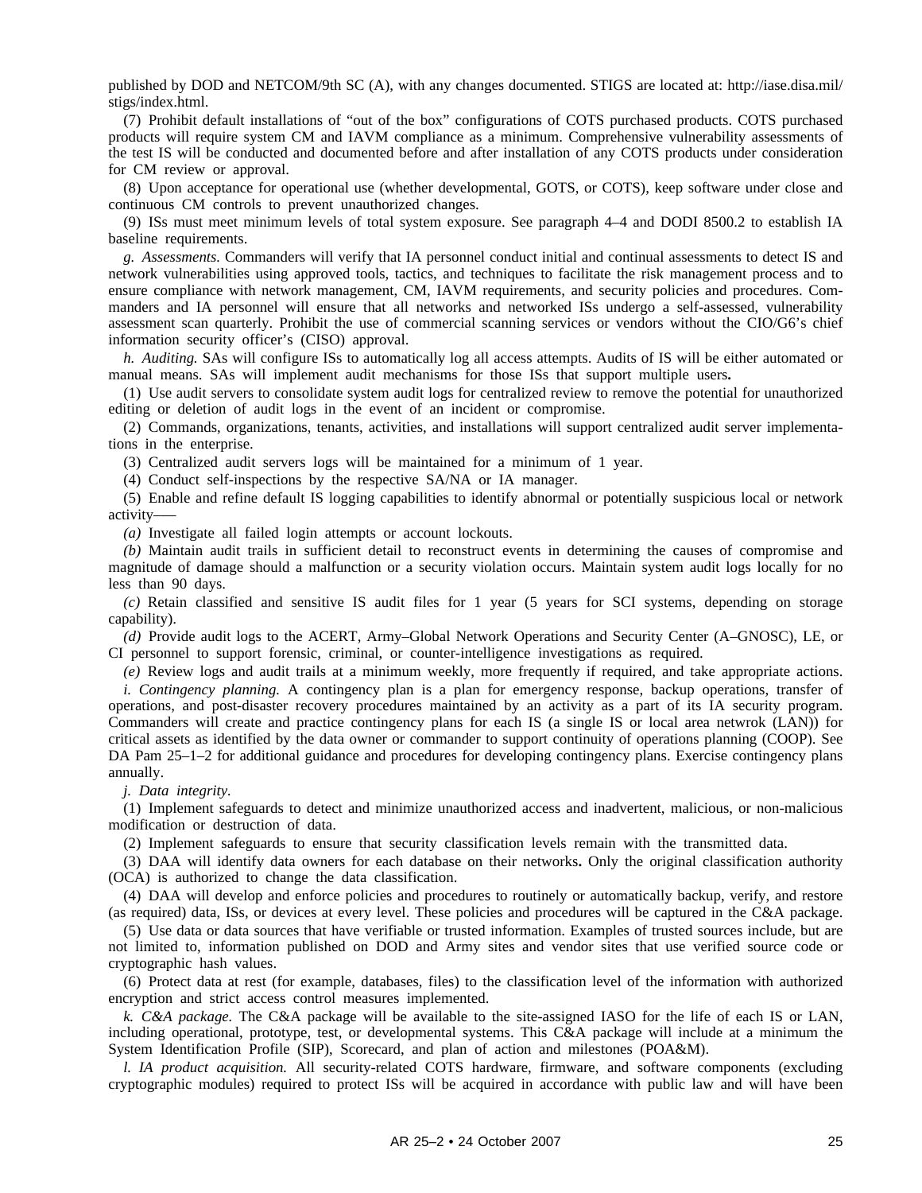published by DOD and NETCOM/9th SC (A), with any changes documented. STIGS are located at: http://iase.disa.mil/stigs/index.html.

(7) Prohibit default installations of "out of the box" configurations of COTS purchased products. COTS purchased products will require system CM and IAVM compliance as a minimum. Comprehensive vulnerability assessments of the test IS will be conducted and documented before and after installation of any COTS products under consideration for CM review or approval.

(8) Upon acceptance for operational use (whether developmental, GOTS, or COTS), keep software under close and continuous CM controls to prevent unauthorized changes.

(9) ISs must meet minimum levels of total system exposure. See paragraph 4–4 and DODI 8500.2 to establish IA baseline requirements.

*g. Assessments.* Commanders will verify that IA personnel conduct initial and continual assessments to detect IS and network vulnerabilities using approved tools, tactics, and techniques to facilitate the risk management process and to ensure compliance with network management, CM, IAVM requirements, and security policies and procedures. Commanders and IA personnel will ensure that all networks and networked ISs undergo a self-assessed, vulnerability assessment scan quarterly. Prohibit the use of commercial scanning services or vendors without the CIO/G6's chief information security officer's (CISO) approval.

*h. Auditing.* SAs will configure ISs to automatically log all access attempts. Audits of IS will be either automated or manual means. SAs will implement audit mechanisms for those ISs that support multiple users**.**

(1) Use audit servers to consolidate system audit logs for centralized review to remove the potential for unauthorized editing or deletion of audit logs in the event of an incident or compromise.

(2) Commands, organizations, tenants, activities, and installations will support centralized audit server implementations in the enterprise.

(3) Centralized audit servers logs will be maintained for a minimum of 1 year.

(4) Conduct self-inspections by the respective SA/NA or IA manager.

(5) Enable and refine default IS logging capabilities to identify abnormal or potentially suspicious local or network activity––

*(a)* Investigate all failed login attempts or account lockouts.

*(b)* Maintain audit trails in sufficient detail to reconstruct events in determining the causes of compromise and magnitude of damage should a malfunction or a security violation occurs. Maintain system audit logs locally for no less than 90 days.

*(c)* Retain classified and sensitive IS audit files for 1 year (5 years for SCI systems, depending on storage capability).

*(d)* Provide audit logs to the ACERT, Army–Global Network Operations and Security Center (A–GNOSC), LE, or CI personnel to support forensic, criminal, or counter-intelligence investigations as required.

*(e)* Review logs and audit trails at a minimum weekly, more frequently if required, and take appropriate actions.

*i. Contingency planning.* A contingency plan is a plan for emergency response, backup operations, transfer of operations, and post-disaster recovery procedures maintained by an activity as a part of its IA security program. Commanders will create and practice contingency plans for each IS (a single IS or local area netwrok (LAN)) for critical assets as identified by the data owner or commander to support continuity of operations planning (COOP). See DA Pam 25–1–2 for additional guidance and procedures for developing contingency plans. Exercise contingency plans annually.

*j. Data integrity.*

(1) Implement safeguards to detect and minimize unauthorized access and inadvertent, malicious, or non-malicious modification or destruction of data.

(2) Implement safeguards to ensure that security classification levels remain with the transmitted data.

(3) DAA will identify data owners for each database on their networks**.** Only the original classification authority (OCA) is authorized to change the data classification.

(4) DAA will develop and enforce policies and procedures to routinely or automatically backup, verify, and restore (as required) data, ISs, or devices at every level. These policies and procedures will be captured in the C&A package.

(5) Use data or data sources that have verifiable or trusted information. Examples of trusted sources include, but are not limited to, information published on DOD and Army sites and vendor sites that use verified source code or cryptographic hash values.

(6) Protect data at rest (for example, databases, files) to the classification level of the information with authorized encryption and strict access control measures implemented.

*k. C&A package.* The C&A package will be available to the site-assigned IASO for the life of each IS or LAN, including operational, prototype, test, or developmental systems. This C&A package will include at a minimum the System Identification Profile (SIP), Scorecard, and plan of action and milestones (POA&M).

*l. IA product acquisition.* All security-related COTS hardware, firmware, and software components (excluding cryptographic modules) required to protect ISs will be acquired in accordance with public law and will have been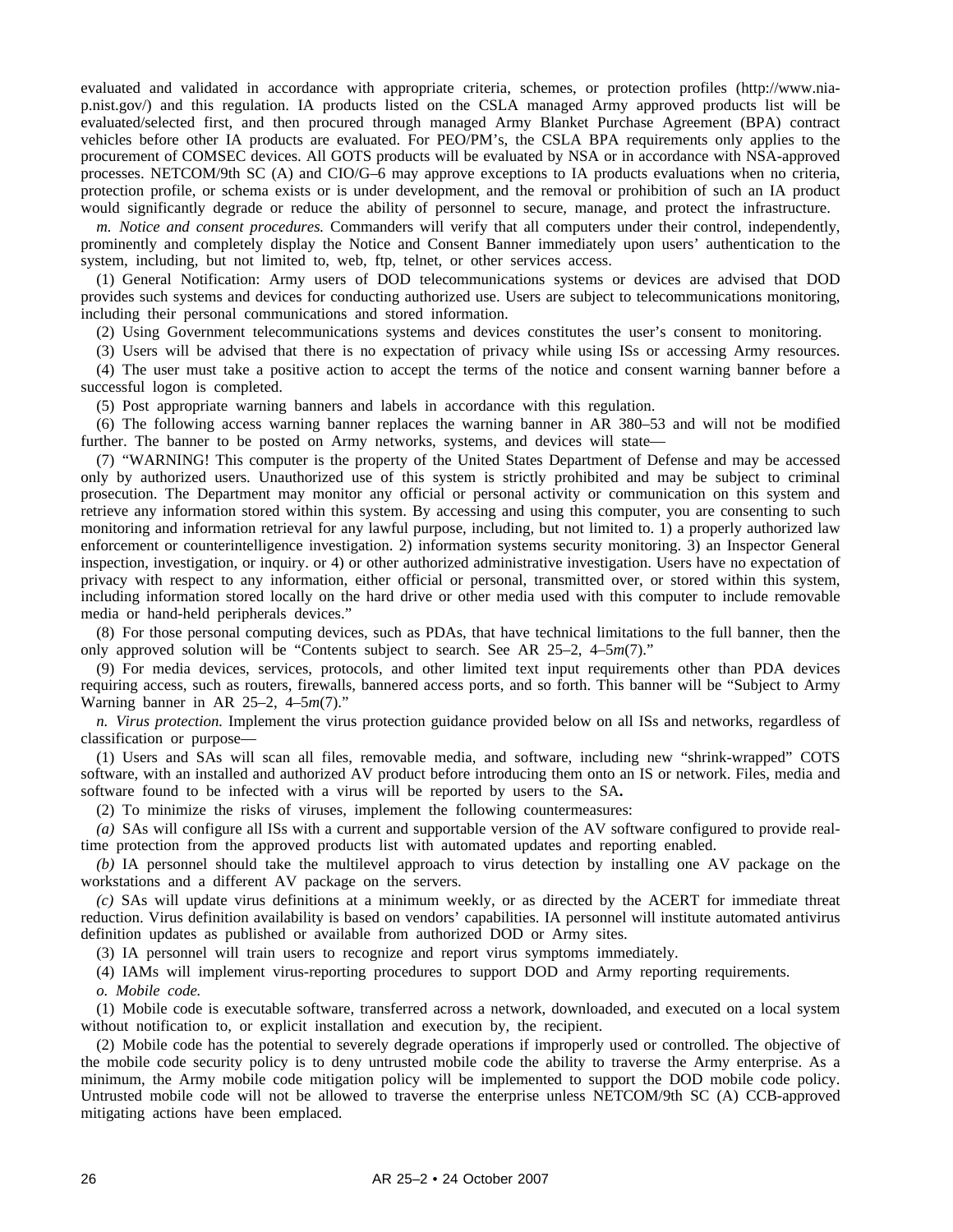evaluated and validated in accordance with appropriate criteria, schemes, or protection profiles (http://www.niap.nist.gov/) and this regulation. IA products listed on the CSLA managed Army approved products list will be evaluated/selected first, and then procured through managed Army Blanket Purchase Agreement (BPA) contract vehicles before other IA products are evaluated. For PEO/PM's, the CSLA BPA requirements only applies to the procurement of COMSEC devices. All GOTS products will be evaluated by NSA or in accordance with NSA-approved processes. NETCOM/9th SC (A) and CIO/G–6 may approve exceptions to IA products evaluations when no criteria, protection profile, or schema exists or is under development, and the removal or prohibition of such an IA product would significantly degrade or reduce the ability of personnel to secure, manage, and protect the infrastructure.

*m. Notice and consent procedures.* Commanders will verify that all computers under their control, independently, prominently and completely display the Notice and Consent Banner immediately upon users' authentication to the system, including, but not limited to, web, ftp, telnet, or other services access.

(1) General Notification: Army users of DOD telecommunications systems or devices are advised that DOD provides such systems and devices for conducting authorized use. Users are subject to telecommunications monitoring, including their personal communications and stored information.

(2) Using Government telecommunications systems and devices constitutes the user's consent to monitoring.

(3) Users will be advised that there is no expectation of privacy while using ISs or accessing Army resources.

(4) The user must take a positive action to accept the terms of the notice and consent warning banner before a successful logon is completed.

(5) Post appropriate warning banners and labels in accordance with this regulation.

(6) The following access warning banner replaces the warning banner in AR 380–53 and will not be modified further. The banner to be posted on Army networks, systems, and devices will state—

(7) "WARNING! This computer is the property of the United States Department of Defense and may be accessed only by authorized users. Unauthorized use of this system is strictly prohibited and may be subject to criminal prosecution. The Department may monitor any official or personal activity or communication on this system and retrieve any information stored within this system. By accessing and using this computer, you are consenting to such monitoring and information retrieval for any lawful purpose, including, but not limited to. 1) a properly authorized law enforcement or counterintelligence investigation. 2) information systems security monitoring. 3) an Inspector General inspection, investigation, or inquiry. or 4) or other authorized administrative investigation. Users have no expectation of privacy with respect to any information, either official or personal, transmitted over, or stored within this system, including information stored locally on the hard drive or other media used with this computer to include removable media or hand-held peripherals devices."

(8) For those personal computing devices, such as PDAs, that have technical limitations to the full banner, then the only approved solution will be "Contents subject to search. See AR 25–2, 4–5*m*(7)."

(9) For media devices, services, protocols, and other limited text input requirements other than PDA devices requiring access, such as routers, firewalls, bannered access ports, and so forth. This banner will be "Subject to Army Warning banner in AR 25–2, 4–5*m*(7)."

*n. Virus protection.* Implement the virus protection guidance provided below on all ISs and networks, regardless of classification or purpose—

(1) Users and SAs will scan all files, removable media, and software, including new "shrink-wrapped" COTS software, with an installed and authorized AV product before introducing them onto an IS or network. Files, media and software found to be infected with a virus will be reported by users to the SA**.**

(2) To minimize the risks of viruses, implement the following countermeasures:

*(a)* SAs will configure all ISs with a current and supportable version of the AV software configured to provide real-time protection from the approved products list with automated updates and reporting enabled.

*(b)* IA personnel should take the multilevel approach to virus detection by installing one AV package on the workstations and a different AV package on the servers.

*(c)* SAs will update virus definitions at a minimum weekly, or as directed by the ACERT for immediate threat reduction. Virus definition availability is based on vendors' capabilities. IA personnel will institute automated antivirus definition updates as published or available from authorized DOD or Army sites.

(3) IA personnel will train users to recognize and report virus symptoms immediately.

(4) IAMs will implement virus-reporting procedures to support DOD and Army reporting requirements.

*o. Mobile code.*

(1) Mobile code is executable software, transferred across a network, downloaded, and executed on a local system without notification to, or explicit installation and execution by, the recipient.

(2) Mobile code has the potential to severely degrade operations if improperly used or controlled. The objective of the mobile code security policy is to deny untrusted mobile code the ability to traverse the Army enterprise. As a minimum, the Army mobile code mitigation policy will be implemented to support the DOD mobile code policy. Untrusted mobile code will not be allowed to traverse the enterprise unless NETCOM/9th SC (A) CCB-approved mitigating actions have been emplaced.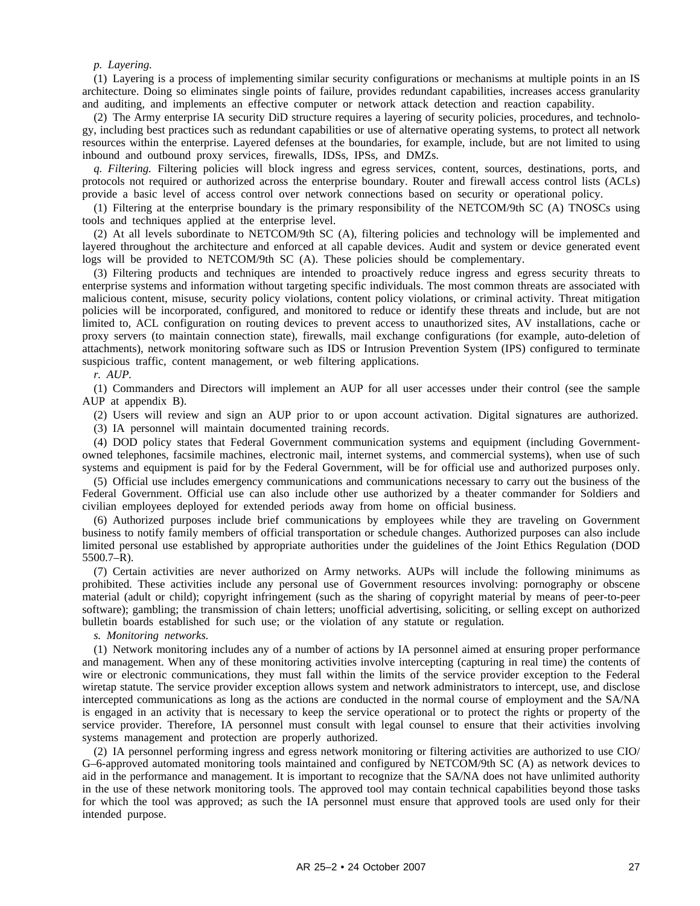*p. Layering.*

(1) Layering is a process of implementing similar security configurations or mechanisms at multiple points in an IS architecture. Doing so eliminates single points of failure, provides redundant capabilities, increases access granularity and auditing, and implements an effective computer or network attack detection and reaction capability.

(2) The Army enterprise IA security DiD structure requires a layering of security policies, procedures, and technology, including best practices such as redundant capabilities or use of alternative operating systems, to protect all network resources within the enterprise. Layered defenses at the boundaries, for example, include, but are not limited to using inbound and outbound proxy services, firewalls, IDSs, IPSs, and DMZs.

*q. Filtering.* Filtering policies will block ingress and egress services, content, sources, destinations, ports, and protocols not required or authorized across the enterprise boundary. Router and firewall access control lists (ACLs) provide a basic level of access control over network connections based on security or operational policy.

(1) Filtering at the enterprise boundary is the primary responsibility of the NETCOM/9th SC (A) TNOSCs using tools and techniques applied at the enterprise level.

(2) At all levels subordinate to NETCOM/9th SC (A), filtering policies and technology will be implemented and layered throughout the architecture and enforced at all capable devices. Audit and system or device generated event logs will be provided to NETCOM/9th SC (A). These policies should be complementary.

(3) Filtering products and techniques are intended to proactively reduce ingress and egress security threats to enterprise systems and information without targeting specific individuals. The most common threats are associated with malicious content, misuse, security policy violations, content policy violations, or criminal activity. Threat mitigation policies will be incorporated, configured, and monitored to reduce or identify these threats and include, but are not limited to, ACL configuration on routing devices to prevent access to unauthorized sites, AV installations, cache or proxy servers (to maintain connection state), firewalls, mail exchange configurations (for example, auto-deletion of attachments), network monitoring software such as IDS or Intrusion Prevention System (IPS) configured to terminate suspicious traffic, content management, or web filtering applications.

*r. AUP.*

(1) Commanders and Directors will implement an AUP for all user accesses under their control (see the sample AUP at appendix B).

(2) Users will review and sign an AUP prior to or upon account activation. Digital signatures are authorized.

(3) IA personnel will maintain documented training records.

(4) DOD policy states that Federal Government communication systems and equipment (including Government-owned telephones, facsimile machines, electronic mail, internet systems, and commercial systems), when use of such systems and equipment is paid for by the Federal Government, will be for official use and authorized purposes only.

(5) Official use includes emergency communications and communications necessary to carry out the business of the Federal Government. Official use can also include other use authorized by a theater commander for Soldiers and civilian employees deployed for extended periods away from home on official business.

(6) Authorized purposes include brief communications by employees while they are traveling on Government business to notify family members of official transportation or schedule changes. Authorized purposes can also include limited personal use established by appropriate authorities under the guidelines of the Joint Ethics Regulation (DOD 5500.7–R).

(7) Certain activities are never authorized on Army networks. AUPs will include the following minimums as prohibited. These activities include any personal use of Government resources involving: pornography or obscene material (adult or child); copyright infringement (such as the sharing of copyright material by means of peer-to-peer software); gambling; the transmission of chain letters; unofficial advertising, soliciting, or selling except on authorized bulletin boards established for such use; or the violation of any statute or regulation.

*s. Monitoring networks.*

(1) Network monitoring includes any of a number of actions by IA personnel aimed at ensuring proper performance and management. When any of these monitoring activities involve intercepting (capturing in real time) the contents of wire or electronic communications, they must fall within the limits of the service provider exception to the Federal wiretap statute. The service provider exception allows system and network administrators to intercept, use, and disclose intercepted communications as long as the actions are conducted in the normal course of employment and the SA/NA is engaged in an activity that is necessary to keep the service operational or to protect the rights or property of the service provider. Therefore, IA personnel must consult with legal counsel to ensure that their activities involving systems management and protection are properly authorized.

(2) IA personnel performing ingress and egress network monitoring or filtering activities are authorized to use CIO/G–6-approved automated monitoring tools maintained and configured by NETCOM/9th SC (A) as network devices to aid in the performance and management. It is important to recognize that the SA/NA does not have unlimited authority in the use of these network monitoring tools. The approved tool may contain technical capabilities beyond those tasks for which the tool was approved; as such the IA personnel must ensure that approved tools are used only for their intended purpose.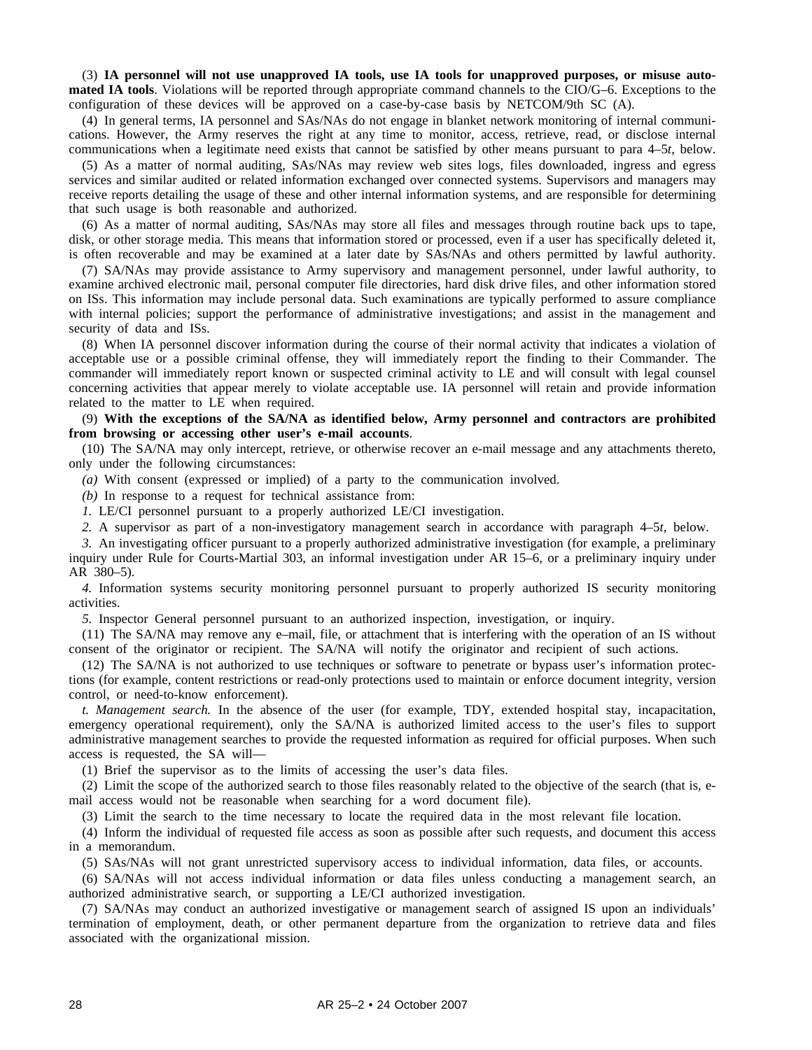(3) **IA personnel will not use unapproved IA tools, use IA tools for unapproved purposes, or misuse automated IA tools**. Violations will be reported through appropriate command channels to the CIO/G–6. Exceptions to the configuration of these devices will be approved on a case-by-case basis by NETCOM/9th SC (A).

(4) In general terms, IA personnel and SAs/NAs do not engage in blanket network monitoring of internal communications. However, the Army reserves the right at any time to monitor, access, retrieve, read, or disclose internal communications when a legitimate need exists that cannot be satisfied by other means pursuant to para 4–5*t*, below.

(5) As a matter of normal auditing, SAs/NAs may review web sites logs, files downloaded, ingress and egress services and similar audited or related information exchanged over connected systems. Supervisors and managers may receive reports detailing the usage of these and other internal information systems, and are responsible for determining that such usage is both reasonable and authorized.

(6) As a matter of normal auditing, SAs/NAs may store all files and messages through routine back ups to tape, disk, or other storage media. This means that information stored or processed, even if a user has specifically deleted it, is often recoverable and may be examined at a later date by SAs/NAs and others permitted by lawful authority.

(7) SA/NAs may provide assistance to Army supervisory and management personnel, under lawful authority, to examine archived electronic mail, personal computer file directories, hard disk drive files, and other information stored on ISs. This information may include personal data. Such examinations are typically performed to assure compliance with internal policies; support the performance of administrative investigations; and assist in the management and security of data and ISs.

(8) When IA personnel discover information during the course of their normal activity that indicates a violation of acceptable use or a possible criminal offense, they will immediately report the finding to their Commander. The commander will immediately report known or suspected criminal activity to LE and will consult with legal counsel concerning activities that appear merely to violate acceptable use. IA personnel will retain and provide information related to the matter to LE when required.

(9) **With the exceptions of the SA/NA as identified below, Army personnel and contractors are prohibited from browsing or accessing other user's e-mail accounts**.

(10) The SA/NA may only intercept, retrieve, or otherwise recover an e-mail message and any attachments thereto, only under the following circumstances:

*(a)* With consent (expressed or implied) of a party to the communication involved.

*(b)* In response to a request for technical assistance from:

*1.* LE/CI personnel pursuant to a properly authorized LE/CI investigation.

*2.* A supervisor as part of a non-investigatory management search in accordance with paragraph 4–5*t*, below.

*3.* An investigating officer pursuant to a properly authorized administrative investigation (for example, a preliminary inquiry under Rule for Courts-Martial 303, an informal investigation under AR 15–6, or a preliminary inquiry under AR 380–5).

*4.* Information systems security monitoring personnel pursuant to properly authorized IS security monitoring activities.

*5.* Inspector General personnel pursuant to an authorized inspection, investigation, or inquiry.

(11) The SA/NA may remove any e–mail, file, or attachment that is interfering with the operation of an IS without consent of the originator or recipient. The SA/NA will notify the originator and recipient of such actions.

(12) The SA/NA is not authorized to use techniques or software to penetrate or bypass user's information protections (for example, content restrictions or read-only protections used to maintain or enforce document integrity, version control, or need-to-know enforcement).

*t. Management search.* In the absence of the user (for example, TDY, extended hospital stay, incapacitation, emergency operational requirement), only the SA/NA is authorized limited access to the user's files to support administrative management searches to provide the requested information as required for official purposes. When such access is requested, the SA will—

(1) Brief the supervisor as to the limits of accessing the user's data files.

(2) Limit the scope of the authorized search to those files reasonably related to the objective of the search (that is, e-mail access would not be reasonable when searching for a word document file).

(3) Limit the search to the time necessary to locate the required data in the most relevant file location.

(4) Inform the individual of requested file access as soon as possible after such requests, and document this access in a memorandum.

(5) SAs/NAs will not grant unrestricted supervisory access to individual information, data files, or accounts.

(6) SA/NAs will not access individual information or data files unless conducting a management search, an authorized administrative search, or supporting a LE/CI authorized investigation.

(7) SA/NAs may conduct an authorized investigative or management search of assigned IS upon an individuals' termination of employment, death, or other permanent departure from the organization to retrieve data and files associated with the organizational mission.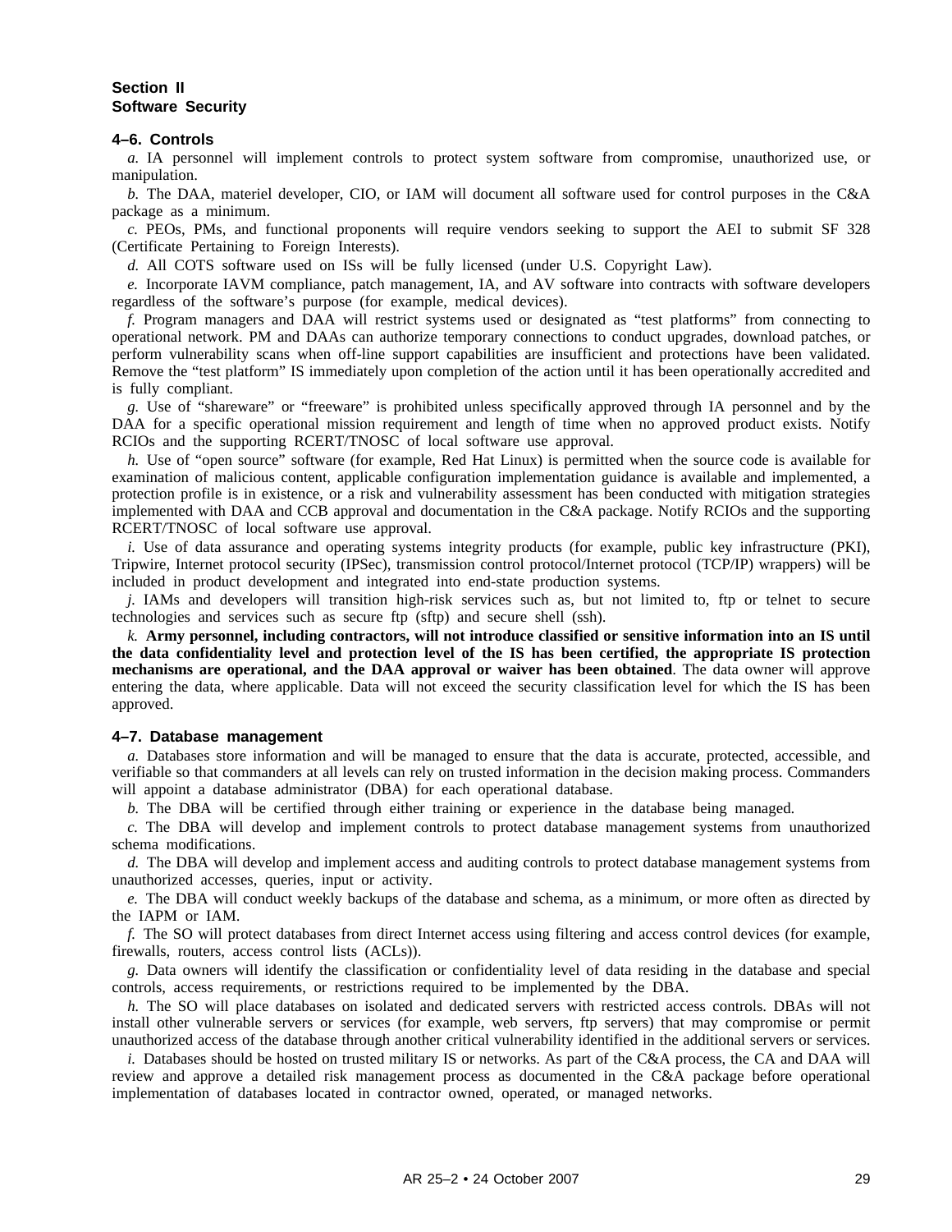## Section II
## Software Security

### 4–6. Controls

*a.* IA personnel will implement controls to protect system software from compromise, unauthorized use, or manipulation.

*b.* The DAA, materiel developer, CIO, or IAM will document all software used for control purposes in the C&A package as a minimum.

*c.* PEOs, PMs, and functional proponents will require vendors seeking to support the AEI to submit SF 328 (Certificate Pertaining to Foreign Interests).

*d.* All COTS software used on ISs will be fully licensed (under U.S. Copyright Law).

*e.* Incorporate IAVM compliance, patch management, IA, and AV software into contracts with software developers regardless of the software's purpose (for example, medical devices).

*f.* Program managers and DAA will restrict systems used or designated as "test platforms" from connecting to operational network. PM and DAAs can authorize temporary connections to conduct upgrades, download patches, or perform vulnerability scans when off-line support capabilities are insufficient and protections have been validated. Remove the "test platform" IS immediately upon completion of the action until it has been operationally accredited and is fully compliant.

*g.* Use of "shareware" or "freeware" is prohibited unless specifically approved through IA personnel and by the DAA for a specific operational mission requirement and length of time when no approved product exists. Notify RCIOs and the supporting RCERT/TNOSC of local software use approval.

*h.* Use of "open source" software (for example, Red Hat Linux) is permitted when the source code is available for examination of malicious content, applicable configuration implementation guidance is available and implemented, a protection profile is in existence, or a risk and vulnerability assessment has been conducted with mitigation strategies implemented with DAA and CCB approval and documentation in the C&A package. Notify RCIOs and the supporting RCERT/TNOSC of local software use approval.

*i.* Use of data assurance and operating systems integrity products (for example, public key infrastructure (PKI), Tripwire, Internet protocol security (IPSec), transmission control protocol/Internet protocol (TCP/IP) wrappers) will be included in product development and integrated into end-state production systems.

*j.* IAMs and developers will transition high-risk services such as, but not limited to, ftp or telnet to secure technologies and services such as secure ftp (sftp) and secure shell (ssh).

*k.* **Army personnel, including contractors, will not introduce classified or sensitive information into an IS until the data confidentiality level and protection level of the IS has been certified, the appropriate IS protection mechanisms are operational, and the DAA approval or waiver has been obtained**. The data owner will approve entering the data, where applicable. Data will not exceed the security classification level for which the IS has been approved.

### 4–7. Database management

*a.* Databases store information and will be managed to ensure that the data is accurate, protected, accessible, and verifiable so that commanders at all levels can rely on trusted information in the decision making process. Commanders will appoint a database administrator (DBA) for each operational database.

*b.* The DBA will be certified through either training or experience in the database being managed.

*c.* The DBA will develop and implement controls to protect database management systems from unauthorized schema modifications.

*d.* The DBA will develop and implement access and auditing controls to protect database management systems from unauthorized accesses, queries, input or activity.

*e.* The DBA will conduct weekly backups of the database and schema, as a minimum, or more often as directed by the IAPM or IAM.

*f.* The SO will protect databases from direct Internet access using filtering and access control devices (for example, firewalls, routers, access control lists (ACLs)).

*g.* Data owners will identify the classification or confidentiality level of data residing in the database and special controls, access requirements, or restrictions required to be implemented by the DBA.

*h.* The SO will place databases on isolated and dedicated servers with restricted access controls. DBAs will not install other vulnerable servers or services (for example, web servers, ftp servers) that may compromise or permit unauthorized access of the database through another critical vulnerability identified in the additional servers or services.

*i.* Databases should be hosted on trusted military IS or networks. As part of the C&A process, the CA and DAA will review and approve a detailed risk management process as documented in the C&A package before operational implementation of databases located in contractor owned, operated, or managed networks.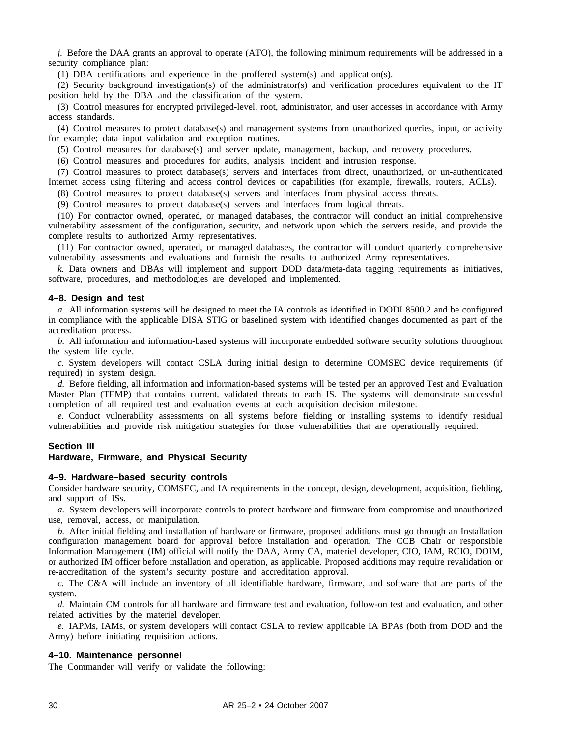*j.* Before the DAA grants an approval to operate (ATO), the following minimum requirements will be addressed in a security compliance plan:

(1) DBA certifications and experience in the proffered system(s) and application(s).

(2) Security background investigation(s) of the administrator(s) and verification procedures equivalent to the IT position held by the DBA and the classification of the system.

(3) Control measures for encrypted privileged-level, root, administrator, and user accesses in accordance with Army access standards.

(4) Control measures to protect database(s) and management systems from unauthorized queries, input, or activity for example; data input validation and exception routines.

(5) Control measures for database(s) and server update, management, backup, and recovery procedures.

(6) Control measures and procedures for audits, analysis, incident and intrusion response.

(7) Control measures to protect database(s) servers and interfaces from direct, unauthorized, or un-authenticated Internet access using filtering and access control devices or capabilities (for example, firewalls, routers, ACLs).

(8) Control measures to protect database(s) servers and interfaces from physical access threats.

(9) Control measures to protect database(s) servers and interfaces from logical threats.

(10) For contractor owned, operated, or managed databases, the contractor will conduct an initial comprehensive vulnerability assessment of the configuration, security, and network upon which the servers reside, and provide the complete results to authorized Army representatives.

(11) For contractor owned, operated, or managed databases, the contractor will conduct quarterly comprehensive vulnerability assessments and evaluations and furnish the results to authorized Army representatives.

*k.* Data owners and DBAs will implement and support DOD data/meta-data tagging requirements as initiatives, software, procedures, and methodologies are developed and implemented.

### 4–8. Design and test

*a.* All information systems will be designed to meet the IA controls as identified in DODI 8500.2 and be configured in compliance with the applicable DISA STIG or baselined system with identified changes documented as part of the accreditation process.

*b.* All information and information-based systems will incorporate embedded software security solutions throughout the system life cycle.

*c.* System developers will contact CSLA during initial design to determine COMSEC device requirements (if required) in system design.

*d.* Before fielding, all information and information-based systems will be tested per an approved Test and Evaluation Master Plan (TEMP) that contains current, validated threats to each IS. The systems will demonstrate successful completion of all required test and evaluation events at each acquisition decision milestone.

*e.* Conduct vulnerability assessments on all systems before fielding or installing systems to identify residual vulnerabilities and provide risk mitigation strategies for those vulnerabilities that are operationally required.

## Section III
## Hardware, Firmware, and Physical Security

### 4–9. Hardware–based security controls

Consider hardware security, COMSEC, and IA requirements in the concept, design, development, acquisition, fielding, and support of ISs.

*a.* System developers will incorporate controls to protect hardware and firmware from compromise and unauthorized use, removal, access, or manipulation.

*b.* After initial fielding and installation of hardware or firmware, proposed additions must go through an Installation configuration management board for approval before installation and operation. The CCB Chair or responsible Information Management (IM) official will notify the DAA, Army CA, materiel developer, CIO, IAM, RCIO, DOIM, or authorized IM officer before installation and operation, as applicable. Proposed additions may require revalidation or re-accreditation of the system's security posture and accreditation approval.

*c.* The C&A will include an inventory of all identifiable hardware, firmware, and software that are parts of the system.

*d.* Maintain CM controls for all hardware and firmware test and evaluation, follow-on test and evaluation, and other related activities by the materiel developer.

*e.* IAPMs, IAMs, or system developers will contact CSLA to review applicable IA BPAs (both from DOD and the Army) before initiating requisition actions.

### 4–10. Maintenance personnel

The Commander will verify or validate the following: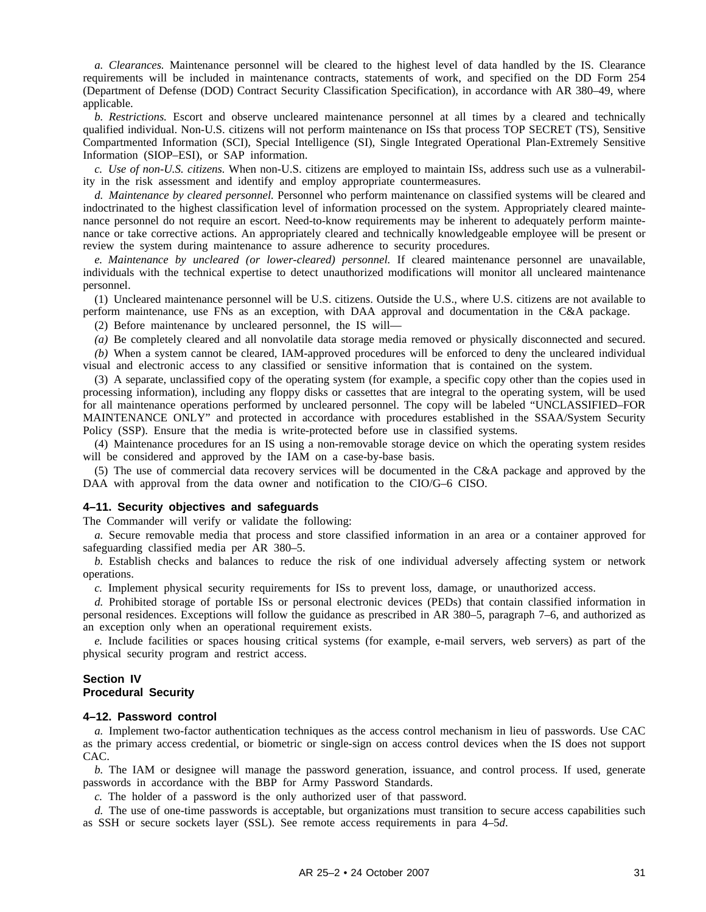*a. Clearances.* Maintenance personnel will be cleared to the highest level of data handled by the IS. Clearance requirements will be included in maintenance contracts, statements of work, and specified on the DD Form 254 (Department of Defense (DOD) Contract Security Classification Specification), in accordance with AR 380–49, where applicable.

*b. Restrictions.* Escort and observe uncleared maintenance personnel at all times by a cleared and technically qualified individual. Non-U.S. citizens will not perform maintenance on ISs that process TOP SECRET (TS), Sensitive Compartmented Information (SCI), Special Intelligence (SI), Single Integrated Operational Plan-Extremely Sensitive Information (SIOP–ESI), or SAP information.

*c. Use of non-U.S. citizens.* When non-U.S. citizens are employed to maintain ISs, address such use as a vulnerability in the risk assessment and identify and employ appropriate countermeasures.

*d. Maintenance by cleared personnel.* Personnel who perform maintenance on classified systems will be cleared and indoctrinated to the highest classification level of information processed on the system. Appropriately cleared maintenance personnel do not require an escort. Need-to-know requirements may be inherent to adequately perform maintenance or take corrective actions. An appropriately cleared and technically knowledgeable employee will be present or review the system during maintenance to assure adherence to security procedures.

*e. Maintenance by uncleared (or lower-cleared) personnel.* If cleared maintenance personnel are unavailable, individuals with the technical expertise to detect unauthorized modifications will monitor all uncleared maintenance personnel.

(1) Uncleared maintenance personnel will be U.S. citizens. Outside the U.S., where U.S. citizens are not available to perform maintenance, use FNs as an exception, with DAA approval and documentation in the C&A package.

(2) Before maintenance by uncleared personnel, the IS will—

*(a)* Be completely cleared and all nonvolatile data storage media removed or physically disconnected and secured.

*(b)* When a system cannot be cleared, IAM-approved procedures will be enforced to deny the uncleared individual visual and electronic access to any classified or sensitive information that is contained on the system.

(3) A separate, unclassified copy of the operating system (for example, a specific copy other than the copies used in processing information), including any floppy disks or cassettes that are integral to the operating system, will be used for all maintenance operations performed by uncleared personnel. The copy will be labeled "UNCLASSIFIED–FOR MAINTENANCE ONLY" and protected in accordance with procedures established in the SSAA/System Security Policy (SSP). Ensure that the media is write-protected before use in classified systems.

(4) Maintenance procedures for an IS using a non-removable storage device on which the operating system resides will be considered and approved by the IAM on a case-by-base basis.

(5) The use of commercial data recovery services will be documented in the C&A package and approved by the DAA with approval from the data owner and notification to the CIO/G–6 CISO.

### 4–11. Security objectives and safeguards

The Commander will verify or validate the following:

*a.* Secure removable media that process and store classified information in an area or a container approved for safeguarding classified media per AR 380–5.

*b.* Establish checks and balances to reduce the risk of one individual adversely affecting system or network operations.

*c.* Implement physical security requirements for ISs to prevent loss, damage, or unauthorized access.

*d.* Prohibited storage of portable ISs or personal electronic devices (PEDs) that contain classified information in personal residences. Exceptions will follow the guidance as prescribed in AR 380–5, paragraph 7–6, and authorized as an exception only when an operational requirement exists.

*e.* Include facilities or spaces housing critical systems (for example, e-mail servers, web servers) as part of the physical security program and restrict access.

## Section IV
## Procedural Security

### 4–12. Password control

*a.* Implement two-factor authentication techniques as the access control mechanism in lieu of passwords. Use CAC as the primary access credential, or biometric or single-sign on access control devices when the IS does not support CAC.

*b.* The IAM or designee will manage the password generation, issuance, and control process. If used, generate passwords in accordance with the BBP for Army Password Standards.

*c.* The holder of a password is the only authorized user of that password.

*d.* The use of one-time passwords is acceptable, but organizations must transition to secure access capabilities such as SSH or secure sockets layer (SSL). See remote access requirements in para 4–5*d*.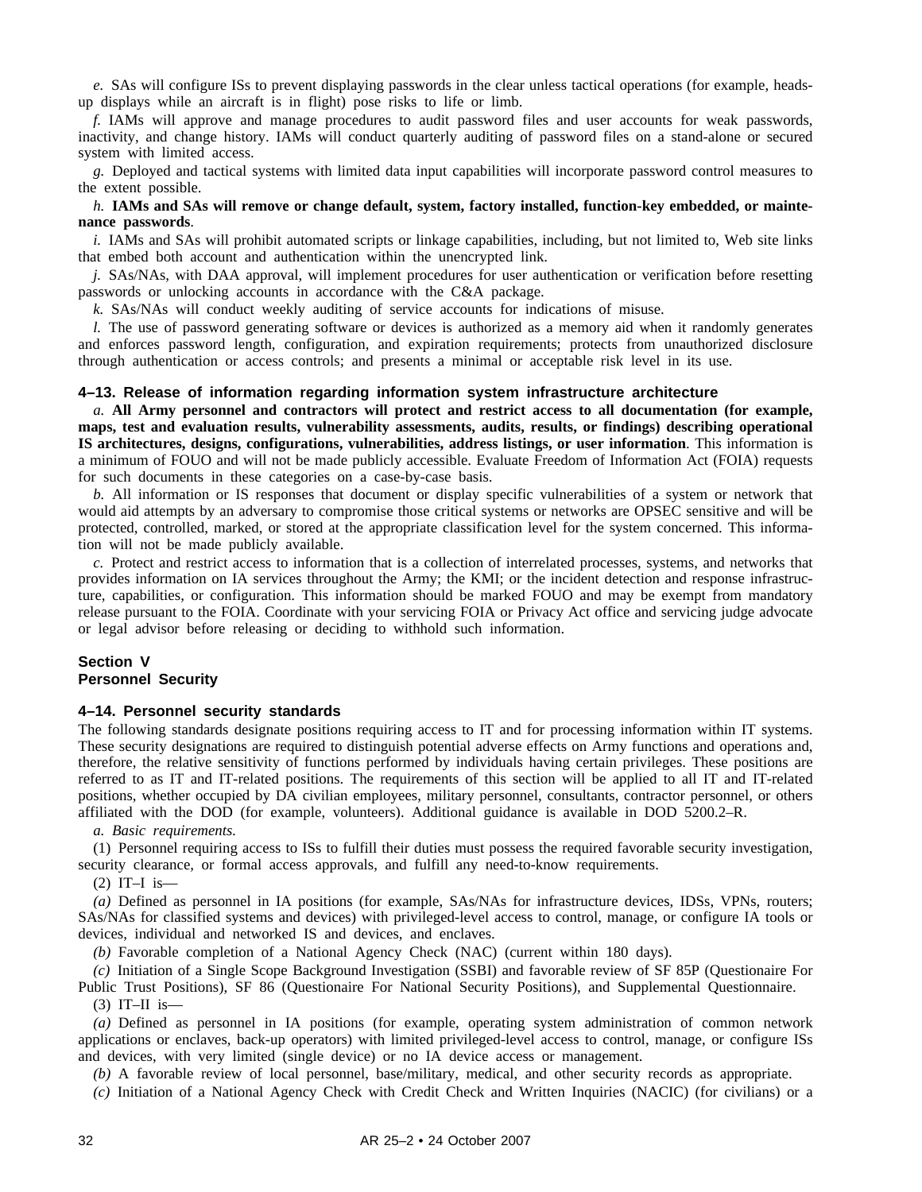*e.* SAs will configure ISs to prevent displaying passwords in the clear unless tactical operations (for example, heads-up displays while an aircraft is in flight) pose risks to life or limb.

*f.* IAMs will approve and manage procedures to audit password files and user accounts for weak passwords, inactivity, and change history. IAMs will conduct quarterly auditing of password files on a stand-alone or secured system with limited access.

*g.* Deployed and tactical systems with limited data input capabilities will incorporate password control measures to the extent possible.

*h.* **IAMs and SAs will remove or change default, system, factory installed, function-key embedded, or maintenance passwords**.

*i.* IAMs and SAs will prohibit automated scripts or linkage capabilities, including, but not limited to, Web site links that embed both account and authentication within the unencrypted link.

*j.* SAs/NAs, with DAA approval, will implement procedures for user authentication or verification before resetting passwords or unlocking accounts in accordance with the C&A package.

*k.* SAs/NAs will conduct weekly auditing of service accounts for indications of misuse.

*l.* The use of password generating software or devices is authorized as a memory aid when it randomly generates and enforces password length, configuration, and expiration requirements; protects from unauthorized disclosure through authentication or access controls; and presents a minimal or acceptable risk level in its use.

### 4–13. Release of information regarding information system infrastructure architecture

*a.* **All Army personnel and contractors will protect and restrict access to all documentation (for example, maps, test and evaluation results, vulnerability assessments, audits, results, or findings) describing operational IS architectures, designs, configurations, vulnerabilities, address listings, or user information**. This information is a minimum of FOUO and will not be made publicly accessible. Evaluate Freedom of Information Act (FOIA) requests for such documents in these categories on a case-by-case basis.

*b.* All information or IS responses that document or display specific vulnerabilities of a system or network that would aid attempts by an adversary to compromise those critical systems or networks are OPSEC sensitive and will be protected, controlled, marked, or stored at the appropriate classification level for the system concerned. This information will not be made publicly available.

*c.* Protect and restrict access to information that is a collection of interrelated processes, systems, and networks that provides information on IA services throughout the Army; the KMI; or the incident detection and response infrastructure, capabilities, or configuration. This information should be marked FOUO and may be exempt from mandatory release pursuant to the FOIA. Coordinate with your servicing FOIA or Privacy Act office and servicing judge advocate or legal advisor before releasing or deciding to withhold such information.

## Section V
## Personnel Security

### 4–14. Personnel security standards

The following standards designate positions requiring access to IT and for processing information within IT systems. These security designations are required to distinguish potential adverse effects on Army functions and operations and, therefore, the relative sensitivity of functions performed by individuals having certain privileges. These positions are referred to as IT and IT-related positions. The requirements of this section will be applied to all IT and IT-related positions, whether occupied by DA civilian employees, military personnel, consultants, contractor personnel, or others affiliated with the DOD (for example, volunteers). Additional guidance is available in DOD 5200.2–R.

*a. Basic requirements.*

(1) Personnel requiring access to ISs to fulfill their duties must possess the required favorable security investigation, security clearance, or formal access approvals, and fulfill any need-to-know requirements.

(2) IT–I is—

*(a)* Defined as personnel in IA positions (for example, SAs/NAs for infrastructure devices, IDSs, VPNs, routers; SAs/NAs for classified systems and devices) with privileged-level access to control, manage, or configure IA tools or devices, individual and networked IS and devices, and enclaves.

*(b)* Favorable completion of a National Agency Check (NAC) (current within 180 days).

*(c)* Initiation of a Single Scope Background Investigation (SSBI) and favorable review of SF 85P (Questionaire For Public Trust Positions), SF 86 (Questionaire For National Security Positions), and Supplemental Questionnaire.

(3) IT–II is—

*(a)* Defined as personnel in IA positions (for example, operating system administration of common network applications or enclaves, back-up operators) with limited privileged-level access to control, manage, or configure ISs and devices, with very limited (single device) or no IA device access or management.

*(b)* A favorable review of local personnel, base/military, medical, and other security records as appropriate.

*(c)* Initiation of a National Agency Check with Credit Check and Written Inquiries (NACIC) (for civilians) or a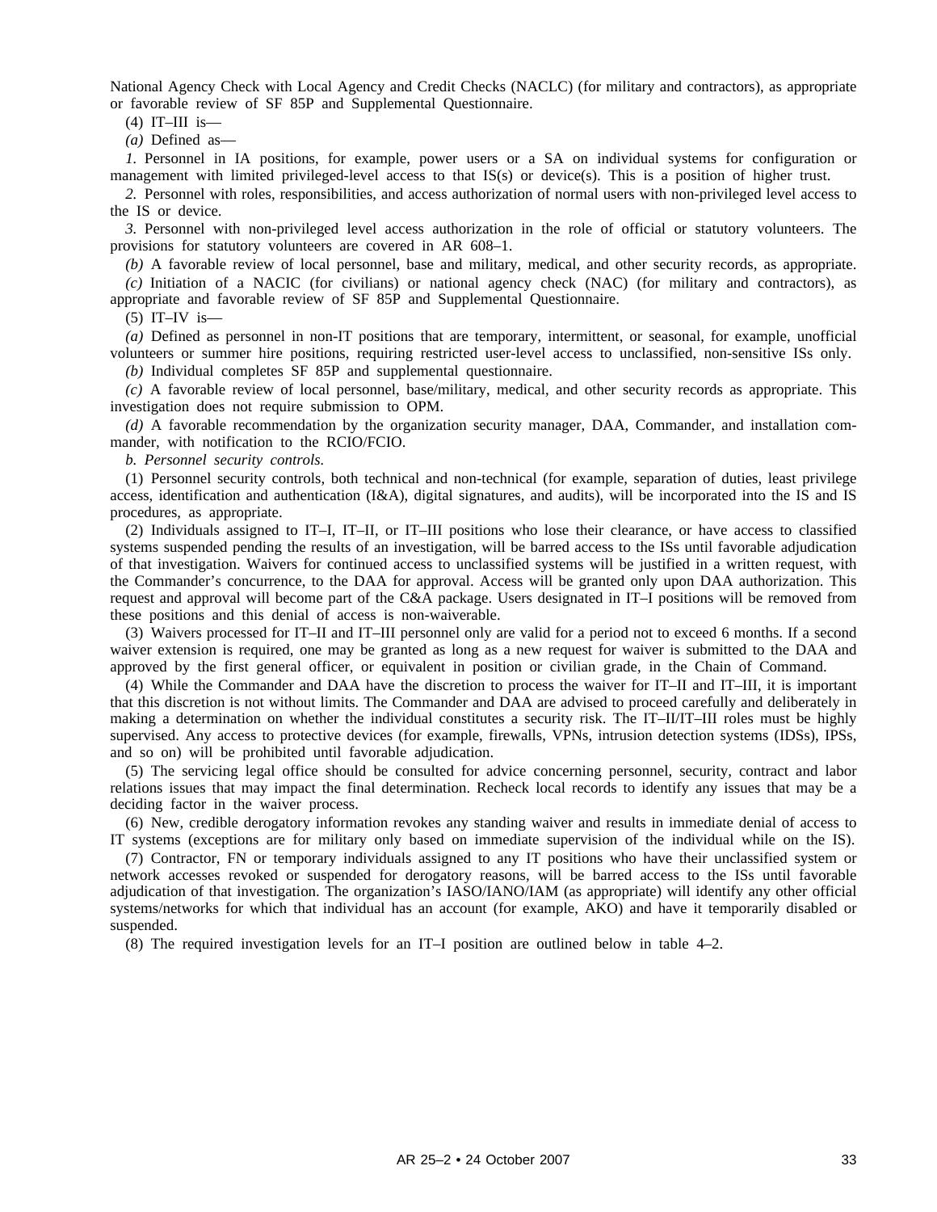National Agency Check with Local Agency and Credit Checks (NACLC) (for military and contractors), as appropriate or favorable review of SF 85P and Supplemental Questionnaire.

(4) IT–III is—

*(a)* Defined as—

*1.* Personnel in IA positions, for example, power users or a SA on individual systems for configuration or management with limited privileged-level access to that IS(s) or device(s). This is a position of higher trust.

*2.* Personnel with roles, responsibilities, and access authorization of normal users with non-privileged level access to the IS or device.

*3.* Personnel with non-privileged level access authorization in the role of official or statutory volunteers. The provisions for statutory volunteers are covered in AR 608–1.

*(b)* A favorable review of local personnel, base and military, medical, and other security records, as appropriate.

*(c)* Initiation of a NACIC (for civilians) or national agency check (NAC) (for military and contractors), as appropriate and favorable review of SF 85P and Supplemental Questionnaire.

(5) IT–IV is—

*(a)* Defined as personnel in non-IT positions that are temporary, intermittent, or seasonal, for example, unofficial volunteers or summer hire positions, requiring restricted user-level access to unclassified, non-sensitive ISs only.

*(b)* Individual completes SF 85P and supplemental questionnaire.

*(c)* A favorable review of local personnel, base/military, medical, and other security records as appropriate. This investigation does not require submission to OPM.

*(d)* A favorable recommendation by the organization security manager, DAA, Commander, and installation commander, with notification to the RCIO/FCIO.

*b. Personnel security controls.*

(1) Personnel security controls, both technical and non-technical (for example, separation of duties, least privilege access, identification and authentication (I&A), digital signatures, and audits), will be incorporated into the IS and IS procedures, as appropriate.

(2) Individuals assigned to IT–I, IT–II, or IT–III positions who lose their clearance, or have access to classified systems suspended pending the results of an investigation, will be barred access to the ISs until favorable adjudication of that investigation. Waivers for continued access to unclassified systems will be justified in a written request, with the Commander's concurrence, to the DAA for approval. Access will be granted only upon DAA authorization. This request and approval will become part of the C&A package. Users designated in IT–I positions will be removed from these positions and this denial of access is non-waiverable.

(3) Waivers processed for IT–II and IT–III personnel only are valid for a period not to exceed 6 months. If a second waiver extension is required, one may be granted as long as a new request for waiver is submitted to the DAA and approved by the first general officer, or equivalent in position or civilian grade, in the Chain of Command.

(4) While the Commander and DAA have the discretion to process the waiver for IT–II and IT–III, it is important that this discretion is not without limits. The Commander and DAA are advised to proceed carefully and deliberately in making a determination on whether the individual constitutes a security risk. The IT–II/IT–III roles must be highly supervised. Any access to protective devices (for example, firewalls, VPNs, intrusion detection systems (IDSs), IPSs, and so on) will be prohibited until favorable adjudication.

(5) The servicing legal office should be consulted for advice concerning personnel, security, contract and labor relations issues that may impact the final determination. Recheck local records to identify any issues that may be a deciding factor in the waiver process.

(6) New, credible derogatory information revokes any standing waiver and results in immediate denial of access to IT systems (exceptions are for military only based on immediate supervision of the individual while on the IS).

(7) Contractor, FN or temporary individuals assigned to any IT positions who have their unclassified system or network accesses revoked or suspended for derogatory reasons, will be barred access to the ISs until favorable adjudication of that investigation. The organization's IASO/IANO/IAM (as appropriate) will identify any other official systems/networks for which that individual has an account (for example, AKO) and have it temporarily disabled or suspended.

(8) The required investigation levels for an IT–I position are outlined below in table 4–2.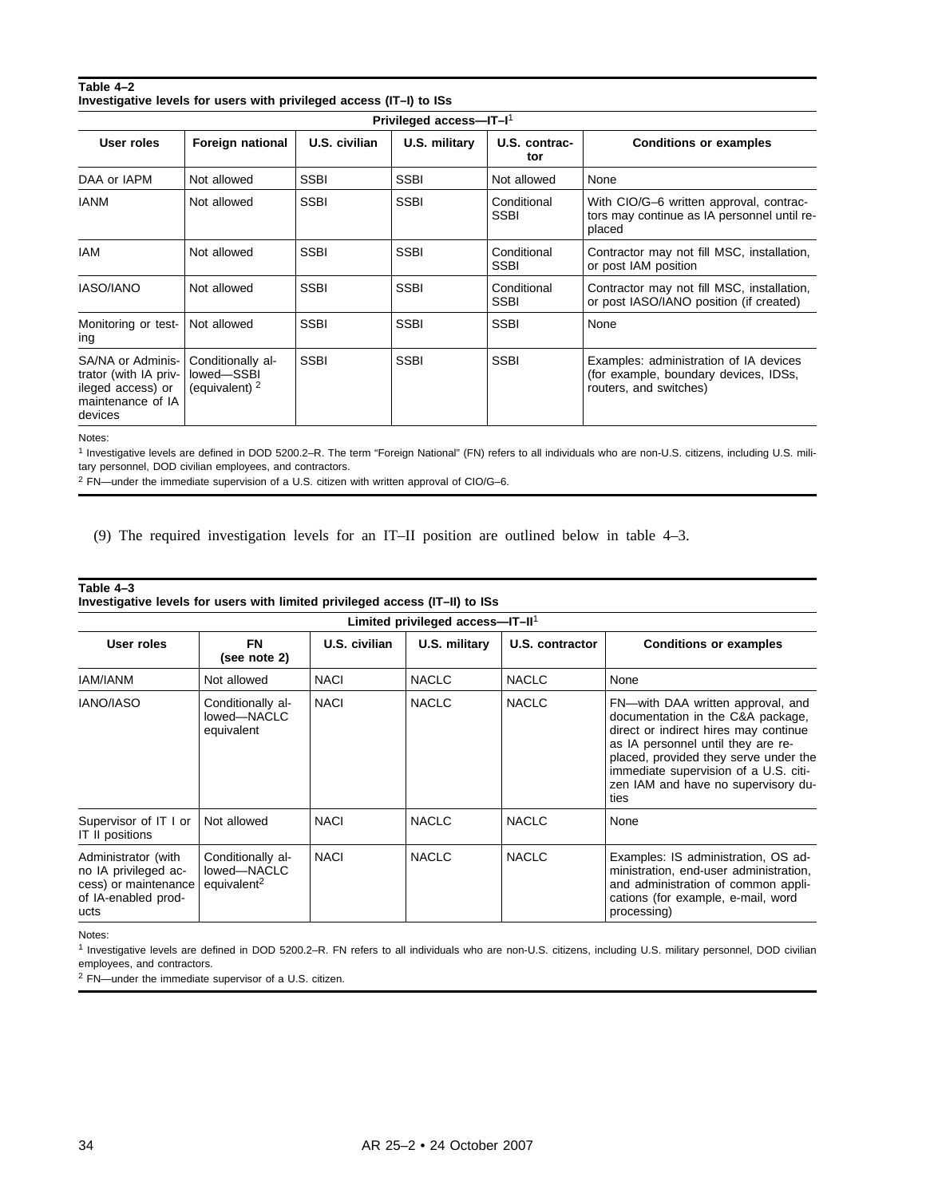**Table 4–2**
**Investigative levels for users with privileged access (IT–I) to ISs**

| Privileged access—IT–I[1] | | | | | |
|---|---|---|---|---|---|
| **User roles** | **Foreign national** | **U.S. civilian** | **U.S. military** | **U.S. contractor** | **Conditions or examples** |
| DAA or IAPM | Not allowed | SSBI | SSBI | Not allowed | None |
| IANM | Not allowed | SSBI | SSBI | Conditional SSBI | With CIO/G–6 written approval, contractors may continue as IA personnel until replaced |
| IAM | Not allowed | SSBI | SSBI | Conditional SSBI | Contractor may not fill MSC, installation, or post IAM position |
| IASO/IANO | Not allowed | SSBI | SSBI | Conditional SSBI | Contractor may not fill MSC, installation, or post IASO/IANO position (if created) |
| Monitoring or testing | Not allowed | SSBI | SSBI | SSBI | None |
| SA/NA or Administrator (with IA privileged access) or maintenance of IA devices | Conditionally allowed—SSBI (equivalent) [2] | SSBI | SSBI | SSBI | Examples: administration of IA devices (for example, boundary devices, IDSs, routers, and switches) |

Notes:

[1] Investigative levels are defined in DOD 5200.2–R. The term "Foreign National" (FN) refers to all individuals who are non-U.S. citizens, including U.S. military personnel, DOD civilian employees, and contractors.

[2] FN—under the immediate supervision of a U.S. citizen with written approval of CIO/G–6.

(9) The required investigation levels for an IT–II position are outlined below in table 4–3.

**Table 4–3**
**Investigative levels for users with limited privileged access (IT–II) to ISs**

| Limited privileged access—IT–II[1] | | | | | |
|---|---|---|---|---|---|
| **User roles** | **FN (see note 2)** | **U.S. civilian** | **U.S. military** | **U.S. contractor** | **Conditions or examples** |
| IAM/IANM | Not allowed | NACI | NACLC | NACLC | None |
| IANO/IASO | Conditionally allowed—NACLC equivalent | NACI | NACLC | NACLC | FN—with DAA written approval, and documentation in the C&A package, direct or indirect hires may continue as IA personnel until they are replaced, provided they serve under the immediate supervision of a U.S. citizen IAM and have no supervisory duties |
| Supervisor of IT I or IT II positions | Not allowed | NACI | NACLC | NACLC | None |
| Administrator (with no IA privileged access) or maintenance of IA-enabled products | Conditionally allowed—NACLC equivalent[2] | NACI | NACLC | NACLC | Examples: IS administration, OS administration, end-user administration, and administration of common applications (for example, e-mail, word processing) |

Notes:

[1] Investigative levels are defined in DOD 5200.2–R. FN refers to all individuals who are non-U.S. citizens, including U.S. military personnel, DOD civilian employees, and contractors.

[2] FN—under the immediate supervisor of a U.S. citizen.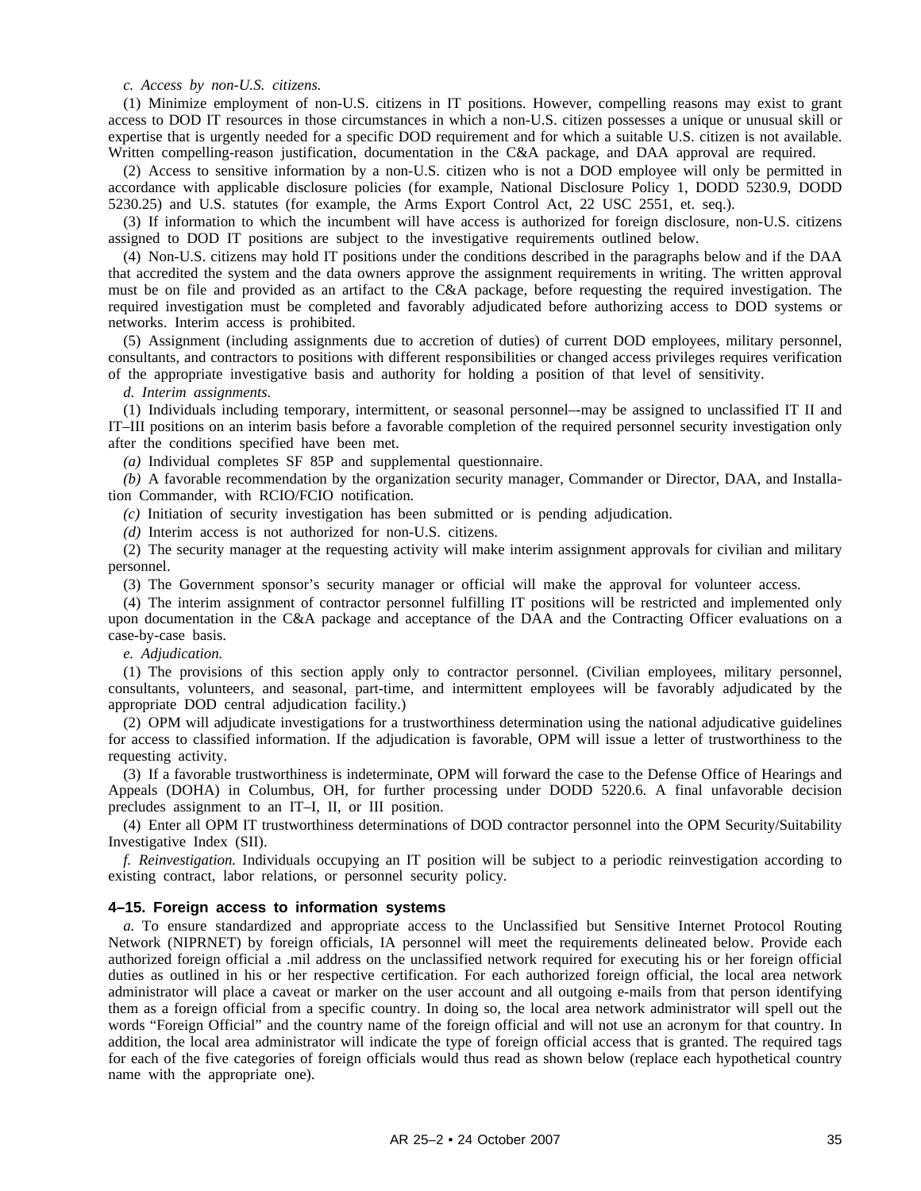*c. Access by non-U.S. citizens.*

(1) Minimize employment of non-U.S. citizens in IT positions. However, compelling reasons may exist to grant access to DOD IT resources in those circumstances in which a non-U.S. citizen possesses a unique or unusual skill or expertise that is urgently needed for a specific DOD requirement and for which a suitable U.S. citizen is not available. Written compelling-reason justification, documentation in the C&A package, and DAA approval are required.

(2) Access to sensitive information by a non-U.S. citizen who is not a DOD employee will only be permitted in accordance with applicable disclosure policies (for example, National Disclosure Policy 1, DODD 5230.9, DODD 5230.25) and U.S. statutes (for example, the Arms Export Control Act, 22 USC 2551, et. seq.).

(3) If information to which the incumbent will have access is authorized for foreign disclosure, non-U.S. citizens assigned to DOD IT positions are subject to the investigative requirements outlined below.

(4) Non-U.S. citizens may hold IT positions under the conditions described in the paragraphs below and if the DAA that accredited the system and the data owners approve the assignment requirements in writing. The written approval must be on file and provided as an artifact to the C&A package, before requesting the required investigation. The required investigation must be completed and favorably adjudicated before authorizing access to DOD systems or networks. Interim access is prohibited.

(5) Assignment (including assignments due to accretion of duties) of current DOD employees, military personnel, consultants, and contractors to positions with different responsibilities or changed access privileges requires verification of the appropriate investigative basis and authority for holding a position of that level of sensitivity.

*d. Interim assignments.*

(1) Individuals including temporary, intermittent, or seasonal personnel–-may be assigned to unclassified IT II and IT–III positions on an interim basis before a favorable completion of the required personnel security investigation only after the conditions specified have been met.

*(a)* Individual completes SF 85P and supplemental questionnaire.

*(b)* A favorable recommendation by the organization security manager, Commander or Director, DAA, and Installation Commander, with RCIO/FCIO notification.

*(c)* Initiation of security investigation has been submitted or is pending adjudication.

*(d)* Interim access is not authorized for non-U.S. citizens.

(2) The security manager at the requesting activity will make interim assignment approvals for civilian and military personnel.

(3) The Government sponsor's security manager or official will make the approval for volunteer access.

(4) The interim assignment of contractor personnel fulfilling IT positions will be restricted and implemented only upon documentation in the C&A package and acceptance of the DAA and the Contracting Officer evaluations on a case-by-case basis.

*e. Adjudication.*

(1) The provisions of this section apply only to contractor personnel. (Civilian employees, military personnel, consultants, volunteers, and seasonal, part-time, and intermittent employees will be favorably adjudicated by the appropriate DOD central adjudication facility.)

(2) OPM will adjudicate investigations for a trustworthiness determination using the national adjudicative guidelines for access to classified information. If the adjudication is favorable, OPM will issue a letter of trustworthiness to the requesting activity.

(3) If a favorable trustworthiness is indeterminate, OPM will forward the case to the Defense Office of Hearings and Appeals (DOHA) in Columbus, OH, for further processing under DODD 5220.6. A final unfavorable decision precludes assignment to an IT–I, II, or III position.

(4) Enter all OPM IT trustworthiness determinations of DOD contractor personnel into the OPM Security/Suitability Investigative Index (SII).

*f. Reinvestigation.* Individuals occupying an IT position will be subject to a periodic reinvestigation according to existing contract, labor relations, or personnel security policy.

### 4–15. Foreign access to information systems

*a.* To ensure standardized and appropriate access to the Unclassified but Sensitive Internet Protocol Routing Network (NIPRNET) by foreign officials, IA personnel will meet the requirements delineated below. Provide each authorized foreign official a .mil address on the unclassified network required for executing his or her foreign official duties as outlined in his or her respective certification. For each authorized foreign official, the local area network administrator will place a caveat or marker on the user account and all outgoing e-mails from that person identifying them as a foreign official from a specific country. In doing so, the local area network administrator will spell out the words "Foreign Official" and the country name of the foreign official and will not use an acronym for that country. In addition, the local area administrator will indicate the type of foreign official access that is granted. The required tags for each of the five categories of foreign officials would thus read as shown below (replace each hypothetical country name with the appropriate one).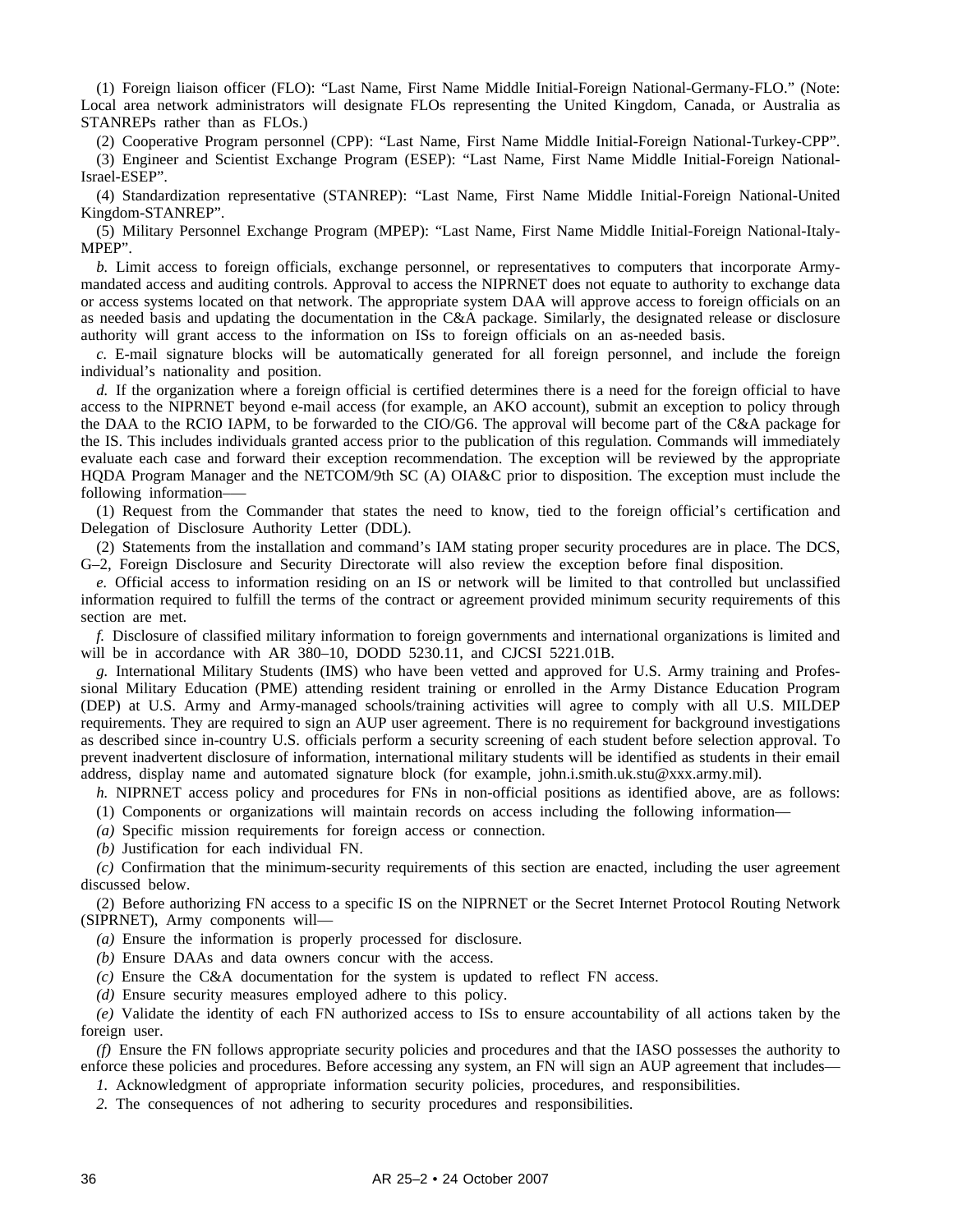(1) Foreign liaison officer (FLO): “Last Name, First Name Middle Initial-Foreign National-Germany-FLO.” (Note: Local area network administrators will designate FLOs representing the United Kingdom, Canada, or Australia as STANREPs rather than as FLOs.)

(2) Cooperative Program personnel (CPP): “Last Name, First Name Middle Initial-Foreign National-Turkey-CPP”.

(3) Engineer and Scientist Exchange Program (ESEP): “Last Name, First Name Middle Initial-Foreign National-Israel-ESEP”.

(4) Standardization representative (STANREP): “Last Name, First Name Middle Initial-Foreign National-United Kingdom-STANREP”.

(5) Military Personnel Exchange Program (MPEP): “Last Name, First Name Middle Initial-Foreign National-Italy-MPEP”.

*b.* Limit access to foreign officials, exchange personnel, or representatives to computers that incorporate Army-mandated access and auditing controls. Approval to access the NIPRNET does not equate to authority to exchange data or access systems located on that network. The appropriate system DAA will approve access to foreign officials on an as needed basis and updating the documentation in the C&A package. Similarly, the designated release or disclosure authority will grant access to the information on ISs to foreign officials on an as-needed basis.

*c.* E-mail signature blocks will be automatically generated for all foreign personnel, and include the foreign individual’s nationality and position.

*d.* If the organization where a foreign official is certified determines there is a need for the foreign official to have access to the NIPRNET beyond e-mail access (for example, an AKO account), submit an exception to policy through the DAA to the RCIO IAPM, to be forwarded to the CIO/G6. The approval will become part of the C&A package for the IS. This includes individuals granted access prior to the publication of this regulation. Commands will immediately evaluate each case and forward their exception recommendation. The exception will be reviewed by the appropriate HQDA Program Manager and the NETCOM/9th SC (A) OIA&C prior to disposition. The exception must include the following information—

(1) Request from the Commander that states the need to know, tied to the foreign official’s certification and Delegation of Disclosure Authority Letter (DDL).

(2) Statements from the installation and command’s IAM stating proper security procedures are in place. The DCS, G–2, Foreign Disclosure and Security Directorate will also review the exception before final disposition.

*e.* Official access to information residing on an IS or network will be limited to that controlled but unclassified information required to fulfill the terms of the contract or agreement provided minimum security requirements of this section are met.

*f.* Disclosure of classified military information to foreign governments and international organizations is limited and will be in accordance with AR 380–10, DODD 5230.11, and CJCSI 5221.01B.

*g.* International Military Students (IMS) who have been vetted and approved for U.S. Army training and Professional Military Education (PME) attending resident training or enrolled in the Army Distance Education Program (DEP) at U.S. Army and Army-managed schools/training activities will agree to comply with all U.S. MILDEP requirements. They are required to sign an AUP user agreement. There is no requirement for background investigations as described since in-country U.S. officials perform a security screening of each student before selection approval. To prevent inadvertent disclosure of information, international military students will be identified as students in their email address, display name and automated signature block (for example, john.i.smith.uk.stu@xxx.army.mil).

*h.* NIPRNET access policy and procedures for FNs in non-official positions as identified above, are as follows:

(1) Components or organizations will maintain records on access including the following information—

*(a)* Specific mission requirements for foreign access or connection.

*(b)* Justification for each individual FN.

*(c)* Confirmation that the minimum-security requirements of this section are enacted, including the user agreement discussed below.

(2) Before authorizing FN access to a specific IS on the NIPRNET or the Secret Internet Protocol Routing Network (SIPRNET), Army components will—

*(a)* Ensure the information is properly processed for disclosure.

*(b)* Ensure DAAs and data owners concur with the access.

*(c)* Ensure the C&A documentation for the system is updated to reflect FN access.

*(d)* Ensure security measures employed adhere to this policy.

*(e)* Validate the identity of each FN authorized access to ISs to ensure accountability of all actions taken by the foreign user.

*(f)* Ensure the FN follows appropriate security policies and procedures and that the IASO possesses the authority to enforce these policies and procedures. Before accessing any system, an FN will sign an AUP agreement that includes—

*1.* Acknowledgment of appropriate information security policies, procedures, and responsibilities.

*2.* The consequences of not adhering to security procedures and responsibilities.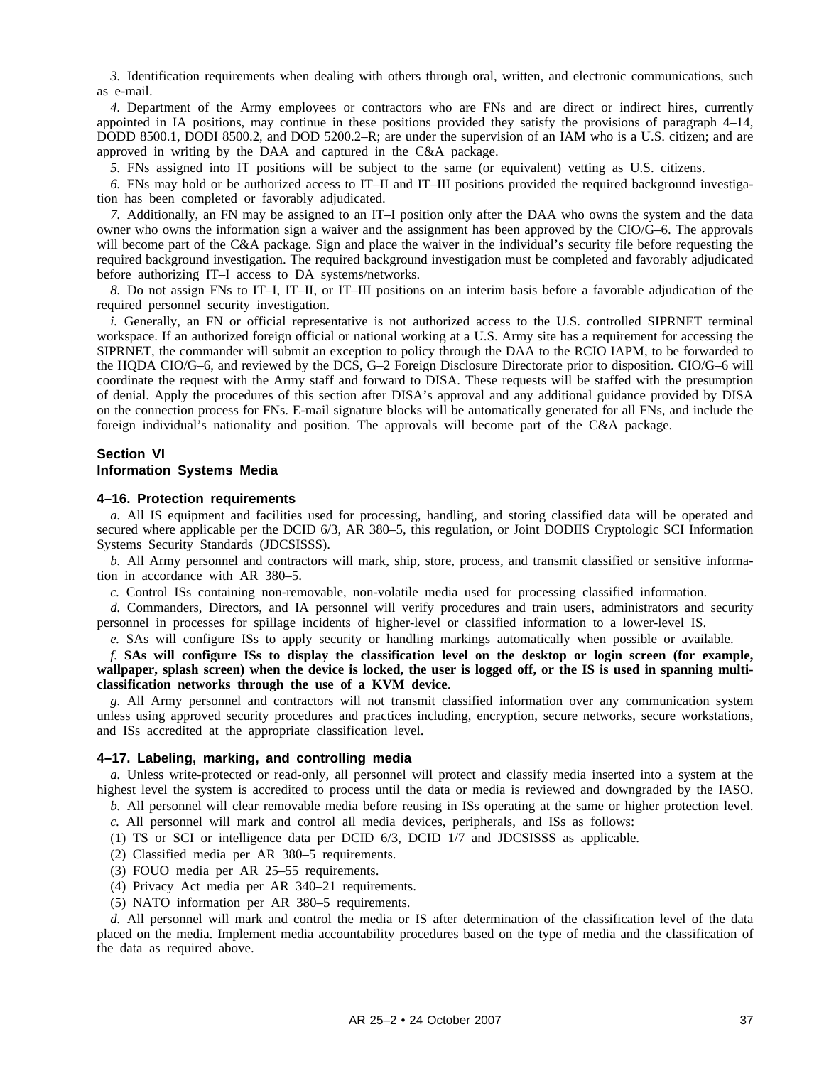*3.* Identification requirements when dealing with others through oral, written, and electronic communications, such as e-mail.

*4.* Department of the Army employees or contractors who are FNs and are direct or indirect hires, currently appointed in IA positions, may continue in these positions provided they satisfy the provisions of paragraph 4–14, DODD 8500.1, DODI 8500.2, and DOD 5200.2–R; are under the supervision of an IAM who is a U.S. citizen; and are approved in writing by the DAA and captured in the C&A package.

*5.* FNs assigned into IT positions will be subject to the same (or equivalent) vetting as U.S. citizens.

*6.* FNs may hold or be authorized access to IT–II and IT–III positions provided the required background investigation has been completed or favorably adjudicated.

*7.* Additionally, an FN may be assigned to an IT–I position only after the DAA who owns the system and the data owner who owns the information sign a waiver and the assignment has been approved by the CIO/G–6. The approvals will become part of the C&A package. Sign and place the waiver in the individual's security file before requesting the required background investigation. The required background investigation must be completed and favorably adjudicated before authorizing IT–I access to DA systems/networks.

*8.* Do not assign FNs to IT–I, IT–II, or IT–III positions on an interim basis before a favorable adjudication of the required personnel security investigation.

*i.* Generally, an FN or official representative is not authorized access to the U.S. controlled SIPRNET terminal workspace. If an authorized foreign official or national working at a U.S. Army site has a requirement for accessing the SIPRNET, the commander will submit an exception to policy through the DAA to the RCIO IAPM, to be forwarded to the HQDA CIO/G–6, and reviewed by the DCS, G–2 Foreign Disclosure Directorate prior to disposition. CIO/G–6 will coordinate the request with the Army staff and forward to DISA. These requests will be staffed with the presumption of denial. Apply the procedures of this section after DISA's approval and any additional guidance provided by DISA on the connection process for FNs. E-mail signature blocks will be automatically generated for all FNs, and include the foreign individual's nationality and position. The approvals will become part of the C&A package.

## Section VI
## Information Systems Media

### 4–16. Protection requirements

*a.* All IS equipment and facilities used for processing, handling, and storing classified data will be operated and secured where applicable per the DCID 6/3, AR 380–5, this regulation, or Joint DODIIS Cryptologic SCI Information Systems Security Standards (JDCSISSS).

*b.* All Army personnel and contractors will mark, ship, store, process, and transmit classified or sensitive information in accordance with AR 380–5.

*c.* Control ISs containing non-removable, non-volatile media used for processing classified information.

*d.* Commanders, Directors, and IA personnel will verify procedures and train users, administrators and security personnel in processes for spillage incidents of higher-level or classified information to a lower-level IS.

*e.* SAs will configure ISs to apply security or handling markings automatically when possible or available.

*f.* **SAs will configure ISs to display the classification level on the desktop or login screen (for example, wallpaper, splash screen) when the device is locked, the user is logged off, or the IS is used in spanning multi-classification networks through the use of a KVM device**.

*g.* All Army personnel and contractors will not transmit classified information over any communication system unless using approved security procedures and practices including, encryption, secure networks, secure workstations, and ISs accredited at the appropriate classification level.

### 4–17. Labeling, marking, and controlling media

*a.* Unless write-protected or read-only, all personnel will protect and classify media inserted into a system at the highest level the system is accredited to process until the data or media is reviewed and downgraded by the IASO.

*b.* All personnel will clear removable media before reusing in ISs operating at the same or higher protection level.

*c.* All personnel will mark and control all media devices, peripherals, and ISs as follows:

(1) TS or SCI or intelligence data per DCID 6/3, DCID 1/7 and JDCSISSS as applicable.

(2) Classified media per AR 380–5 requirements.

(3) FOUO media per AR 25–55 requirements.

(4) Privacy Act media per AR 340–21 requirements.

(5) NATO information per AR 380–5 requirements.

*d.* All personnel will mark and control the media or IS after determination of the classification level of the data placed on the media. Implement media accountability procedures based on the type of media and the classification of the data as required above.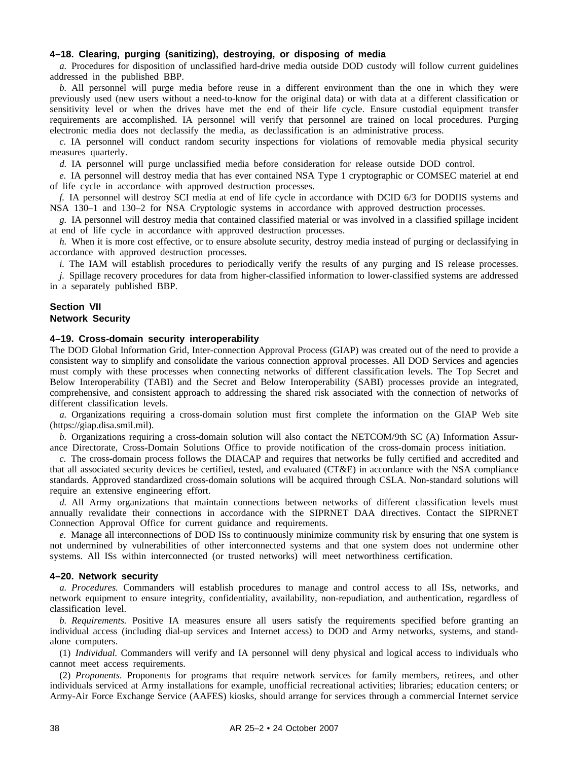### 4–18. Clearing, purging (sanitizing), destroying, or disposing of media

*a.* Procedures for disposition of unclassified hard-drive media outside DOD custody will follow current guidelines addressed in the published BBP.

*b.* All personnel will purge media before reuse in a different environment than the one in which they were previously used (new users without a need-to-know for the original data) or with data at a different classification or sensitivity level or when the drives have met the end of their life cycle. Ensure custodial equipment transfer requirements are accomplished. IA personnel will verify that personnel are trained on local procedures. Purging electronic media does not declassify the media, as declassification is an administrative process.

*c.* IA personnel will conduct random security inspections for violations of removable media physical security measures quarterly.

*d.* IA personnel will purge unclassified media before consideration for release outside DOD control.

*e.* IA personnel will destroy media that has ever contained NSA Type 1 cryptographic or COMSEC materiel at end of life cycle in accordance with approved destruction processes.

*f.* IA personnel will destroy SCI media at end of life cycle in accordance with DCID 6/3 for DODIIS systems and NSA 130–1 and 130–2 for NSA Cryptologic systems in accordance with approved destruction processes.

*g.* IA personnel will destroy media that contained classified material or was involved in a classified spillage incident at end of life cycle in accordance with approved destruction processes.

*h.* When it is more cost effective, or to ensure absolute security, destroy media instead of purging or declassifying in accordance with approved destruction processes.

*i.* The IAM will establish procedures to periodically verify the results of any purging and IS release processes.

*j.* Spillage recovery procedures for data from higher-classified information to lower-classified systems are addressed in a separately published BBP.

## Section VII
## Network Security

### 4–19. Cross-domain security interoperability

The DOD Global Information Grid, Inter-connection Approval Process (GIAP) was created out of the need to provide a consistent way to simplify and consolidate the various connection approval processes. All DOD Services and agencies must comply with these processes when connecting networks of different classification levels. The Top Secret and Below Interoperability (TABI) and the Secret and Below Interoperability (SABI) processes provide an integrated, comprehensive, and consistent approach to addressing the shared risk associated with the connection of networks of different classification levels.

*a.* Organizations requiring a cross-domain solution must first complete the information on the GIAP Web site (https://giap.disa.smil.mil).

*b.* Organizations requiring a cross-domain solution will also contact the NETCOM/9th SC (A) Information Assurance Directorate, Cross-Domain Solutions Office to provide notification of the cross-domain process initiation.

*c.* The cross-domain process follows the DIACAP and requires that networks be fully certified and accredited and that all associated security devices be certified, tested, and evaluated (CT&E) in accordance with the NSA compliance standards. Approved standardized cross-domain solutions will be acquired through CSLA. Non-standard solutions will require an extensive engineering effort.

*d.* All Army organizations that maintain connections between networks of different classification levels must annually revalidate their connections in accordance with the SIPRNET DAA directives. Contact the SIPRNET Connection Approval Office for current guidance and requirements.

*e.* Manage all interconnections of DOD ISs to continuously minimize community risk by ensuring that one system is not undermined by vulnerabilities of other interconnected systems and that one system does not undermine other systems. All ISs within interconnected (or trusted networks) will meet networthiness certification.

### 4–20. Network security

*a. Procedures.* Commanders will establish procedures to manage and control access to all ISs, networks, and network equipment to ensure integrity, confidentiality, availability, non-repudiation, and authentication, regardless of classification level.

*b. Requirements.* Positive IA measures ensure all users satisfy the requirements specified before granting an individual access (including dial-up services and Internet access) to DOD and Army networks, systems, and stand-alone computers.

(1) *Individual.* Commanders will verify and IA personnel will deny physical and logical access to individuals who cannot meet access requirements.

(2) *Proponents.* Proponents for programs that require network services for family members, retirees, and other individuals serviced at Army installations for example, unofficial recreational activities; libraries; education centers; or Army-Air Force Exchange Service (AAFES) kiosks, should arrange for services through a commercial Internet service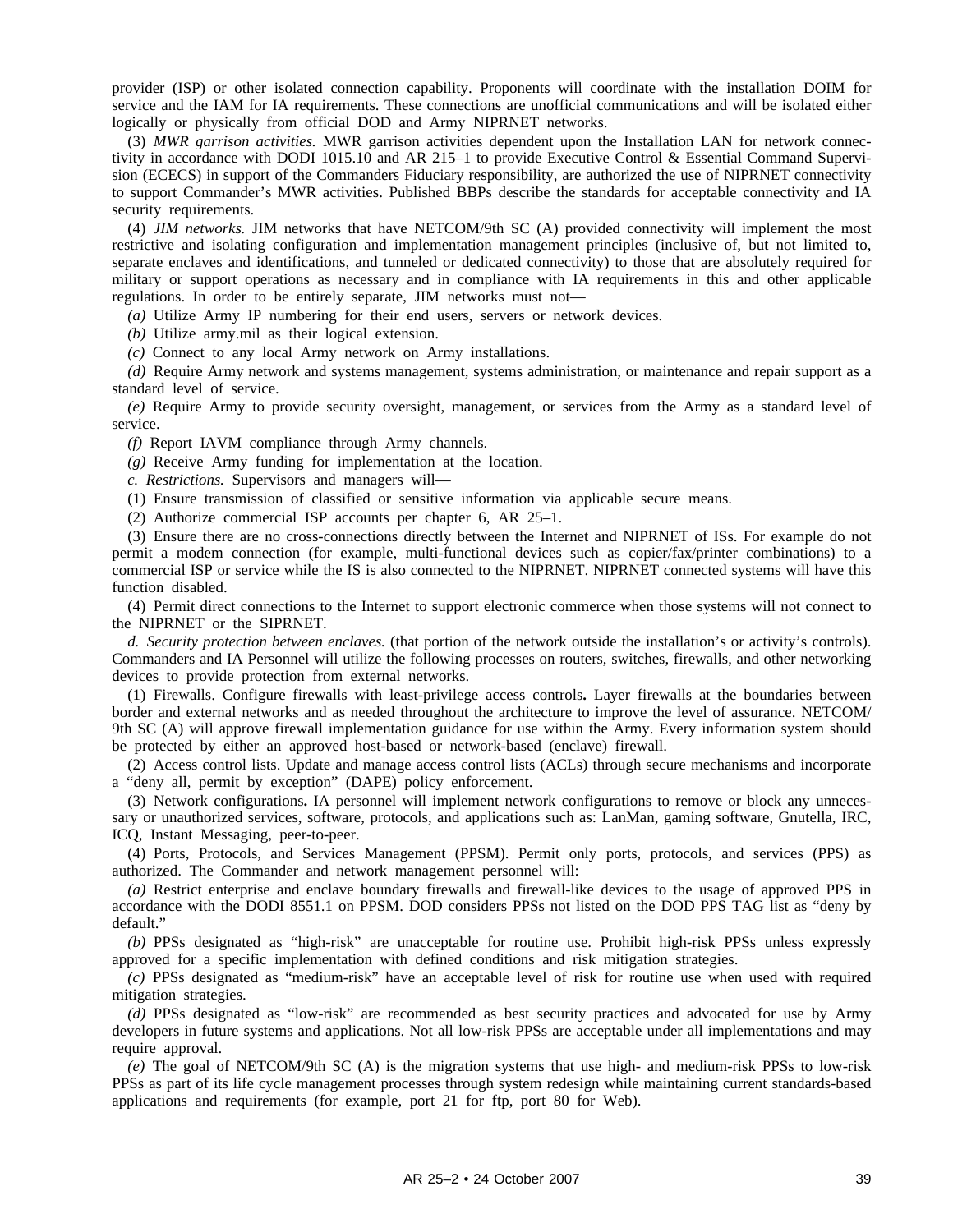provider (ISP) or other isolated connection capability. Proponents will coordinate with the installation DOIM for service and the IAM for IA requirements. These connections are unofficial communications and will be isolated either logically or physically from official DOD and Army NIPRNET networks.

(3) *MWR garrison activities.* MWR garrison activities dependent upon the Installation LAN for network connectivity in accordance with DODI 1015.10 and AR 215–1 to provide Executive Control & Essential Command Supervision (ECECS) in support of the Commanders Fiduciary responsibility, are authorized the use of NIPRNET connectivity to support Commander's MWR activities. Published BBPs describe the standards for acceptable connectivity and IA security requirements.

(4) *JIM networks.* JIM networks that have NETCOM/9th SC (A) provided connectivity will implement the most restrictive and isolating configuration and implementation management principles (inclusive of, but not limited to, separate enclaves and identifications, and tunneled or dedicated connectivity) to those that are absolutely required for military or support operations as necessary and in compliance with IA requirements in this and other applicable regulations. In order to be entirely separate, JIM networks must not—

*(a)* Utilize Army IP numbering for their end users, servers or network devices.

*(b)* Utilize army.mil as their logical extension.

*(c)* Connect to any local Army network on Army installations.

*(d)* Require Army network and systems management, systems administration, or maintenance and repair support as a standard level of service.

*(e)* Require Army to provide security oversight, management, or services from the Army as a standard level of service.

*(f)* Report IAVM compliance through Army channels.

*(g)* Receive Army funding for implementation at the location.

*c. Restrictions.* Supervisors and managers will—

(1) Ensure transmission of classified or sensitive information via applicable secure means.

(2) Authorize commercial ISP accounts per chapter 6, AR 25–1.

(3) Ensure there are no cross-connections directly between the Internet and NIPRNET of ISs. For example do not permit a modem connection (for example, multi-functional devices such as copier/fax/printer combinations) to a commercial ISP or service while the IS is also connected to the NIPRNET. NIPRNET connected systems will have this function disabled.

(4) Permit direct connections to the Internet to support electronic commerce when those systems will not connect to the NIPRNET or the SIPRNET.

*d. Security protection between enclaves.* (that portion of the network outside the installation's or activity's controls). Commanders and IA Personnel will utilize the following processes on routers, switches, firewalls, and other networking devices to provide protection from external networks.

(1) Firewalls. Configure firewalls with least-privilege access controls**.** Layer firewalls at the boundaries between border and external networks and as needed throughout the architecture to improve the level of assurance. NETCOM/9th SC (A) will approve firewall implementation guidance for use within the Army. Every information system should be protected by either an approved host-based or network-based (enclave) firewall.

(2) Access control lists. Update and manage access control lists (ACLs) through secure mechanisms and incorporate a "deny all, permit by exception" (DAPE) policy enforcement.

(3) Network configurations**.** IA personnel will implement network configurations to remove or block any unnecessary or unauthorized services, software, protocols, and applications such as: LanMan, gaming software, Gnutella, IRC, ICQ, Instant Messaging, peer-to-peer.

(4) Ports, Protocols, and Services Management (PPSM). Permit only ports, protocols, and services (PPS) as authorized. The Commander and network management personnel will:

*(a)* Restrict enterprise and enclave boundary firewalls and firewall-like devices to the usage of approved PPS in accordance with the DODI 8551.1 on PPSM. DOD considers PPSs not listed on the DOD PPS TAG list as "deny by default."

*(b)* PPSs designated as "high-risk" are unacceptable for routine use. Prohibit high-risk PPSs unless expressly approved for a specific implementation with defined conditions and risk mitigation strategies.

*(c)* PPSs designated as "medium-risk" have an acceptable level of risk for routine use when used with required mitigation strategies.

*(d)* PPSs designated as "low-risk" are recommended as best security practices and advocated for use by Army developers in future systems and applications. Not all low-risk PPSs are acceptable under all implementations and may require approval.

*(e)* The goal of NETCOM/9th SC (A) is the migration systems that use high- and medium-risk PPSs to low-risk PPSs as part of its life cycle management processes through system redesign while maintaining current standards-based applications and requirements (for example, port 21 for ftp, port 80 for Web).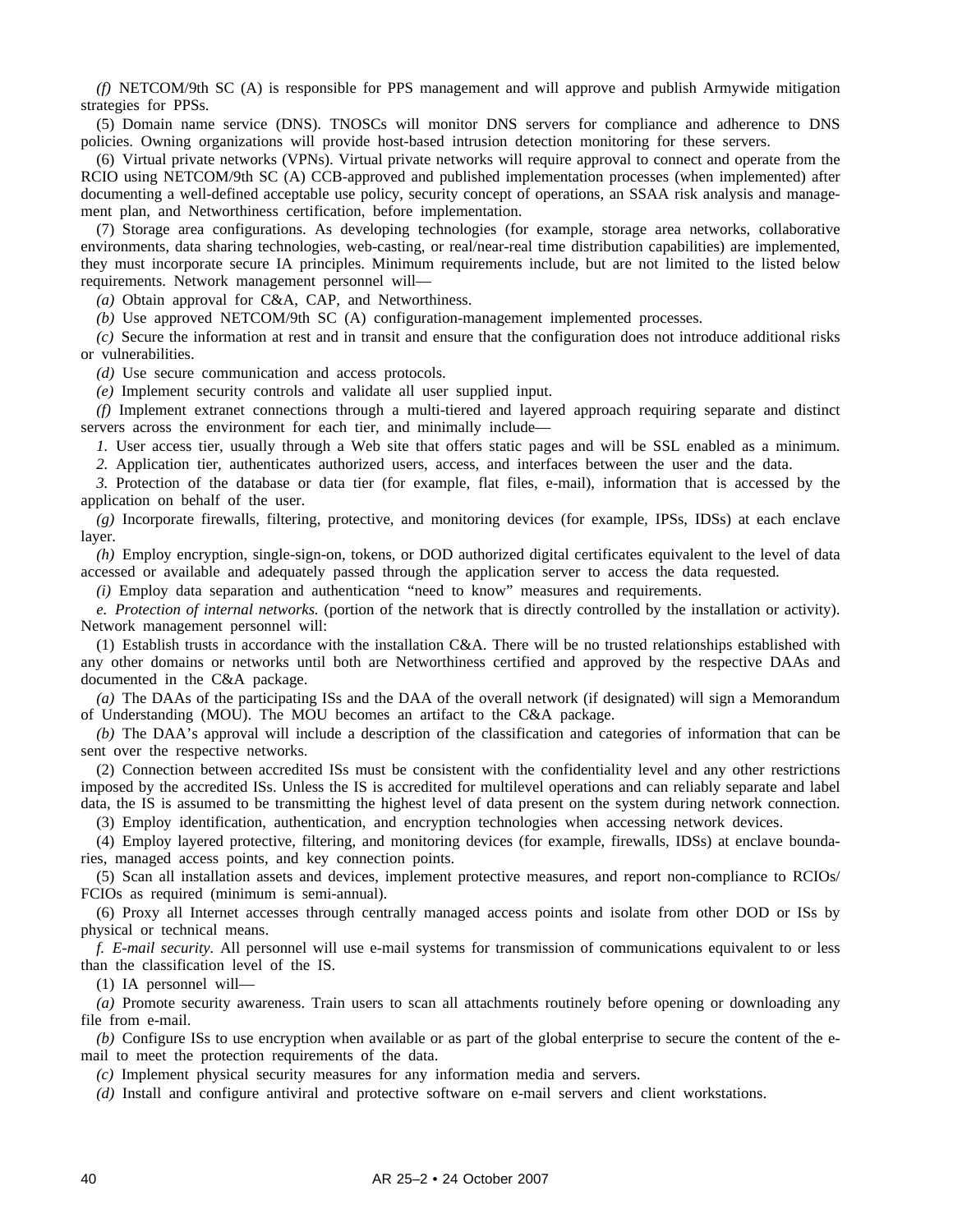*(f)* NETCOM/9th SC (A) is responsible for PPS management and will approve and publish Armywide mitigation strategies for PPSs.

(5) Domain name service (DNS). TNOSCs will monitor DNS servers for compliance and adherence to DNS policies. Owning organizations will provide host-based intrusion detection monitoring for these servers.

(6) Virtual private networks (VPNs). Virtual private networks will require approval to connect and operate from the RCIO using NETCOM/9th SC (A) CCB-approved and published implementation processes (when implemented) after documenting a well-defined acceptable use policy, security concept of operations, an SSAA risk analysis and management plan, and Networthiness certification, before implementation.

(7) Storage area configurations. As developing technologies (for example, storage area networks, collaborative environments, data sharing technologies, web-casting, or real/near-real time distribution capabilities) are implemented, they must incorporate secure IA principles. Minimum requirements include, but are not limited to the listed below requirements. Network management personnel will—

*(a)* Obtain approval for C&A, CAP, and Networthiness.

*(b)* Use approved NETCOM/9th SC (A) configuration-management implemented processes.

*(c)* Secure the information at rest and in transit and ensure that the configuration does not introduce additional risks or vulnerabilities.

*(d)* Use secure communication and access protocols.

*(e)* Implement security controls and validate all user supplied input.

*(f)* Implement extranet connections through a multi-tiered and layered approach requiring separate and distinct servers across the environment for each tier, and minimally include—

*1.* User access tier, usually through a Web site that offers static pages and will be SSL enabled as a minimum.

*2.* Application tier, authenticates authorized users, access, and interfaces between the user and the data.

*3.* Protection of the database or data tier (for example, flat files, e-mail), information that is accessed by the application on behalf of the user.

*(g)* Incorporate firewalls, filtering, protective, and monitoring devices (for example, IPSs, IDSs) at each enclave layer.

*(h)* Employ encryption, single-sign-on, tokens, or DOD authorized digital certificates equivalent to the level of data accessed or available and adequately passed through the application server to access the data requested.

*(i)* Employ data separation and authentication "need to know" measures and requirements.

*e. Protection of internal networks.* (portion of the network that is directly controlled by the installation or activity). Network management personnel will:

(1) Establish trusts in accordance with the installation C&A. There will be no trusted relationships established with any other domains or networks until both are Networthiness certified and approved by the respective DAAs and documented in the C&A package.

*(a)* The DAAs of the participating ISs and the DAA of the overall network (if designated) will sign a Memorandum of Understanding (MOU). The MOU becomes an artifact to the C&A package.

*(b)* The DAA's approval will include a description of the classification and categories of information that can be sent over the respective networks.

(2) Connection between accredited ISs must be consistent with the confidentiality level and any other restrictions imposed by the accredited ISs. Unless the IS is accredited for multilevel operations and can reliably separate and label data, the IS is assumed to be transmitting the highest level of data present on the system during network connection.

(3) Employ identification, authentication, and encryption technologies when accessing network devices.

(4) Employ layered protective, filtering, and monitoring devices (for example, firewalls, IDSs) at enclave boundaries, managed access points, and key connection points.

(5) Scan all installation assets and devices, implement protective measures, and report non-compliance to RCIOs/FCIOs as required (minimum is semi-annual).

(6) Proxy all Internet accesses through centrally managed access points and isolate from other DOD or ISs by physical or technical means.

*f. E-mail security.* All personnel will use e-mail systems for transmission of communications equivalent to or less than the classification level of the IS.

(1) IA personnel will—

*(a)* Promote security awareness. Train users to scan all attachments routinely before opening or downloading any file from e-mail.

*(b)* Configure ISs to use encryption when available or as part of the global enterprise to secure the content of the e-mail to meet the protection requirements of the data.

*(c)* Implement physical security measures for any information media and servers.

*(d)* Install and configure antiviral and protective software on e-mail servers and client workstations.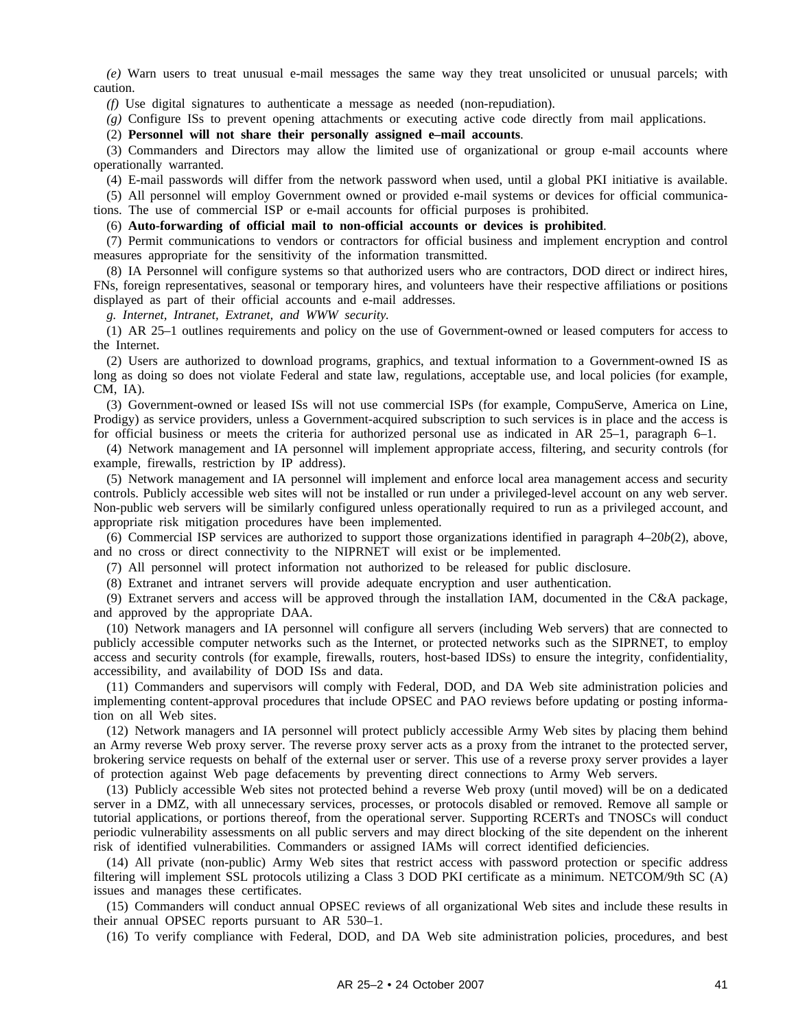*(e)* Warn users to treat unusual e-mail messages the same way they treat unsolicited or unusual parcels; with caution.

*(f)* Use digital signatures to authenticate a message as needed (non-repudiation).

*(g)* Configure ISs to prevent opening attachments or executing active code directly from mail applications.

(2) **Personnel will not share their personally assigned e–mail accounts**.

(3) Commanders and Directors may allow the limited use of organizational or group e-mail accounts where operationally warranted.

(4) E-mail passwords will differ from the network password when used, until a global PKI initiative is available.

(5) All personnel will employ Government owned or provided e-mail systems or devices for official communications. The use of commercial ISP or e-mail accounts for official purposes is prohibited.

(6) **Auto-forwarding of official mail to non-official accounts or devices is prohibited**.

(7) Permit communications to vendors or contractors for official business and implement encryption and control measures appropriate for the sensitivity of the information transmitted.

(8) IA Personnel will configure systems so that authorized users who are contractors, DOD direct or indirect hires, FNs, foreign representatives, seasonal or temporary hires, and volunteers have their respective affiliations or positions displayed as part of their official accounts and e-mail addresses.

*g. Internet, Intranet, Extranet, and WWW security.*

(1) AR 25–1 outlines requirements and policy on the use of Government-owned or leased computers for access to the Internet.

(2) Users are authorized to download programs, graphics, and textual information to a Government-owned IS as long as doing so does not violate Federal and state law, regulations, acceptable use, and local policies (for example, CM, IA).

(3) Government-owned or leased ISs will not use commercial ISPs (for example, CompuServe, America on Line, Prodigy) as service providers, unless a Government-acquired subscription to such services is in place and the access is for official business or meets the criteria for authorized personal use as indicated in AR 25–1, paragraph 6–1.

(4) Network management and IA personnel will implement appropriate access, filtering, and security controls (for example, firewalls, restriction by IP address).

(5) Network management and IA personnel will implement and enforce local area management access and security controls. Publicly accessible web sites will not be installed or run under a privileged-level account on any web server. Non-public web servers will be similarly configured unless operationally required to run as a privileged account, and appropriate risk mitigation procedures have been implemented.

(6) Commercial ISP services are authorized to support those organizations identified in paragraph 4–20*b*(2), above, and no cross or direct connectivity to the NIPRNET will exist or be implemented.

(7) All personnel will protect information not authorized to be released for public disclosure.

(8) Extranet and intranet servers will provide adequate encryption and user authentication.

(9) Extranet servers and access will be approved through the installation IAM, documented in the C&A package, and approved by the appropriate DAA.

(10) Network managers and IA personnel will configure all servers (including Web servers) that are connected to publicly accessible computer networks such as the Internet, or protected networks such as the SIPRNET, to employ access and security controls (for example, firewalls, routers, host-based IDSs) to ensure the integrity, confidentiality, accessibility, and availability of DOD ISs and data.

(11) Commanders and supervisors will comply with Federal, DOD, and DA Web site administration policies and implementing content-approval procedures that include OPSEC and PAO reviews before updating or posting information on all Web sites.

(12) Network managers and IA personnel will protect publicly accessible Army Web sites by placing them behind an Army reverse Web proxy server. The reverse proxy server acts as a proxy from the intranet to the protected server, brokering service requests on behalf of the external user or server. This use of a reverse proxy server provides a layer of protection against Web page defacements by preventing direct connections to Army Web servers.

(13) Publicly accessible Web sites not protected behind a reverse Web proxy (until moved) will be on a dedicated server in a DMZ, with all unnecessary services, processes, or protocols disabled or removed. Remove all sample or tutorial applications, or portions thereof, from the operational server. Supporting RCERTs and TNOSCs will conduct periodic vulnerability assessments on all public servers and may direct blocking of the site dependent on the inherent risk of identified vulnerabilities. Commanders or assigned IAMs will correct identified deficiencies.

(14) All private (non-public) Army Web sites that restrict access with password protection or specific address filtering will implement SSL protocols utilizing a Class 3 DOD PKI certificate as a minimum. NETCOM/9th SC (A) issues and manages these certificates.

(15) Commanders will conduct annual OPSEC reviews of all organizational Web sites and include these results in their annual OPSEC reports pursuant to AR 530–1.

(16) To verify compliance with Federal, DOD, and DA Web site administration policies, procedures, and best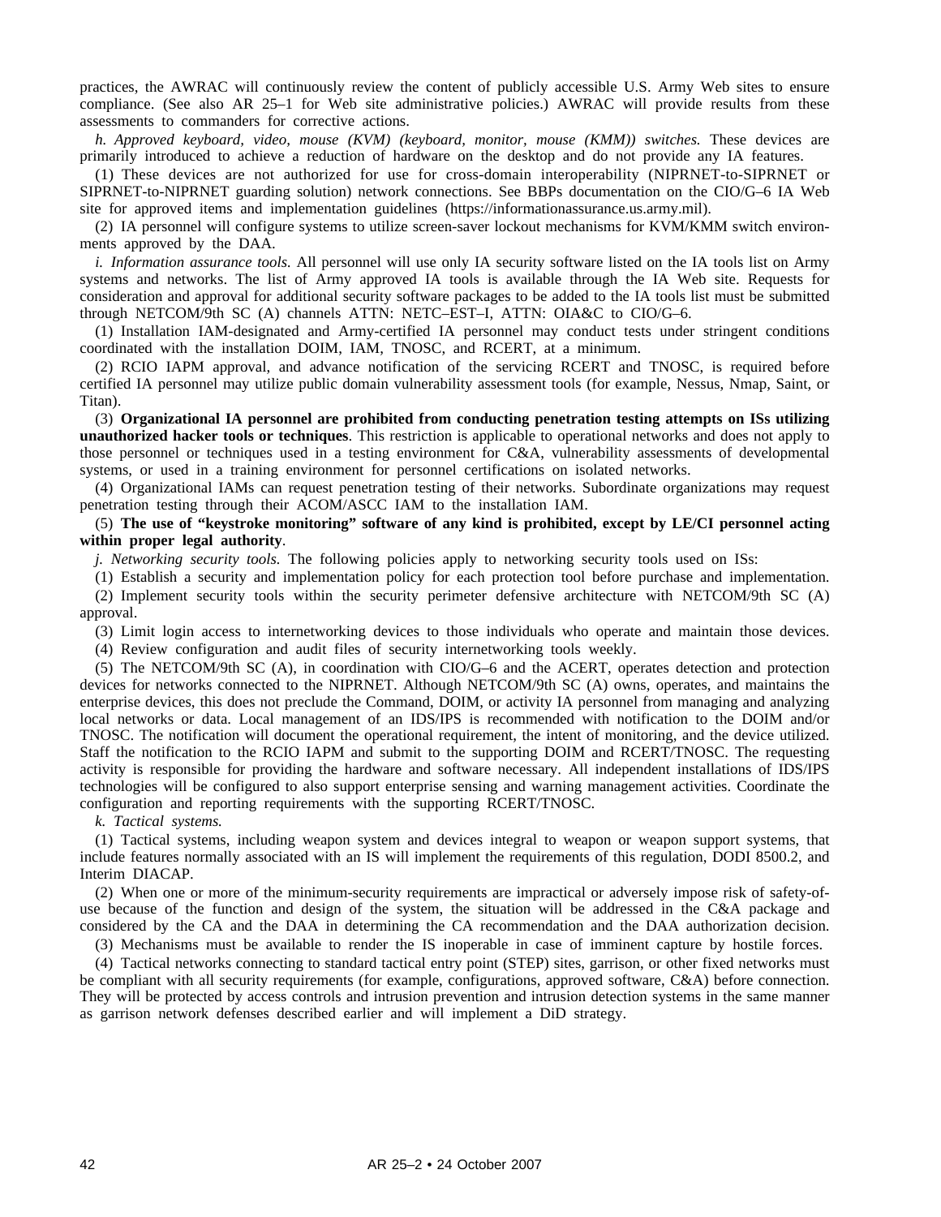practices, the AWRAC will continuously review the content of publicly accessible U.S. Army Web sites to ensure compliance. (See also AR 25–1 for Web site administrative policies.) AWRAC will provide results from these assessments to commanders for corrective actions.

*h. Approved keyboard, video, mouse (KVM) (keyboard, monitor, mouse (KMM)) switches.* These devices are primarily introduced to achieve a reduction of hardware on the desktop and do not provide any IA features.

(1) These devices are not authorized for use for cross-domain interoperability (NIPRNET-to-SIPRNET or SIPRNET-to-NIPRNET guarding solution) network connections. See BBPs documentation on the CIO/G–6 IA Web site for approved items and implementation guidelines (https://informationassurance.us.army.mil).

(2) IA personnel will configure systems to utilize screen-saver lockout mechanisms for KVM/KMM switch environments approved by the DAA.

*i. Information assurance tools.* All personnel will use only IA security software listed on the IA tools list on Army systems and networks. The list of Army approved IA tools is available through the IA Web site. Requests for consideration and approval for additional security software packages to be added to the IA tools list must be submitted through NETCOM/9th SC (A) channels ATTN: NETC–EST–I, ATTN: OIA&C to CIO/G–6.

(1) Installation IAM-designated and Army-certified IA personnel may conduct tests under stringent conditions coordinated with the installation DOIM, IAM, TNOSC, and RCERT, at a minimum.

(2) RCIO IAPM approval, and advance notification of the servicing RCERT and TNOSC, is required before certified IA personnel may utilize public domain vulnerability assessment tools (for example, Nessus, Nmap, Saint, or Titan).

(3) **Organizational IA personnel are prohibited from conducting penetration testing attempts on ISs utilizing unauthorized hacker tools or techniques**. This restriction is applicable to operational networks and does not apply to those personnel or techniques used in a testing environment for C&A, vulnerability assessments of developmental systems, or used in a training environment for personnel certifications on isolated networks.

(4) Organizational IAMs can request penetration testing of their networks. Subordinate organizations may request penetration testing through their ACOM/ASCC IAM to the installation IAM.

(5) **The use of "keystroke monitoring" software of any kind is prohibited, except by LE/CI personnel acting within proper legal authority**.

*j. Networking security tools.* The following policies apply to networking security tools used on ISs:

(1) Establish a security and implementation policy for each protection tool before purchase and implementation.

(2) Implement security tools within the security perimeter defensive architecture with NETCOM/9th SC (A) approval.

(3) Limit login access to internetworking devices to those individuals who operate and maintain those devices.

(4) Review configuration and audit files of security internetworking tools weekly.

(5) The NETCOM/9th SC (A), in coordination with CIO/G–6 and the ACERT, operates detection and protection devices for networks connected to the NIPRNET. Although NETCOM/9th SC (A) owns, operates, and maintains the enterprise devices, this does not preclude the Command, DOIM, or activity IA personnel from managing and analyzing local networks or data. Local management of an IDS/IPS is recommended with notification to the DOIM and/or TNOSC. The notification will document the operational requirement, the intent of monitoring, and the device utilized. Staff the notification to the RCIO IAPM and submit to the supporting DOIM and RCERT/TNOSC. The requesting activity is responsible for providing the hardware and software necessary. All independent installations of IDS/IPS technologies will be configured to also support enterprise sensing and warning management activities. Coordinate the configuration and reporting requirements with the supporting RCERT/TNOSC.

*k. Tactical systems.*

(1) Tactical systems, including weapon system and devices integral to weapon or weapon support systems, that include features normally associated with an IS will implement the requirements of this regulation, DODI 8500.2, and Interim DIACAP.

(2) When one or more of the minimum-security requirements are impractical or adversely impose risk of safety-of-use because of the function and design of the system, the situation will be addressed in the C&A package and considered by the CA and the DAA in determining the CA recommendation and the DAA authorization decision.

(3) Mechanisms must be available to render the IS inoperable in case of imminent capture by hostile forces.

(4) Tactical networks connecting to standard tactical entry point (STEP) sites, garrison, or other fixed networks must be compliant with all security requirements (for example, configurations, approved software, C&A) before connection. They will be protected by access controls and intrusion prevention and intrusion detection systems in the same manner as garrison network defenses described earlier and will implement a DiD strategy.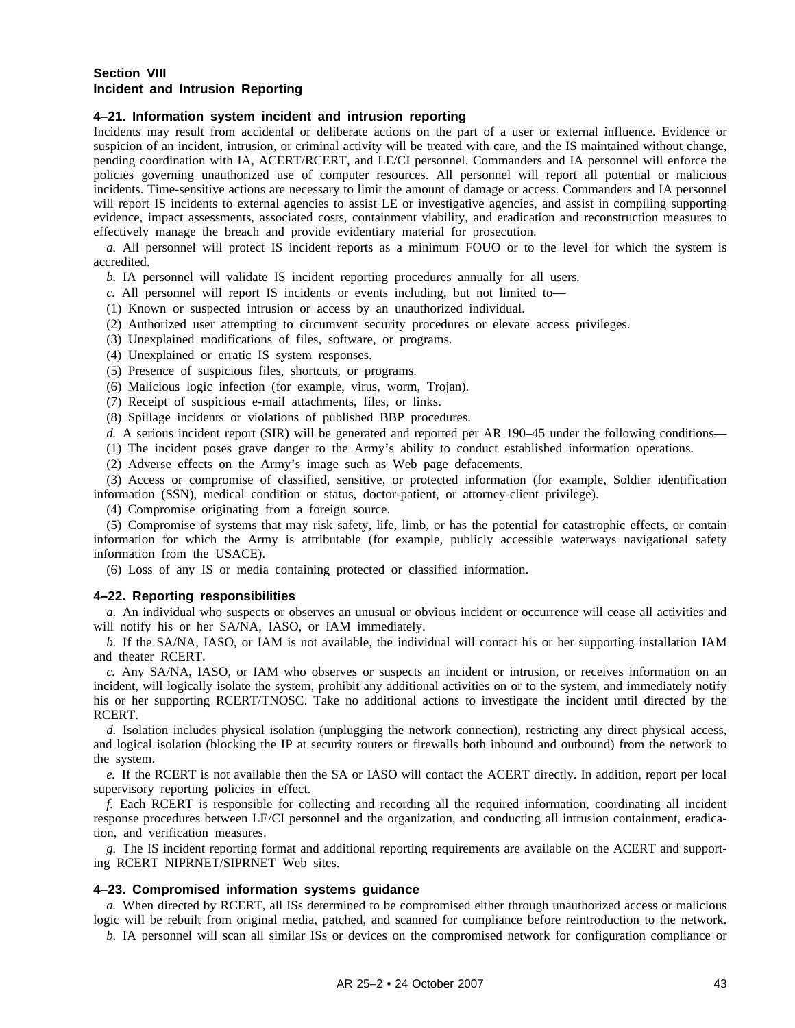## Section VIII
## Incident and Intrusion Reporting

### 4–21. Information system incident and intrusion reporting

Incidents may result from accidental or deliberate actions on the part of a user or external influence. Evidence or suspicion of an incident, intrusion, or criminal activity will be treated with care, and the IS maintained without change, pending coordination with IA, ACERT/RCERT, and LE/CI personnel. Commanders and IA personnel will enforce the policies governing unauthorized use of computer resources. All personnel will report all potential or malicious incidents. Time-sensitive actions are necessary to limit the amount of damage or access. Commanders and IA personnel will report IS incidents to external agencies to assist LE or investigative agencies, and assist in compiling supporting evidence, impact assessments, associated costs, containment viability, and eradication and reconstruction measures to effectively manage the breach and provide evidentiary material for prosecution.

*a.* All personnel will protect IS incident reports as a minimum FOUO or to the level for which the system is accredited.

*b.* IA personnel will validate IS incident reporting procedures annually for all users.

*c.* All personnel will report IS incidents or events including, but not limited to—

(1) Known or suspected intrusion or access by an unauthorized individual.

(2) Authorized user attempting to circumvent security procedures or elevate access privileges.

(3) Unexplained modifications of files, software, or programs.

(4) Unexplained or erratic IS system responses.

(5) Presence of suspicious files, shortcuts, or programs.

(6) Malicious logic infection (for example, virus, worm, Trojan).

(7) Receipt of suspicious e-mail attachments, files, or links.

(8) Spillage incidents or violations of published BBP procedures.

*d.* A serious incident report (SIR) will be generated and reported per AR 190–45 under the following conditions—

(1) The incident poses grave danger to the Army's ability to conduct established information operations.

(2) Adverse effects on the Army's image such as Web page defacements.

(3) Access or compromise of classified, sensitive, or protected information (for example, Soldier identification information (SSN), medical condition or status, doctor-patient, or attorney-client privilege).

(4) Compromise originating from a foreign source.

(5) Compromise of systems that may risk safety, life, limb, or has the potential for catastrophic effects, or contain information for which the Army is attributable (for example, publicly accessible waterways navigational safety information from the USACE).

(6) Loss of any IS or media containing protected or classified information.

### 4–22. Reporting responsibilities

*a.* An individual who suspects or observes an unusual or obvious incident or occurrence will cease all activities and will notify his or her SA/NA, IASO, or IAM immediately.

*b.* If the SA/NA, IASO, or IAM is not available, the individual will contact his or her supporting installation IAM and theater RCERT.

*c.* Any SA/NA, IASO, or IAM who observes or suspects an incident or intrusion, or receives information on an incident, will logically isolate the system, prohibit any additional activities on or to the system, and immediately notify his or her supporting RCERT/TNOSC. Take no additional actions to investigate the incident until directed by the RCERT.

*d.* Isolation includes physical isolation (unplugging the network connection), restricting any direct physical access, and logical isolation (blocking the IP at security routers or firewalls both inbound and outbound) from the network to the system.

*e.* If the RCERT is not available then the SA or IASO will contact the ACERT directly. In addition, report per local supervisory reporting policies in effect.

*f.* Each RCERT is responsible for collecting and recording all the required information, coordinating all incident response procedures between LE/CI personnel and the organization, and conducting all intrusion containment, eradication, and verification measures.

*g.* The IS incident reporting format and additional reporting requirements are available on the ACERT and supporting RCERT NIPRNET/SIPRNET Web sites.

### 4–23. Compromised information systems guidance

*a.* When directed by RCERT, all ISs determined to be compromised either through unauthorized access or malicious logic will be rebuilt from original media, patched, and scanned for compliance before reintroduction to the network.

*b.* IA personnel will scan all similar ISs or devices on the compromised network for configuration compliance or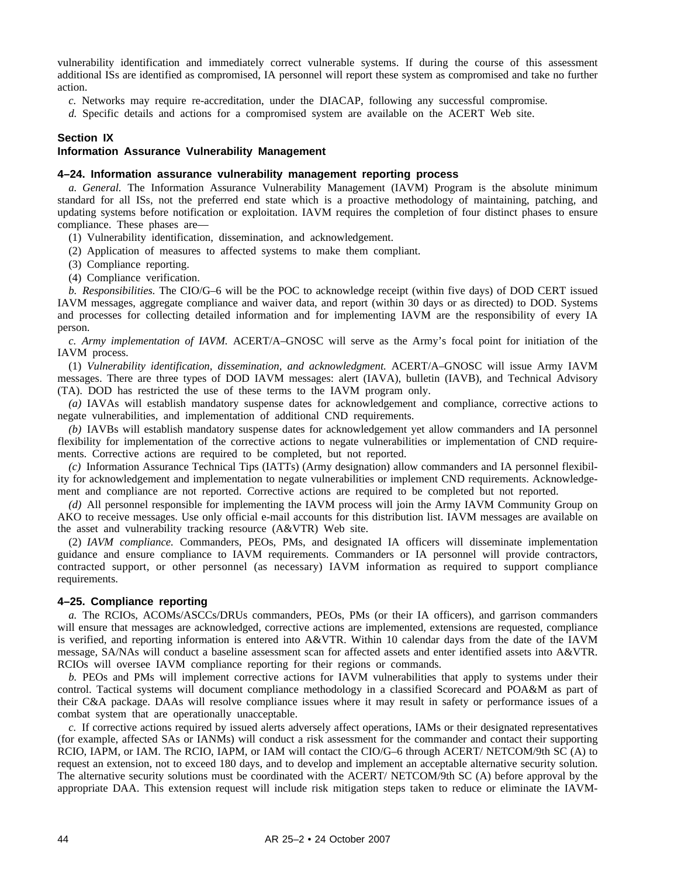vulnerability identification and immediately correct vulnerable systems. If during the course of this assessment additional ISs are identified as compromised, IA personnel will report these system as compromised and take no further action.

*c.* Networks may require re-accreditation, under the DIACAP, following any successful compromise.

*d.* Specific details and actions for a compromised system are available on the ACERT Web site.

## Section IX
## Information Assurance Vulnerability Management

### 4–24. Information assurance vulnerability management reporting process

*a. General.* The Information Assurance Vulnerability Management (IAVM) Program is the absolute minimum standard for all ISs, not the preferred end state which is a proactive methodology of maintaining, patching, and updating systems before notification or exploitation. IAVM requires the completion of four distinct phases to ensure compliance. These phases are—

(1) Vulnerability identification, dissemination, and acknowledgement.

(2) Application of measures to affected systems to make them compliant.

(3) Compliance reporting.

(4) Compliance verification.

*b. Responsibilities.* The CIO/G–6 will be the POC to acknowledge receipt (within five days) of DOD CERT issued IAVM messages, aggregate compliance and waiver data, and report (within 30 days or as directed) to DOD. Systems and processes for collecting detailed information and for implementing IAVM are the responsibility of every IA person.

*c. Army implementation of IAVM.* ACERT/A–GNOSC will serve as the Army's focal point for initiation of the IAVM process.

(1) *Vulnerability identification, dissemination, and acknowledgment.* ACERT/A–GNOSC will issue Army IAVM messages. There are three types of DOD IAVM messages: alert (IAVA), bulletin (IAVB), and Technical Advisory (TA). DOD has restricted the use of these terms to the IAVM program only.

*(a)* IAVAs will establish mandatory suspense dates for acknowledgement and compliance, corrective actions to negate vulnerabilities, and implementation of additional CND requirements.

*(b)* IAVBs will establish mandatory suspense dates for acknowledgement yet allow commanders and IA personnel flexibility for implementation of the corrective actions to negate vulnerabilities or implementation of CND requirements. Corrective actions are required to be completed, but not reported.

*(c)* Information Assurance Technical Tips (IATTs) (Army designation) allow commanders and IA personnel flexibility for acknowledgement and implementation to negate vulnerabilities or implement CND requirements. Acknowledgement and compliance are not reported. Corrective actions are required to be completed but not reported.

*(d)* All personnel responsible for implementing the IAVM process will join the Army IAVM Community Group on AKO to receive messages. Use only official e-mail accounts for this distribution list. IAVM messages are available on the asset and vulnerability tracking resource (A&VTR) Web site.

(2) *IAVM compliance.* Commanders, PEOs, PMs, and designated IA officers will disseminate implementation guidance and ensure compliance to IAVM requirements. Commanders or IA personnel will provide contractors, contracted support, or other personnel (as necessary) IAVM information as required to support compliance requirements.

### 4–25. Compliance reporting

*a.* The RCIOs, ACOMs/ASCCs/DRUs commanders, PEOs, PMs (or their IA officers), and garrison commanders will ensure that messages are acknowledged, corrective actions are implemented, extensions are requested, compliance is verified, and reporting information is entered into A&VTR. Within 10 calendar days from the date of the IAVM message, SA/NAs will conduct a baseline assessment scan for affected assets and enter identified assets into A&VTR. RCIOs will oversee IAVM compliance reporting for their regions or commands.

*b.* PEOs and PMs will implement corrective actions for IAVM vulnerabilities that apply to systems under their control. Tactical systems will document compliance methodology in a classified Scorecard and POA&M as part of their C&A package. DAAs will resolve compliance issues where it may result in safety or performance issues of a combat system that are operationally unacceptable.

*c.* If corrective actions required by issued alerts adversely affect operations, IAMs or their designated representatives (for example, affected SAs or IANMs) will conduct a risk assessment for the commander and contact their supporting RCIO, IAPM, or IAM. The RCIO, IAPM, or IAM will contact the CIO/G–6 through ACERT/ NETCOM/9th SC (A) to request an extension, not to exceed 180 days, and to develop and implement an acceptable alternative security solution. The alternative security solutions must be coordinated with the ACERT/ NETCOM/9th SC (A) before approval by the appropriate DAA. This extension request will include risk mitigation steps taken to reduce or eliminate the IAVM-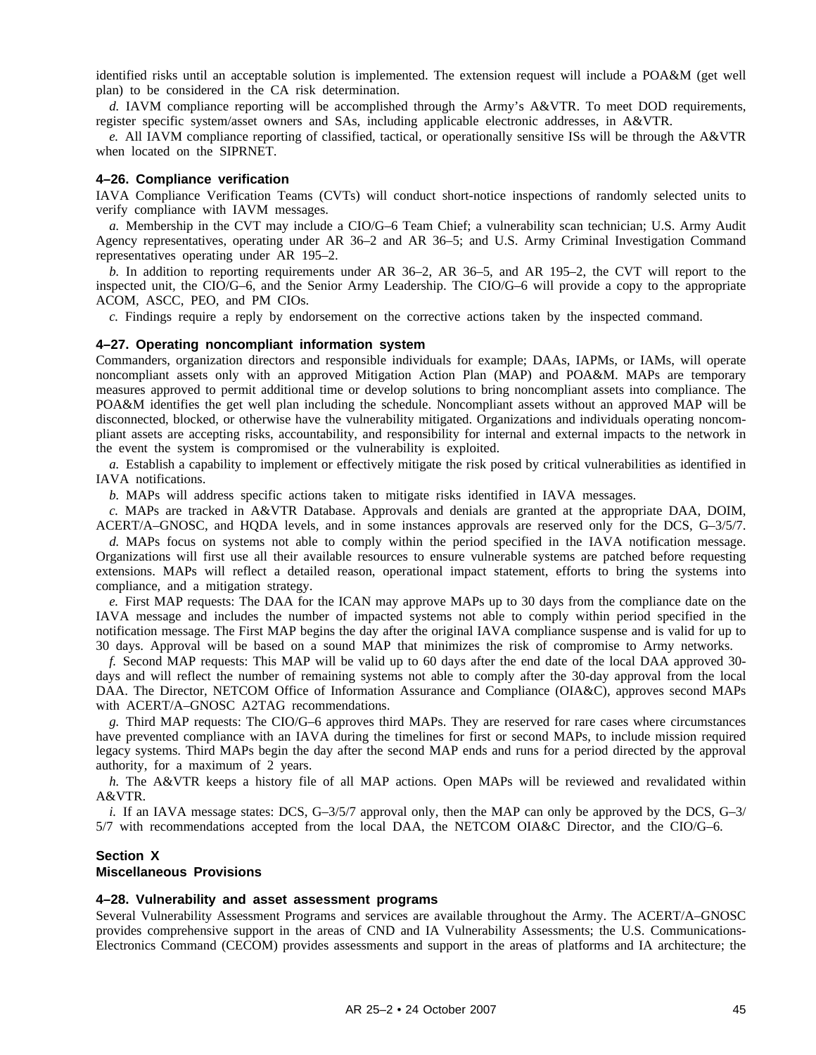identified risks until an acceptable solution is implemented. The extension request will include a POA&M (get well plan) to be considered in the CA risk determination.

*d.* IAVM compliance reporting will be accomplished through the Army's A&VTR. To meet DOD requirements, register specific system/asset owners and SAs, including applicable electronic addresses, in A&VTR.

*e.* All IAVM compliance reporting of classified, tactical, or operationally sensitive ISs will be through the A&VTR when located on the SIPRNET.

#### 4–26. Compliance verification

IAVA Compliance Verification Teams (CVTs) will conduct short-notice inspections of randomly selected units to verify compliance with IAVM messages.

*a.* Membership in the CVT may include a CIO/G–6 Team Chief; a vulnerability scan technician; U.S. Army Audit Agency representatives, operating under AR 36–2 and AR 36–5; and U.S. Army Criminal Investigation Command representatives operating under AR 195–2.

*b.* In addition to reporting requirements under AR 36–2, AR 36–5, and AR 195–2, the CVT will report to the inspected unit, the CIO/G–6, and the Senior Army Leadership. The CIO/G–6 will provide a copy to the appropriate ACOM, ASCC, PEO, and PM CIOs.

*c.* Findings require a reply by endorsement on the corrective actions taken by the inspected command.

#### 4–27. Operating noncompliant information system

Commanders, organization directors and responsible individuals for example; DAAs, IAPMs, or IAMs, will operate noncompliant assets only with an approved Mitigation Action Plan (MAP) and POA&M. MAPs are temporary measures approved to permit additional time or develop solutions to bring noncompliant assets into compliance. The POA&M identifies the get well plan including the schedule. Noncompliant assets without an approved MAP will be disconnected, blocked, or otherwise have the vulnerability mitigated. Organizations and individuals operating noncompliant assets are accepting risks, accountability, and responsibility for internal and external impacts to the network in the event the system is compromised or the vulnerability is exploited.

*a.* Establish a capability to implement or effectively mitigate the risk posed by critical vulnerabilities as identified in IAVA notifications.

*b.* MAPs will address specific actions taken to mitigate risks identified in IAVA messages.

*c.* MAPs are tracked in A&VTR Database. Approvals and denials are granted at the appropriate DAA, DOIM, ACERT/A–GNOSC, and HQDA levels, and in some instances approvals are reserved only for the DCS, G–3/5/7.

*d.* MAPs focus on systems not able to comply within the period specified in the IAVA notification message. Organizations will first use all their available resources to ensure vulnerable systems are patched before requesting extensions. MAPs will reflect a detailed reason, operational impact statement, efforts to bring the systems into compliance, and a mitigation strategy.

*e.* First MAP requests: The DAA for the ICAN may approve MAPs up to 30 days from the compliance date on the IAVA message and includes the number of impacted systems not able to comply within period specified in the notification message. The First MAP begins the day after the original IAVA compliance suspense and is valid for up to 30 days. Approval will be based on a sound MAP that minimizes the risk of compromise to Army networks.

*f.* Second MAP requests: This MAP will be valid up to 60 days after the end date of the local DAA approved 30-days and will reflect the number of remaining systems not able to comply after the 30-day approval from the local DAA. The Director, NETCOM Office of Information Assurance and Compliance (OIA&C), approves second MAPs with ACERT/A–GNOSC A2TAG recommendations.

*g.* Third MAP requests: The CIO/G–6 approves third MAPs. They are reserved for rare cases where circumstances have prevented compliance with an IAVA during the timelines for first or second MAPs, to include mission required legacy systems. Third MAPs begin the day after the second MAP ends and runs for a period directed by the approval authority, for a maximum of 2 years.

*h.* The A&VTR keeps a history file of all MAP actions. Open MAPs will be reviewed and revalidated within A&VTR.

*i.* If an IAVA message states: DCS, G–3/5/7 approval only, then the MAP can only be approved by the DCS, G–3/5/7 with recommendations accepted from the local DAA, the NETCOM OIA&C Director, and the CIO/G–6.

### Section X
### Miscellaneous Provisions

#### 4–28. Vulnerability and asset assessment programs

Several Vulnerability Assessment Programs and services are available throughout the Army. The ACERT/A–GNOSC provides comprehensive support in the areas of CND and IA Vulnerability Assessments; the U.S. Communications-Electronics Command (CECOM) provides assessments and support in the areas of platforms and IA architecture; the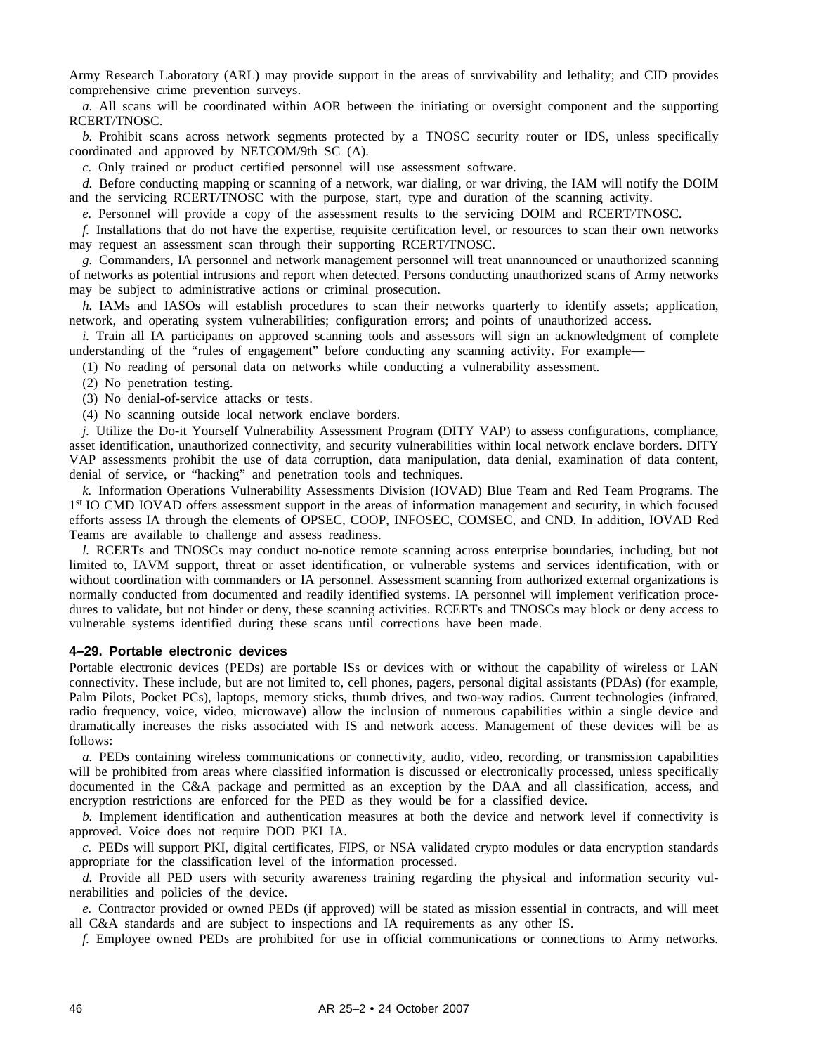Army Research Laboratory (ARL) may provide support in the areas of survivability and lethality; and CID provides comprehensive crime prevention surveys.

*a.* All scans will be coordinated within AOR between the initiating or oversight component and the supporting RCERT/TNOSC.

*b.* Prohibit scans across network segments protected by a TNOSC security router or IDS, unless specifically coordinated and approved by NETCOM/9th SC (A).

*c.* Only trained or product certified personnel will use assessment software.

*d.* Before conducting mapping or scanning of a network, war dialing, or war driving, the IAM will notify the DOIM and the servicing RCERT/TNOSC with the purpose, start, type and duration of the scanning activity.

*e.* Personnel will provide a copy of the assessment results to the servicing DOIM and RCERT/TNOSC.

*f.* Installations that do not have the expertise, requisite certification level, or resources to scan their own networks may request an assessment scan through their supporting RCERT/TNOSC.

*g.* Commanders, IA personnel and network management personnel will treat unannounced or unauthorized scanning of networks as potential intrusions and report when detected. Persons conducting unauthorized scans of Army networks may be subject to administrative actions or criminal prosecution.

*h.* IAMs and IASOs will establish procedures to scan their networks quarterly to identify assets; application, network, and operating system vulnerabilities; configuration errors; and points of unauthorized access.

*i.* Train all IA participants on approved scanning tools and assessors will sign an acknowledgment of complete understanding of the "rules of engagement" before conducting any scanning activity. For example—

(1) No reading of personal data on networks while conducting a vulnerability assessment.

(2) No penetration testing.

(3) No denial-of-service attacks or tests.

(4) No scanning outside local network enclave borders.

*j.* Utilize the Do-it Yourself Vulnerability Assessment Program (DITY VAP) to assess configurations, compliance, asset identification, unauthorized connectivity, and security vulnerabilities within local network enclave borders. DITY VAP assessments prohibit the use of data corruption, data manipulation, data denial, examination of data content, denial of service, or "hacking" and penetration tools and techniques.

*k.* Information Operations Vulnerability Assessments Division (IOVAD) Blue Team and Red Team Programs. The 1st IO CMD IOVAD offers assessment support in the areas of information management and security, in which focused efforts assess IA through the elements of OPSEC, COOP, INFOSEC, COMSEC, and CND. In addition, IOVAD Red Teams are available to challenge and assess readiness.

*l.* RCERTs and TNOSCs may conduct no-notice remote scanning across enterprise boundaries, including, but not limited to, IAVM support, threat or asset identification, or vulnerable systems and services identification, with or without coordination with commanders or IA personnel. Assessment scanning from authorized external organizations is normally conducted from documented and readily identified systems. IA personnel will implement verification procedures to validate, but not hinder or deny, these scanning activities. RCERTs and TNOSCs may block or deny access to vulnerable systems identified during these scans until corrections have been made.

#### 4–29. Portable electronic devices

Portable electronic devices (PEDs) are portable ISs or devices with or without the capability of wireless or LAN connectivity. These include, but are not limited to, cell phones, pagers, personal digital assistants (PDAs) (for example, Palm Pilots, Pocket PCs), laptops, memory sticks, thumb drives, and two-way radios. Current technologies (infrared, radio frequency, voice, video, microwave) allow the inclusion of numerous capabilities within a single device and dramatically increases the risks associated with IS and network access. Management of these devices will be as follows:

*a.* PEDs containing wireless communications or connectivity, audio, video, recording, or transmission capabilities will be prohibited from areas where classified information is discussed or electronically processed, unless specifically documented in the C&A package and permitted as an exception by the DAA and all classification, access, and encryption restrictions are enforced for the PED as they would be for a classified device.

*b.* Implement identification and authentication measures at both the device and network level if connectivity is approved. Voice does not require DOD PKI IA.

*c.* PEDs will support PKI, digital certificates, FIPS, or NSA validated crypto modules or data encryption standards appropriate for the classification level of the information processed.

*d.* Provide all PED users with security awareness training regarding the physical and information security vulnerabilities and policies of the device.

*e.* Contractor provided or owned PEDs (if approved) will be stated as mission essential in contracts, and will meet all C&A standards and are subject to inspections and IA requirements as any other IS.

*f.* Employee owned PEDs are prohibited for use in official communications or connections to Army networks.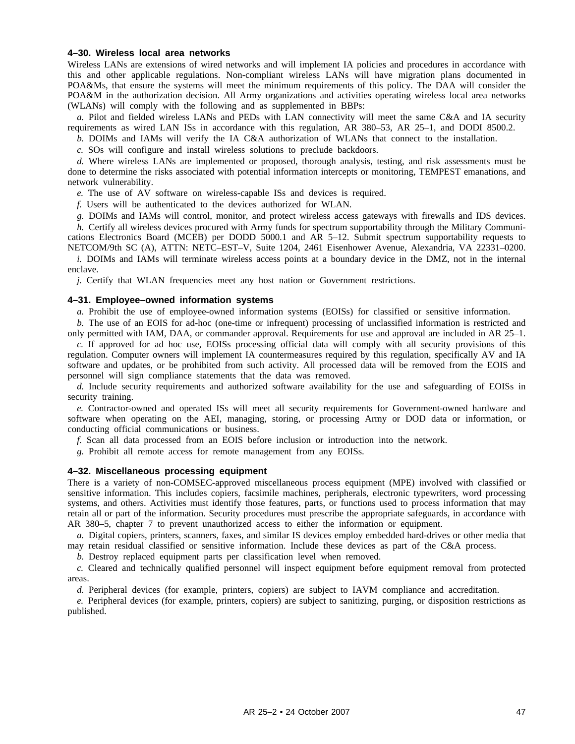### 4–30. Wireless local area networks

Wireless LANs are extensions of wired networks and will implement IA policies and procedures in accordance with this and other applicable regulations. Non-compliant wireless LANs will have migration plans documented in POA&Ms, that ensure the systems will meet the minimum requirements of this policy. The DAA will consider the POA&M in the authorization decision. All Army organizations and activities operating wireless local area networks (WLANs) will comply with the following and as supplemented in BBPs:

*a.* Pilot and fielded wireless LANs and PEDs with LAN connectivity will meet the same C&A and IA security requirements as wired LAN ISs in accordance with this regulation, AR 380–53, AR 25–1, and DODI 8500.2.

*b.* DOIMs and IAMs will verify the IA C&A authorization of WLANs that connect to the installation.

*c.* SOs will configure and install wireless solutions to preclude backdoors.

*d.* Where wireless LANs are implemented or proposed, thorough analysis, testing, and risk assessments must be done to determine the risks associated with potential information intercepts or monitoring, TEMPEST emanations, and network vulnerability.

*e.* The use of AV software on wireless-capable ISs and devices is required.

*f.* Users will be authenticated to the devices authorized for WLAN.

*g.* DOIMs and IAMs will control, monitor, and protect wireless access gateways with firewalls and IDS devices.

*h.* Certify all wireless devices procured with Army funds for spectrum supportability through the Military Communications Electronics Board (MCEB) per DODD 5000.1 and AR 5–12. Submit spectrum supportability requests to NETCOM/9th SC (A), ATTN: NETC–EST–V, Suite 1204, 2461 Eisenhower Avenue, Alexandria, VA 22331–0200.

*i.* DOIMs and IAMs will terminate wireless access points at a boundary device in the DMZ, not in the internal enclave.

*j.* Certify that WLAN frequencies meet any host nation or Government restrictions.

### 4–31. Employee–owned information systems

*a.* Prohibit the use of employee-owned information systems (EOISs) for classified or sensitive information.

*b.* The use of an EOIS for ad-hoc (one-time or infrequent) processing of unclassified information is restricted and only permitted with IAM, DAA, or commander approval. Requirements for use and approval are included in AR 25–1.

*c.* If approved for ad hoc use, EOISs processing official data will comply with all security provisions of this regulation. Computer owners will implement IA countermeasures required by this regulation, specifically AV and IA software and updates, or be prohibited from such activity. All processed data will be removed from the EOIS and personnel will sign compliance statements that the data was removed.

*d.* Include security requirements and authorized software availability for the use and safeguarding of EOISs in security training.

*e.* Contractor-owned and operated ISs will meet all security requirements for Government-owned hardware and software when operating on the AEI, managing, storing, or processing Army or DOD data or information, or conducting official communications or business.

*f.* Scan all data processed from an EOIS before inclusion or introduction into the network.

*g.* Prohibit all remote access for remote management from any EOISs.

### 4–32. Miscellaneous processing equipment

There is a variety of non-COMSEC-approved miscellaneous process equipment (MPE) involved with classified or sensitive information. This includes copiers, facsimile machines, peripherals, electronic typewriters, word processing systems, and others. Activities must identify those features, parts, or functions used to process information that may retain all or part of the information. Security procedures must prescribe the appropriate safeguards, in accordance with AR 380–5, chapter 7 to prevent unauthorized access to either the information or equipment.

*a.* Digital copiers, printers, scanners, faxes, and similar IS devices employ embedded hard-drives or other media that may retain residual classified or sensitive information. Include these devices as part of the C&A process.

*b.* Destroy replaced equipment parts per classification level when removed.

*c.* Cleared and technically qualified personnel will inspect equipment before equipment removal from protected areas.

*d.* Peripheral devices (for example, printers, copiers) are subject to IAVM compliance and accreditation.

*e.* Peripheral devices (for example, printers, copiers) are subject to sanitizing, purging, or disposition restrictions as published.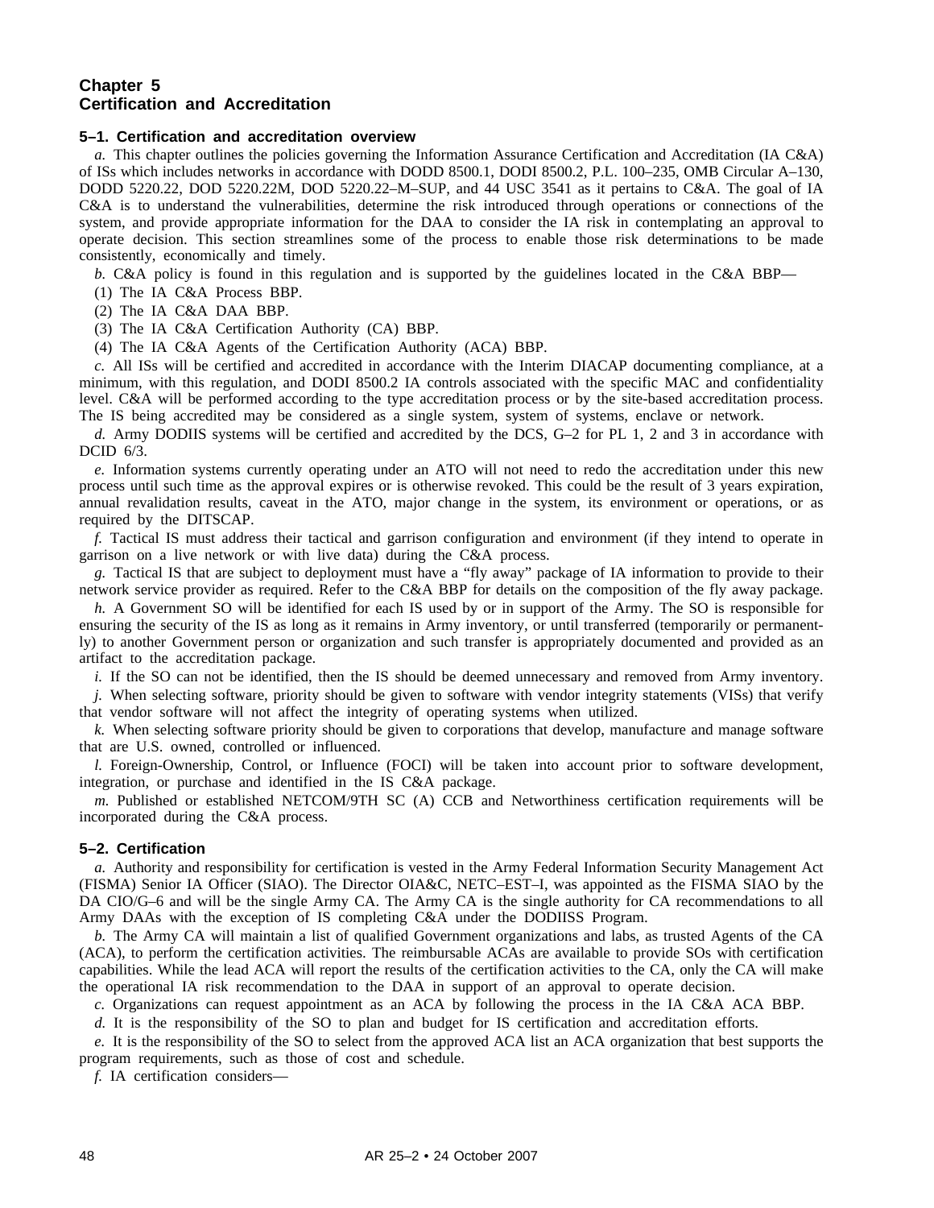# Chapter 5
# Certification and Accreditation

### 5–1. Certification and accreditation overview

*a.* This chapter outlines the policies governing the Information Assurance Certification and Accreditation (IA C&A) of ISs which includes networks in accordance with DODD 8500.1, DODI 8500.2, P.L. 100–235, OMB Circular A–130, DODD 5220.22, DOD 5220.22M, DOD 5220.22–M–SUP, and 44 USC 3541 as it pertains to C&A. The goal of IA C&A is to understand the vulnerabilities, determine the risk introduced through operations or connections of the system, and provide appropriate information for the DAA to consider the IA risk in contemplating an approval to operate decision. This section streamlines some of the process to enable those risk determinations to be made consistently, economically and timely.

*b.* C&A policy is found in this regulation and is supported by the guidelines located in the C&A BBP—

(1) The IA C&A Process BBP.

(2) The IA C&A DAA BBP.

(3) The IA C&A Certification Authority (CA) BBP.

(4) The IA C&A Agents of the Certification Authority (ACA) BBP.

*c.* All ISs will be certified and accredited in accordance with the Interim DIACAP documenting compliance, at a minimum, with this regulation, and DODI 8500.2 IA controls associated with the specific MAC and confidentiality level. C&A will be performed according to the type accreditation process or by the site-based accreditation process. The IS being accredited may be considered as a single system, system of systems, enclave or network.

*d.* Army DODIIS systems will be certified and accredited by the DCS, G–2 for PL 1, 2 and 3 in accordance with DCID 6/3.

*e.* Information systems currently operating under an ATO will not need to redo the accreditation under this new process until such time as the approval expires or is otherwise revoked. This could be the result of 3 years expiration, annual revalidation results, caveat in the ATO, major change in the system, its environment or operations, or as required by the DITSCAP.

*f.* Tactical IS must address their tactical and garrison configuration and environment (if they intend to operate in garrison on a live network or with live data) during the C&A process.

*g.* Tactical IS that are subject to deployment must have a “fly away” package of IA information to provide to their network service provider as required. Refer to the C&A BBP for details on the composition of the fly away package.

*h.* A Government SO will be identified for each IS used by or in support of the Army. The SO is responsible for ensuring the security of the IS as long as it remains in Army inventory, or until transferred (temporarily or permanently) to another Government person or organization and such transfer is appropriately documented and provided as an artifact to the accreditation package.

*i.* If the SO can not be identified, then the IS should be deemed unnecessary and removed from Army inventory.

*j.* When selecting software, priority should be given to software with vendor integrity statements (VISs) that verify that vendor software will not affect the integrity of operating systems when utilized.

*k.* When selecting software priority should be given to corporations that develop, manufacture and manage software that are U.S. owned, controlled or influenced.

*l.* Foreign-Ownership, Control, or Influence (FOCI) will be taken into account prior to software development, integration, or purchase and identified in the IS C&A package.

*m.* Published or established NETCOM/9TH SC (A) CCB and Networthiness certification requirements will be incorporated during the C&A process.

### 5–2. Certification

*a.* Authority and responsibility for certification is vested in the Army Federal Information Security Management Act (FISMA) Senior IA Officer (SIAO). The Director OIA&C, NETC–EST–I, was appointed as the FISMA SIAO by the DA CIO/G–6 and will be the single Army CA. The Army CA is the single authority for CA recommendations to all Army DAAs with the exception of IS completing C&A under the DODIISS Program.

*b.* The Army CA will maintain a list of qualified Government organizations and labs, as trusted Agents of the CA (ACA), to perform the certification activities. The reimbursable ACAs are available to provide SOs with certification capabilities. While the lead ACA will report the results of the certification activities to the CA, only the CA will make the operational IA risk recommendation to the DAA in support of an approval to operate decision.

*c.* Organizations can request appointment as an ACA by following the process in the IA C&A ACA BBP.

*d.* It is the responsibility of the SO to plan and budget for IS certification and accreditation efforts.

*e.* It is the responsibility of the SO to select from the approved ACA list an ACA organization that best supports the program requirements, such as those of cost and schedule.

*f.* IA certification considers—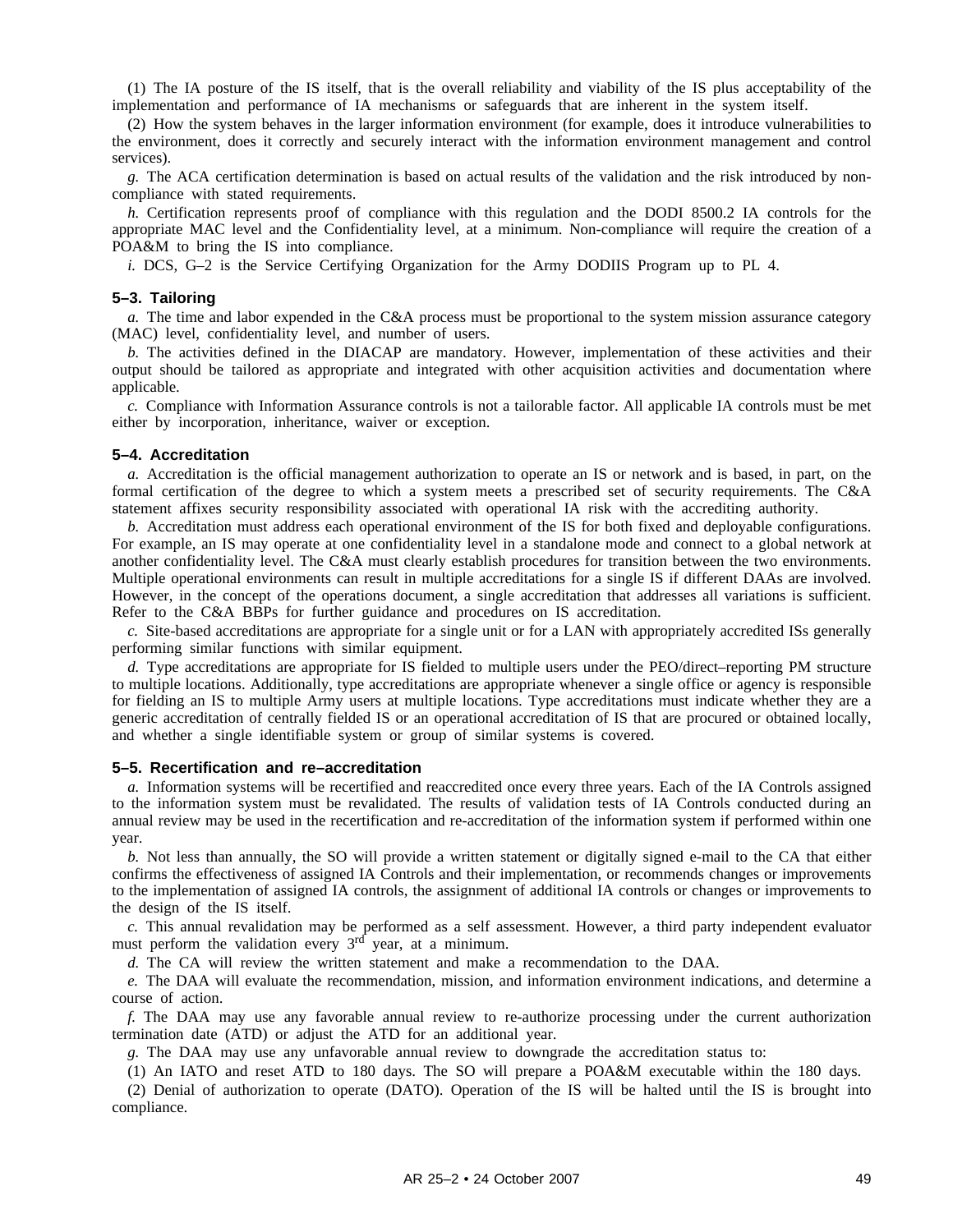(1) The IA posture of the IS itself, that is the overall reliability and viability of the IS plus acceptability of the implementation and performance of IA mechanisms or safeguards that are inherent in the system itself.

(2) How the system behaves in the larger information environment (for example, does it introduce vulnerabilities to the environment, does it correctly and securely interact with the information environment management and control services).

*g.* The ACA certification determination is based on actual results of the validation and the risk introduced by non-compliance with stated requirements.

*h.* Certification represents proof of compliance with this regulation and the DODI 8500.2 IA controls for the appropriate MAC level and the Confidentiality level, at a minimum. Non-compliance will require the creation of a POA&M to bring the IS into compliance.

*i.* DCS, G–2 is the Service Certifying Organization for the Army DODIIS Program up to PL 4.

### 5–3. Tailoring

*a.* The time and labor expended in the C&A process must be proportional to the system mission assurance category (MAC) level, confidentiality level, and number of users.

*b.* The activities defined in the DIACAP are mandatory. However, implementation of these activities and their output should be tailored as appropriate and integrated with other acquisition activities and documentation where applicable.

*c.* Compliance with Information Assurance controls is not a tailorable factor. All applicable IA controls must be met either by incorporation, inheritance, waiver or exception.

### 5–4. Accreditation

*a.* Accreditation is the official management authorization to operate an IS or network and is based, in part, on the formal certification of the degree to which a system meets a prescribed set of security requirements. The C&A statement affixes security responsibility associated with operational IA risk with the accrediting authority.

*b.* Accreditation must address each operational environment of the IS for both fixed and deployable configurations. For example, an IS may operate at one confidentiality level in a standalone mode and connect to a global network at another confidentiality level. The C&A must clearly establish procedures for transition between the two environments. Multiple operational environments can result in multiple accreditations for a single IS if different DAAs are involved. However, in the concept of the operations document, a single accreditation that addresses all variations is sufficient. Refer to the C&A BBPs for further guidance and procedures on IS accreditation.

*c.* Site-based accreditations are appropriate for a single unit or for a LAN with appropriately accredited ISs generally performing similar functions with similar equipment.

*d.* Type accreditations are appropriate for IS fielded to multiple users under the PEO/direct–reporting PM structure to multiple locations. Additionally, type accreditations are appropriate whenever a single office or agency is responsible for fielding an IS to multiple Army users at multiple locations. Type accreditations must indicate whether they are a generic accreditation of centrally fielded IS or an operational accreditation of IS that are procured or obtained locally, and whether a single identifiable system or group of similar systems is covered.

### 5–5. Recertification and re–accreditation

*a.* Information systems will be recertified and reaccredited once every three years. Each of the IA Controls assigned to the information system must be revalidated. The results of validation tests of IA Controls conducted during an annual review may be used in the recertification and re-accreditation of the information system if performed within one year.

*b.* Not less than annually, the SO will provide a written statement or digitally signed e-mail to the CA that either confirms the effectiveness of assigned IA Controls and their implementation, or recommends changes or improvements to the implementation of assigned IA controls, the assignment of additional IA controls or changes or improvements to the design of the IS itself.

*c.* This annual revalidation may be performed as a self assessment. However, a third party independent evaluator must perform the validation every 3rd year, at a minimum.

*d.* The CA will review the written statement and make a recommendation to the DAA.

*e.* The DAA will evaluate the recommendation, mission, and information environment indications, and determine a course of action.

*f.* The DAA may use any favorable annual review to re-authorize processing under the current authorization termination date (ATD) or adjust the ATD for an additional year.

*g.* The DAA may use any unfavorable annual review to downgrade the accreditation status to:

(1) An IATO and reset ATD to 180 days. The SO will prepare a POA&M executable within the 180 days.

(2) Denial of authorization to operate (DATO). Operation of the IS will be halted until the IS is brought into compliance.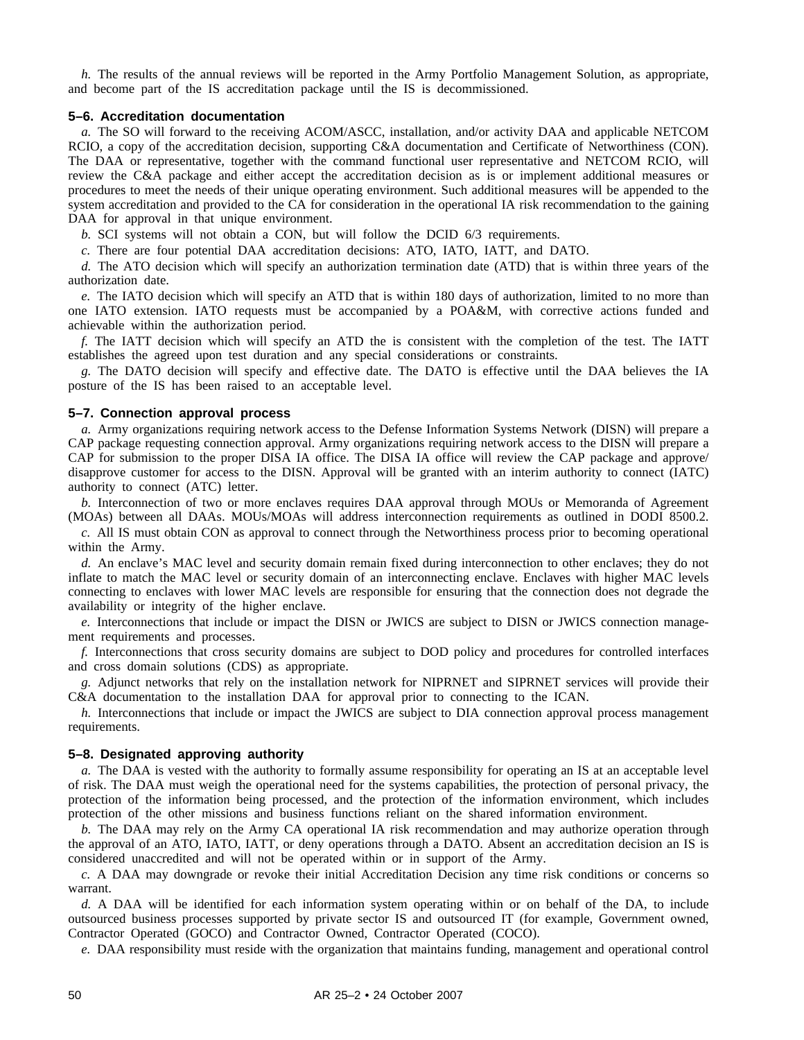*h.* The results of the annual reviews will be reported in the Army Portfolio Management Solution, as appropriate, and become part of the IS accreditation package until the IS is decommissioned.

### 5–6. Accreditation documentation

*a.* The SO will forward to the receiving ACOM/ASCC, installation, and/or activity DAA and applicable NETCOM RCIO, a copy of the accreditation decision, supporting C&A documentation and Certificate of Networthiness (CON). The DAA or representative, together with the command functional user representative and NETCOM RCIO, will review the C&A package and either accept the accreditation decision as is or implement additional measures or procedures to meet the needs of their unique operating environment. Such additional measures will be appended to the system accreditation and provided to the CA for consideration in the operational IA risk recommendation to the gaining DAA for approval in that unique environment.

*b.* SCI systems will not obtain a CON, but will follow the DCID 6/3 requirements.

*c.* There are four potential DAA accreditation decisions: ATO, IATO, IATT, and DATO.

*d.* The ATO decision which will specify an authorization termination date (ATD) that is within three years of the authorization date.

*e.* The IATO decision which will specify an ATD that is within 180 days of authorization, limited to no more than one IATO extension. IATO requests must be accompanied by a POA&M, with corrective actions funded and achievable within the authorization period.

*f.* The IATT decision which will specify an ATD the is consistent with the completion of the test. The IATT establishes the agreed upon test duration and any special considerations or constraints.

*g.* The DATO decision will specify and effective date. The DATO is effective until the DAA believes the IA posture of the IS has been raised to an acceptable level.

### 5–7. Connection approval process

*a.* Army organizations requiring network access to the Defense Information Systems Network (DISN) will prepare a CAP package requesting connection approval. Army organizations requiring network access to the DISN will prepare a CAP for submission to the proper DISA IA office. The DISA IA office will review the CAP package and approve/disapprove customer for access to the DISN. Approval will be granted with an interim authority to connect (IATC) authority to connect (ATC) letter.

*b.* Interconnection of two or more enclaves requires DAA approval through MOUs or Memoranda of Agreement (MOAs) between all DAAs. MOUs/MOAs will address interconnection requirements as outlined in DODI 8500.2.

*c.* All IS must obtain CON as approval to connect through the Networthiness process prior to becoming operational within the Army.

*d.* An enclave's MAC level and security domain remain fixed during interconnection to other enclaves; they do not inflate to match the MAC level or security domain of an interconnecting enclave. Enclaves with higher MAC levels connecting to enclaves with lower MAC levels are responsible for ensuring that the connection does not degrade the availability or integrity of the higher enclave.

*e.* Interconnections that include or impact the DISN or JWICS are subject to DISN or JWICS connection management requirements and processes.

*f.* Interconnections that cross security domains are subject to DOD policy and procedures for controlled interfaces and cross domain solutions (CDS) as appropriate.

*g.* Adjunct networks that rely on the installation network for NIPRNET and SIPRNET services will provide their C&A documentation to the installation DAA for approval prior to connecting to the ICAN.

*h.* Interconnections that include or impact the JWICS are subject to DIA connection approval process management requirements.

### 5–8. Designated approving authority

*a.* The DAA is vested with the authority to formally assume responsibility for operating an IS at an acceptable level of risk. The DAA must weigh the operational need for the systems capabilities, the protection of personal privacy, the protection of the information being processed, and the protection of the information environment, which includes protection of the other missions and business functions reliant on the shared information environment.

*b.* The DAA may rely on the Army CA operational IA risk recommendation and may authorize operation through the approval of an ATO, IATO, IATT, or deny operations through a DATO. Absent an accreditation decision an IS is considered unaccredited and will not be operated within or in support of the Army.

*c.* A DAA may downgrade or revoke their initial Accreditation Decision any time risk conditions or concerns so warrant.

*d.* A DAA will be identified for each information system operating within or on behalf of the DA, to include outsourced business processes supported by private sector IS and outsourced IT (for example, Government owned, Contractor Operated (GOCO) and Contractor Owned, Contractor Operated (COCO).

*e.* DAA responsibility must reside with the organization that maintains funding, management and operational control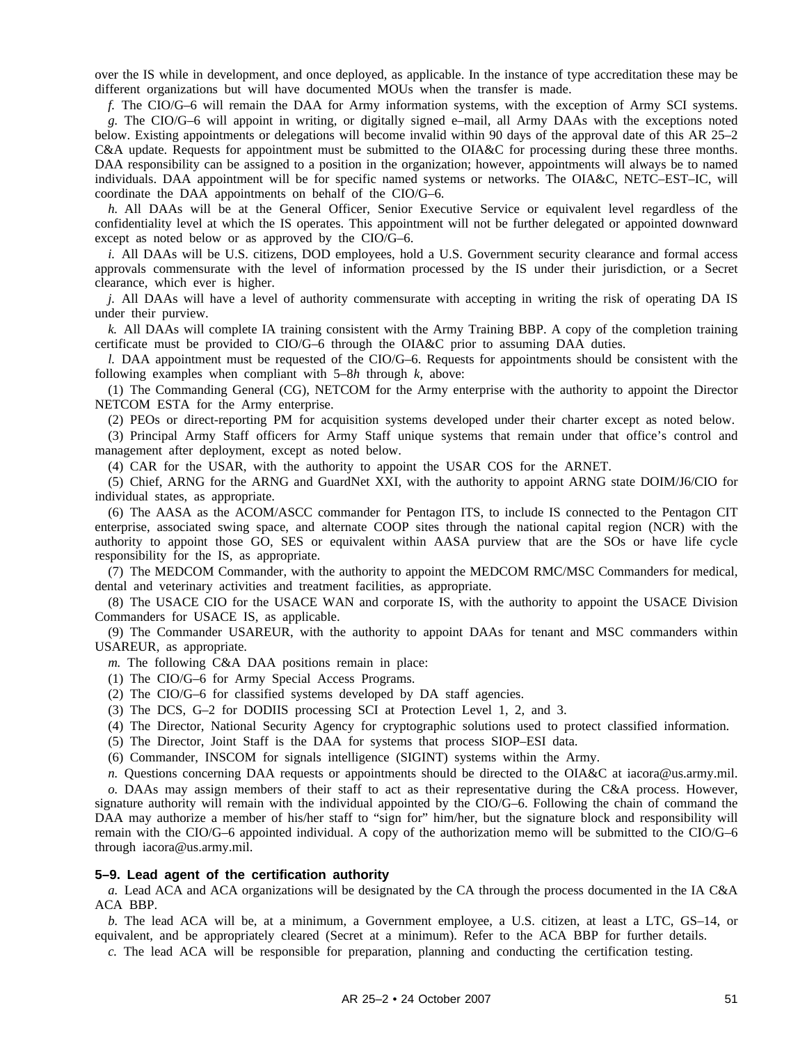over the IS while in development, and once deployed, as applicable. In the instance of type accreditation these may be different organizations but will have documented MOUs when the transfer is made.

*f.* The CIO/G–6 will remain the DAA for Army information systems, with the exception of Army SCI systems.

*g.* The CIO/G–6 will appoint in writing, or digitally signed e–mail, all Army DAAs with the exceptions noted below. Existing appointments or delegations will become invalid within 90 days of the approval date of this AR 25–2 C&A update. Requests for appointment must be submitted to the OIA&C for processing during these three months. DAA responsibility can be assigned to a position in the organization; however, appointments will always be to named individuals. DAA appointment will be for specific named systems or networks. The OIA&C, NETC–EST–IC, will coordinate the DAA appointments on behalf of the CIO/G–6.

*h.* All DAAs will be at the General Officer, Senior Executive Service or equivalent level regardless of the confidentiality level at which the IS operates. This appointment will not be further delegated or appointed downward except as noted below or as approved by the CIO/G–6.

*i.* All DAAs will be U.S. citizens, DOD employees, hold a U.S. Government security clearance and formal access approvals commensurate with the level of information processed by the IS under their jurisdiction, or a Secret clearance, which ever is higher.

*j.* All DAAs will have a level of authority commensurate with accepting in writing the risk of operating DA IS under their purview.

*k.* All DAAs will complete IA training consistent with the Army Training BBP. A copy of the completion training certificate must be provided to CIO/G–6 through the OIA&C prior to assuming DAA duties.

*l.* DAA appointment must be requested of the CIO/G–6. Requests for appointments should be consistent with the following examples when compliant with 5–8*h* through *k*, above:

(1) The Commanding General (CG), NETCOM for the Army enterprise with the authority to appoint the Director NETCOM ESTA for the Army enterprise.

(2) PEOs or direct-reporting PM for acquisition systems developed under their charter except as noted below.

(3) Principal Army Staff officers for Army Staff unique systems that remain under that office's control and management after deployment, except as noted below.

(4) CAR for the USAR, with the authority to appoint the USAR COS for the ARNET.

(5) Chief, ARNG for the ARNG and GuardNet XXI, with the authority to appoint ARNG state DOIM/J6/CIO for individual states, as appropriate.

(6) The AASA as the ACOM/ASCC commander for Pentagon ITS, to include IS connected to the Pentagon CIT enterprise, associated swing space, and alternate COOP sites through the national capital region (NCR) with the authority to appoint those GO, SES or equivalent within AASA purview that are the SOs or have life cycle responsibility for the IS, as appropriate.

(7) The MEDCOM Commander, with the authority to appoint the MEDCOM RMC/MSC Commanders for medical, dental and veterinary activities and treatment facilities, as appropriate.

(8) The USACE CIO for the USACE WAN and corporate IS, with the authority to appoint the USACE Division Commanders for USACE IS, as applicable.

(9) The Commander USAREUR, with the authority to appoint DAAs for tenant and MSC commanders within USAREUR, as appropriate.

*m.* The following C&A DAA positions remain in place:

(1) The CIO/G–6 for Army Special Access Programs.

(2) The CIO/G–6 for classified systems developed by DA staff agencies.

(3) The DCS, G–2 for DODIIS processing SCI at Protection Level 1, 2, and 3.

(4) The Director, National Security Agency for cryptographic solutions used to protect classified information.

(5) The Director, Joint Staff is the DAA for systems that process SIOP–ESI data.

(6) Commander, INSCOM for signals intelligence (SIGINT) systems within the Army.

*n.* Questions concerning DAA requests or appointments should be directed to the OIA&C at iacora@us.army.mil.

*o.* DAAs may assign members of their staff to act as their representative during the C&A process. However, signature authority will remain with the individual appointed by the CIO/G–6. Following the chain of command the DAA may authorize a member of his/her staff to "sign for" him/her, but the signature block and responsibility will remain with the CIO/G–6 appointed individual. A copy of the authorization memo will be submitted to the CIO/G–6 through iacora@us.army.mil.

### 5–9. Lead agent of the certification authority

*a.* Lead ACA and ACA organizations will be designated by the CA through the process documented in the IA C&A ACA BBP.

*b.* The lead ACA will be, at a minimum, a Government employee, a U.S. citizen, at least a LTC, GS–14, or equivalent, and be appropriately cleared (Secret at a minimum). Refer to the ACA BBP for further details.

*c.* The lead ACA will be responsible for preparation, planning and conducting the certification testing.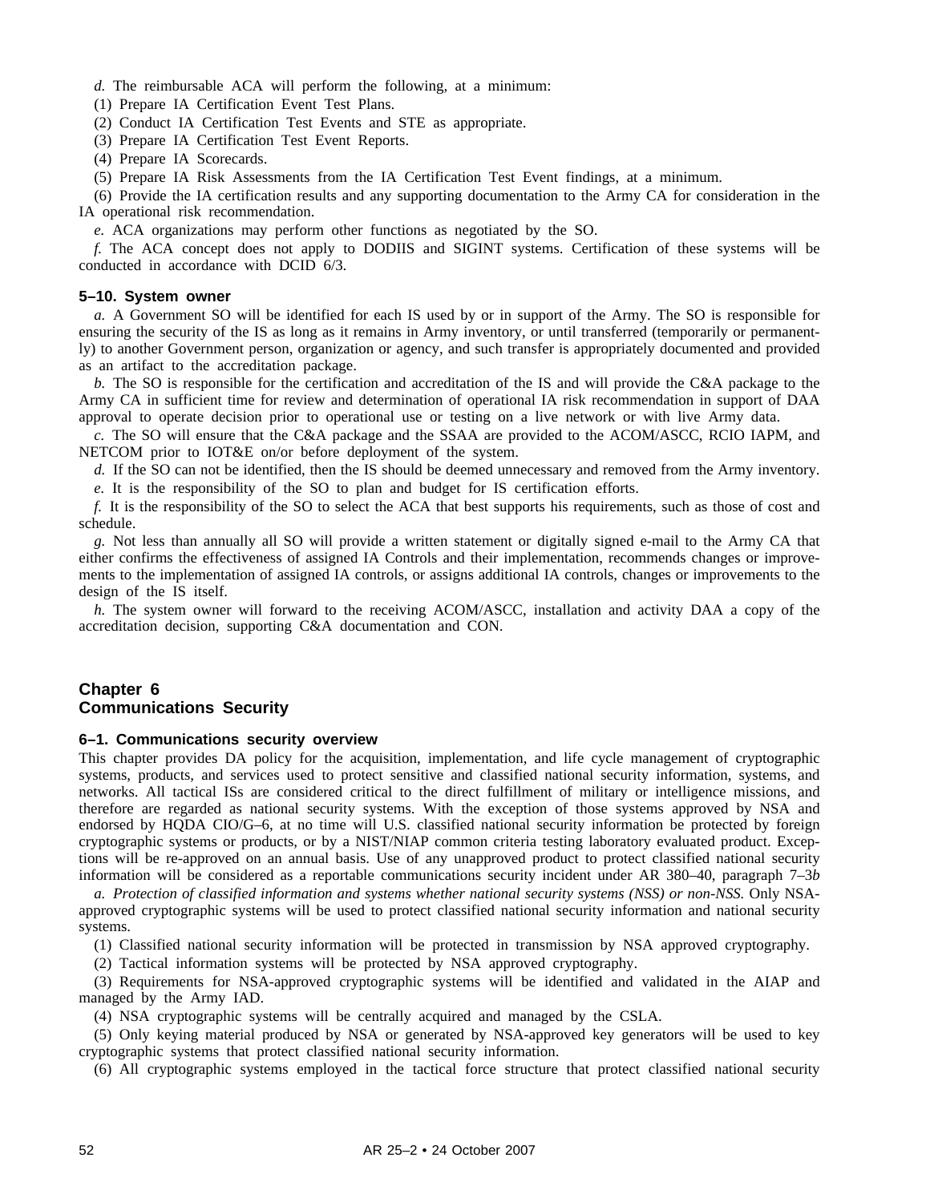*d.* The reimbursable ACA will perform the following, at a minimum:

(1) Prepare IA Certification Event Test Plans.

(2) Conduct IA Certification Test Events and STE as appropriate.

(3) Prepare IA Certification Test Event Reports.

(4) Prepare IA Scorecards.

(5) Prepare IA Risk Assessments from the IA Certification Test Event findings, at a minimum.

(6) Provide the IA certification results and any supporting documentation to the Army CA for consideration in the IA operational risk recommendation.

*e.* ACA organizations may perform other functions as negotiated by the SO.

*f.* The ACA concept does not apply to DODIIS and SIGINT systems. Certification of these systems will be conducted in accordance with DCID 6/3.

### 5–10. System owner

*a.* A Government SO will be identified for each IS used by or in support of the Army. The SO is responsible for ensuring the security of the IS as long as it remains in Army inventory, or until transferred (temporarily or permanently) to another Government person, organization or agency, and such transfer is appropriately documented and provided as an artifact to the accreditation package.

*b.* The SO is responsible for the certification and accreditation of the IS and will provide the C&A package to the Army CA in sufficient time for review and determination of operational IA risk recommendation in support of DAA approval to operate decision prior to operational use or testing on a live network or with live Army data.

*c.* The SO will ensure that the C&A package and the SSAA are provided to the ACOM/ASCC, RCIO IAPM, and NETCOM prior to IOT&E on/or before deployment of the system.

*d.* If the SO can not be identified, then the IS should be deemed unnecessary and removed from the Army inventory.

*e.* It is the responsibility of the SO to plan and budget for IS certification efforts.

*f.* It is the responsibility of the SO to select the ACA that best supports his requirements, such as those of cost and schedule.

*g.* Not less than annually all SO will provide a written statement or digitally signed e-mail to the Army CA that either confirms the effectiveness of assigned IA Controls and their implementation, recommends changes or improvements to the implementation of assigned IA controls, or assigns additional IA controls, changes or improvements to the design of the IS itself.

*h.* The system owner will forward to the receiving ACOM/ASCC, installation and activity DAA a copy of the accreditation decision, supporting C&A documentation and CON.

## Chapter 6
## Communications Security

### 6–1. Communications security overview

This chapter provides DA policy for the acquisition, implementation, and life cycle management of cryptographic systems, products, and services used to protect sensitive and classified national security information, systems, and networks. All tactical ISs are considered critical to the direct fulfillment of military or intelligence missions, and therefore are regarded as national security systems. With the exception of those systems approved by NSA and endorsed by HQDA CIO/G–6, at no time will U.S. classified national security information be protected by foreign cryptographic systems or products, or by a NIST/NIAP common criteria testing laboratory evaluated product. Exceptions will be re-approved on an annual basis. Use of any unapproved product to protect classified national security information will be considered as a reportable communications security incident under AR 380–40, paragraph 7–3*b*

*a. Protection of classified information and systems whether national security systems (NSS) or non-NSS.* Only NSA-approved cryptographic systems will be used to protect classified national security information and national security systems.

(1) Classified national security information will be protected in transmission by NSA approved cryptography.

(2) Tactical information systems will be protected by NSA approved cryptography.

(3) Requirements for NSA-approved cryptographic systems will be identified and validated in the AIAP and managed by the Army IAD.

(4) NSA cryptographic systems will be centrally acquired and managed by the CSLA.

(5) Only keying material produced by NSA or generated by NSA-approved key generators will be used to key cryptographic systems that protect classified national security information.

(6) All cryptographic systems employed in the tactical force structure that protect classified national security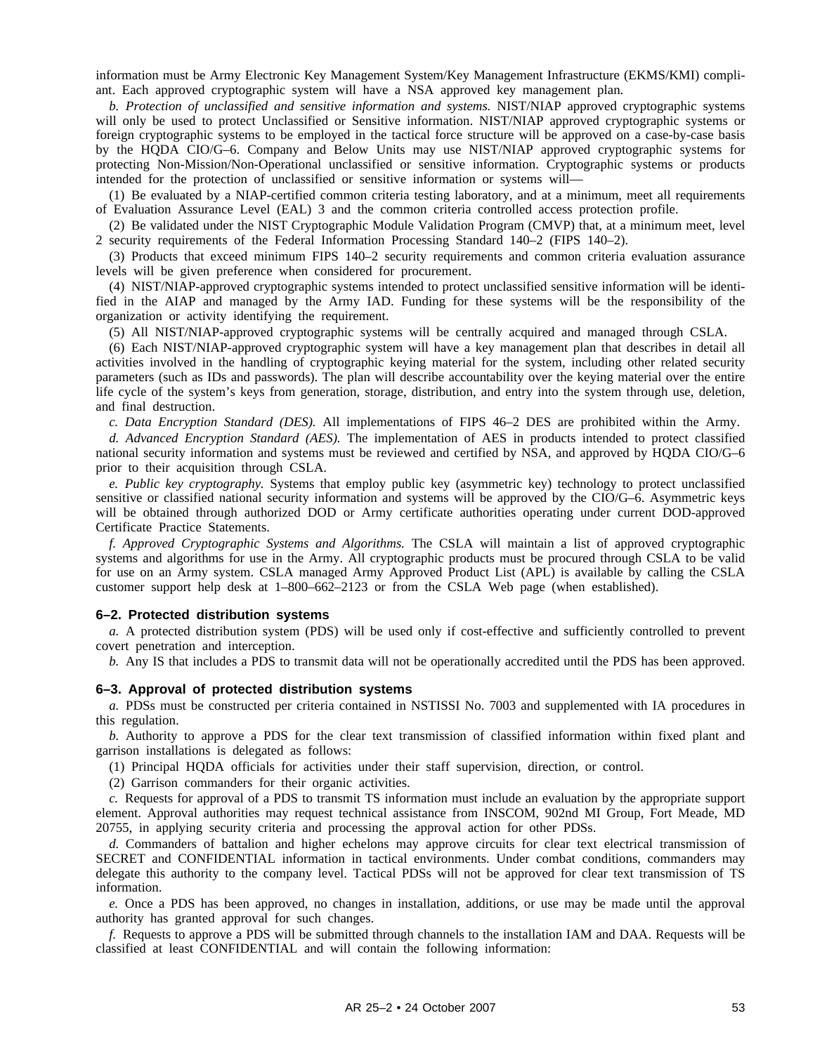information must be Army Electronic Key Management System/Key Management Infrastructure (EKMS/KMI) compliant. Each approved cryptographic system will have a NSA approved key management plan.

*b. Protection of unclassified and sensitive information and systems.* NIST/NIAP approved cryptographic systems will only be used to protect Unclassified or Sensitive information. NIST/NIAP approved cryptographic systems or foreign cryptographic systems to be employed in the tactical force structure will be approved on a case-by-case basis by the HQDA CIO/G–6. Company and Below Units may use NIST/NIAP approved cryptographic systems for protecting Non-Mission/Non-Operational unclassified or sensitive information. Cryptographic systems or products intended for the protection of unclassified or sensitive information or systems will—

(1) Be evaluated by a NIAP-certified common criteria testing laboratory, and at a minimum, meet all requirements of Evaluation Assurance Level (EAL) 3 and the common criteria controlled access protection profile.

(2) Be validated under the NIST Cryptographic Module Validation Program (CMVP) that, at a minimum meet, level 2 security requirements of the Federal Information Processing Standard 140–2 (FIPS 140–2).

(3) Products that exceed minimum FIPS 140–2 security requirements and common criteria evaluation assurance levels will be given preference when considered for procurement.

(4) NIST/NIAP-approved cryptographic systems intended to protect unclassified sensitive information will be identified in the AIAP and managed by the Army IAD. Funding for these systems will be the responsibility of the organization or activity identifying the requirement.

(5) All NIST/NIAP-approved cryptographic systems will be centrally acquired and managed through CSLA.

(6) Each NIST/NIAP-approved cryptographic system will have a key management plan that describes in detail all activities involved in the handling of cryptographic keying material for the system, including other related security parameters (such as IDs and passwords). The plan will describe accountability over the keying material over the entire life cycle of the system's keys from generation, storage, distribution, and entry into the system through use, deletion, and final destruction.

*c. Data Encryption Standard (DES).* All implementations of FIPS 46–2 DES are prohibited within the Army.

*d. Advanced Encryption Standard (AES).* The implementation of AES in products intended to protect classified national security information and systems must be reviewed and certified by NSA, and approved by HQDA CIO/G–6 prior to their acquisition through CSLA.

*e. Public key cryptography.* Systems that employ public key (asymmetric key) technology to protect unclassified sensitive or classified national security information and systems will be approved by the CIO/G–6. Asymmetric keys will be obtained through authorized DOD or Army certificate authorities operating under current DOD-approved Certificate Practice Statements.

*f. Approved Cryptographic Systems and Algorithms.* The CSLA will maintain a list of approved cryptographic systems and algorithms for use in the Army. All cryptographic products must be procured through CSLA to be valid for use on an Army system. CSLA managed Army Approved Product List (APL) is available by calling the CSLA customer support help desk at 1–800–662–2123 or from the CSLA Web page (when established).

### 6–2. Protected distribution systems

*a.* A protected distribution system (PDS) will be used only if cost-effective and sufficiently controlled to prevent covert penetration and interception.

*b.* Any IS that includes a PDS to transmit data will not be operationally accredited until the PDS has been approved.

### 6–3. Approval of protected distribution systems

*a.* PDSs must be constructed per criteria contained in NSTISSI No. 7003 and supplemented with IA procedures in this regulation.

*b.* Authority to approve a PDS for the clear text transmission of classified information within fixed plant and garrison installations is delegated as follows:

(1) Principal HQDA officials for activities under their staff supervision, direction, or control.

(2) Garrison commanders for their organic activities.

*c.* Requests for approval of a PDS to transmit TS information must include an evaluation by the appropriate support element. Approval authorities may request technical assistance from INSCOM, 902nd MI Group, Fort Meade, MD 20755, in applying security criteria and processing the approval action for other PDSs.

*d.* Commanders of battalion and higher echelons may approve circuits for clear text electrical transmission of SECRET and CONFIDENTIAL information in tactical environments. Under combat conditions, commanders may delegate this authority to the company level. Tactical PDSs will not be approved for clear text transmission of TS information.

*e.* Once a PDS has been approved, no changes in installation, additions, or use may be made until the approval authority has granted approval for such changes.

*f.* Requests to approve a PDS will be submitted through channels to the installation IAM and DAA. Requests will be classified at least CONFIDENTIAL and will contain the following information: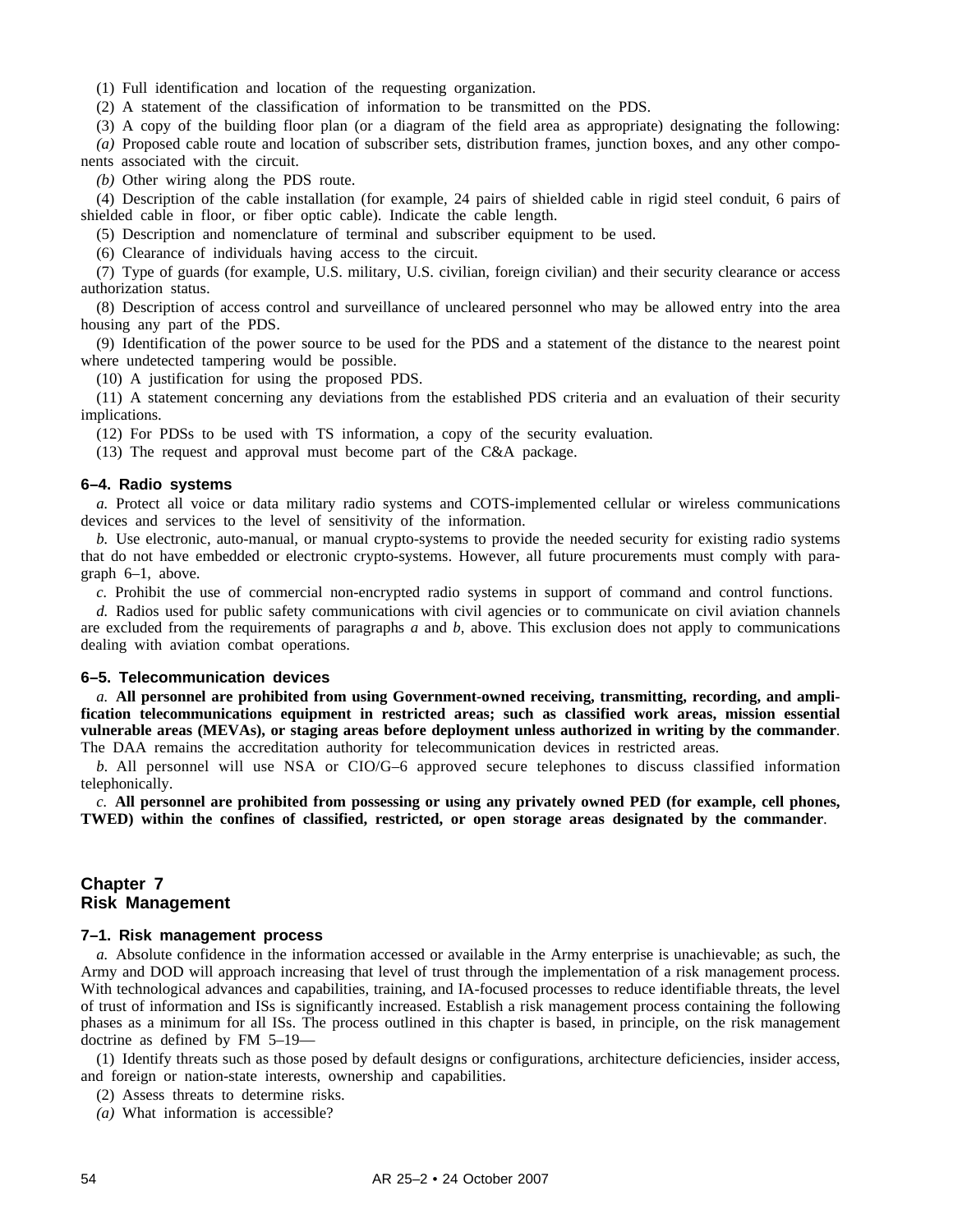(1) Full identification and location of the requesting organization.

(2) A statement of the classification of information to be transmitted on the PDS.

(3) A copy of the building floor plan (or a diagram of the field area as appropriate) designating the following:

*(a)* Proposed cable route and location of subscriber sets, distribution frames, junction boxes, and any other components associated with the circuit.

*(b)* Other wiring along the PDS route.

(4) Description of the cable installation (for example, 24 pairs of shielded cable in rigid steel conduit, 6 pairs of shielded cable in floor, or fiber optic cable). Indicate the cable length.

(5) Description and nomenclature of terminal and subscriber equipment to be used.

(6) Clearance of individuals having access to the circuit.

(7) Type of guards (for example, U.S. military, U.S. civilian, foreign civilian) and their security clearance or access authorization status.

(8) Description of access control and surveillance of uncleared personnel who may be allowed entry into the area housing any part of the PDS.

(9) Identification of the power source to be used for the PDS and a statement of the distance to the nearest point where undetected tampering would be possible.

(10) A justification for using the proposed PDS.

(11) A statement concerning any deviations from the established PDS criteria and an evaluation of their security implications.

(12) For PDSs to be used with TS information, a copy of the security evaluation.

(13) The request and approval must become part of the C&A package.

### 6–4. Radio systems

*a.* Protect all voice or data military radio systems and COTS-implemented cellular or wireless communications devices and services to the level of sensitivity of the information.

*b.* Use electronic, auto-manual, or manual crypto-systems to provide the needed security for existing radio systems that do not have embedded or electronic crypto-systems. However, all future procurements must comply with paragraph 6–1, above.

*c.* Prohibit the use of commercial non-encrypted radio systems in support of command and control functions.

*d.* Radios used for public safety communications with civil agencies or to communicate on civil aviation channels are excluded from the requirements of paragraphs *a* and *b*, above. This exclusion does not apply to communications dealing with aviation combat operations.

### 6–5. Telecommunication devices

*a.* **All personnel are prohibited from using Government-owned receiving, transmitting, recording, and amplification telecommunications equipment in restricted areas; such as classified work areas, mission essential vulnerable areas (MEVAs), or staging areas before deployment unless authorized in writing by the commander**. The DAA remains the accreditation authority for telecommunication devices in restricted areas.

*b.* All personnel will use NSA or CIO/G–6 approved secure telephones to discuss classified information telephonically.

*c.* **All personnel are prohibited from possessing or using any privately owned PED (for example, cell phones, TWED) within the confines of classified, restricted, or open storage areas designated by the commander**.

## Chapter 7
## Risk Management

### 7–1. Risk management process

*a.* Absolute confidence in the information accessed or available in the Army enterprise is unachievable; as such, the Army and DOD will approach increasing that level of trust through the implementation of a risk management process. With technological advances and capabilities, training, and IA-focused processes to reduce identifiable threats, the level of trust of information and ISs is significantly increased. Establish a risk management process containing the following phases as a minimum for all ISs. The process outlined in this chapter is based, in principle, on the risk management doctrine as defined by FM 5–19—

(1) Identify threats such as those posed by default designs or configurations, architecture deficiencies, insider access, and foreign or nation-state interests, ownership and capabilities.

(2) Assess threats to determine risks.

*(a)* What information is accessible?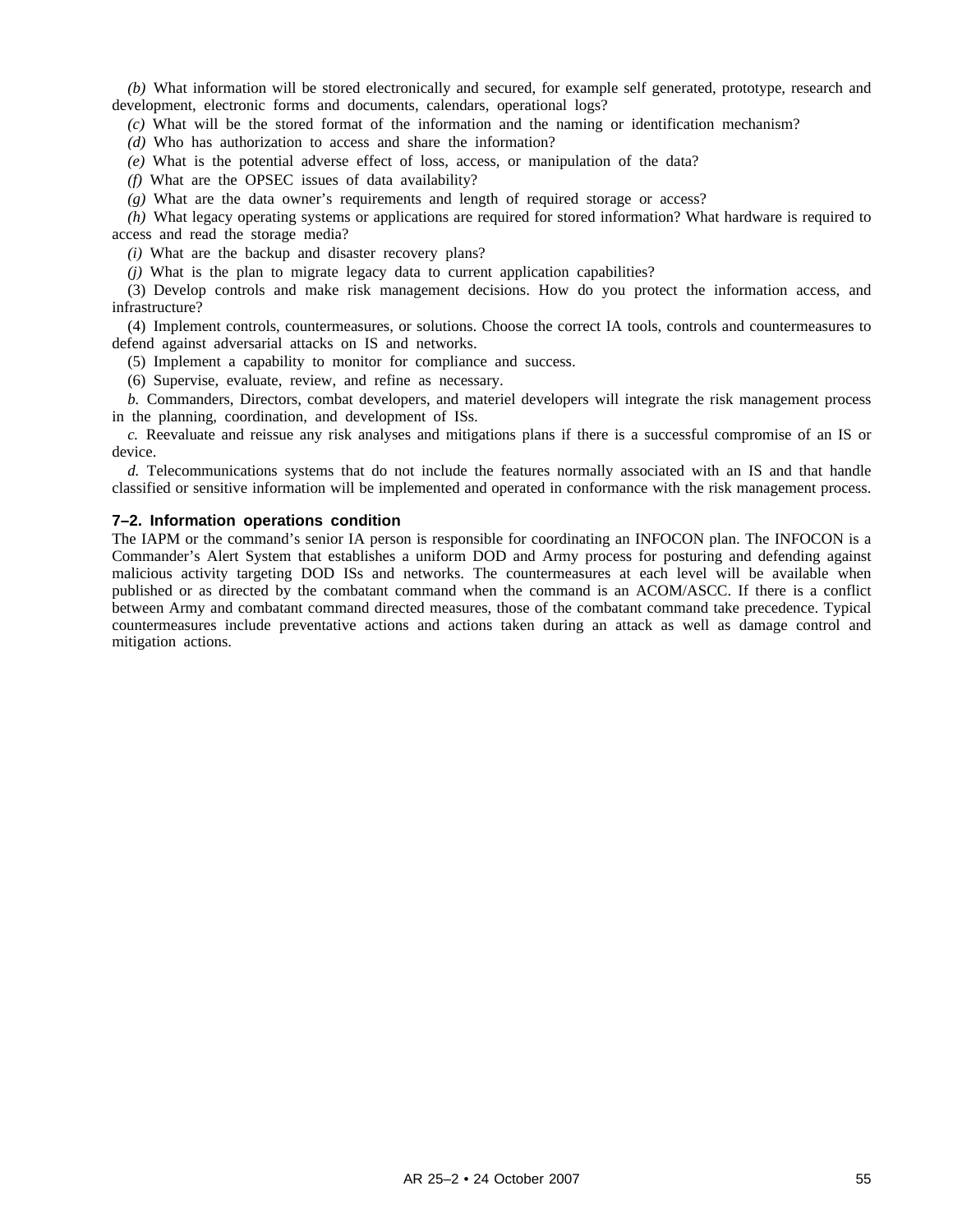*(b)* What information will be stored electronically and secured, for example self generated, prototype, research and development, electronic forms and documents, calendars, operational logs?

*(c)* What will be the stored format of the information and the naming or identification mechanism?

*(d)* Who has authorization to access and share the information?

*(e)* What is the potential adverse effect of loss, access, or manipulation of the data?

*(f)* What are the OPSEC issues of data availability?

*(g)* What are the data owner's requirements and length of required storage or access?

*(h)* What legacy operating systems or applications are required for stored information? What hardware is required to access and read the storage media?

*(i)* What are the backup and disaster recovery plans?

*(j)* What is the plan to migrate legacy data to current application capabilities?

(3) Develop controls and make risk management decisions. How do you protect the information access, and infrastructure?

(4) Implement controls, countermeasures, or solutions. Choose the correct IA tools, controls and countermeasures to defend against adversarial attacks on IS and networks.

(5) Implement a capability to monitor for compliance and success.

(6) Supervise, evaluate, review, and refine as necessary.

*b.* Commanders, Directors, combat developers, and materiel developers will integrate the risk management process in the planning, coordination, and development of ISs.

*c.* Reevaluate and reissue any risk analyses and mitigations plans if there is a successful compromise of an IS or device.

*d.* Telecommunications systems that do not include the features normally associated with an IS and that handle classified or sensitive information will be implemented and operated in conformance with the risk management process.

### 7–2. Information operations condition

The IAPM or the command's senior IA person is responsible for coordinating an INFOCON plan. The INFOCON is a Commander's Alert System that establishes a uniform DOD and Army process for posturing and defending against malicious activity targeting DOD ISs and networks. The countermeasures at each level will be available when published or as directed by the combatant command when the command is an ACOM/ASCC. If there is a conflict between Army and combatant command directed measures, those of the combatant command take precedence. Typical countermeasures include preventative actions and actions taken during an attack as well as damage control and mitigation actions.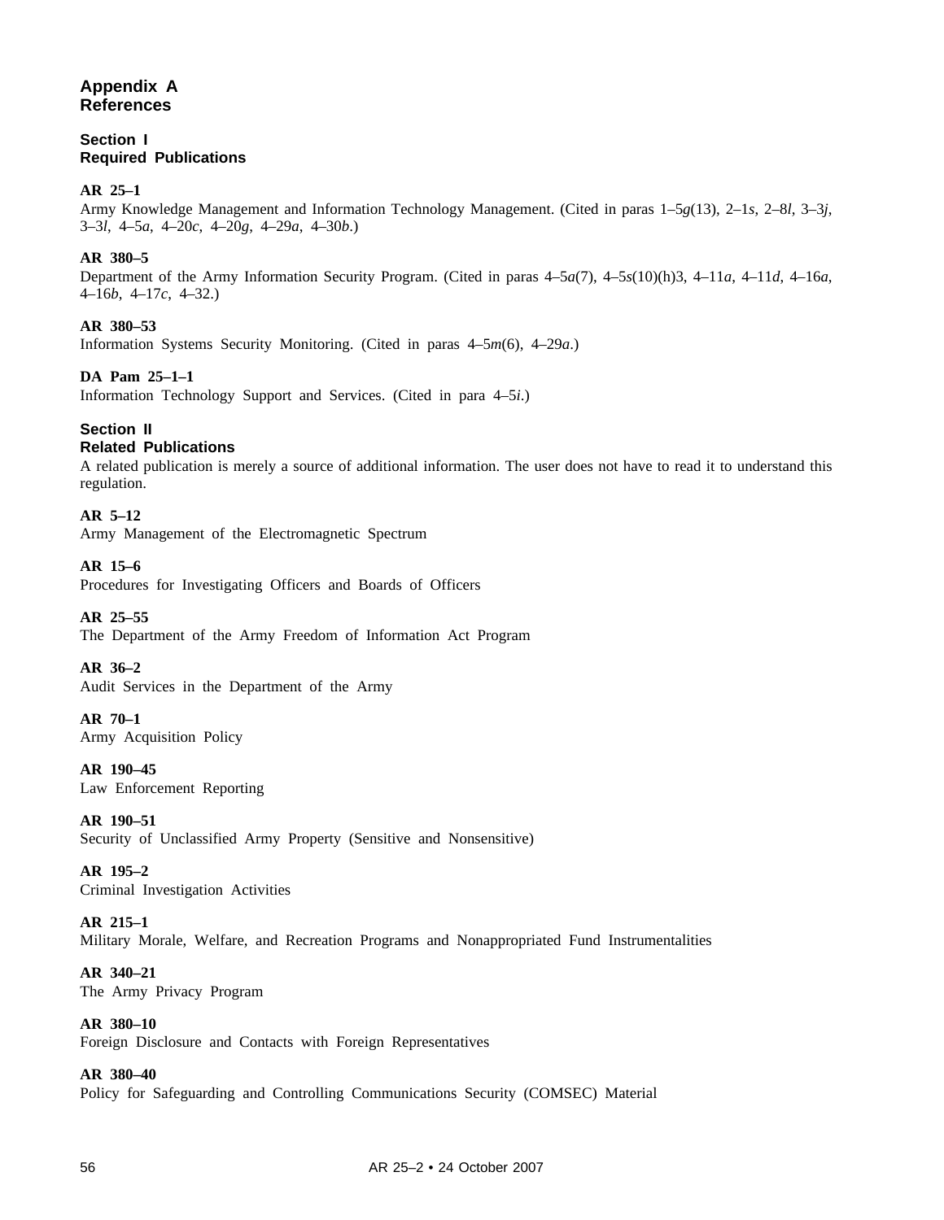# Appendix A
# References

## Section I
## Required Publications

**AR 25–1**
Army Knowledge Management and Information Technology Management. (Cited in paras 1–5*g*(13), 2–1*s*, 2–8*l*, 3–3*j*, 3–3*l*, 4–5*a*, 4–20*c*, 4–20*g*, 4–29*a*, 4–30*b*.)

**AR 380–5**
Department of the Army Information Security Program. (Cited in paras 4–5*a*(7), 4–5*s*(10)(h)3, 4–11*a*, 4–11*d*, 4–16*a*, 4–16*b*, 4–17*c*, 4–32.)

**AR 380–53**
Information Systems Security Monitoring. (Cited in paras 4–5*m*(6), 4–29*a*.)

**DA Pam 25–1–1**
Information Technology Support and Services. (Cited in para 4–5*i*.)

## Section II
## Related Publications

A related publication is merely a source of additional information. The user does not have to read it to understand this regulation.

**AR 5–12**
Army Management of the Electromagnetic Spectrum

**AR 15–6**
Procedures for Investigating Officers and Boards of Officers

**AR 25–55**
The Department of the Army Freedom of Information Act Program

**AR 36–2**
Audit Services in the Department of the Army

**AR 70–1**
Army Acquisition Policy

**AR 190–45**
Law Enforcement Reporting

**AR 190–51**
Security of Unclassified Army Property (Sensitive and Nonsensitive)

**AR 195–2**
Criminal Investigation Activities

**AR 215–1**
Military Morale, Welfare, and Recreation Programs and Nonappropriated Fund Instrumentalities

**AR 340–21**
The Army Privacy Program

**AR 380–10**
Foreign Disclosure and Contacts with Foreign Representatives

**AR 380–40**
Policy for Safeguarding and Controlling Communications Security (COMSEC) Material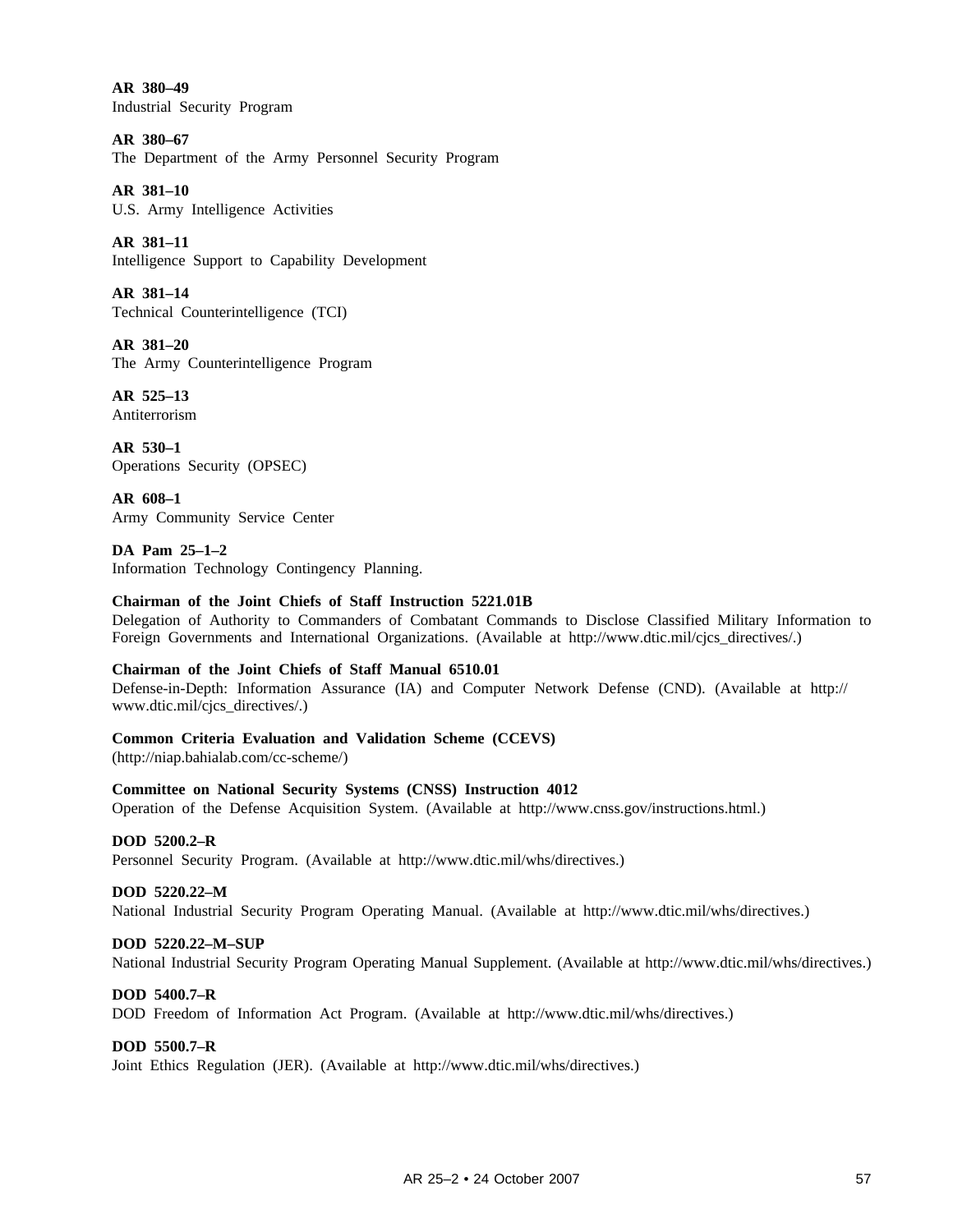**AR 380–49**
Industrial Security Program

**AR 380–67**
The Department of the Army Personnel Security Program

**AR 381–10**
U.S. Army Intelligence Activities

**AR 381–11**
Intelligence Support to Capability Development

**AR 381–14**
Technical Counterintelligence (TCI)

**AR 381–20**
The Army Counterintelligence Program

**AR 525–13**
Antiterrorism

**AR 530–1**
Operations Security (OPSEC)

**AR 608–1**
Army Community Service Center

**DA Pam 25–1–2**
Information Technology Contingency Planning.

**Chairman of the Joint Chiefs of Staff Instruction 5221.01B**
Delegation of Authority to Commanders of Combatant Commands to Disclose Classified Military Information to Foreign Governments and International Organizations. (Available at http://www.dtic.mil/cjcs_directives/.)

**Chairman of the Joint Chiefs of Staff Manual 6510.01**
Defense-in-Depth: Information Assurance (IA) and Computer Network Defense (CND). (Available at http://www.dtic.mil/cjcs_directives/.)

**Common Criteria Evaluation and Validation Scheme (CCEVS)**
(http://niap.bahialab.com/cc-scheme/)

**Committee on National Security Systems (CNSS) Instruction 4012**
Operation of the Defense Acquisition System. (Available at http://www.cnss.gov/instructions.html.)

**DOD 5200.2–R**
Personnel Security Program. (Available at http://www.dtic.mil/whs/directives.)

**DOD 5220.22–M**
National Industrial Security Program Operating Manual. (Available at http://www.dtic.mil/whs/directives.)

**DOD 5220.22–M–SUP**
National Industrial Security Program Operating Manual Supplement. (Available at http://www.dtic.mil/whs/directives.)

**DOD 5400.7–R**
DOD Freedom of Information Act Program. (Available at http://www.dtic.mil/whs/directives.)

**DOD 5500.7–R**
Joint Ethics Regulation (JER). (Available at http://www.dtic.mil/whs/directives.)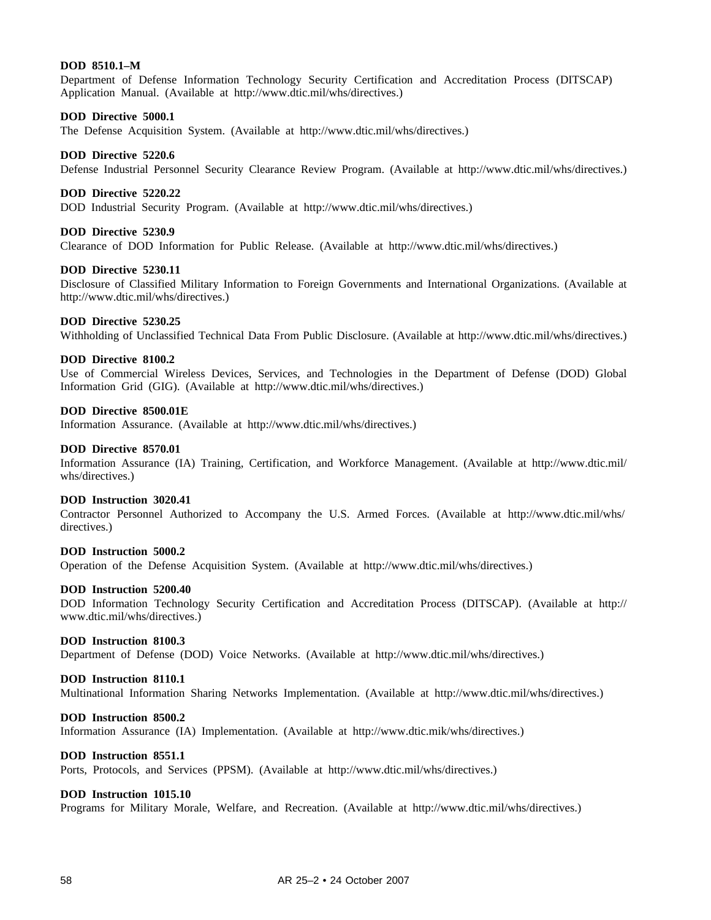**DOD 8510.1–M**
Department of Defense Information Technology Security Certification and Accreditation Process (DITSCAP) Application Manual. (Available at http://www.dtic.mil/whs/directives.)

**DOD Directive 5000.1**
The Defense Acquisition System. (Available at http://www.dtic.mil/whs/directives.)

**DOD Directive 5220.6**
Defense Industrial Personnel Security Clearance Review Program. (Available at http://www.dtic.mil/whs/directives.)

**DOD Directive 5220.22**
DOD Industrial Security Program. (Available at http://www.dtic.mil/whs/directives.)

**DOD Directive 5230.9**
Clearance of DOD Information for Public Release. (Available at http://www.dtic.mil/whs/directives.)

**DOD Directive 5230.11**
Disclosure of Classified Military Information to Foreign Governments and International Organizations. (Available at http://www.dtic.mil/whs/directives.)

**DOD Directive 5230.25**
Withholding of Unclassified Technical Data From Public Disclosure. (Available at http://www.dtic.mil/whs/directives.)

**DOD Directive 8100.2**
Use of Commercial Wireless Devices, Services, and Technologies in the Department of Defense (DOD) Global Information Grid (GIG). (Available at http://www.dtic.mil/whs/directives.)

**DOD Directive 8500.01E**
Information Assurance. (Available at http://www.dtic.mil/whs/directives.)

**DOD Directive 8570.01**
Information Assurance (IA) Training, Certification, and Workforce Management. (Available at http://www.dtic.mil/whs/directives.)

**DOD Instruction 3020.41**
Contractor Personnel Authorized to Accompany the U.S. Armed Forces. (Available at http://www.dtic.mil/whs/directives.)

**DOD Instruction 5000.2**
Operation of the Defense Acquisition System. (Available at http://www.dtic.mil/whs/directives.)

**DOD Instruction 5200.40**
DOD Information Technology Security Certification and Accreditation Process (DITSCAP). (Available at http://www.dtic.mil/whs/directives.)

**DOD Instruction 8100.3**
Department of Defense (DOD) Voice Networks. (Available at http://www.dtic.mil/whs/directives.)

**DOD Instruction 8110.1**
Multinational Information Sharing Networks Implementation. (Available at http://www.dtic.mil/whs/directives.)

**DOD Instruction 8500.2**
Information Assurance (IA) Implementation. (Available at http://www.dtic.mik/whs/directives.)

**DOD Instruction 8551.1**
Ports, Protocols, and Services (PPSM). (Available at http://www.dtic.mil/whs/directives.)

**DOD Instruction 1015.10**
Programs for Military Morale, Welfare, and Recreation. (Available at http://www.dtic.mil/whs/directives.)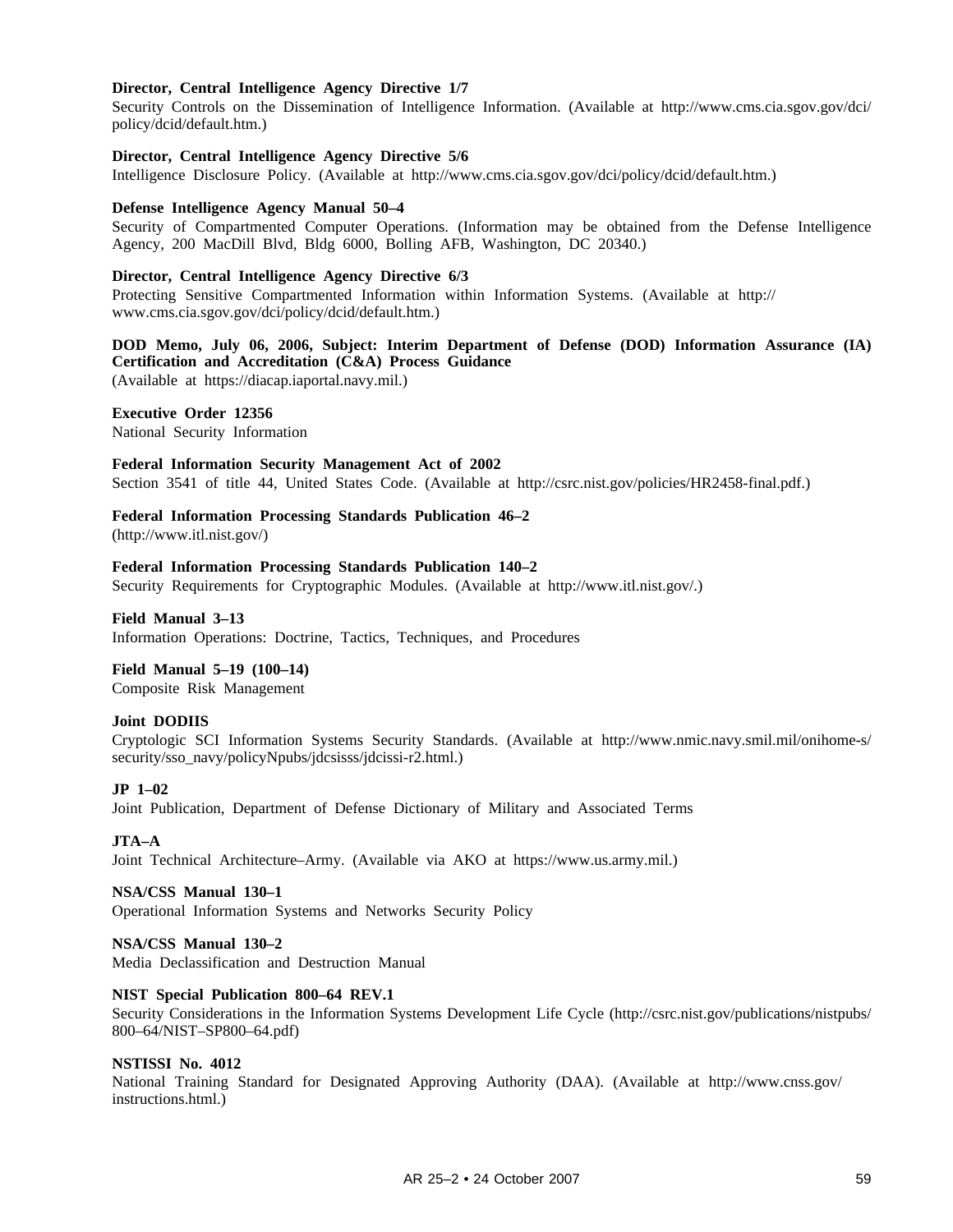**Director, Central Intelligence Agency Directive 1/7**
Security Controls on the Dissemination of Intelligence Information. (Available at http://www.cms.cia.sgov.gov/dci/policy/dcid/default.htm.)

**Director, Central Intelligence Agency Directive 5/6**
Intelligence Disclosure Policy. (Available at http://www.cms.cia.sgov.gov/dci/policy/dcid/default.htm.)

**Defense Intelligence Agency Manual 50–4**
Security of Compartmented Computer Operations. (Information may be obtained from the Defense Intelligence Agency, 200 MacDill Blvd, Bldg 6000, Bolling AFB, Washington, DC 20340.)

**Director, Central Intelligence Agency Directive 6/3**
Protecting Sensitive Compartmented Information within Information Systems. (Available at http://www.cms.cia.sgov.gov/dci/policy/dcid/default.htm.)

**DOD Memo, July 06, 2006, Subject: Interim Department of Defense (DOD) Information Assurance (IA) Certification and Accreditation (C&A) Process Guidance**
(Available at https://diacap.iaportal.navy.mil.)

**Executive Order 12356**
National Security Information

**Federal Information Security Management Act of 2002**
Section 3541 of title 44, United States Code. (Available at http://csrc.nist.gov/policies/HR2458-final.pdf.)

**Federal Information Processing Standards Publication 46–2**
(http://www.itl.nist.gov/)

**Federal Information Processing Standards Publication 140–2**
Security Requirements for Cryptographic Modules. (Available at http://www.itl.nist.gov/.)

**Field Manual 3–13**
Information Operations: Doctrine, Tactics, Techniques, and Procedures

**Field Manual 5–19 (100–14)**
Composite Risk Management

**Joint DODIIS**
Cryptologic SCI Information Systems Security Standards. (Available at http://www.nmic.navy.smil.mil/onihome-s/security/sso_navy/policyNpubs/jdcsisss/jdcissi-r2.html.)

**JP 1–02**
Joint Publication, Department of Defense Dictionary of Military and Associated Terms

**JTA–A**
Joint Technical Architecture–Army. (Available via AKO at https://www.us.army.mil.)

**NSA/CSS Manual 130–1**
Operational Information Systems and Networks Security Policy

**NSA/CSS Manual 130–2**
Media Declassification and Destruction Manual

**NIST Special Publication 800–64 REV.1**
Security Considerations in the Information Systems Development Life Cycle (http://csrc.nist.gov/publications/nistpubs/800–64/NIST–SP800–64.pdf)

**NSTISSI No. 4012**
National Training Standard for Designated Approving Authority (DAA). (Available at http://www.cnss.gov/instructions.html.)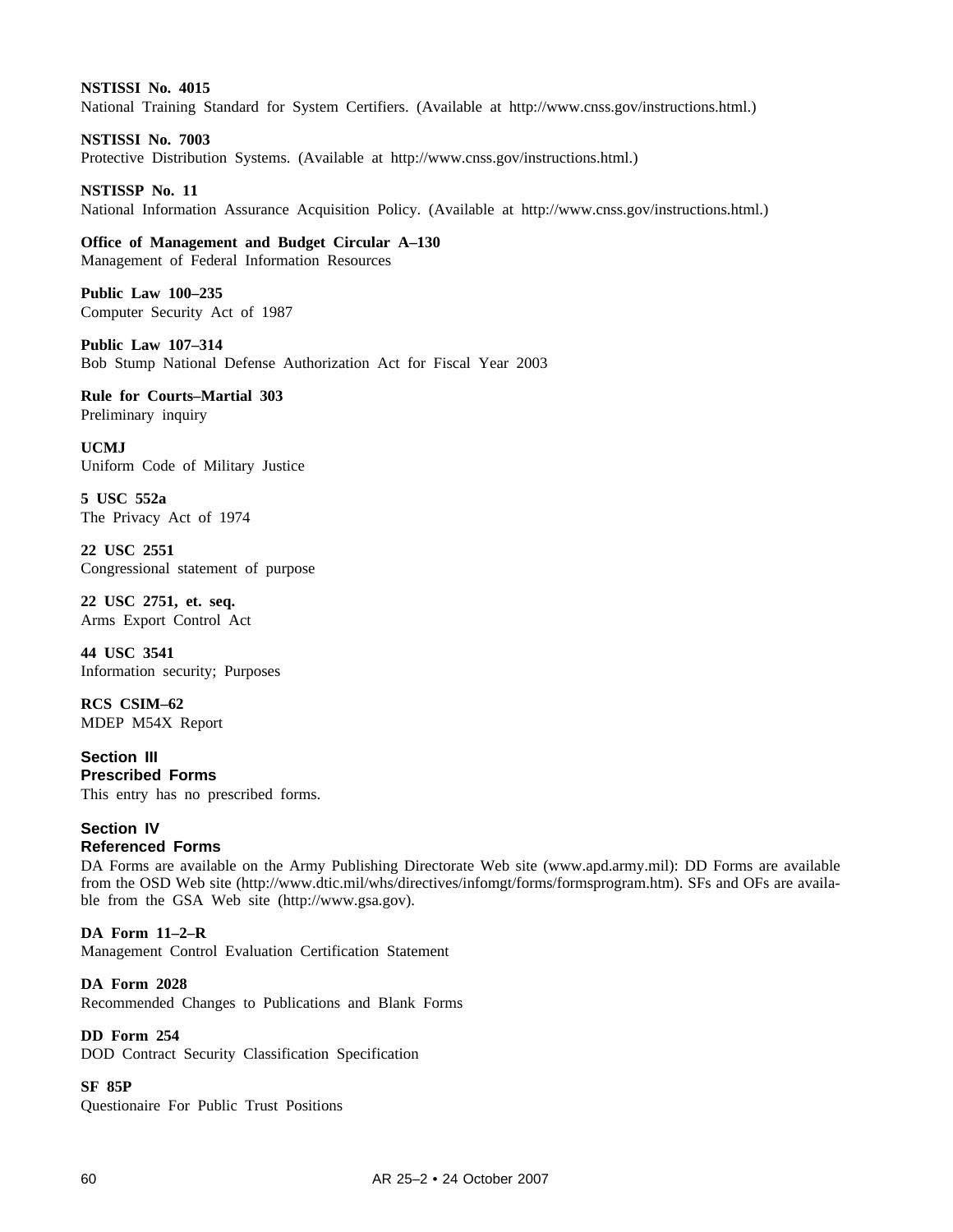**NSTISSI No. 4015**
National Training Standard for System Certifiers. (Available at http://www.cnss.gov/instructions.html.)

**NSTISSI No. 7003**
Protective Distribution Systems. (Available at http://www.cnss.gov/instructions.html.)

**NSTISSP No. 11**
National Information Assurance Acquisition Policy. (Available at http://www.cnss.gov/instructions.html.)

**Office of Management and Budget Circular A–130**
Management of Federal Information Resources

**Public Law 100–235**
Computer Security Act of 1987

**Public Law 107–314**
Bob Stump National Defense Authorization Act for Fiscal Year 2003

**Rule for Courts–Martial 303**
Preliminary inquiry

**UCMJ**
Uniform Code of Military Justice

**5 USC 552a**
The Privacy Act of 1974

**22 USC 2551**
Congressional statement of purpose

**22 USC 2751, et. seq.**
Arms Export Control Act

**44 USC 3541**
Information security; Purposes

**RCS CSIM–62**
MDEP M54X Report

## Section III
## Prescribed Forms

This entry has no prescribed forms.

## Section IV
## Referenced Forms

DA Forms are available on the Army Publishing Directorate Web site (www.apd.army.mil): DD Forms are available from the OSD Web site (http://www.dtic.mil/whs/directives/infomgt/forms/formsprogram.htm). SFs and OFs are available from the GSA Web site (http://www.gsa.gov).

**DA Form 11–2–R**
Management Control Evaluation Certification Statement

**DA Form 2028**
Recommended Changes to Publications and Blank Forms

**DD Form 254**
DOD Contract Security Classification Specification

**SF 85P**
Questionaire For Public Trust Positions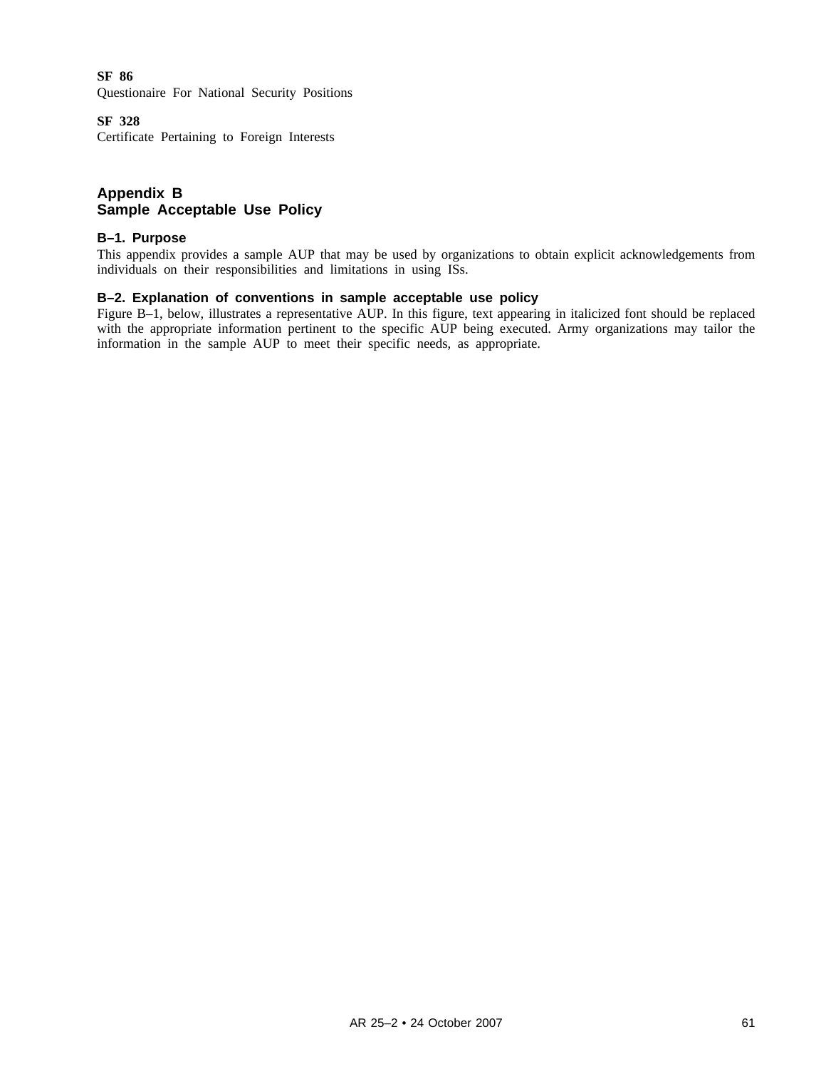**SF 86**
Questionaire For National Security Positions

**SF 328**
Certificate Pertaining to Foreign Interests

## Appendix B
## Sample Acceptable Use Policy

### B–1. Purpose

This appendix provides a sample AUP that may be used by organizations to obtain explicit acknowledgements from individuals on their responsibilities and limitations in using ISs.

### B–2. Explanation of conventions in sample acceptable use policy

Figure B–1, below, illustrates a representative AUP. In this figure, text appearing in italicized font should be replaced with the appropriate information pertinent to the specific AUP being executed. Army organizations may tailor the information in the sample AUP to meet their specific needs, as appropriate.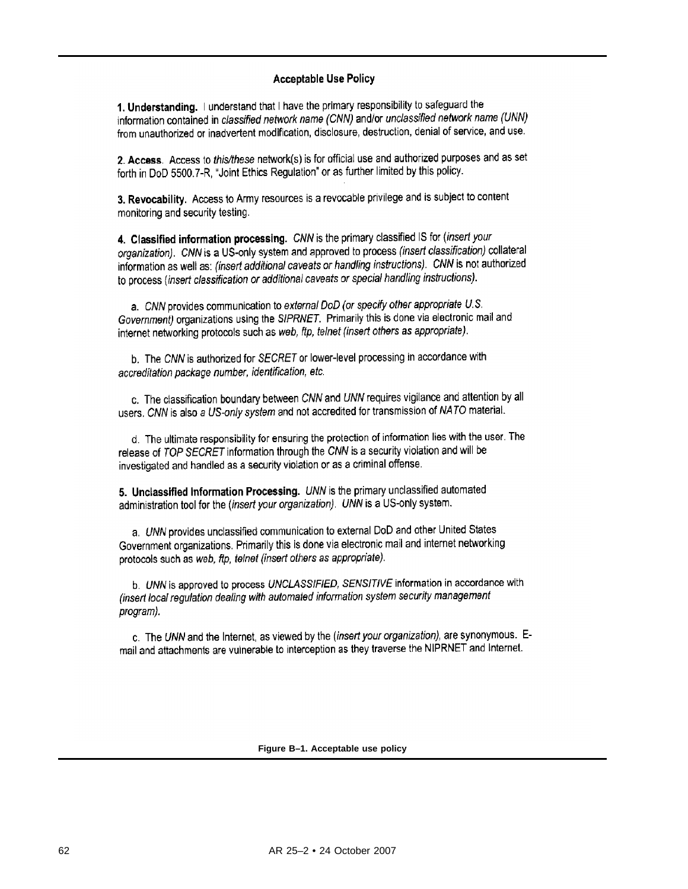## Acceptable Use Policy

**1. Understanding.** I understand that I have the primary responsibility to safeguard the information contained in *classified network name (CNN)* and/or *unclassified network name (UNN)* from unauthorized or inadvertent modification, disclosure, destruction, denial of service, and use.

**2. Access.** Access to *this/these* network(s) is for official use and authorized purposes and as set forth in DoD 5500.7-R, "Joint Ethics Regulation" or as further limited by this policy.

**3. Revocability.** Access to Army resources is a revocable privilege and is subject to content monitoring and security testing.

**4. Classified information processing.** *CNN* is the primary classified IS for *(insert your organization)*. *CNN* is a US-only system and approved to process *(insert classification)* collateral information as well as: *(insert additional caveats or handling instructions)*. *CNN* is not authorized to process *(insert classification or additional caveats or special handling instructions)*.

a. *CNN* provides communication to *external DoD (or specify other appropriate U.S. Government)* organizations using the *SIPRNET*. Primarily this is done via electronic mail and internet networking protocols such as *web, ftp, telnet (insert others as appropriate)*.

b. The *CNN* is authorized for *SECRET* or lower-level processing in accordance with *accreditation package number, identification, etc.*

c. The classification boundary between *CNN* and *UNN* requires vigilance and attention by all users. *CNN* is also *a US-only system* and not accredited for transmission of *NATO* material.

d. The ultimate responsibility for ensuring the protection of information lies with the user. The release of *TOP SECRET* information through the *CNN* is a security violation and will be investigated and handled as a security violation or as a criminal offense.

**5. Unclassified Information Processing.** *UNN* is the primary unclassified automated administration tool for the *(insert your organization)*. *UNN* is a US-only system.

a. *UNN* provides unclassified communication to external DoD and other United States Government organizations. Primarily this is done via electronic mail and internet networking protocols such as *web, ftp, telnet (insert others as appropriate)*.

b. *UNN* is approved to process *UNCLASSIFIED, SENSITIVE* information in accordance with *(insert local regulation dealing with automated information system security management program)*.

c. The *UNN* and the Internet, as viewed by the *(insert your organization)*, are synonymous. E-mail and attachments are vulnerable to interception as they traverse the NIPRNET and Internet.

**Figure B–1. Acceptable use policy**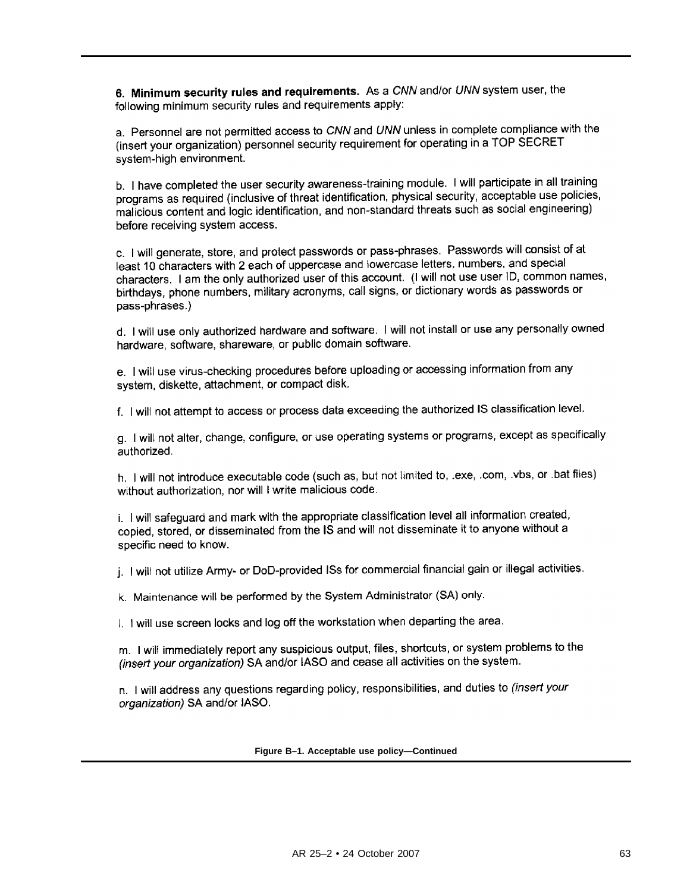**6. Minimum security rules and requirements.** As a *CNN* and/or *UNN* system user, the following minimum security rules and requirements apply:

a. Personnel are not permitted access to *CNN* and *UNN* unless in complete compliance with the (insert your organization) personnel security requirement for operating in a TOP SECRET system-high environment.

b. I have completed the user security awareness-training module. I will participate in all training programs as required (inclusive of threat identification, physical security, acceptable use policies, malicious content and logic identification, and non-standard threats such as social engineering) before receiving system access.

c. I will generate, store, and protect passwords or pass-phrases. Passwords will consist of at least 10 characters with 2 each of uppercase and lowercase letters, numbers, and special characters. I am the only authorized user of this account. (I will not use user ID, common names, birthdays, phone numbers, military acronyms, call signs, or dictionary words as passwords or pass-phrases.)

d. I will use only authorized hardware and software. I will not install or use any personally owned hardware, software, shareware, or public domain software.

e. I will use virus-checking procedures before uploading or accessing information from any system, diskette, attachment, or compact disk.

f. I will not attempt to access or process data exceeding the authorized IS classification level.

g. I will not alter, change, configure, or use operating systems or programs, except as specifically authorized.

h. I will not introduce executable code (such as, but not limited to, .exe, .com, .vbs, or .bat files) without authorization, nor will I write malicious code.

i. I will safeguard and mark with the appropriate classification level all information created, copied, stored, or disseminated from the IS and will not disseminate it to anyone without a specific need to know.

j. I will not utilize Army- or DoD-provided ISs for commercial financial gain or illegal activities.

k. Maintenance will be performed by the System Administrator (SA) only.

l. I will use screen locks and log off the workstation when departing the area.

m. I will immediately report any suspicious output, files, shortcuts, or system problems to the *(insert your organization)* SA and/or IASO and cease all activities on the system.

n. I will address any questions regarding policy, responsibilities, and duties to *(insert your organization)* SA and/or IASO.

**Figure B–1. Acceptable use policy—Continued**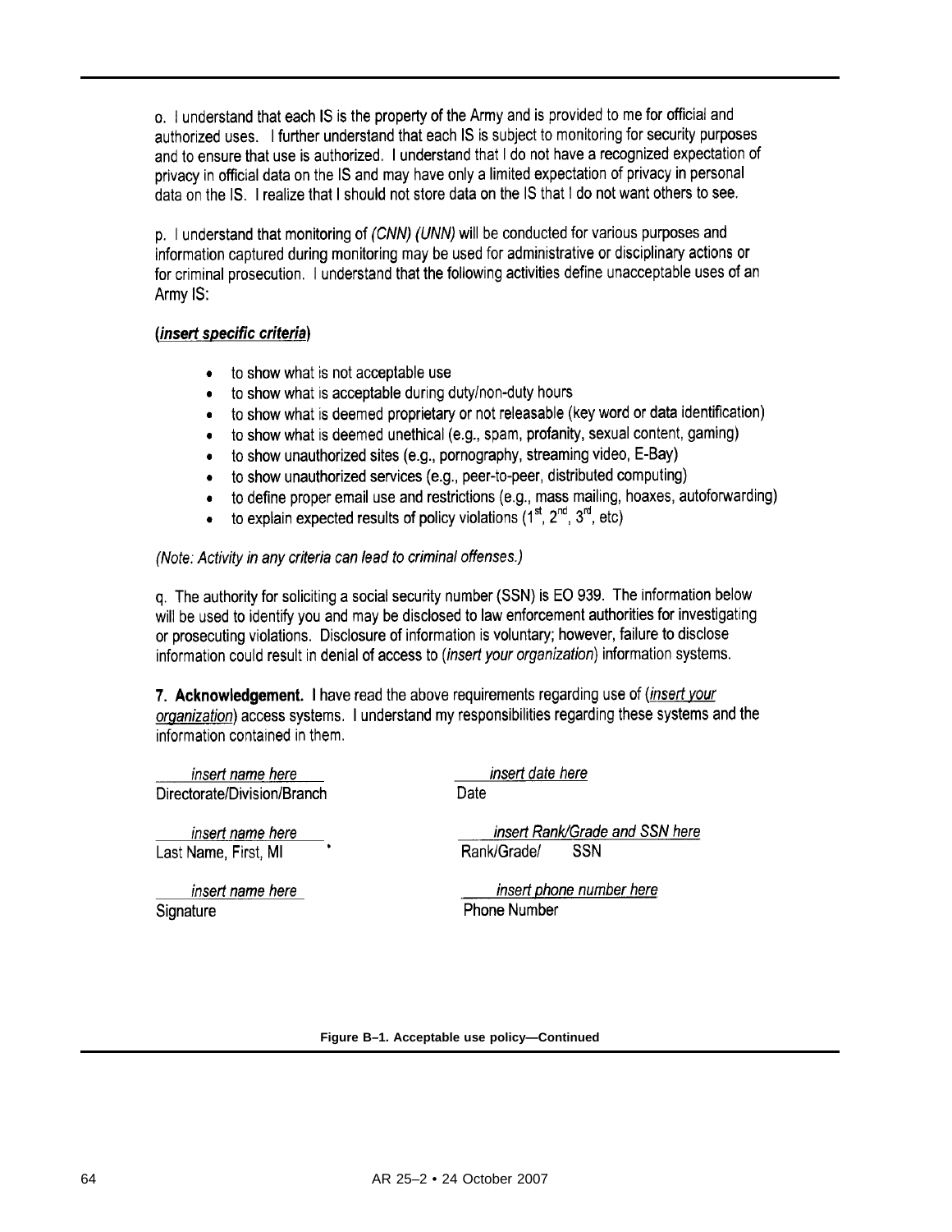o. I understand that each IS is the property of the Army and is provided to me for official and authorized uses. I further understand that each IS is subject to monitoring for security purposes and to ensure that use is authorized. I understand that I do not have a recognized expectation of privacy in official data on the IS and may have only a limited expectation of privacy in personal data on the IS. I realize that I should not store data on the IS that I do not want others to see.

p. I understand that monitoring of *(CNN) (UNN)* will be conducted for various purposes and information captured during monitoring may be used for administrative or disciplinary actions or for criminal prosecution. I understand that the following activities define unacceptable uses of an Army IS:

**(*insert specific criteria*)**

- to show what is not acceptable use
- to show what is acceptable during duty/non-duty hours
- to show what is deemed proprietary or not releasable (key word or data identification)
- to show what is deemed unethical (e.g., spam, profanity, sexual content, gaming)
- to show unauthorized sites (e.g., pornography, streaming video, E-Bay)
- to show unauthorized services (e.g., peer-to-peer, distributed computing)
- to define proper email use and restrictions (e.g., mass mailing, hoaxes, autoforwarding)
- to explain expected results of policy violations (1st, 2nd, 3rd, etc)

*(Note: Activity in any criteria can lead to criminal offenses.)*

q. The authority for soliciting a social security number (SSN) is EO 939. The information below will be used to identify you and may be disclosed to law enforcement authorities for investigating or prosecuting violations. Disclosure of information is voluntary; however, failure to disclose information could result in denial of access to (*insert your organization*) information systems.

**7. Acknowledgement.** I have read the above requirements regarding use of (*insert your organization*) access systems. I understand my responsibilities regarding these systems and the information contained in them.

| | |
|---|---|
| *insert name here* | *insert date here* |
| Directorate/Division/Branch | Date |
| *insert name here* | *insert Rank/Grade and SSN here* |
| Last Name, First, MI | Rank/Grade/ SSN |
| *insert name here* | *insert phone number here* |
| Signature | Phone Number |

**Figure B–1. Acceptable use policy—Continued**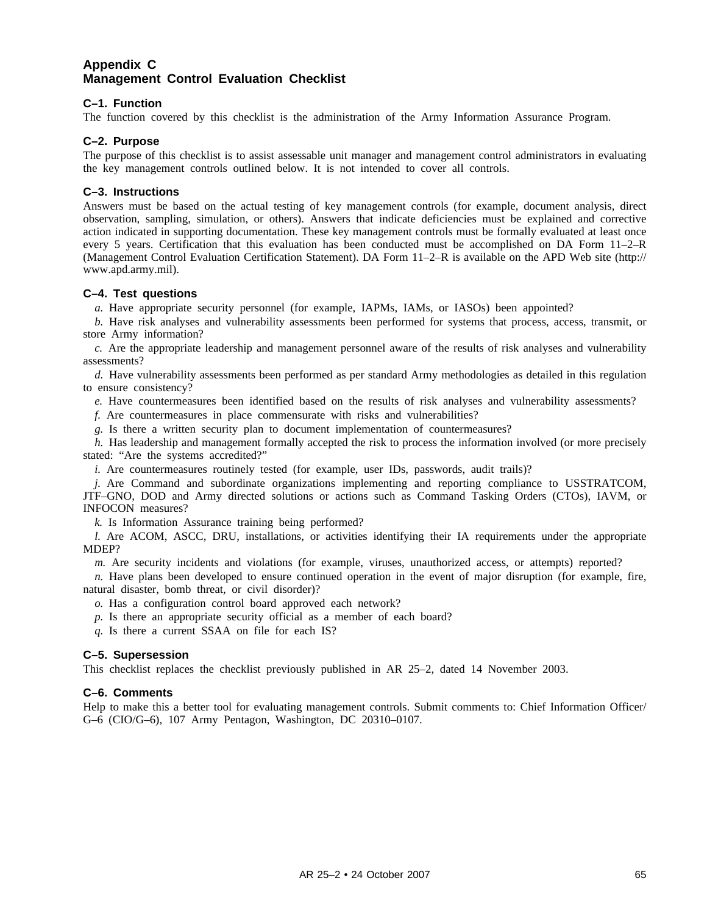# Appendix C
# Management Control Evaluation Checklist

### C–1. Function

The function covered by this checklist is the administration of the Army Information Assurance Program.

### C–2. Purpose

The purpose of this checklist is to assist assessable unit manager and management control administrators in evaluating the key management controls outlined below. It is not intended to cover all controls.

### C–3. Instructions

Answers must be based on the actual testing of key management controls (for example, document analysis, direct observation, sampling, simulation, or others). Answers that indicate deficiencies must be explained and corrective action indicated in supporting documentation. These key management controls must be formally evaluated at least once every 5 years. Certification that this evaluation has been conducted must be accomplished on DA Form 11–2–R (Management Control Evaluation Certification Statement). DA Form 11–2–R is available on the APD Web site (http://www.apd.army.mil).

### C–4. Test questions

*a.* Have appropriate security personnel (for example, IAPMs, IAMs, or IASOs) been appointed?

*b.* Have risk analyses and vulnerability assessments been performed for systems that process, access, transmit, or store Army information?

*c.* Are the appropriate leadership and management personnel aware of the results of risk analyses and vulnerability assessments?

*d.* Have vulnerability assessments been performed as per standard Army methodologies as detailed in this regulation to ensure consistency?

*e.* Have countermeasures been identified based on the results of risk analyses and vulnerability assessments?

*f.* Are countermeasures in place commensurate with risks and vulnerabilities?

*g.* Is there a written security plan to document implementation of countermeasures?

*h.* Has leadership and management formally accepted the risk to process the information involved (or more precisely stated: "Are the systems accredited?"

*i.* Are countermeasures routinely tested (for example, user IDs, passwords, audit trails)?

*j.* Are Command and subordinate organizations implementing and reporting compliance to USSTRATCOM, JTF–GNO, DOD and Army directed solutions or actions such as Command Tasking Orders (CTOs), IAVM, or INFOCON measures?

*k.* Is Information Assurance training being performed?

*l.* Are ACOM, ASCC, DRU, installations, or activities identifying their IA requirements under the appropriate MDEP?

*m.* Are security incidents and violations (for example, viruses, unauthorized access, or attempts) reported?

*n.* Have plans been developed to ensure continued operation in the event of major disruption (for example, fire, natural disaster, bomb threat, or civil disorder)?

*o.* Has a configuration control board approved each network?

*p.* Is there an appropriate security official as a member of each board?

*q.* Is there a current SSAA on file for each IS?

### C–5. Supersession

This checklist replaces the checklist previously published in AR 25–2, dated 14 November 2003.

### C–6. Comments

Help to make this a better tool for evaluating management controls. Submit comments to: Chief Information Officer/G–6 (CIO/G–6), 107 Army Pentagon, Washington, DC 20310–0107.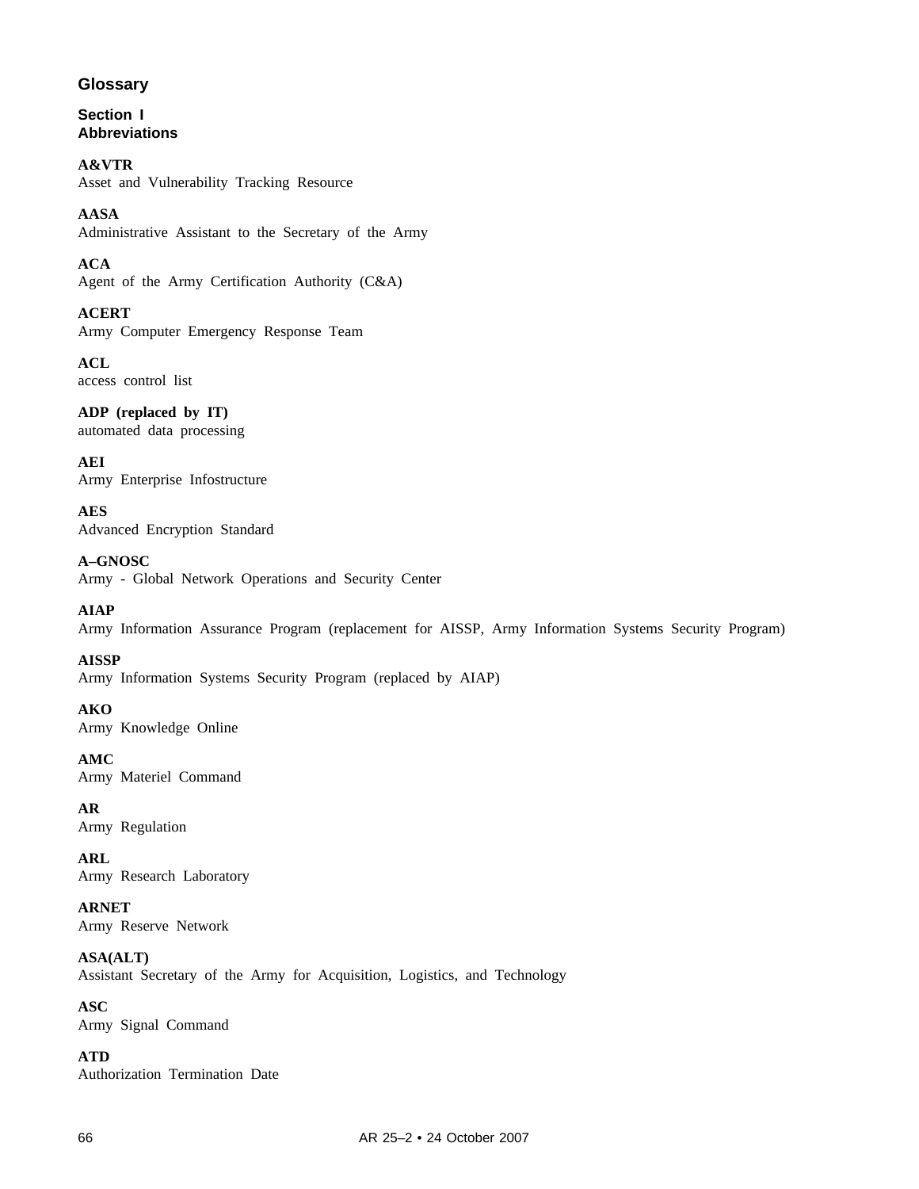# Glossary

## Section I
## Abbreviations

**A&VTR**
Asset and Vulnerability Tracking Resource

**AASA**
Administrative Assistant to the Secretary of the Army

**ACA**
Agent of the Army Certification Authority (C&A)

**ACERT**
Army Computer Emergency Response Team

**ACL**
access control list

**ADP (replaced by IT)**
automated data processing

**AEI**
Army Enterprise Infostructure

**AES**
Advanced Encryption Standard

**A–GNOSC**
Army - Global Network Operations and Security Center

**AIAP**
Army Information Assurance Program (replacement for AISSP, Army Information Systems Security Program)

**AISSP**
Army Information Systems Security Program (replaced by AIAP)

**AKO**
Army Knowledge Online

**AMC**
Army Materiel Command

**AR**
Army Regulation

**ARL**
Army Research Laboratory

**ARNET**
Army Reserve Network

**ASA(ALT)**
Assistant Secretary of the Army for Acquisition, Logistics, and Technology

**ASC**
Army Signal Command

**ATD**
Authorization Termination Date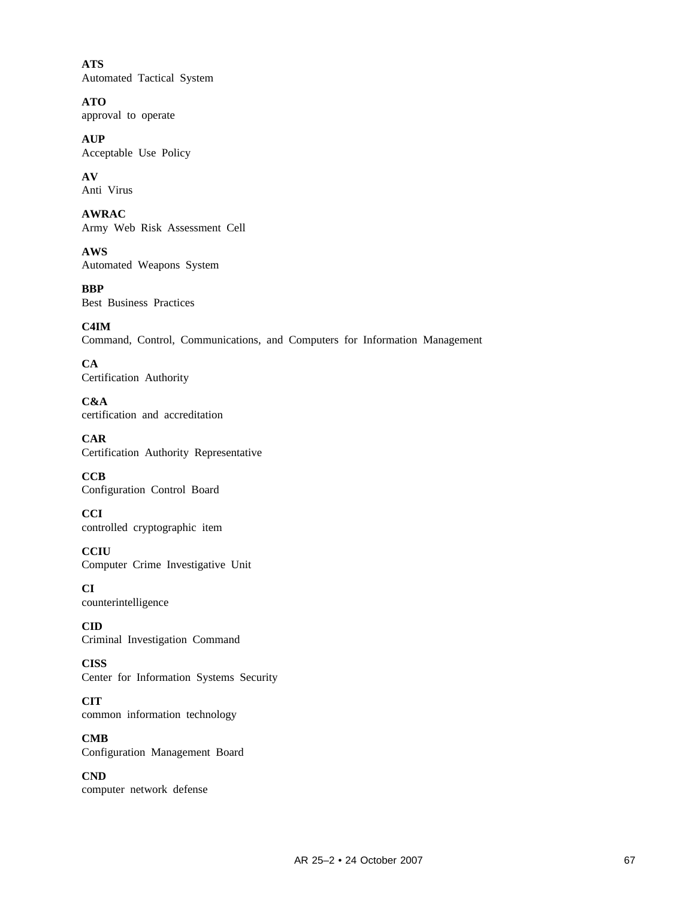**ATS**
Automated Tactical System

**ATO**
approval to operate

**AUP**
Acceptable Use Policy

**AV**
Anti Virus

**AWRAC**
Army Web Risk Assessment Cell

**AWS**
Automated Weapons System

**BBP**
Best Business Practices

**C4IM**
Command, Control, Communications, and Computers for Information Management

**CA**
Certification Authority

**C&A**
certification and accreditation

**CAR**
Certification Authority Representative

**CCB**
Configuration Control Board

**CCI**
controlled cryptographic item

**CCIU**
Computer Crime Investigative Unit

**CI**
counterintelligence

**CID**
Criminal Investigation Command

**CISS**
Center for Information Systems Security

**CIT**
common information technology

**CMB**
Configuration Management Board

**CND**
computer network defense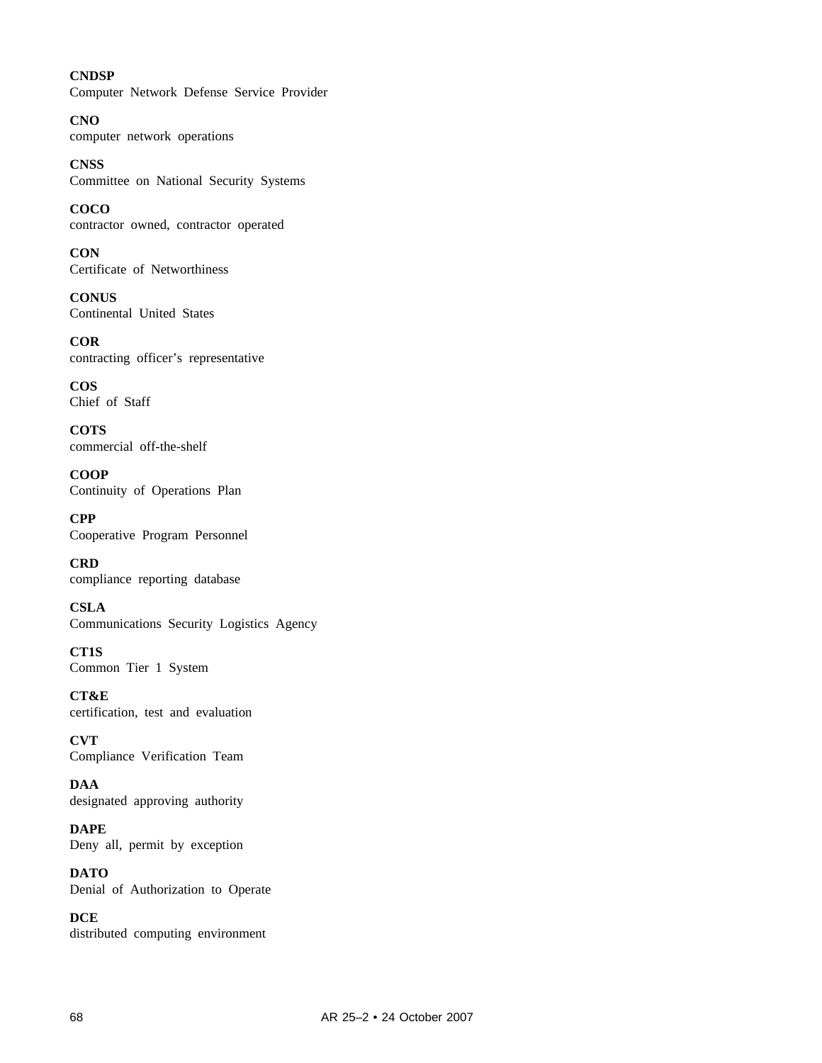**CNDSP**
Computer Network Defense Service Provider

**CNO**
computer network operations

**CNSS**
Committee on National Security Systems

**COCO**
contractor owned, contractor operated

**CON**
Certificate of Networthiness

**CONUS**
Continental United States

**COR**
contracting officer's representative

**COS**
Chief of Staff

**COTS**
commercial off-the-shelf

**COOP**
Continuity of Operations Plan

**CPP**
Cooperative Program Personnel

**CRD**
compliance reporting database

**CSLA**
Communications Security Logistics Agency

**CT1S**
Common Tier 1 System

**CT&E**
certification, test and evaluation

**CVT**
Compliance Verification Team

**DAA**
designated approving authority

**DAPE**
Deny all, permit by exception

**DATO**
Denial of Authorization to Operate

**DCE**
distributed computing environment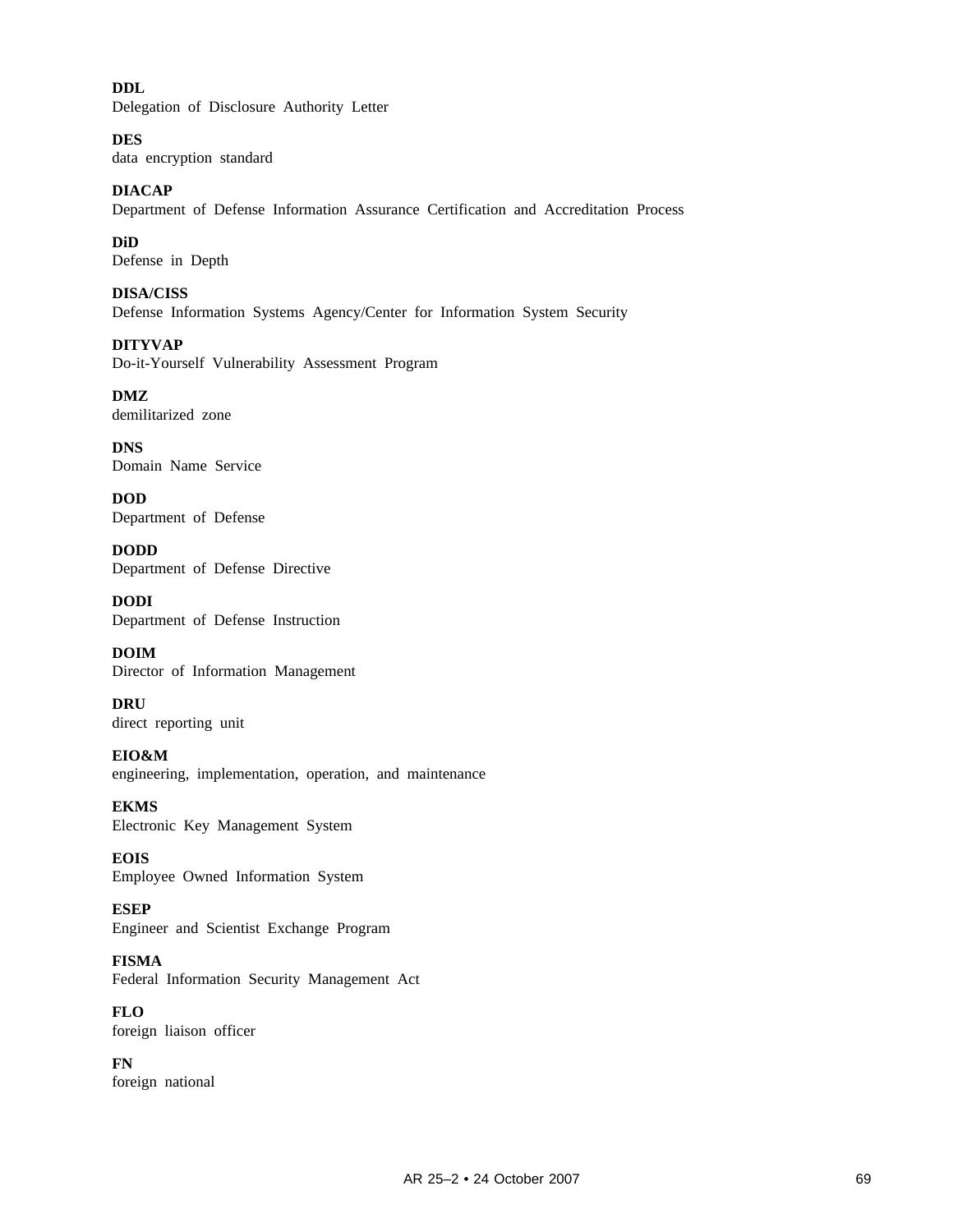**DDL**
Delegation of Disclosure Authority Letter

**DES**
data encryption standard

**DIACAP**
Department of Defense Information Assurance Certification and Accreditation Process

**DiD**
Defense in Depth

**DISA/CISS**
Defense Information Systems Agency/Center for Information System Security

**DITYVAP**
Do-it-Yourself Vulnerability Assessment Program

**DMZ**
demilitarized zone

**DNS**
Domain Name Service

**DOD**
Department of Defense

**DODD**
Department of Defense Directive

**DODI**
Department of Defense Instruction

**DOIM**
Director of Information Management

**DRU**
direct reporting unit

**EIO&M**
engineering, implementation, operation, and maintenance

**EKMS**
Electronic Key Management System

**EOIS**
Employee Owned Information System

**ESEP**
Engineer and Scientist Exchange Program

**FISMA**
Federal Information Security Management Act

**FLO**
foreign liaison officer

**FN**
foreign national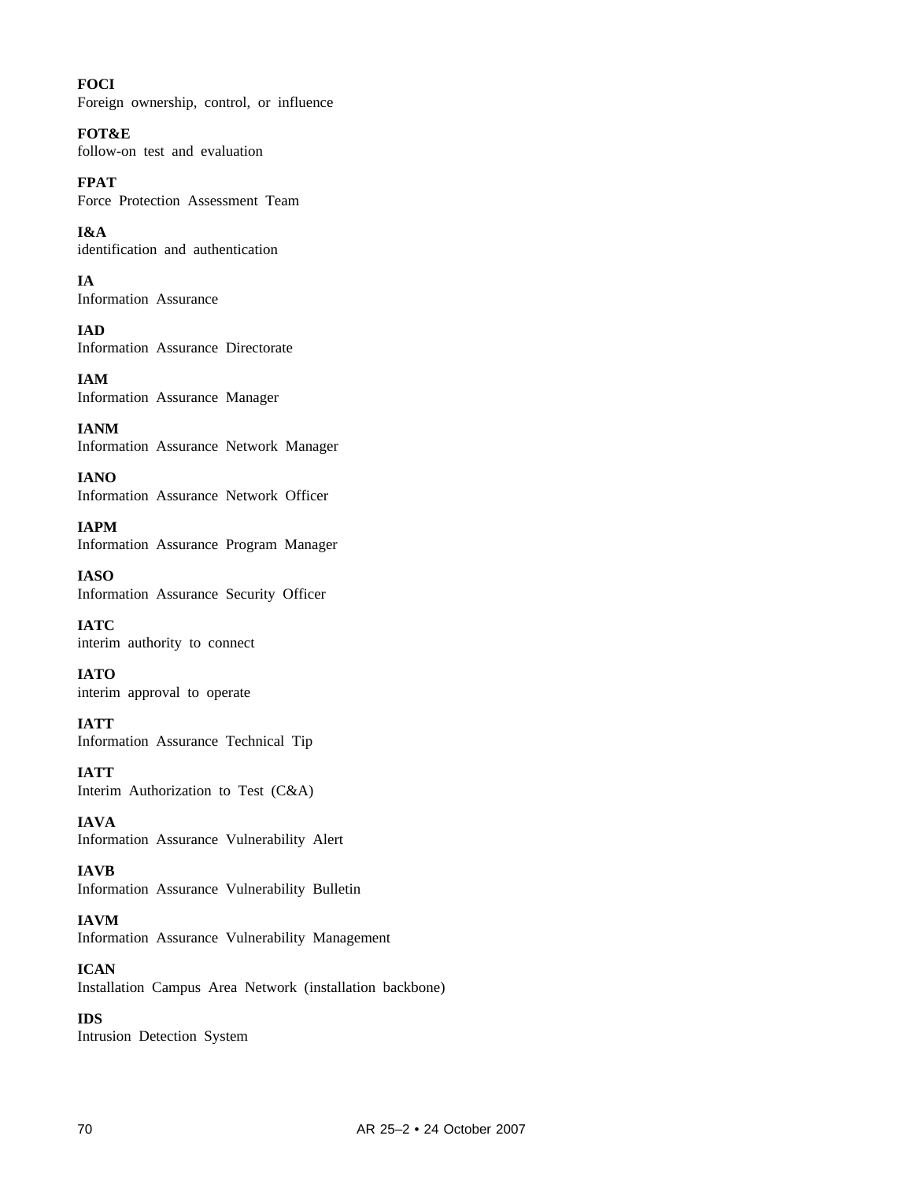**FOCI**
Foreign ownership, control, or influence

**FOT&E**
follow-on test and evaluation

**FPAT**
Force Protection Assessment Team

**I&A**
identification and authentication

**IA**
Information Assurance

**IAD**
Information Assurance Directorate

**IAM**
Information Assurance Manager

**IANM**
Information Assurance Network Manager

**IANO**
Information Assurance Network Officer

**IAPM**
Information Assurance Program Manager

**IASO**
Information Assurance Security Officer

**IATC**
interim authority to connect

**IATO**
interim approval to operate

**IATT**
Information Assurance Technical Tip

**IATT**
Interim Authorization to Test (C&A)

**IAVA**
Information Assurance Vulnerability Alert

**IAVB**
Information Assurance Vulnerability Bulletin

**IAVM**
Information Assurance Vulnerability Management

**ICAN**
Installation Campus Area Network (installation backbone)

**IDS**
Intrusion Detection System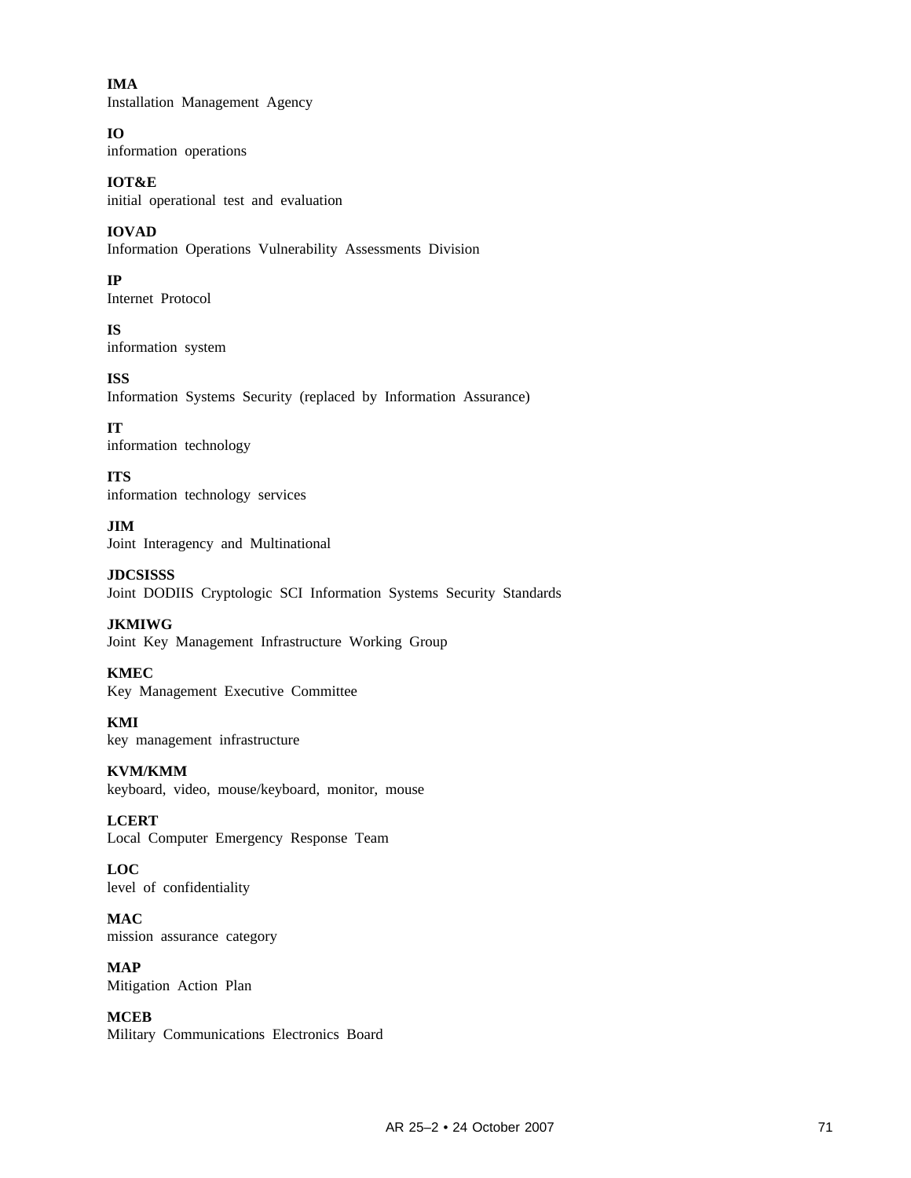**IMA**
Installation Management Agency

**IO**
information operations

**IOT&E**
initial operational test and evaluation

**IOVAD**
Information Operations Vulnerability Assessments Division

**IP**
Internet Protocol

**IS**
information system

**ISS**
Information Systems Security (replaced by Information Assurance)

**IT**
information technology

**ITS**
information technology services

**JIM**
Joint Interagency and Multinational

**JDCSISSS**
Joint DODIIS Cryptologic SCI Information Systems Security Standards

**JKMIWG**
Joint Key Management Infrastructure Working Group

**KMEC**
Key Management Executive Committee

**KMI**
key management infrastructure

**KVM/KMM**
keyboard, video, mouse/keyboard, monitor, mouse

**LCERT**
Local Computer Emergency Response Team

**LOC**
level of confidentiality

**MAC**
mission assurance category

**MAP**
Mitigation Action Plan

**MCEB**
Military Communications Electronics Board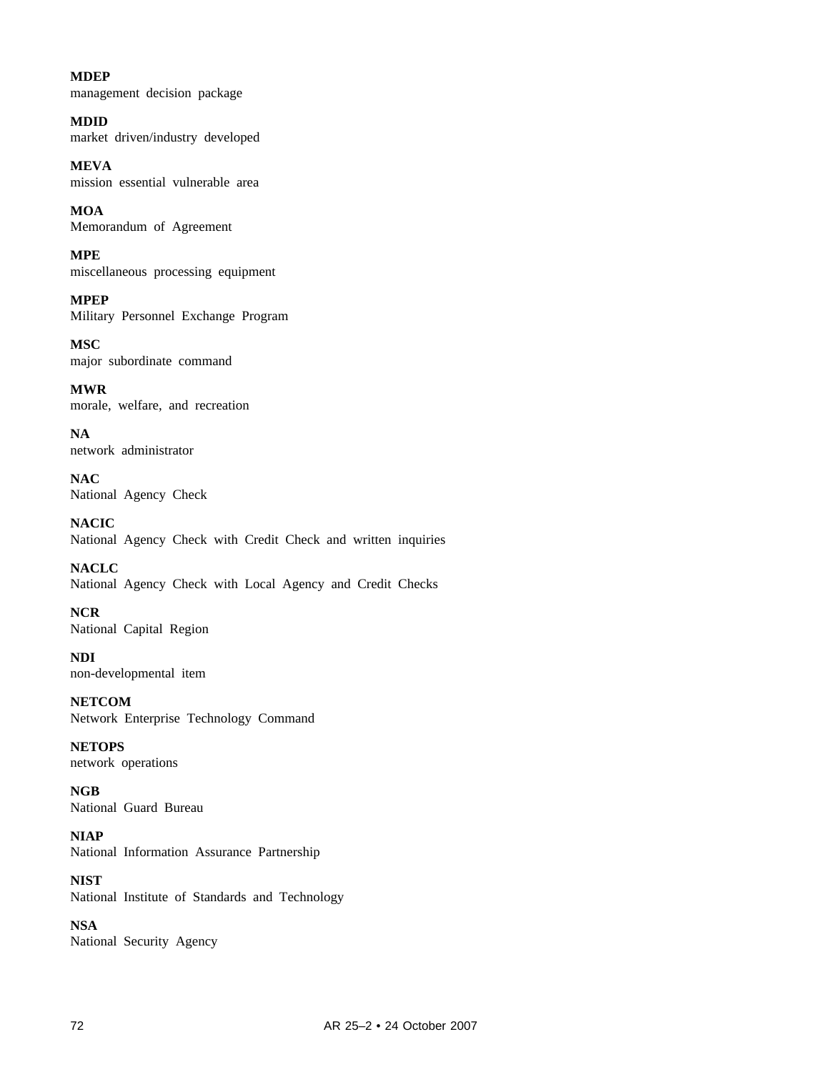**MDEP**
management decision package

**MDID**
market driven/industry developed

**MEVA**
mission essential vulnerable area

**MOA**
Memorandum of Agreement

**MPE**
miscellaneous processing equipment

**MPEP**
Military Personnel Exchange Program

**MSC**
major subordinate command

**MWR**
morale, welfare, and recreation

**NA**
network administrator

**NAC**
National Agency Check

**NACIC**
National Agency Check with Credit Check and written inquiries

**NACLC**
National Agency Check with Local Agency and Credit Checks

**NCR**
National Capital Region

**NDI**
non-developmental item

**NETCOM**
Network Enterprise Technology Command

**NETOPS**
network operations

**NGB**
National Guard Bureau

**NIAP**
National Information Assurance Partnership

**NIST**
National Institute of Standards and Technology

**NSA**
National Security Agency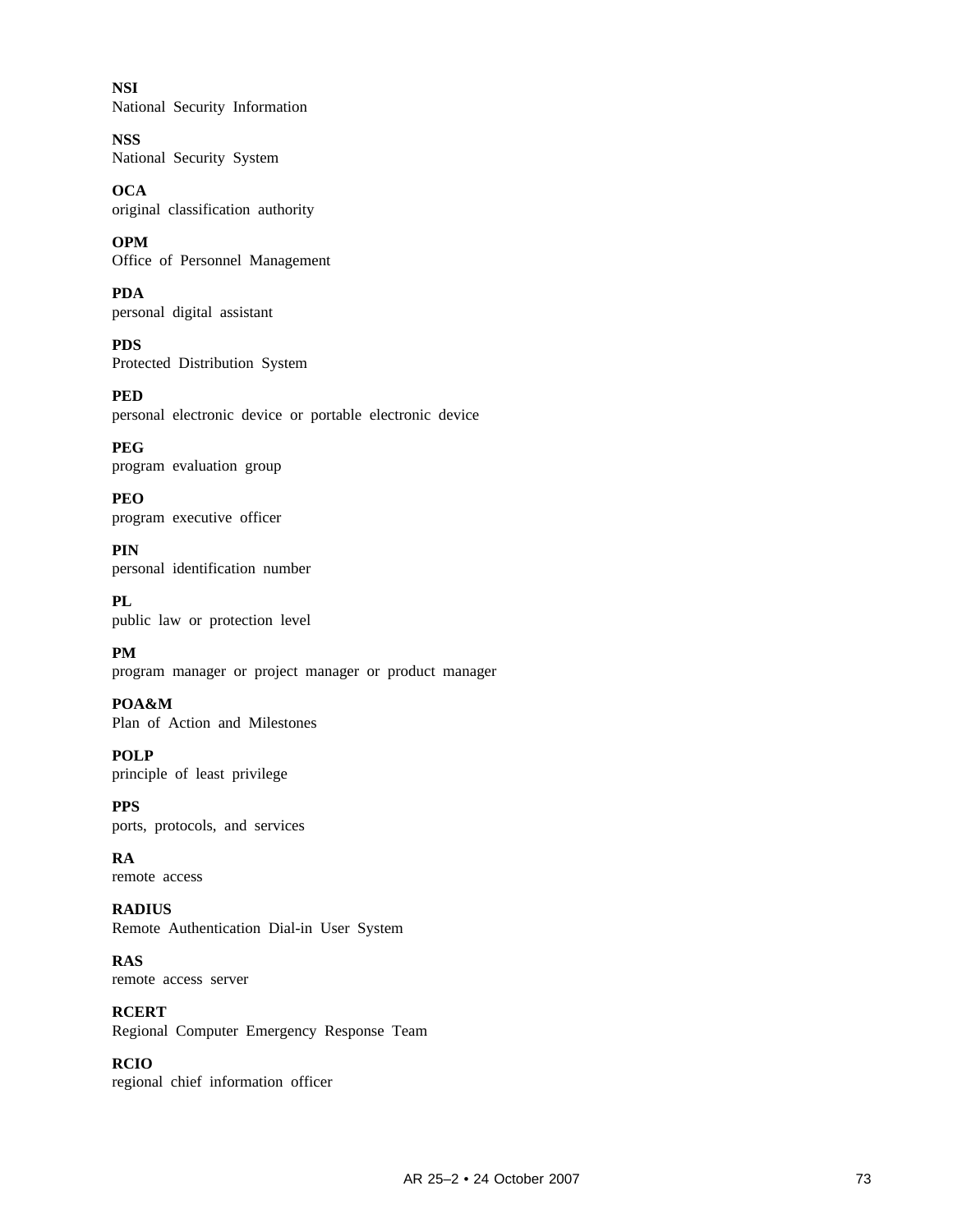**NSI**
National Security Information

**NSS**
National Security System

**OCA**
original classification authority

**OPM**
Office of Personnel Management

**PDA**
personal digital assistant

**PDS**
Protected Distribution System

**PED**
personal electronic device or portable electronic device

**PEG**
program evaluation group

**PEO**
program executive officer

**PIN**
personal identification number

**PL**
public law or protection level

**PM**
program manager or project manager or product manager

**POA&M**
Plan of Action and Milestones

**POLP**
principle of least privilege

**PPS**
ports, protocols, and services

**RA**
remote access

**RADIUS**
Remote Authentication Dial-in User System

**RAS**
remote access server

**RCERT**
Regional Computer Emergency Response Team

**RCIO**
regional chief information officer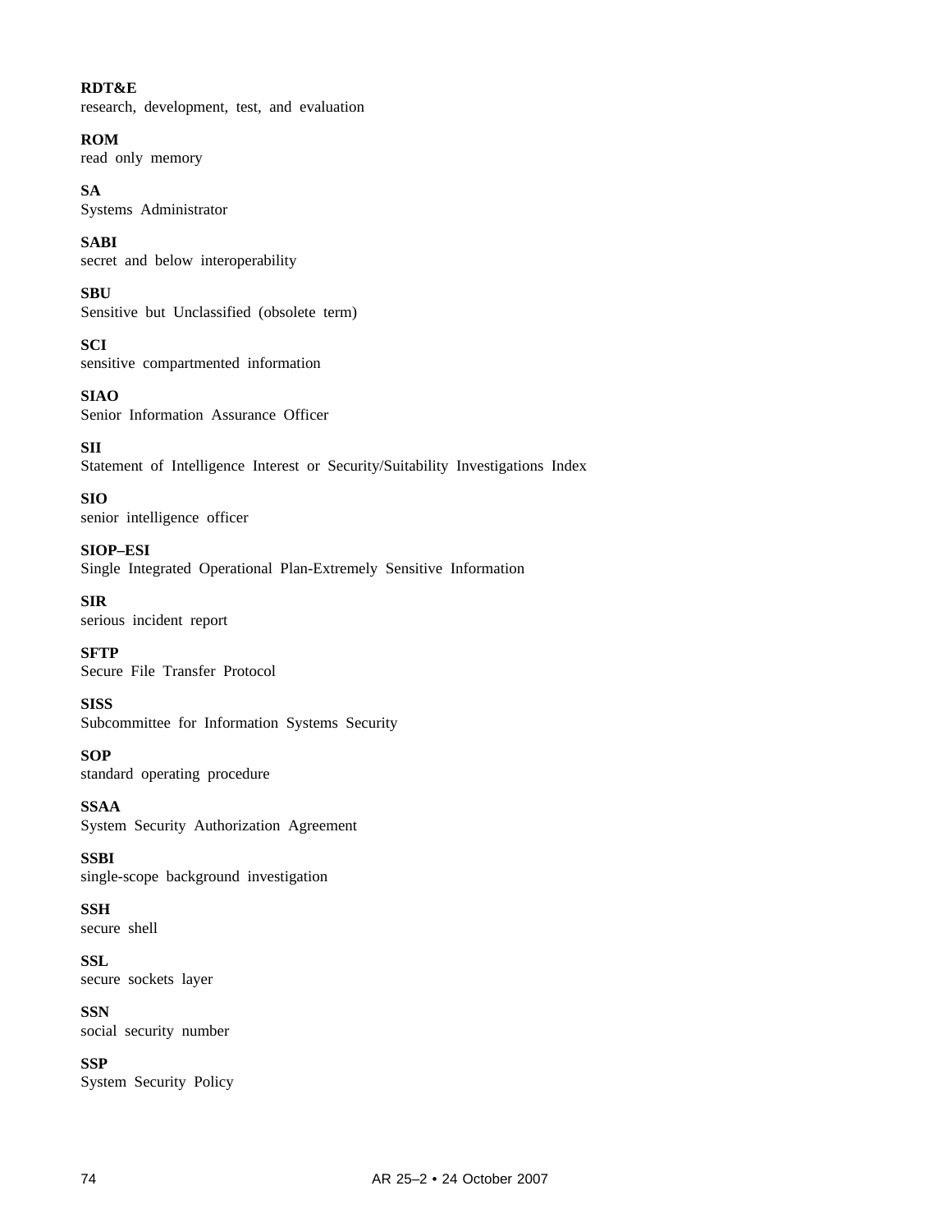**RDT&E**
research, development, test, and evaluation

**ROM**
read only memory

**SA**
Systems Administrator

**SABI**
secret and below interoperability

**SBU**
Sensitive but Unclassified (obsolete term)

**SCI**
sensitive compartmented information

**SIAO**
Senior Information Assurance Officer

**SII**
Statement of Intelligence Interest or Security/Suitability Investigations Index

**SIO**
senior intelligence officer

**SIOP–ESI**
Single Integrated Operational Plan-Extremely Sensitive Information

**SIR**
serious incident report

**SFTP**
Secure File Transfer Protocol

**SISS**
Subcommittee for Information Systems Security

**SOP**
standard operating procedure

**SSAA**
System Security Authorization Agreement

**SSBI**
single-scope background investigation

**SSH**
secure shell

**SSL**
secure sockets layer

**SSN**
social security number

**SSP**
System Security Policy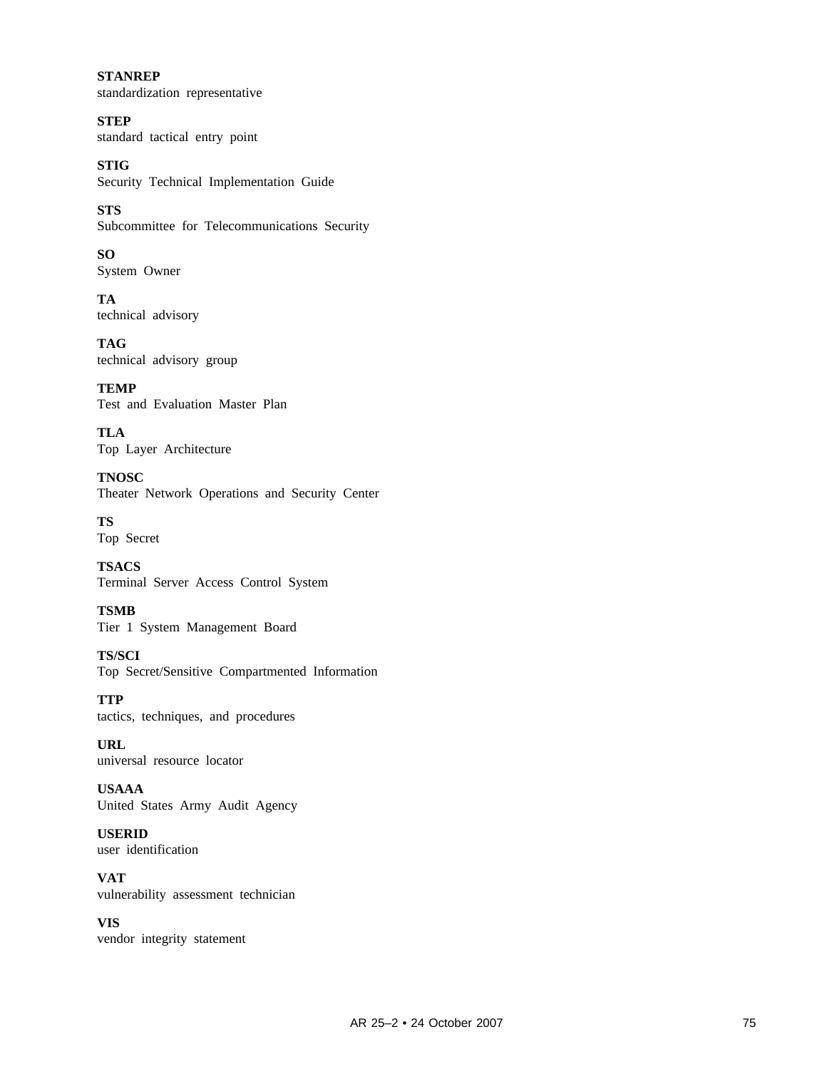**STANREP**
standardization representative

**STEP**
standard tactical entry point

**STIG**
Security Technical Implementation Guide

**STS**
Subcommittee for Telecommunications Security

**SO**
System Owner

**TA**
technical advisory

**TAG**
technical advisory group

**TEMP**
Test and Evaluation Master Plan

**TLA**
Top Layer Architecture

**TNOSC**
Theater Network Operations and Security Center

**TS**
Top Secret

**TSACS**
Terminal Server Access Control System

**TSMB**
Tier 1 System Management Board

**TS/SCI**
Top Secret/Sensitive Compartmented Information

**TTP**
tactics, techniques, and procedures

**URL**
universal resource locator

**USAAA**
United States Army Audit Agency

**USERID**
user identification

**VAT**
vulnerability assessment technician

**VIS**
vendor integrity statement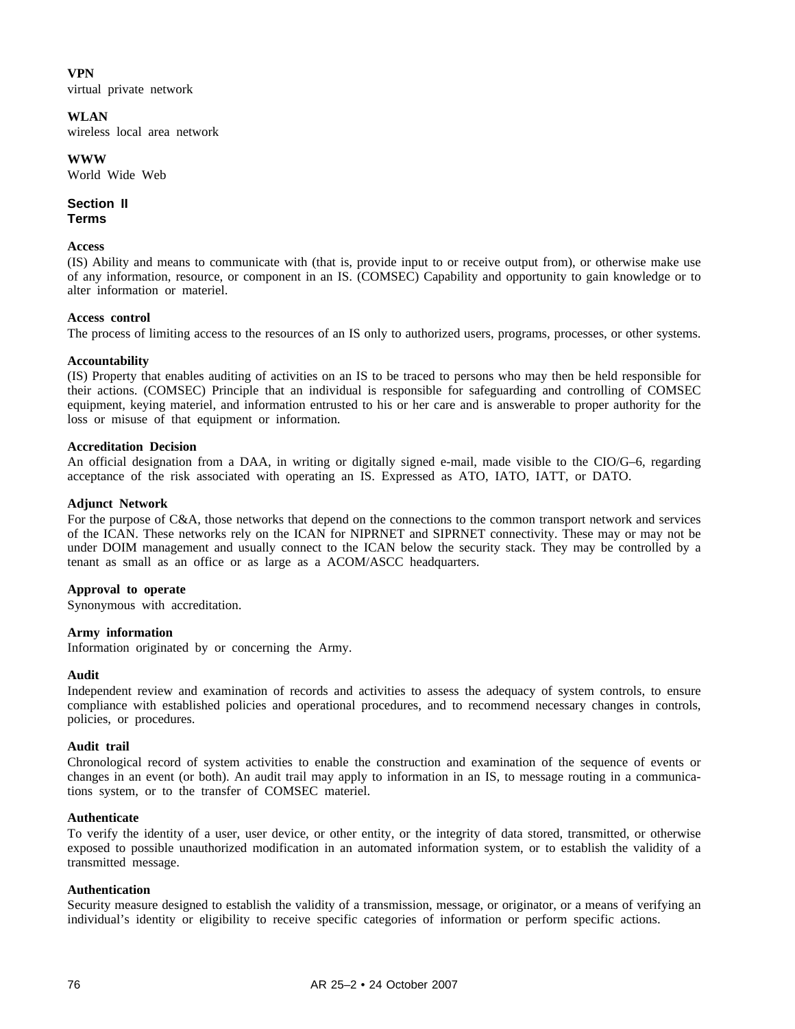**VPN**
virtual private network

**WLAN**
wireless local area network

**WWW**
World Wide Web

## Section II
## Terms

**Access**
(IS) Ability and means to communicate with (that is, provide input to or receive output from), or otherwise make use of any information, resource, or component in an IS. (COMSEC) Capability and opportunity to gain knowledge or to alter information or materiel.

**Access control**
The process of limiting access to the resources of an IS only to authorized users, programs, processes, or other systems.

**Accountability**
(IS) Property that enables auditing of activities on an IS to be traced to persons who may then be held responsible for their actions. (COMSEC) Principle that an individual is responsible for safeguarding and controlling of COMSEC equipment, keying materiel, and information entrusted to his or her care and is answerable to proper authority for the loss or misuse of that equipment or information.

**Accreditation Decision**
An official designation from a DAA, in writing or digitally signed e-mail, made visible to the CIO/G–6, regarding acceptance of the risk associated with operating an IS. Expressed as ATO, IATO, IATT, or DATO.

**Adjunct Network**
For the purpose of C&A, those networks that depend on the connections to the common transport network and services of the ICAN. These networks rely on the ICAN for NIPRNET and SIPRNET connectivity. These may or may not be under DOIM management and usually connect to the ICAN below the security stack. They may be controlled by a tenant as small as an office or as large as a ACOM/ASCC headquarters.

**Approval to operate**
Synonymous with accreditation.

**Army information**
Information originated by or concerning the Army.

**Audit**
Independent review and examination of records and activities to assess the adequacy of system controls, to ensure compliance with established policies and operational procedures, and to recommend necessary changes in controls, policies, or procedures.

**Audit trail**
Chronological record of system activities to enable the construction and examination of the sequence of events or changes in an event (or both). An audit trail may apply to information in an IS, to message routing in a communications system, or to the transfer of COMSEC materiel.

**Authenticate**
To verify the identity of a user, user device, or other entity, or the integrity of data stored, transmitted, or otherwise exposed to possible unauthorized modification in an automated information system, or to establish the validity of a transmitted message.

**Authentication**
Security measure designed to establish the validity of a transmission, message, or originator, or a means of verifying an individual's identity or eligibility to receive specific categories of information or perform specific actions.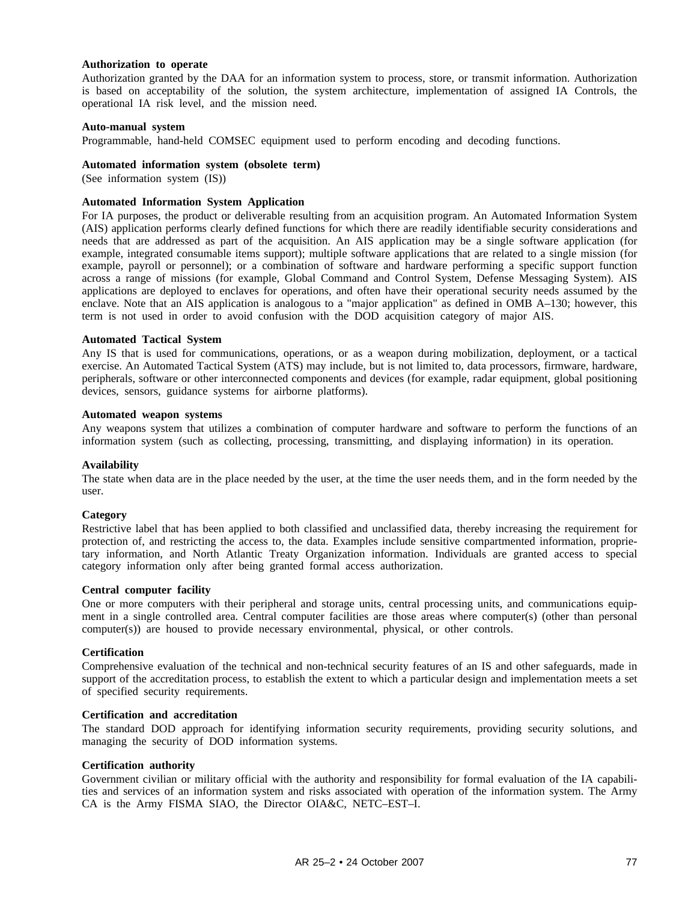**Authorization to operate**

Authorization granted by the DAA for an information system to process, store, or transmit information. Authorization is based on acceptability of the solution, the system architecture, implementation of assigned IA Controls, the operational IA risk level, and the mission need.

**Auto-manual system**

Programmable, hand-held COMSEC equipment used to perform encoding and decoding functions.

**Automated information system (obsolete term)**

(See information system (IS))

**Automated Information System Application**

For IA purposes, the product or deliverable resulting from an acquisition program. An Automated Information System (AIS) application performs clearly defined functions for which there are readily identifiable security considerations and needs that are addressed as part of the acquisition. An AIS application may be a single software application (for example, integrated consumable items support); multiple software applications that are related to a single mission (for example, payroll or personnel); or a combination of software and hardware performing a specific support function across a range of missions (for example, Global Command and Control System, Defense Messaging System). AIS applications are deployed to enclaves for operations, and often have their operational security needs assumed by the enclave. Note that an AIS application is analogous to a "major application" as defined in OMB A–130; however, this term is not used in order to avoid confusion with the DOD acquisition category of major AIS.

**Automated Tactical System**

Any IS that is used for communications, operations, or as a weapon during mobilization, deployment, or a tactical exercise. An Automated Tactical System (ATS) may include, but is not limited to, data processors, firmware, hardware, peripherals, software or other interconnected components and devices (for example, radar equipment, global positioning devices, sensors, guidance systems for airborne platforms).

**Automated weapon systems**

Any weapons system that utilizes a combination of computer hardware and software to perform the functions of an information system (such as collecting, processing, transmitting, and displaying information) in its operation.

**Availability**

The state when data are in the place needed by the user, at the time the user needs them, and in the form needed by the user.

**Category**

Restrictive label that has been applied to both classified and unclassified data, thereby increasing the requirement for protection of, and restricting the access to, the data. Examples include sensitive compartmented information, proprietary information, and North Atlantic Treaty Organization information. Individuals are granted access to special category information only after being granted formal access authorization.

**Central computer facility**

One or more computers with their peripheral and storage units, central processing units, and communications equipment in a single controlled area. Central computer facilities are those areas where computer(s) (other than personal computer(s)) are housed to provide necessary environmental, physical, or other controls.

**Certification**

Comprehensive evaluation of the technical and non-technical security features of an IS and other safeguards, made in support of the accreditation process, to establish the extent to which a particular design and implementation meets a set of specified security requirements.

**Certification and accreditation**

The standard DOD approach for identifying information security requirements, providing security solutions, and managing the security of DOD information systems.

**Certification authority**

Government civilian or military official with the authority and responsibility for formal evaluation of the IA capabilities and services of an information system and risks associated with operation of the information system. The Army CA is the Army FISMA SIAO, the Director OIA&C, NETC–EST–I.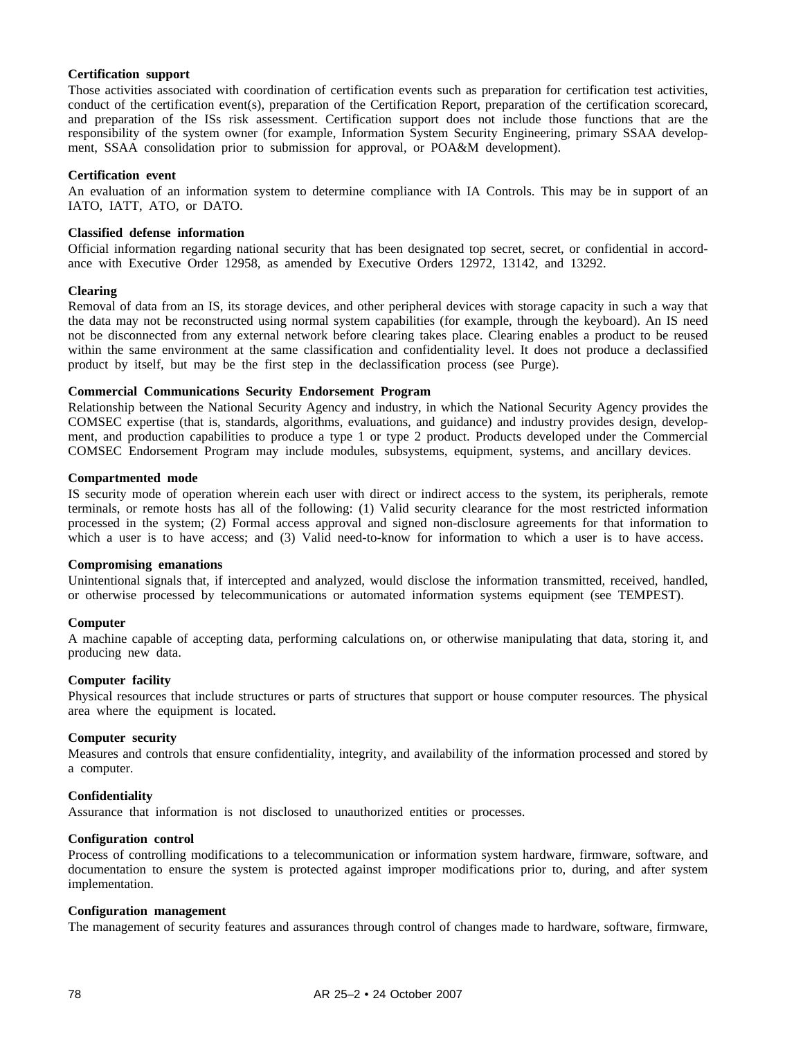**Certification support**

Those activities associated with coordination of certification events such as preparation for certification test activities, conduct of the certification event(s), preparation of the Certification Report, preparation of the certification scorecard, and preparation of the ISs risk assessment. Certification support does not include those functions that are the responsibility of the system owner (for example, Information System Security Engineering, primary SSAA development, SSAA consolidation prior to submission for approval, or POA&M development).

**Certification event**

An evaluation of an information system to determine compliance with IA Controls. This may be in support of an IATO, IATT, ATO, or DATO.

**Classified defense information**

Official information regarding national security that has been designated top secret, secret, or confidential in accordance with Executive Order 12958, as amended by Executive Orders 12972, 13142, and 13292.

**Clearing**

Removal of data from an IS, its storage devices, and other peripheral devices with storage capacity in such a way that the data may not be reconstructed using normal system capabilities (for example, through the keyboard). An IS need not be disconnected from any external network before clearing takes place. Clearing enables a product to be reused within the same environment at the same classification and confidentiality level. It does not produce a declassified product by itself, but may be the first step in the declassification process (see Purge).

**Commercial Communications Security Endorsement Program**

Relationship between the National Security Agency and industry, in which the National Security Agency provides the COMSEC expertise (that is, standards, algorithms, evaluations, and guidance) and industry provides design, development, and production capabilities to produce a type 1 or type 2 product. Products developed under the Commercial COMSEC Endorsement Program may include modules, subsystems, equipment, systems, and ancillary devices.

**Compartmented mode**

IS security mode of operation wherein each user with direct or indirect access to the system, its peripherals, remote terminals, or remote hosts has all of the following: (1) Valid security clearance for the most restricted information processed in the system; (2) Formal access approval and signed non-disclosure agreements for that information to which a user is to have access; and (3) Valid need-to-know for information to which a user is to have access.

**Compromising emanations**

Unintentional signals that, if intercepted and analyzed, would disclose the information transmitted, received, handled, or otherwise processed by telecommunications or automated information systems equipment (see TEMPEST).

**Computer**

A machine capable of accepting data, performing calculations on, or otherwise manipulating that data, storing it, and producing new data.

**Computer facility**

Physical resources that include structures or parts of structures that support or house computer resources. The physical area where the equipment is located.

**Computer security**

Measures and controls that ensure confidentiality, integrity, and availability of the information processed and stored by a computer.

**Confidentiality**

Assurance that information is not disclosed to unauthorized entities or processes.

**Configuration control**

Process of controlling modifications to a telecommunication or information system hardware, firmware, software, and documentation to ensure the system is protected against improper modifications prior to, during, and after system implementation.

**Configuration management**

The management of security features and assurances through control of changes made to hardware, software, firmware,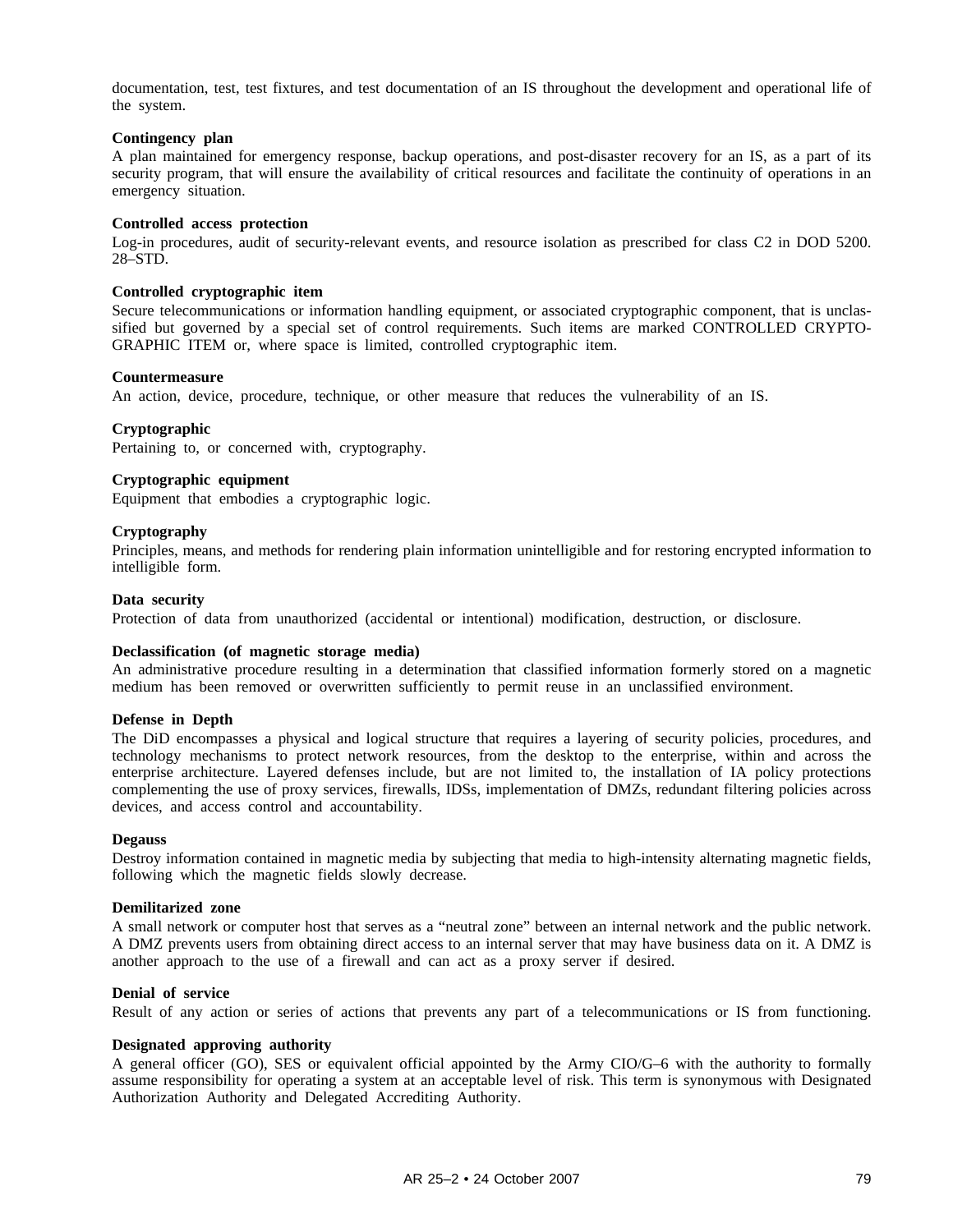documentation, test, test fixtures, and test documentation of an IS throughout the development and operational life of the system.

**Contingency plan**
A plan maintained for emergency response, backup operations, and post-disaster recovery for an IS, as a part of its security program, that will ensure the availability of critical resources and facilitate the continuity of operations in an emergency situation.

**Controlled access protection**
Log-in procedures, audit of security-relevant events, and resource isolation as prescribed for class C2 in DOD 5200. 28–STD.

**Controlled cryptographic item**
Secure telecommunications or information handling equipment, or associated cryptographic component, that is unclassified but governed by a special set of control requirements. Such items are marked CONTROLLED CRYPTOGRAPHIC ITEM or, where space is limited, controlled cryptographic item.

**Countermeasure**
An action, device, procedure, technique, or other measure that reduces the vulnerability of an IS.

**Cryptographic**
Pertaining to, or concerned with, cryptography.

**Cryptographic equipment**
Equipment that embodies a cryptographic logic.

**Cryptography**
Principles, means, and methods for rendering plain information unintelligible and for restoring encrypted information to intelligible form.

**Data security**
Protection of data from unauthorized (accidental or intentional) modification, destruction, or disclosure.

**Declassification (of magnetic storage media)**
An administrative procedure resulting in a determination that classified information formerly stored on a magnetic medium has been removed or overwritten sufficiently to permit reuse in an unclassified environment.

**Defense in Depth**
The DiD encompasses a physical and logical structure that requires a layering of security policies, procedures, and technology mechanisms to protect network resources, from the desktop to the enterprise, within and across the enterprise architecture. Layered defenses include, but are not limited to, the installation of IA policy protections complementing the use of proxy services, firewalls, IDSs, implementation of DMZs, redundant filtering policies across devices, and access control and accountability.

**Degauss**
Destroy information contained in magnetic media by subjecting that media to high-intensity alternating magnetic fields, following which the magnetic fields slowly decrease.

**Demilitarized zone**
A small network or computer host that serves as a "neutral zone" between an internal network and the public network. A DMZ prevents users from obtaining direct access to an internal server that may have business data on it. A DMZ is another approach to the use of a firewall and can act as a proxy server if desired.

**Denial of service**
Result of any action or series of actions that prevents any part of a telecommunications or IS from functioning.

**Designated approving authority**
A general officer (GO), SES or equivalent official appointed by the Army CIO/G–6 with the authority to formally assume responsibility for operating a system at an acceptable level of risk. This term is synonymous with Designated Authorization Authority and Delegated Accrediting Authority.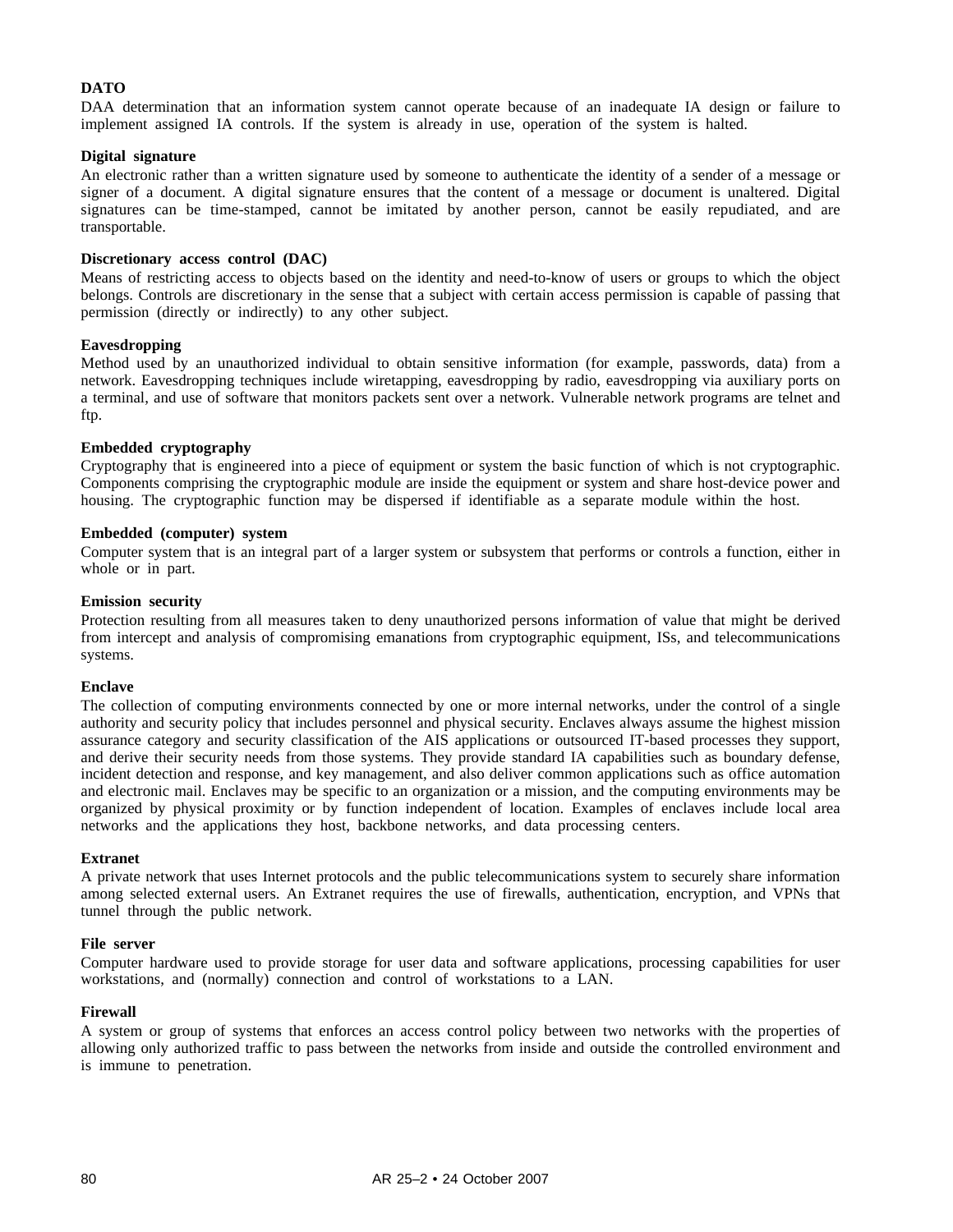**DATO**
DAA determination that an information system cannot operate because of an inadequate IA design or failure to implement assigned IA controls. If the system is already in use, operation of the system is halted.

**Digital signature**
An electronic rather than a written signature used by someone to authenticate the identity of a sender of a message or signer of a document. A digital signature ensures that the content of a message or document is unaltered. Digital signatures can be time-stamped, cannot be imitated by another person, cannot be easily repudiated, and are transportable.

**Discretionary access control (DAC)**
Means of restricting access to objects based on the identity and need-to-know of users or groups to which the object belongs. Controls are discretionary in the sense that a subject with certain access permission is capable of passing that permission (directly or indirectly) to any other subject.

**Eavesdropping**
Method used by an unauthorized individual to obtain sensitive information (for example, passwords, data) from a network. Eavesdropping techniques include wiretapping, eavesdropping by radio, eavesdropping via auxiliary ports on a terminal, and use of software that monitors packets sent over a network. Vulnerable network programs are telnet and ftp.

**Embedded cryptography**
Cryptography that is engineered into a piece of equipment or system the basic function of which is not cryptographic. Components comprising the cryptographic module are inside the equipment or system and share host-device power and housing. The cryptographic function may be dispersed if identifiable as a separate module within the host.

**Embedded (computer) system**
Computer system that is an integral part of a larger system or subsystem that performs or controls a function, either in whole or in part.

**Emission security**
Protection resulting from all measures taken to deny unauthorized persons information of value that might be derived from intercept and analysis of compromising emanations from cryptographic equipment, ISs, and telecommunications systems.

**Enclave**
The collection of computing environments connected by one or more internal networks, under the control of a single authority and security policy that includes personnel and physical security. Enclaves always assume the highest mission assurance category and security classification of the AIS applications or outsourced IT-based processes they support, and derive their security needs from those systems. They provide standard IA capabilities such as boundary defense, incident detection and response, and key management, and also deliver common applications such as office automation and electronic mail. Enclaves may be specific to an organization or a mission, and the computing environments may be organized by physical proximity or by function independent of location. Examples of enclaves include local area networks and the applications they host, backbone networks, and data processing centers.

**Extranet**
A private network that uses Internet protocols and the public telecommunications system to securely share information among selected external users. An Extranet requires the use of firewalls, authentication, encryption, and VPNs that tunnel through the public network.

**File server**
Computer hardware used to provide storage for user data and software applications, processing capabilities for user workstations, and (normally) connection and control of workstations to a LAN.

**Firewall**
A system or group of systems that enforces an access control policy between two networks with the properties of allowing only authorized traffic to pass between the networks from inside and outside the controlled environment and is immune to penetration.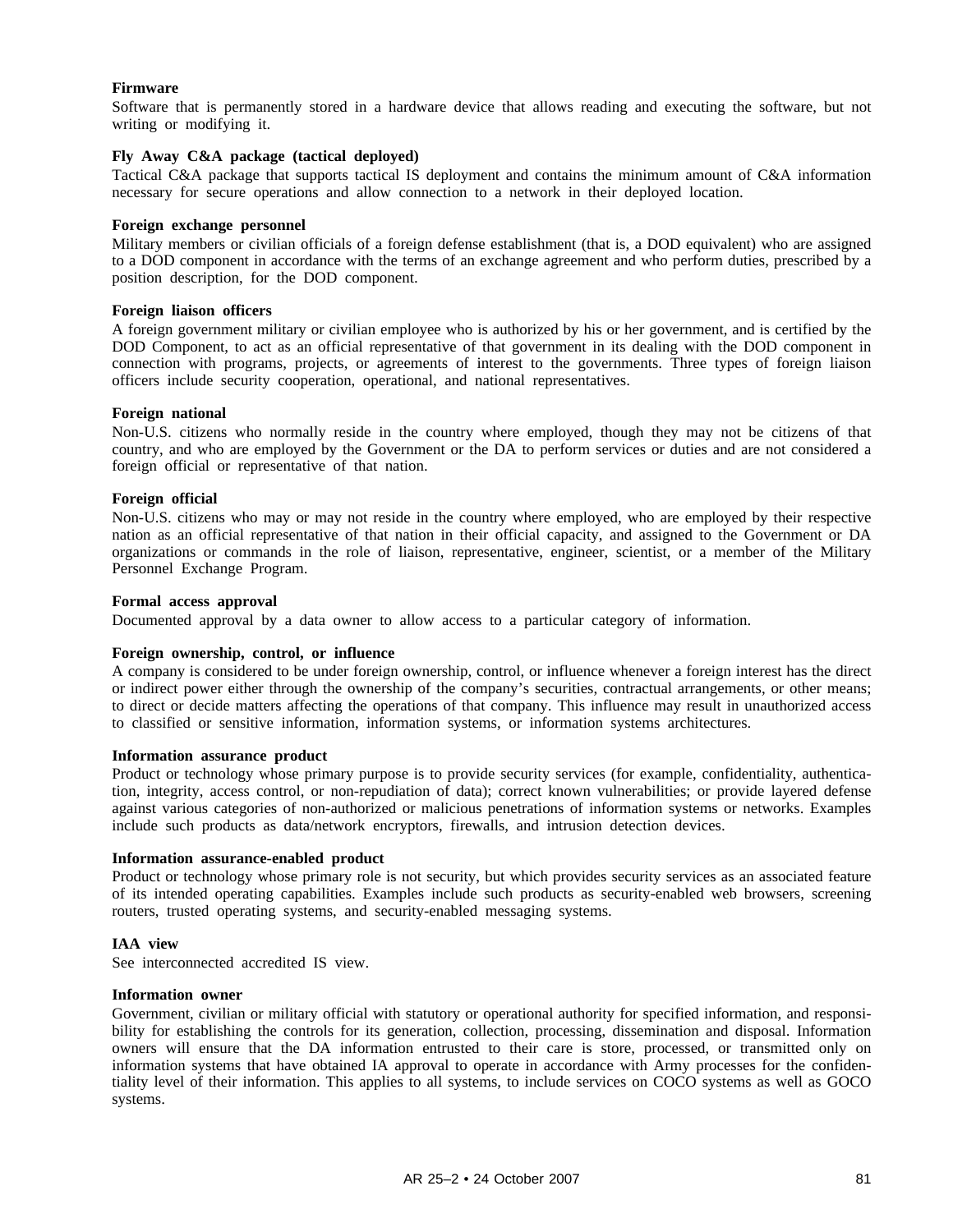**Firmware**

Software that is permanently stored in a hardware device that allows reading and executing the software, but not writing or modifying it.

**Fly Away C&A package (tactical deployed)**

Tactical C&A package that supports tactical IS deployment and contains the minimum amount of C&A information necessary for secure operations and allow connection to a network in their deployed location.

**Foreign exchange personnel**

Military members or civilian officials of a foreign defense establishment (that is, a DOD equivalent) who are assigned to a DOD component in accordance with the terms of an exchange agreement and who perform duties, prescribed by a position description, for the DOD component.

**Foreign liaison officers**

A foreign government military or civilian employee who is authorized by his or her government, and is certified by the DOD Component, to act as an official representative of that government in its dealing with the DOD component in connection with programs, projects, or agreements of interest to the governments. Three types of foreign liaison officers include security cooperation, operational, and national representatives.

**Foreign national**

Non-U.S. citizens who normally reside in the country where employed, though they may not be citizens of that country, and who are employed by the Government or the DA to perform services or duties and are not considered a foreign official or representative of that nation.

**Foreign official**

Non-U.S. citizens who may or may not reside in the country where employed, who are employed by their respective nation as an official representative of that nation in their official capacity, and assigned to the Government or DA organizations or commands in the role of liaison, representative, engineer, scientist, or a member of the Military Personnel Exchange Program.

**Formal access approval**

Documented approval by a data owner to allow access to a particular category of information.

**Foreign ownership, control, or influence**

A company is considered to be under foreign ownership, control, or influence whenever a foreign interest has the direct or indirect power either through the ownership of the company's securities, contractual arrangements, or other means; to direct or decide matters affecting the operations of that company. This influence may result in unauthorized access to classified or sensitive information, information systems, or information systems architectures.

**Information assurance product**

Product or technology whose primary purpose is to provide security services (for example, confidentiality, authentication, integrity, access control, or non-repudiation of data); correct known vulnerabilities; or provide layered defense against various categories of non-authorized or malicious penetrations of information systems or networks. Examples include such products as data/network encryptors, firewalls, and intrusion detection devices.

**Information assurance-enabled product**

Product or technology whose primary role is not security, but which provides security services as an associated feature of its intended operating capabilities. Examples include such products as security-enabled web browsers, screening routers, trusted operating systems, and security-enabled messaging systems.

**IAA view**

See interconnected accredited IS view.

**Information owner**

Government, civilian or military official with statutory or operational authority for specified information, and responsibility for establishing the controls for its generation, collection, processing, dissemination and disposal. Information owners will ensure that the DA information entrusted to their care is store, processed, or transmitted only on information systems that have obtained IA approval to operate in accordance with Army processes for the confidentiality level of their information. This applies to all systems, to include services on COCO systems as well as GOCO systems.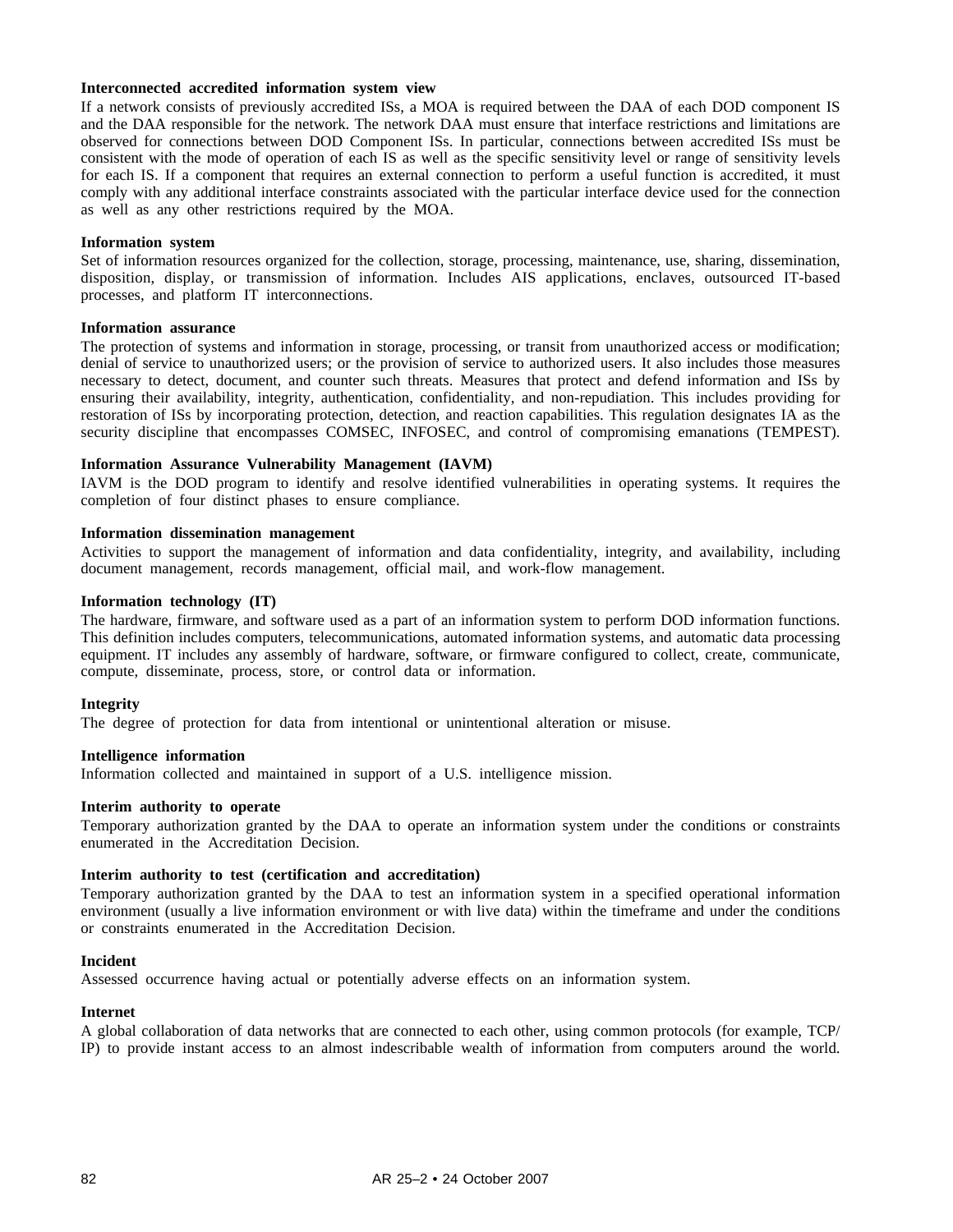**Interconnected accredited information system view**

If a network consists of previously accredited ISs, a MOA is required between the DAA of each DOD component IS and the DAA responsible for the network. The network DAA must ensure that interface restrictions and limitations are observed for connections between DOD Component ISs. In particular, connections between accredited ISs must be consistent with the mode of operation of each IS as well as the specific sensitivity level or range of sensitivity levels for each IS. If a component that requires an external connection to perform a useful function is accredited, it must comply with any additional interface constraints associated with the particular interface device used for the connection as well as any other restrictions required by the MOA.

**Information system**

Set of information resources organized for the collection, storage, processing, maintenance, use, sharing, dissemination, disposition, display, or transmission of information. Includes AIS applications, enclaves, outsourced IT-based processes, and platform IT interconnections.

**Information assurance**

The protection of systems and information in storage, processing, or transit from unauthorized access or modification; denial of service to unauthorized users; or the provision of service to authorized users. It also includes those measures necessary to detect, document, and counter such threats. Measures that protect and defend information and ISs by ensuring their availability, integrity, authentication, confidentiality, and non-repudiation. This includes providing for restoration of ISs by incorporating protection, detection, and reaction capabilities. This regulation designates IA as the security discipline that encompasses COMSEC, INFOSEC, and control of compromising emanations (TEMPEST).

**Information Assurance Vulnerability Management (IAVM)**

IAVM is the DOD program to identify and resolve identified vulnerabilities in operating systems. It requires the completion of four distinct phases to ensure compliance.

**Information dissemination management**

Activities to support the management of information and data confidentiality, integrity, and availability, including document management, records management, official mail, and work-flow management.

**Information technology (IT)**

The hardware, firmware, and software used as a part of an information system to perform DOD information functions. This definition includes computers, telecommunications, automated information systems, and automatic data processing equipment. IT includes any assembly of hardware, software, or firmware configured to collect, create, communicate, compute, disseminate, process, store, or control data or information.

**Integrity**

The degree of protection for data from intentional or unintentional alteration or misuse.

**Intelligence information**

Information collected and maintained in support of a U.S. intelligence mission.

**Interim authority to operate**

Temporary authorization granted by the DAA to operate an information system under the conditions or constraints enumerated in the Accreditation Decision.

**Interim authority to test (certification and accreditation)**

Temporary authorization granted by the DAA to test an information system in a specified operational information environment (usually a live information environment or with live data) within the timeframe and under the conditions or constraints enumerated in the Accreditation Decision.

**Incident**

Assessed occurrence having actual or potentially adverse effects on an information system.

**Internet**

A global collaboration of data networks that are connected to each other, using common protocols (for example, TCP/IP) to provide instant access to an almost indescribable wealth of information from computers around the world.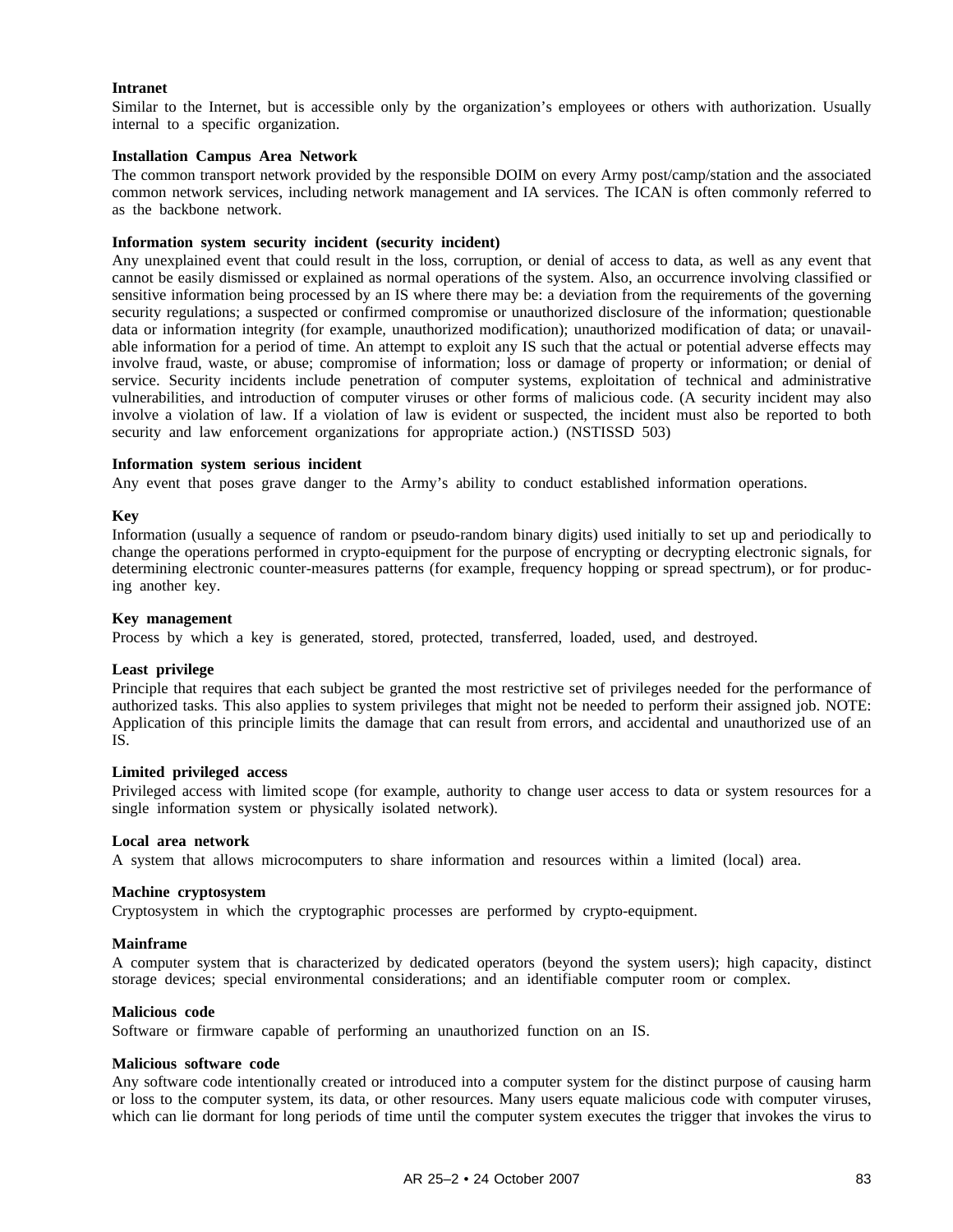**Intranet**

Similar to the Internet, but is accessible only by the organization's employees or others with authorization. Usually internal to a specific organization.

**Installation Campus Area Network**

The common transport network provided by the responsible DOIM on every Army post/camp/station and the associated common network services, including network management and IA services. The ICAN is often commonly referred to as the backbone network.

**Information system security incident (security incident)**

Any unexplained event that could result in the loss, corruption, or denial of access to data, as well as any event that cannot be easily dismissed or explained as normal operations of the system. Also, an occurrence involving classified or sensitive information being processed by an IS where there may be: a deviation from the requirements of the governing security regulations; a suspected or confirmed compromise or unauthorized disclosure of the information; questionable data or information integrity (for example, unauthorized modification); unauthorized modification of data; or unavailable information for a period of time. An attempt to exploit any IS such that the actual or potential adverse effects may involve fraud, waste, or abuse; compromise of information; loss or damage of property or information; or denial of service. Security incidents include penetration of computer systems, exploitation of technical and administrative vulnerabilities, and introduction of computer viruses or other forms of malicious code. (A security incident may also involve a violation of law. If a violation of law is evident or suspected, the incident must also be reported to both security and law enforcement organizations for appropriate action.) (NSTISSD 503)

**Information system serious incident**

Any event that poses grave danger to the Army's ability to conduct established information operations.

**Key**

Information (usually a sequence of random or pseudo-random binary digits) used initially to set up and periodically to change the operations performed in crypto-equipment for the purpose of encrypting or decrypting electronic signals, for determining electronic counter-measures patterns (for example, frequency hopping or spread spectrum), or for producing another key.

**Key management**

Process by which a key is generated, stored, protected, transferred, loaded, used, and destroyed.

**Least privilege**

Principle that requires that each subject be granted the most restrictive set of privileges needed for the performance of authorized tasks. This also applies to system privileges that might not be needed to perform their assigned job. NOTE: Application of this principle limits the damage that can result from errors, and accidental and unauthorized use of an IS.

**Limited privileged access**

Privileged access with limited scope (for example, authority to change user access to data or system resources for a single information system or physically isolated network).

**Local area network**

A system that allows microcomputers to share information and resources within a limited (local) area.

**Machine cryptosystem**

Cryptosystem in which the cryptographic processes are performed by crypto-equipment.

**Mainframe**

A computer system that is characterized by dedicated operators (beyond the system users); high capacity, distinct storage devices; special environmental considerations; and an identifiable computer room or complex.

**Malicious code**

Software or firmware capable of performing an unauthorized function on an IS.

**Malicious software code**

Any software code intentionally created or introduced into a computer system for the distinct purpose of causing harm or loss to the computer system, its data, or other resources. Many users equate malicious code with computer viruses, which can lie dormant for long periods of time until the computer system executes the trigger that invokes the virus to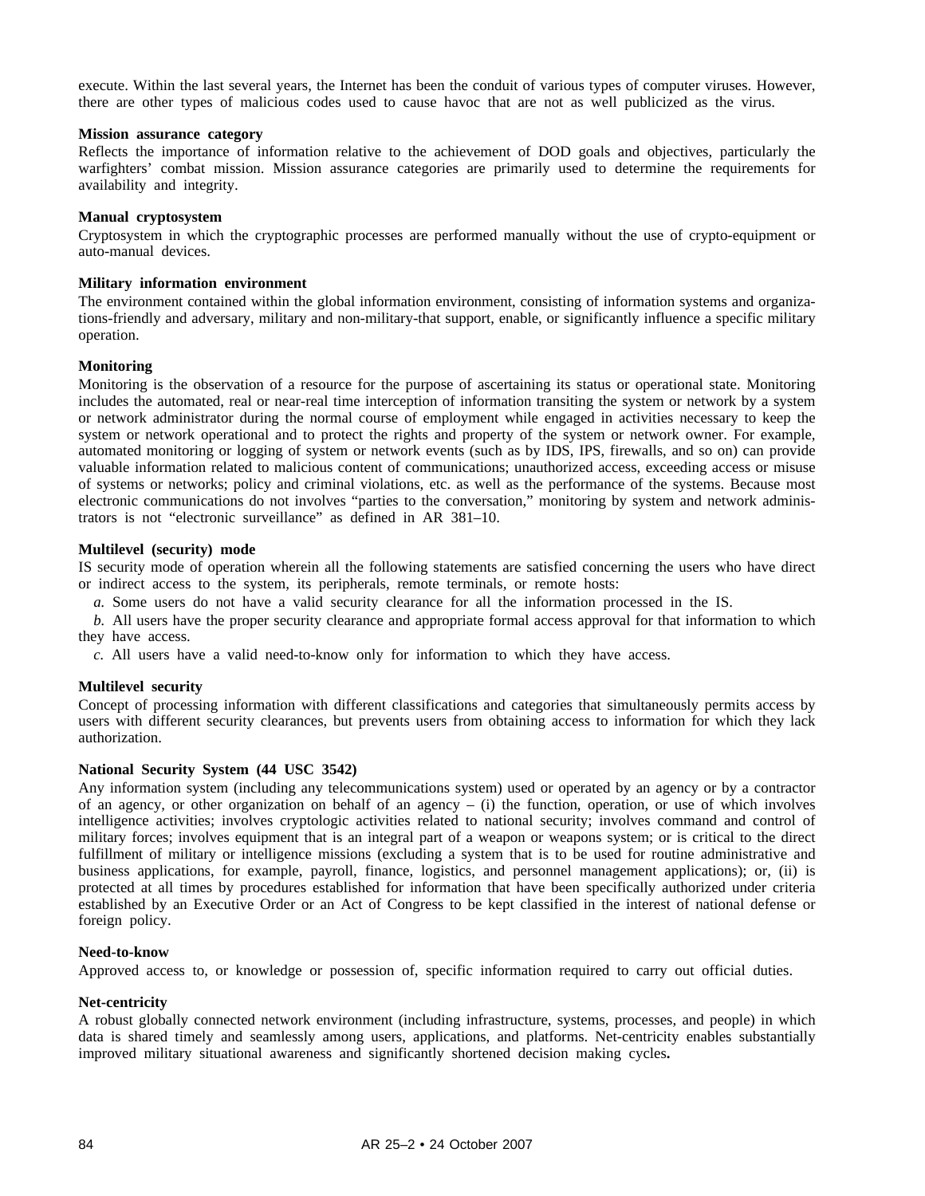execute. Within the last several years, the Internet has been the conduit of various types of computer viruses. However, there are other types of malicious codes used to cause havoc that are not as well publicized as the virus.

**Mission assurance category**
Reflects the importance of information relative to the achievement of DOD goals and objectives, particularly the warfighters' combat mission. Mission assurance categories are primarily used to determine the requirements for availability and integrity.

**Manual cryptosystem**
Cryptosystem in which the cryptographic processes are performed manually without the use of crypto-equipment or auto-manual devices.

**Military information environment**
The environment contained within the global information environment, consisting of information systems and organizations-friendly and adversary, military and non-military-that support, enable, or significantly influence a specific military operation.

**Monitoring**
Monitoring is the observation of a resource for the purpose of ascertaining its status or operational state. Monitoring includes the automated, real or near-real time interception of information transiting the system or network by a system or network administrator during the normal course of employment while engaged in activities necessary to keep the system or network operational and to protect the rights and property of the system or network owner. For example, automated monitoring or logging of system or network events (such as by IDS, IPS, firewalls, and so on) can provide valuable information related to malicious content of communications; unauthorized access, exceeding access or misuse of systems or networks; policy and criminal violations, etc. as well as the performance of the systems. Because most electronic communications do not involves "parties to the conversation," monitoring by system and network administrators is not "electronic surveillance" as defined in AR 381–10.

**Multilevel (security) mode**
IS security mode of operation wherein all the following statements are satisfied concerning the users who have direct or indirect access to the system, its peripherals, remote terminals, or remote hosts:

*a.* Some users do not have a valid security clearance for all the information processed in the IS.

*b.* All users have the proper security clearance and appropriate formal access approval for that information to which they have access.

*c.* All users have a valid need-to-know only for information to which they have access.

**Multilevel security**
Concept of processing information with different classifications and categories that simultaneously permits access by users with different security clearances, but prevents users from obtaining access to information for which they lack authorization.

**National Security System (44 USC 3542)**
Any information system (including any telecommunications system) used or operated by an agency or by a contractor of an agency, or other organization on behalf of an agency – (i) the function, operation, or use of which involves intelligence activities; involves cryptologic activities related to national security; involves command and control of military forces; involves equipment that is an integral part of a weapon or weapons system; or is critical to the direct fulfillment of military or intelligence missions (excluding a system that is to be used for routine administrative and business applications, for example, payroll, finance, logistics, and personnel management applications); or, (ii) is protected at all times by procedures established for information that have been specifically authorized under criteria established by an Executive Order or an Act of Congress to be kept classified in the interest of national defense or foreign policy.

**Need-to-know**
Approved access to, or knowledge or possession of, specific information required to carry out official duties.

**Net-centricity**
A robust globally connected network environment (including infrastructure, systems, processes, and people) in which data is shared timely and seamlessly among users, applications, and platforms. Net-centricity enables substantially improved military situational awareness and significantly shortened decision making cycles**.**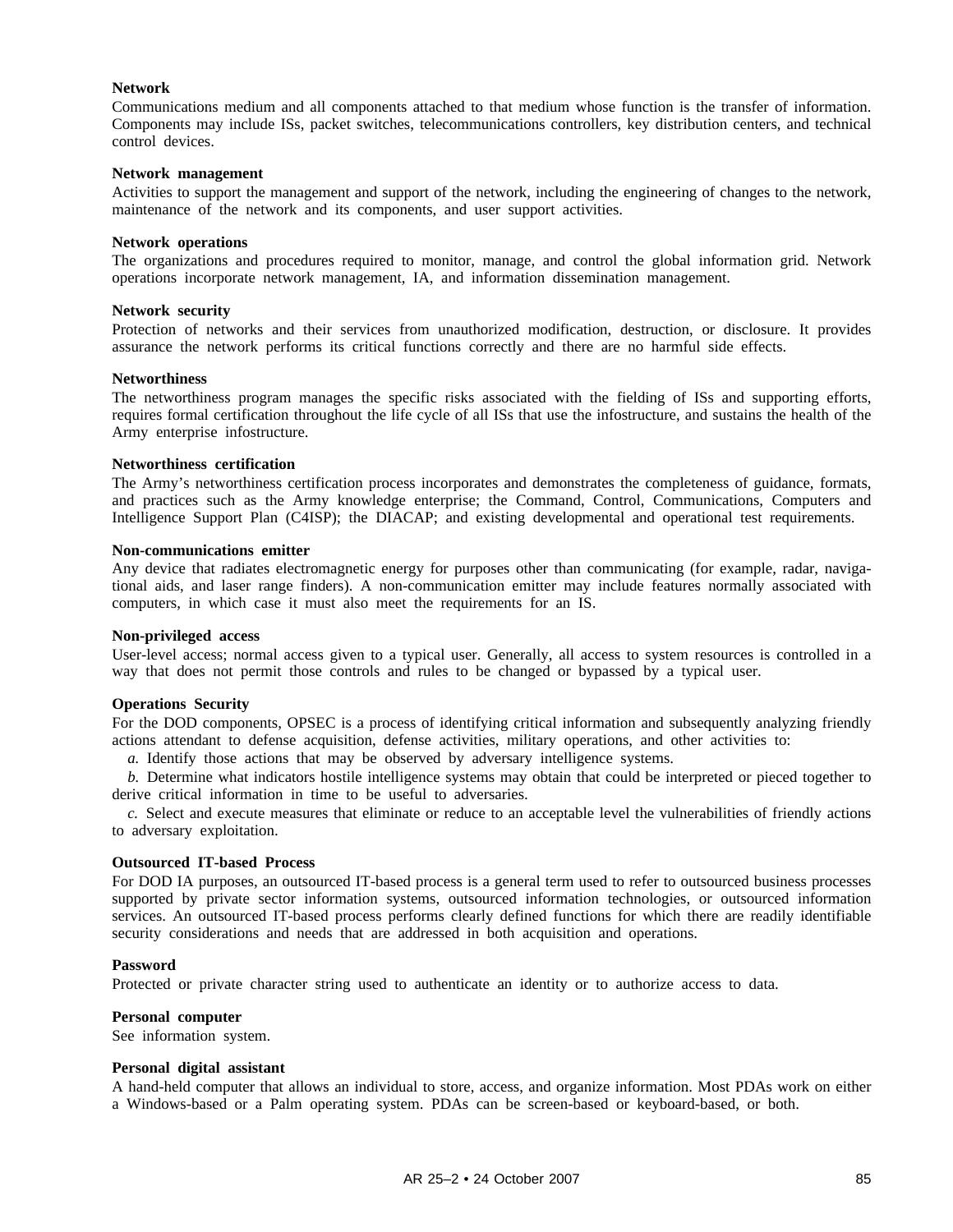**Network**

Communications medium and all components attached to that medium whose function is the transfer of information. Components may include ISs, packet switches, telecommunications controllers, key distribution centers, and technical control devices.

**Network management**

Activities to support the management and support of the network, including the engineering of changes to the network, maintenance of the network and its components, and user support activities.

**Network operations**

The organizations and procedures required to monitor, manage, and control the global information grid. Network operations incorporate network management, IA, and information dissemination management.

**Network security**

Protection of networks and their services from unauthorized modification, destruction, or disclosure. It provides assurance the network performs its critical functions correctly and there are no harmful side effects.

**Networthiness**

The networthiness program manages the specific risks associated with the fielding of ISs and supporting efforts, requires formal certification throughout the life cycle of all ISs that use the infostructure, and sustains the health of the Army enterprise infostructure.

**Networthiness certification**

The Army's networthiness certification process incorporates and demonstrates the completeness of guidance, formats, and practices such as the Army knowledge enterprise; the Command, Control, Communications, Computers and Intelligence Support Plan (C4ISP); the DIACAP; and existing developmental and operational test requirements.

**Non-communications emitter**

Any device that radiates electromagnetic energy for purposes other than communicating (for example, radar, navigational aids, and laser range finders). A non-communication emitter may include features normally associated with computers, in which case it must also meet the requirements for an IS.

**Non-privileged access**

User-level access; normal access given to a typical user. Generally, all access to system resources is controlled in a way that does not permit those controls and rules to be changed or bypassed by a typical user.

**Operations Security**

For the DOD components, OPSEC is a process of identifying critical information and subsequently analyzing friendly actions attendant to defense acquisition, defense activities, military operations, and other activities to:

*a.* Identify those actions that may be observed by adversary intelligence systems.

*b.* Determine what indicators hostile intelligence systems may obtain that could be interpreted or pieced together to derive critical information in time to be useful to adversaries.

*c.* Select and execute measures that eliminate or reduce to an acceptable level the vulnerabilities of friendly actions to adversary exploitation.

**Outsourced IT-based Process**

For DOD IA purposes, an outsourced IT-based process is a general term used to refer to outsourced business processes supported by private sector information systems, outsourced information technologies, or outsourced information services. An outsourced IT-based process performs clearly defined functions for which there are readily identifiable security considerations and needs that are addressed in both acquisition and operations.

**Password**

Protected or private character string used to authenticate an identity or to authorize access to data.

**Personal computer**

See information system.

**Personal digital assistant**

A hand-held computer that allows an individual to store, access, and organize information. Most PDAs work on either a Windows-based or a Palm operating system. PDAs can be screen-based or keyboard-based, or both.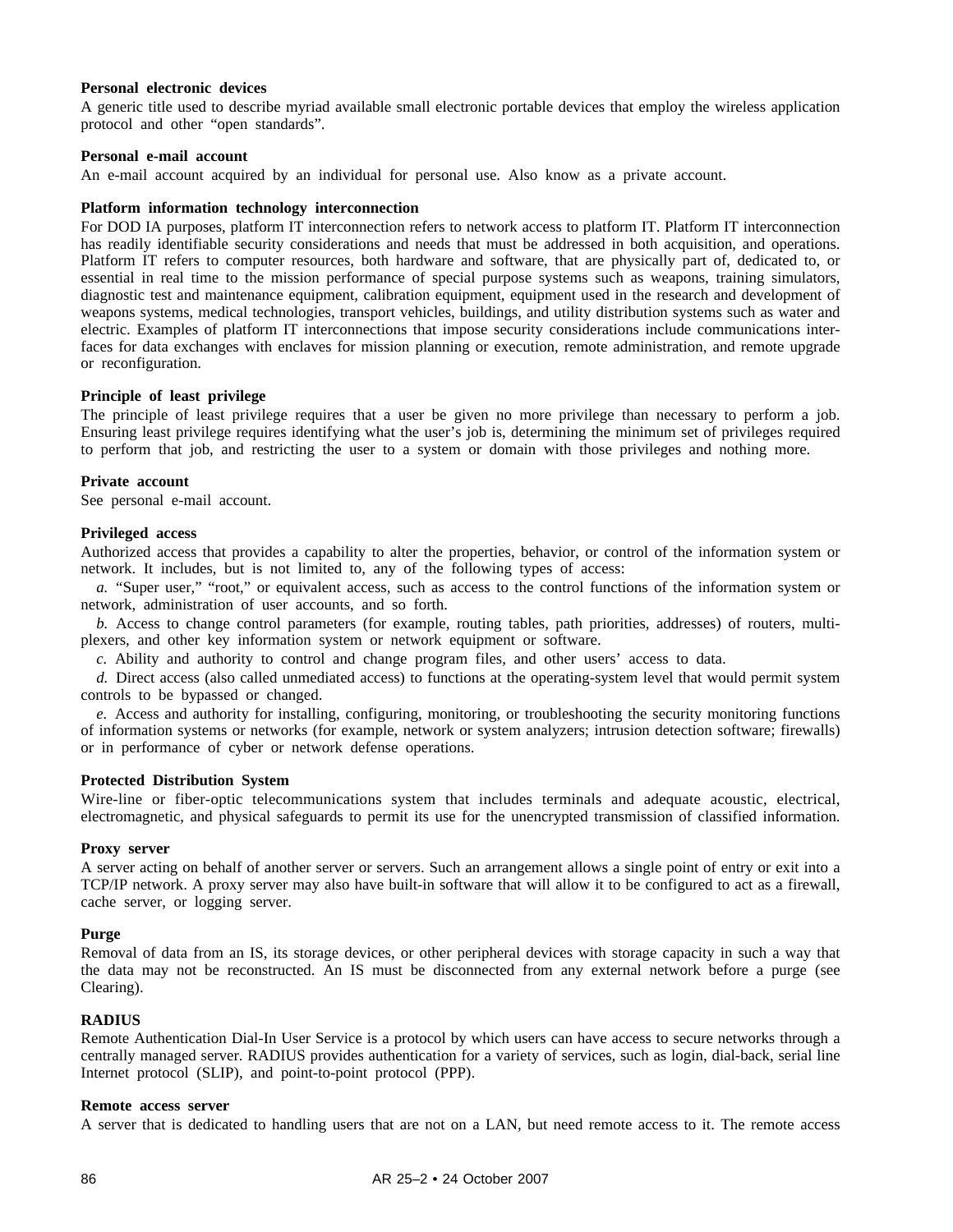**Personal electronic devices**
A generic title used to describe myriad available small electronic portable devices that employ the wireless application protocol and other "open standards".

**Personal e-mail account**
An e-mail account acquired by an individual for personal use. Also know as a private account.

**Platform information technology interconnection**
For DOD IA purposes, platform IT interconnection refers to network access to platform IT. Platform IT interconnection has readily identifiable security considerations and needs that must be addressed in both acquisition, and operations. Platform IT refers to computer resources, both hardware and software, that are physically part of, dedicated to, or essential in real time to the mission performance of special purpose systems such as weapons, training simulators, diagnostic test and maintenance equipment, calibration equipment, equipment used in the research and development of weapons systems, medical technologies, transport vehicles, buildings, and utility distribution systems such as water and electric. Examples of platform IT interconnections that impose security considerations include communications interfaces for data exchanges with enclaves for mission planning or execution, remote administration, and remote upgrade or reconfiguration.

**Principle of least privilege**
The principle of least privilege requires that a user be given no more privilege than necessary to perform a job. Ensuring least privilege requires identifying what the user's job is, determining the minimum set of privileges required to perform that job, and restricting the user to a system or domain with those privileges and nothing more.

**Private account**
See personal e-mail account.

**Privileged access**
Authorized access that provides a capability to alter the properties, behavior, or control of the information system or network. It includes, but is not limited to, any of the following types of access:

*a.* "Super user," "root," or equivalent access, such as access to the control functions of the information system or network, administration of user accounts, and so forth.

*b.* Access to change control parameters (for example, routing tables, path priorities, addresses) of routers, multiplexers, and other key information system or network equipment or software.

*c.* Ability and authority to control and change program files, and other users' access to data.

*d.* Direct access (also called unmediated access) to functions at the operating-system level that would permit system controls to be bypassed or changed.

*e.* Access and authority for installing, configuring, monitoring, or troubleshooting the security monitoring functions of information systems or networks (for example, network or system analyzers; intrusion detection software; firewalls) or in performance of cyber or network defense operations.

**Protected Distribution System**
Wire-line or fiber-optic telecommunications system that includes terminals and adequate acoustic, electrical, electromagnetic, and physical safeguards to permit its use for the unencrypted transmission of classified information.

**Proxy server**
A server acting on behalf of another server or servers. Such an arrangement allows a single point of entry or exit into a TCP/IP network. A proxy server may also have built-in software that will allow it to be configured to act as a firewall, cache server, or logging server.

**Purge**
Removal of data from an IS, its storage devices, or other peripheral devices with storage capacity in such a way that the data may not be reconstructed. An IS must be disconnected from any external network before a purge (see Clearing).

**RADIUS**
Remote Authentication Dial-In User Service is a protocol by which users can have access to secure networks through a centrally managed server. RADIUS provides authentication for a variety of services, such as login, dial-back, serial line Internet protocol (SLIP), and point-to-point protocol (PPP).

**Remote access server**
A server that is dedicated to handling users that are not on a LAN, but need remote access to it. The remote access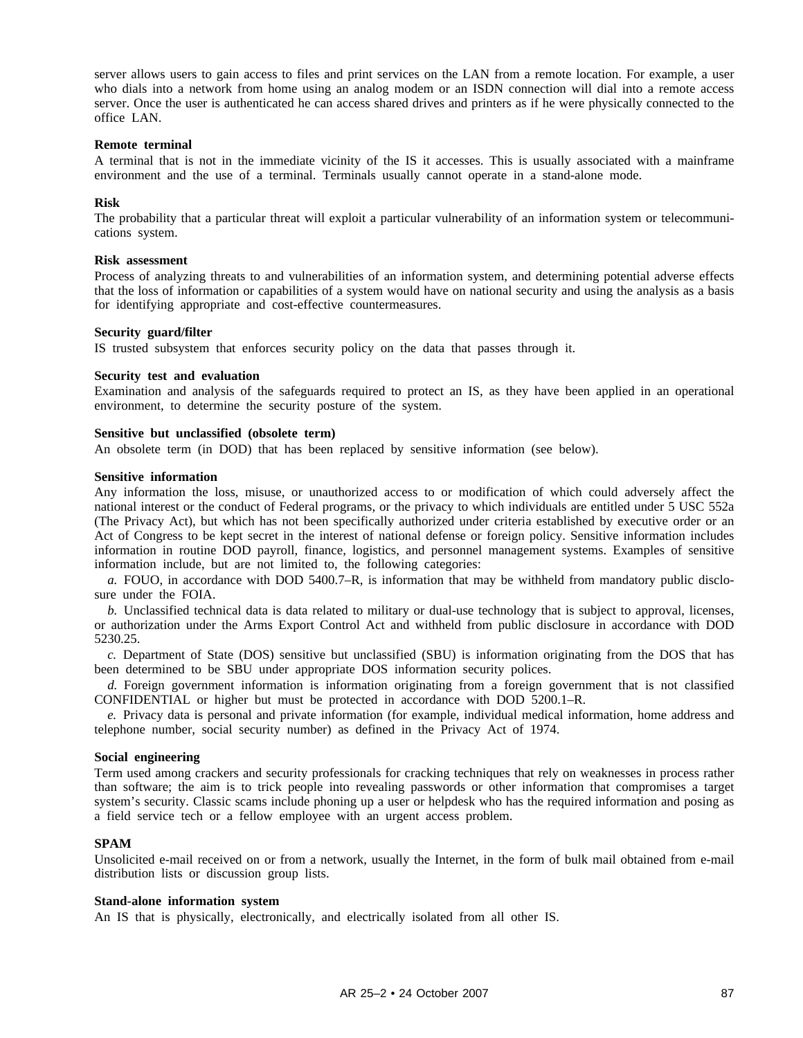server allows users to gain access to files and print services on the LAN from a remote location. For example, a user who dials into a network from home using an analog modem or an ISDN connection will dial into a remote access server. Once the user is authenticated he can access shared drives and printers as if he were physically connected to the office LAN.

**Remote terminal**

A terminal that is not in the immediate vicinity of the IS it accesses. This is usually associated with a mainframe environment and the use of a terminal. Terminals usually cannot operate in a stand-alone mode.

**Risk**

The probability that a particular threat will exploit a particular vulnerability of an information system or telecommunications system.

**Risk assessment**

Process of analyzing threats to and vulnerabilities of an information system, and determining potential adverse effects that the loss of information or capabilities of a system would have on national security and using the analysis as a basis for identifying appropriate and cost-effective countermeasures.

**Security guard/filter**

IS trusted subsystem that enforces security policy on the data that passes through it.

**Security test and evaluation**

Examination and analysis of the safeguards required to protect an IS, as they have been applied in an operational environment, to determine the security posture of the system.

**Sensitive but unclassified (obsolete term)**

An obsolete term (in DOD) that has been replaced by sensitive information (see below).

**Sensitive information**

Any information the loss, misuse, or unauthorized access to or modification of which could adversely affect the national interest or the conduct of Federal programs, or the privacy to which individuals are entitled under 5 USC 552a (The Privacy Act), but which has not been specifically authorized under criteria established by executive order or an Act of Congress to be kept secret in the interest of national defense or foreign policy. Sensitive information includes information in routine DOD payroll, finance, logistics, and personnel management systems. Examples of sensitive information include, but are not limited to, the following categories:

*a.* FOUO, in accordance with DOD 5400.7–R, is information that may be withheld from mandatory public disclosure under the FOIA.

*b.* Unclassified technical data is data related to military or dual-use technology that is subject to approval, licenses, or authorization under the Arms Export Control Act and withheld from public disclosure in accordance with DOD 5230.25.

*c.* Department of State (DOS) sensitive but unclassified (SBU) is information originating from the DOS that has been determined to be SBU under appropriate DOS information security polices.

*d.* Foreign government information is information originating from a foreign government that is not classified CONFIDENTIAL or higher but must be protected in accordance with DOD 5200.1–R.

*e.* Privacy data is personal and private information (for example, individual medical information, home address and telephone number, social security number) as defined in the Privacy Act of 1974.

**Social engineering**

Term used among crackers and security professionals for cracking techniques that rely on weaknesses in process rather than software; the aim is to trick people into revealing passwords or other information that compromises a target system's security. Classic scams include phoning up a user or helpdesk who has the required information and posing as a field service tech or a fellow employee with an urgent access problem.

**SPAM**

Unsolicited e-mail received on or from a network, usually the Internet, in the form of bulk mail obtained from e-mail distribution lists or discussion group lists.

**Stand-alone information system**

An IS that is physically, electronically, and electrically isolated from all other IS.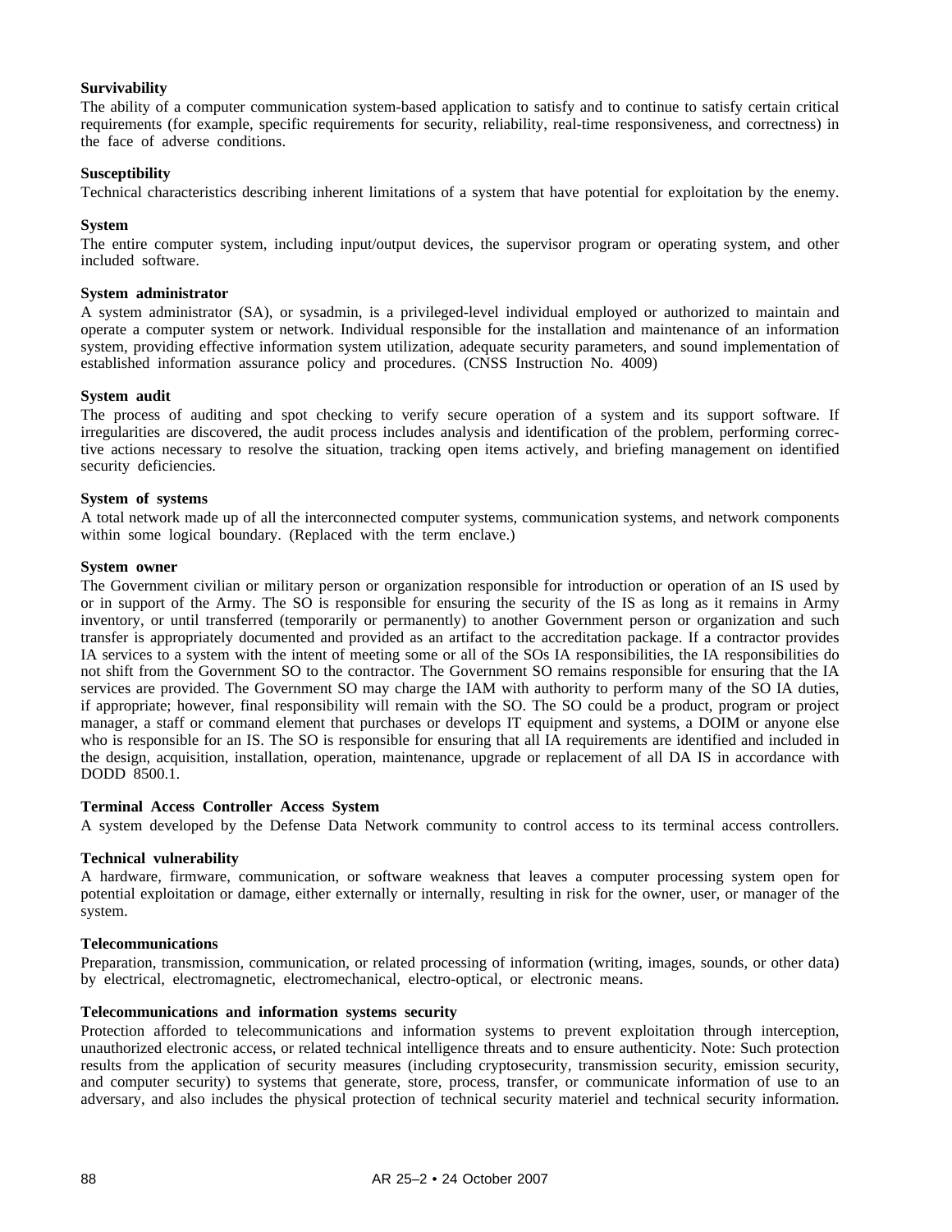**Survivability**

The ability of a computer communication system-based application to satisfy and to continue to satisfy certain critical requirements (for example, specific requirements for security, reliability, real-time responsiveness, and correctness) in the face of adverse conditions.

**Susceptibility**

Technical characteristics describing inherent limitations of a system that have potential for exploitation by the enemy.

**System**

The entire computer system, including input/output devices, the supervisor program or operating system, and other included software.

**System administrator**

A system administrator (SA), or sysadmin, is a privileged-level individual employed or authorized to maintain and operate a computer system or network. Individual responsible for the installation and maintenance of an information system, providing effective information system utilization, adequate security parameters, and sound implementation of established information assurance policy and procedures. (CNSS Instruction No. 4009)

**System audit**

The process of auditing and spot checking to verify secure operation of a system and its support software. If irregularities are discovered, the audit process includes analysis and identification of the problem, performing corrective actions necessary to resolve the situation, tracking open items actively, and briefing management on identified security deficiencies.

**System of systems**

A total network made up of all the interconnected computer systems, communication systems, and network components within some logical boundary. (Replaced with the term enclave.)

**System owner**

The Government civilian or military person or organization responsible for introduction or operation of an IS used by or in support of the Army. The SO is responsible for ensuring the security of the IS as long as it remains in Army inventory, or until transferred (temporarily or permanently) to another Government person or organization and such transfer is appropriately documented and provided as an artifact to the accreditation package. If a contractor provides IA services to a system with the intent of meeting some or all of the SOs IA responsibilities, the IA responsibilities do not shift from the Government SO to the contractor. The Government SO remains responsible for ensuring that the IA services are provided. The Government SO may charge the IAM with authority to perform many of the SO IA duties, if appropriate; however, final responsibility will remain with the SO. The SO could be a product, program or project manager, a staff or command element that purchases or develops IT equipment and systems, a DOIM or anyone else who is responsible for an IS. The SO is responsible for ensuring that all IA requirements are identified and included in the design, acquisition, installation, operation, maintenance, upgrade or replacement of all DA IS in accordance with DODD 8500.1.

**Terminal Access Controller Access System**

A system developed by the Defense Data Network community to control access to its terminal access controllers.

**Technical vulnerability**

A hardware, firmware, communication, or software weakness that leaves a computer processing system open for potential exploitation or damage, either externally or internally, resulting in risk for the owner, user, or manager of the system.

**Telecommunications**

Preparation, transmission, communication, or related processing of information (writing, images, sounds, or other data) by electrical, electromagnetic, electromechanical, electro-optical, or electronic means.

**Telecommunications and information systems security**

Protection afforded to telecommunications and information systems to prevent exploitation through interception, unauthorized electronic access, or related technical intelligence threats and to ensure authenticity. Note: Such protection results from the application of security measures (including cryptosecurity, transmission security, emission security, and computer security) to systems that generate, store, process, transfer, or communicate information of use to an adversary, and also includes the physical protection of technical security materiel and technical security information.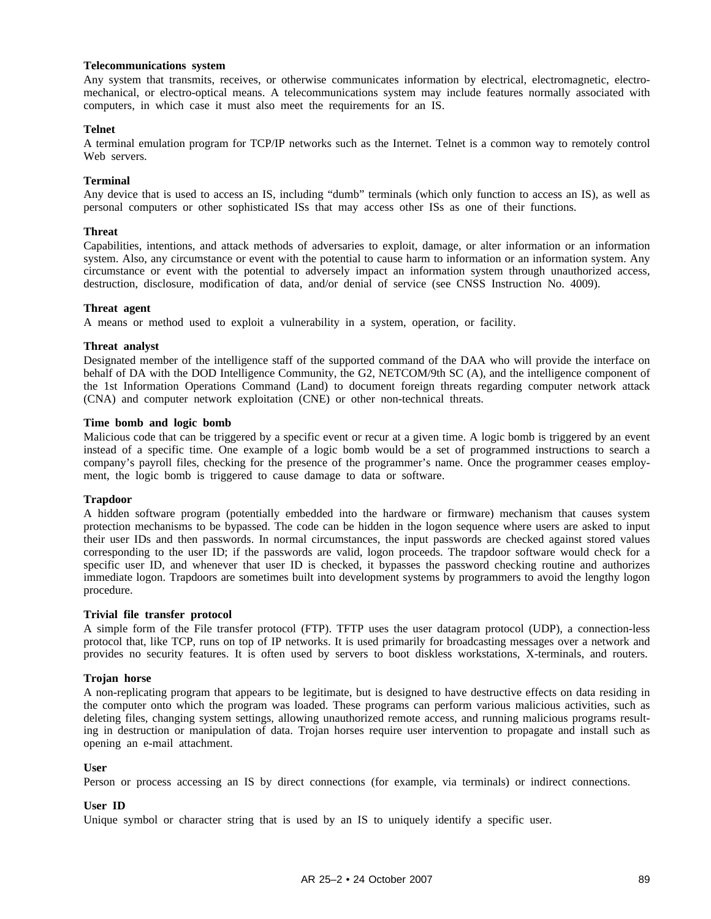**Telecommunications system**
Any system that transmits, receives, or otherwise communicates information by electrical, electromagnetic, electro-mechanical, or electro-optical means. A telecommunications system may include features normally associated with computers, in which case it must also meet the requirements for an IS.

**Telnet**
A terminal emulation program for TCP/IP networks such as the Internet. Telnet is a common way to remotely control Web servers.

**Terminal**
Any device that is used to access an IS, including "dumb" terminals (which only function to access an IS), as well as personal computers or other sophisticated ISs that may access other ISs as one of their functions.

**Threat**
Capabilities, intentions, and attack methods of adversaries to exploit, damage, or alter information or an information system. Also, any circumstance or event with the potential to cause harm to information or an information system. Any circumstance or event with the potential to adversely impact an information system through unauthorized access, destruction, disclosure, modification of data, and/or denial of service (see CNSS Instruction No. 4009).

**Threat agent**
A means or method used to exploit a vulnerability in a system, operation, or facility.

**Threat analyst**
Designated member of the intelligence staff of the supported command of the DAA who will provide the interface on behalf of DA with the DOD Intelligence Community, the G2, NETCOM/9th SC (A), and the intelligence component of the 1st Information Operations Command (Land) to document foreign threats regarding computer network attack (CNA) and computer network exploitation (CNE) or other non-technical threats.

**Time bomb and logic bomb**
Malicious code that can be triggered by a specific event or recur at a given time. A logic bomb is triggered by an event instead of a specific time. One example of a logic bomb would be a set of programmed instructions to search a company's payroll files, checking for the presence of the programmer's name. Once the programmer ceases employment, the logic bomb is triggered to cause damage to data or software.

**Trapdoor**
A hidden software program (potentially embedded into the hardware or firmware) mechanism that causes system protection mechanisms to be bypassed. The code can be hidden in the logon sequence where users are asked to input their user IDs and then passwords. In normal circumstances, the input passwords are checked against stored values corresponding to the user ID; if the passwords are valid, logon proceeds. The trapdoor software would check for a specific user ID, and whenever that user ID is checked, it bypasses the password checking routine and authorizes immediate logon. Trapdoors are sometimes built into development systems by programmers to avoid the lengthy logon procedure.

**Trivial file transfer protocol**
A simple form of the File transfer protocol (FTP). TFTP uses the user datagram protocol (UDP), a connection-less protocol that, like TCP, runs on top of IP networks. It is used primarily for broadcasting messages over a network and provides no security features. It is often used by servers to boot diskless workstations, X-terminals, and routers.

**Trojan horse**
A non-replicating program that appears to be legitimate, but is designed to have destructive effects on data residing in the computer onto which the program was loaded. These programs can perform various malicious activities, such as deleting files, changing system settings, allowing unauthorized remote access, and running malicious programs resulting in destruction or manipulation of data. Trojan horses require user intervention to propagate and install such as opening an e-mail attachment.

**User**
Person or process accessing an IS by direct connections (for example, via terminals) or indirect connections.

**User ID**
Unique symbol or character string that is used by an IS to uniquely identify a specific user.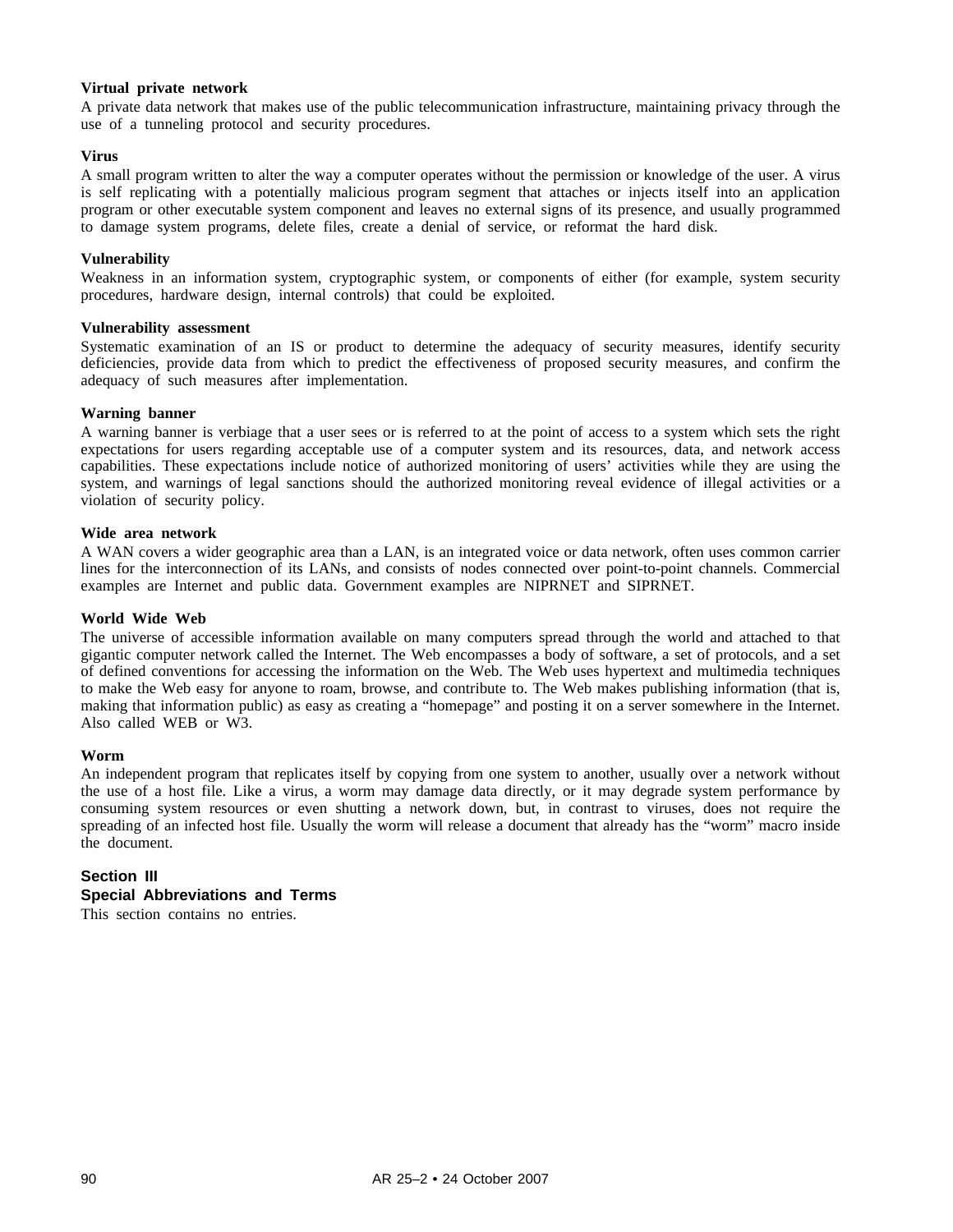**Virtual private network**
A private data network that makes use of the public telecommunication infrastructure, maintaining privacy through the use of a tunneling protocol and security procedures.

**Virus**
A small program written to alter the way a computer operates without the permission or knowledge of the user. A virus is self replicating with a potentially malicious program segment that attaches or injects itself into an application program or other executable system component and leaves no external signs of its presence, and usually programmed to damage system programs, delete files, create a denial of service, or reformat the hard disk.

**Vulnerability**
Weakness in an information system, cryptographic system, or components of either (for example, system security procedures, hardware design, internal controls) that could be exploited.

**Vulnerability assessment**
Systematic examination of an IS or product to determine the adequacy of security measures, identify security deficiencies, provide data from which to predict the effectiveness of proposed security measures, and confirm the adequacy of such measures after implementation.

**Warning banner**
A warning banner is verbiage that a user sees or is referred to at the point of access to a system which sets the right expectations for users regarding acceptable use of a computer system and its resources, data, and network access capabilities. These expectations include notice of authorized monitoring of users' activities while they are using the system, and warnings of legal sanctions should the authorized monitoring reveal evidence of illegal activities or a violation of security policy.

**Wide area network**
A WAN covers a wider geographic area than a LAN, is an integrated voice or data network, often uses common carrier lines for the interconnection of its LANs, and consists of nodes connected over point-to-point channels. Commercial examples are Internet and public data. Government examples are NIPRNET and SIPRNET.

**World Wide Web**
The universe of accessible information available on many computers spread through the world and attached to that gigantic computer network called the Internet. The Web encompasses a body of software, a set of protocols, and a set of defined conventions for accessing the information on the Web. The Web uses hypertext and multimedia techniques to make the Web easy for anyone to roam, browse, and contribute to. The Web makes publishing information (that is, making that information public) as easy as creating a "homepage" and posting it on a server somewhere in the Internet. Also called WEB or W3.

**Worm**
An independent program that replicates itself by copying from one system to another, usually over a network without the use of a host file. Like a virus, a worm may damage data directly, or it may degrade system performance by consuming system resources or even shutting a network down, but, in contrast to viruses, does not require the spreading of an infected host file. Usually the worm will release a document that already has the "worm" macro inside the document.

## Section III
## Special Abbreviations and Terms

This section contains no entries.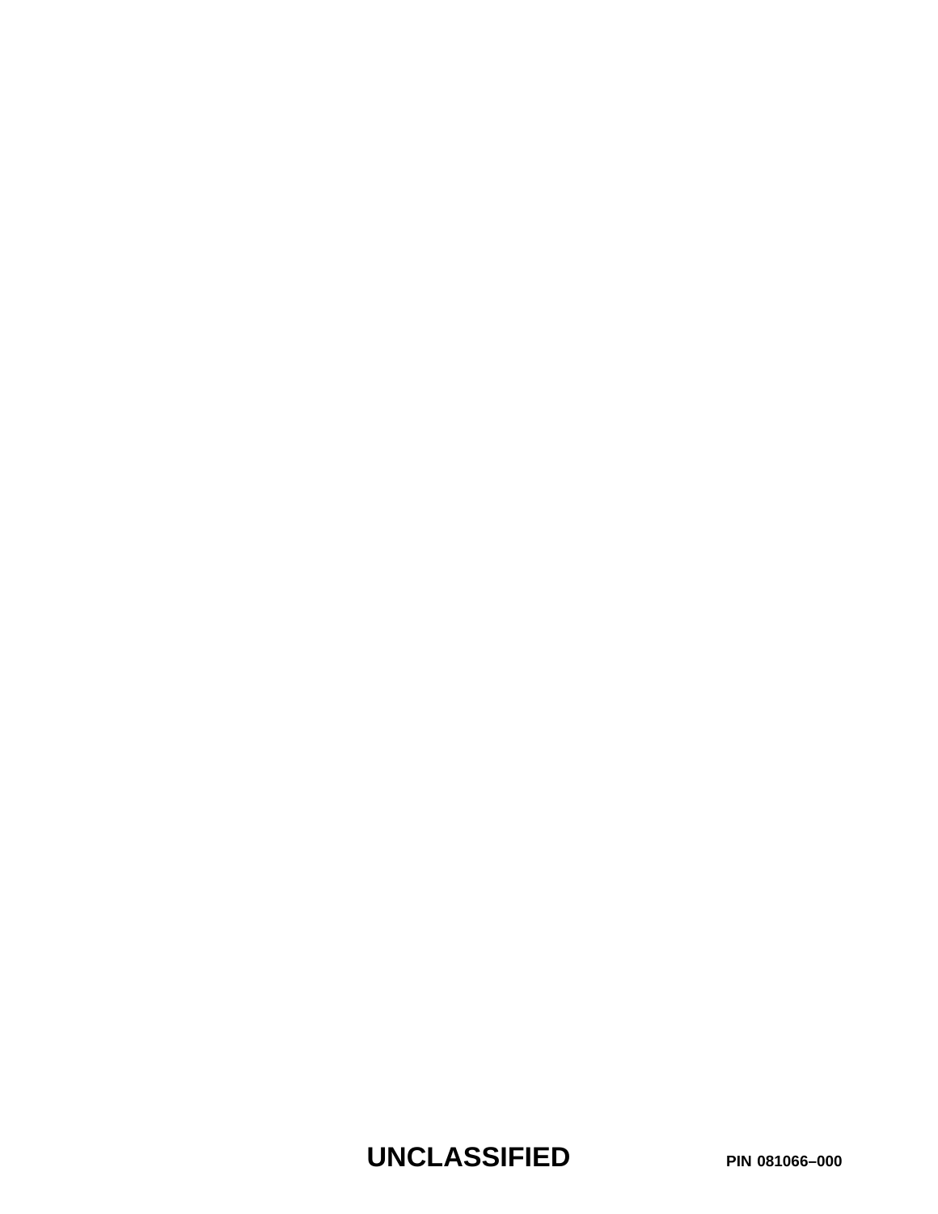**UNCLASSIFIED**

**PIN 081066–000**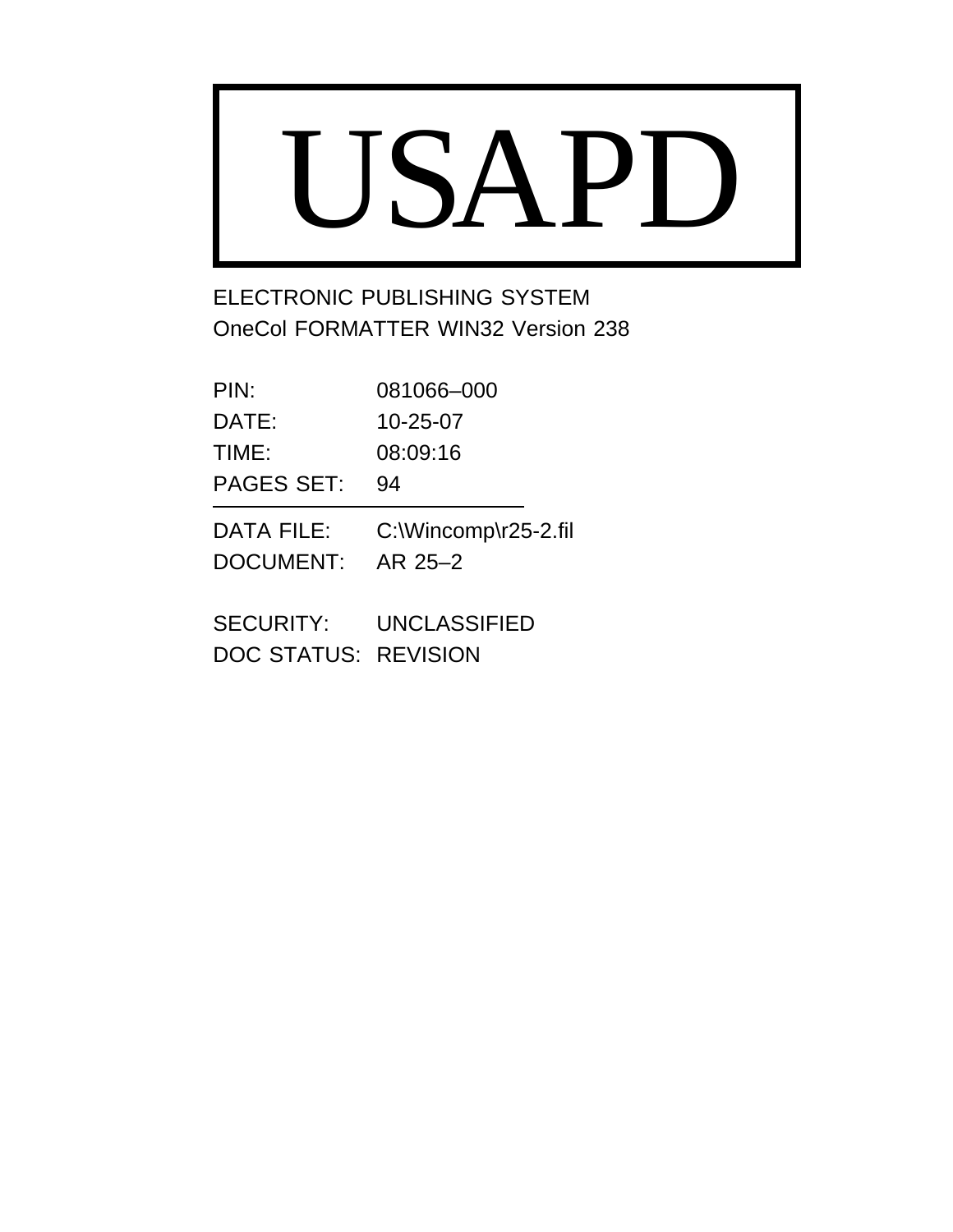# USAPD

ELECTRONIC PUBLISHING SYSTEM
OneCol FORMATTER WIN32 Version 238

| | |
|---|---|
| PIN: | 081066–000 |
| DATE: | 10-25-07 |
| TIME: | 08:09:16 |
| PAGES SET: | 94 |

| | |
|---|---|
| DATA FILE: | C:\Wincomp\r25-2.fil |
| DOCUMENT: | AR 25–2 |

| | |
|---|---|
| SECURITY: | UNCLASSIFIED |
| DOC STATUS: | REVISION |